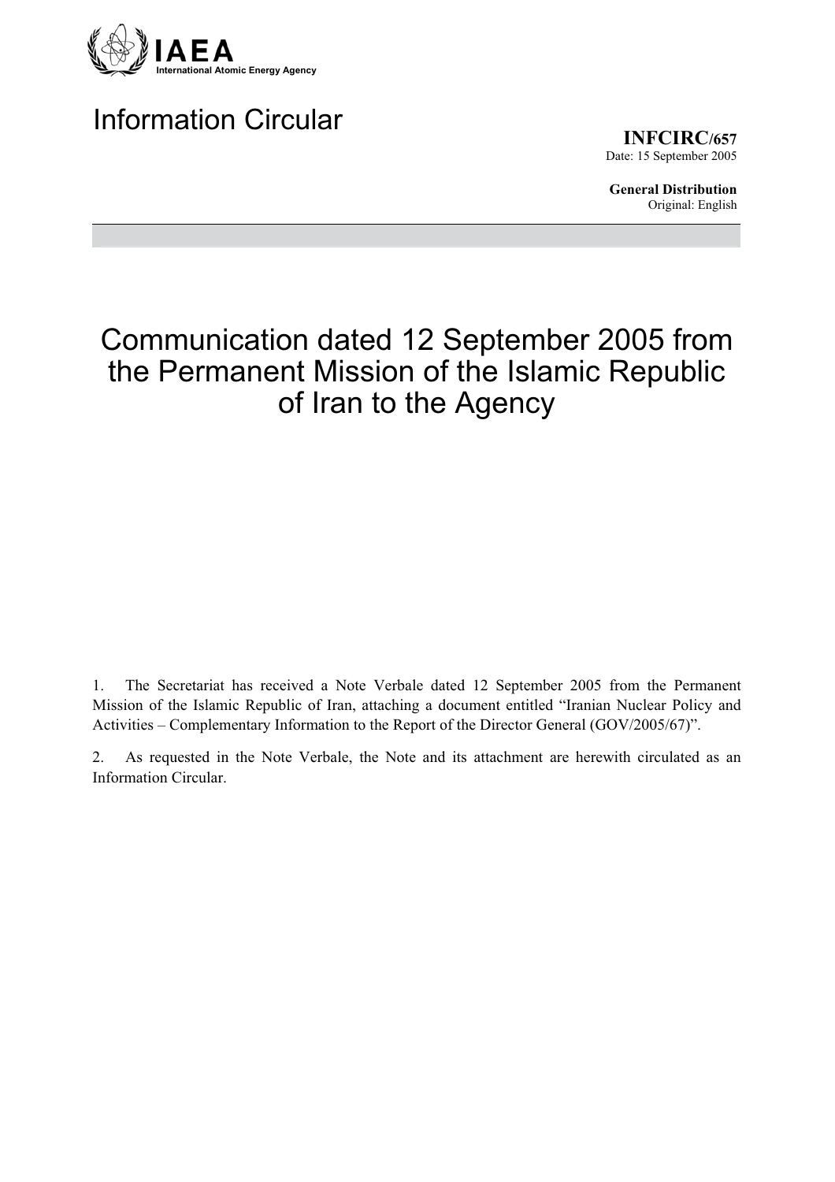IAEA
International Atomic Energy Agency

# Information Circular

**INFCIRC/657**
Date: 15 September 2005

**General Distribution**
Original: English

# Communication dated 12 September 2005 from the Permanent Mission of the Islamic Republic of Iran to the Agency

1. The Secretariat has received a Note Verbale dated 12 September 2005 from the Permanent Mission of the Islamic Republic of Iran, attaching a document entitled "Iranian Nuclear Policy and Activities – Complementary Information to the Report of the Director General (GOV/2005/67)".

2. As requested in the Note Verbale, the Note and its attachment are herewith circulated as an Information Circular.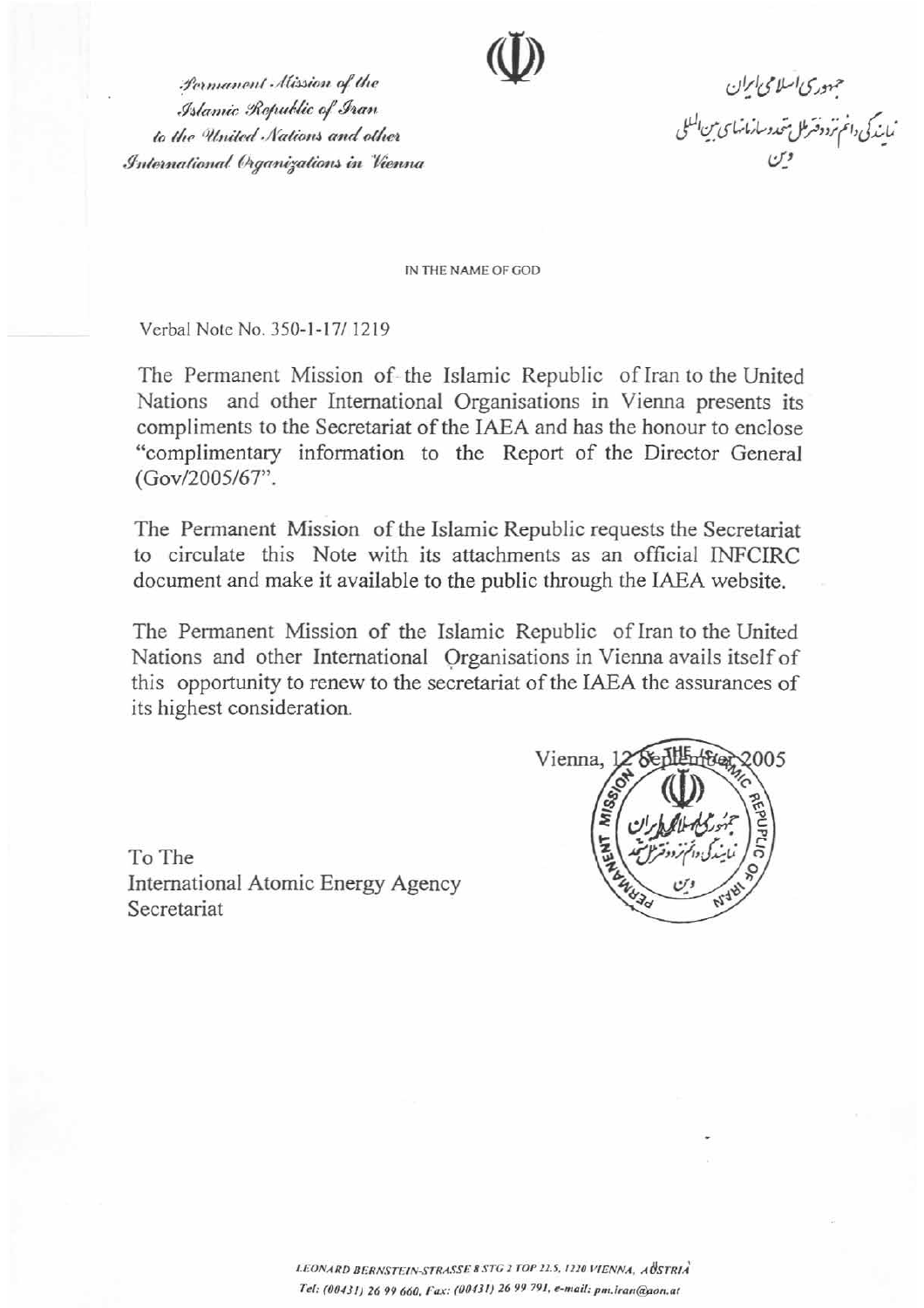*Permanent Mission of the Islamic Republic of Iran to the United Nations and other International Organizations in Vienna*

جمهوری اسلامی ایران
نمایندگی دائم نزد دفتر ملل متحد و سازمانهای بین المللی
وین

IN THE NAME OF GOD

Verbal Note No. 350-1-17/ 1219

The Permanent Mission of the Islamic Republic of Iran to the United Nations and other International Organisations in Vienna presents its compliments to the Secretariat of the IAEA and has the honour to enclose "complimentary information to the Report of the Director General (Gov/2005/67".

The Permanent Mission of the Islamic Republic requests the Secretariat to circulate this Note with its attachments as an official INFCIRC document and make it available to the public through the IAEA website.

The Permanent Mission of the Islamic Republic of Iran to the United Nations and other International Organisations in Vienna avails itself of this opportunity to renew to the secretariat of the IAEA the assurances of its highest consideration.

Vienna, 12 September 2005

To The
International Atomic Energy Agency
Secretariat

LEONARD BERNSTEIN-STRASSE 8 STG 2 TOP 22.5, 1220 VIENNA, AUSTRIA
Tel: (00431) 26 99 660, Fax: (00431) 26 99 791, e-mail: pm.iran@aon.at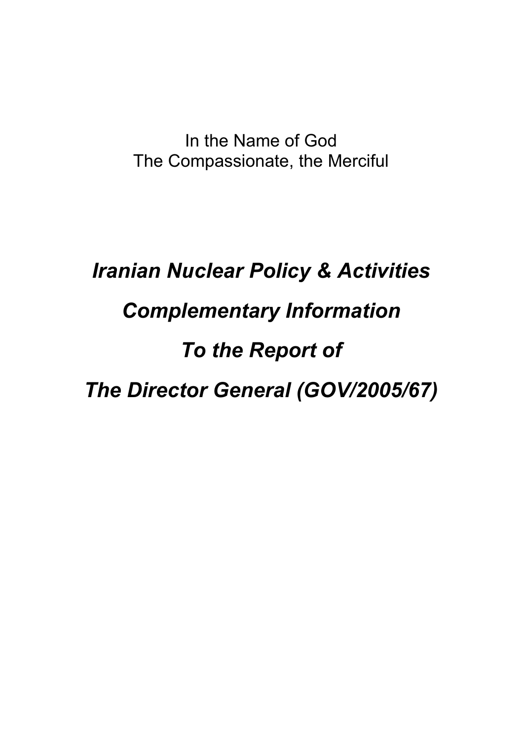In the Name of God
The Compassionate, the Merciful

# *Iranian Nuclear Policy & Activities*

# *Complementary Information*

# *To the Report of*

# *The Director General (GOV/2005/67)*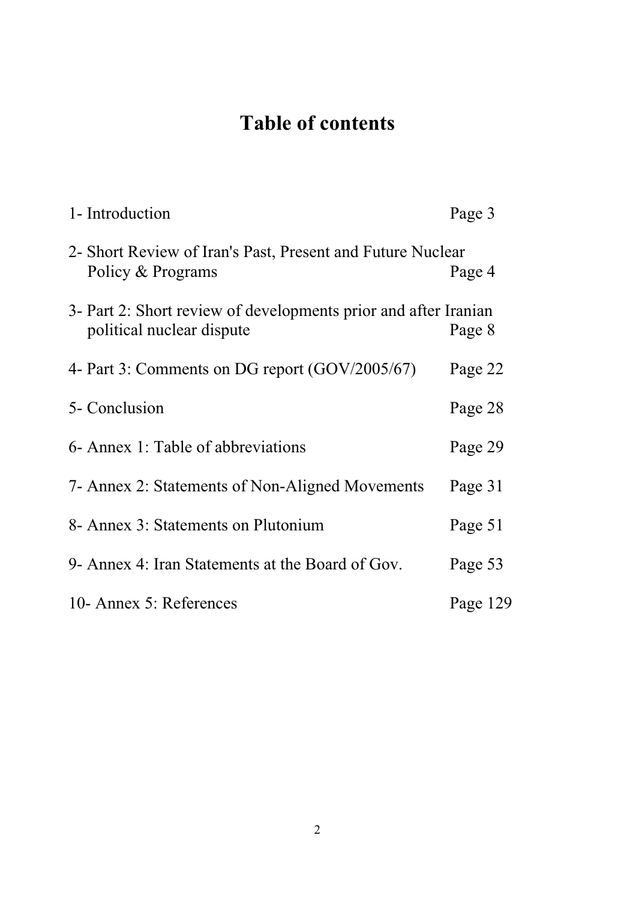# Table of contents

1- Introduction Page 3

2- Short Review of Iran's Past, Present and Future Nuclear Policy & Programs Page 4

3- Part 2: Short review of developments prior and after Iranian political nuclear dispute Page 8

4- Part 3: Comments on DG report (GOV/2005/67) Page 22

5- Conclusion Page 28

6- Annex 1: Table of abbreviations Page 29

7- Annex 2: Statements of Non-Aligned Movements Page 31

8- Annex 3: Statements on Plutonium Page 51

9- Annex 4: Iran Statements at the Board of Gov. Page 53

10- Annex 5: References Page 129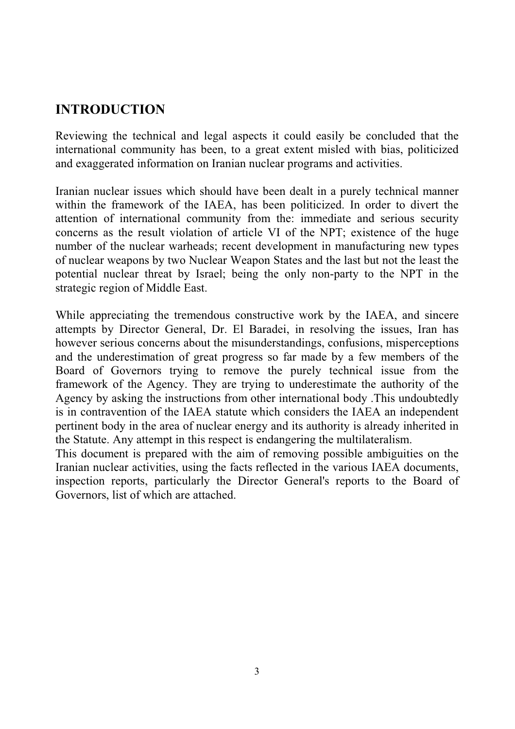# INTRODUCTION

Reviewing the technical and legal aspects it could easily be concluded that the international community has been, to a great extent misled with bias, politicized and exaggerated information on Iranian nuclear programs and activities.

Iranian nuclear issues which should have been dealt in a purely technical manner within the framework of the IAEA, has been politicized. In order to divert the attention of international community from the: immediate and serious security concerns as the result violation of article VI of the NPT; existence of the huge number of the nuclear warheads; recent development in manufacturing new types of nuclear weapons by two Nuclear Weapon States and the last but not the least the potential nuclear threat by Israel; being the only non-party to the NPT in the strategic region of Middle East.

While appreciating the tremendous constructive work by the IAEA, and sincere attempts by Director General, Dr. El Baradei, in resolving the issues, Iran has however serious concerns about the misunderstandings, confusions, misperceptions and the underestimation of great progress so far made by a few members of the Board of Governors trying to remove the purely technical issue from the framework of the Agency. They are trying to underestimate the authority of the Agency by asking the instructions from other international body .This undoubtedly is in contravention of the IAEA statute which considers the IAEA an independent pertinent body in the area of nuclear energy and its authority is already inherited in the Statute. Any attempt in this respect is endangering the multilateralism.

This document is prepared with the aim of removing possible ambiguities on the Iranian nuclear activities, using the facts reflected in the various IAEA documents, inspection reports, particularly the Director General's reports to the Board of Governors, list of which are attached.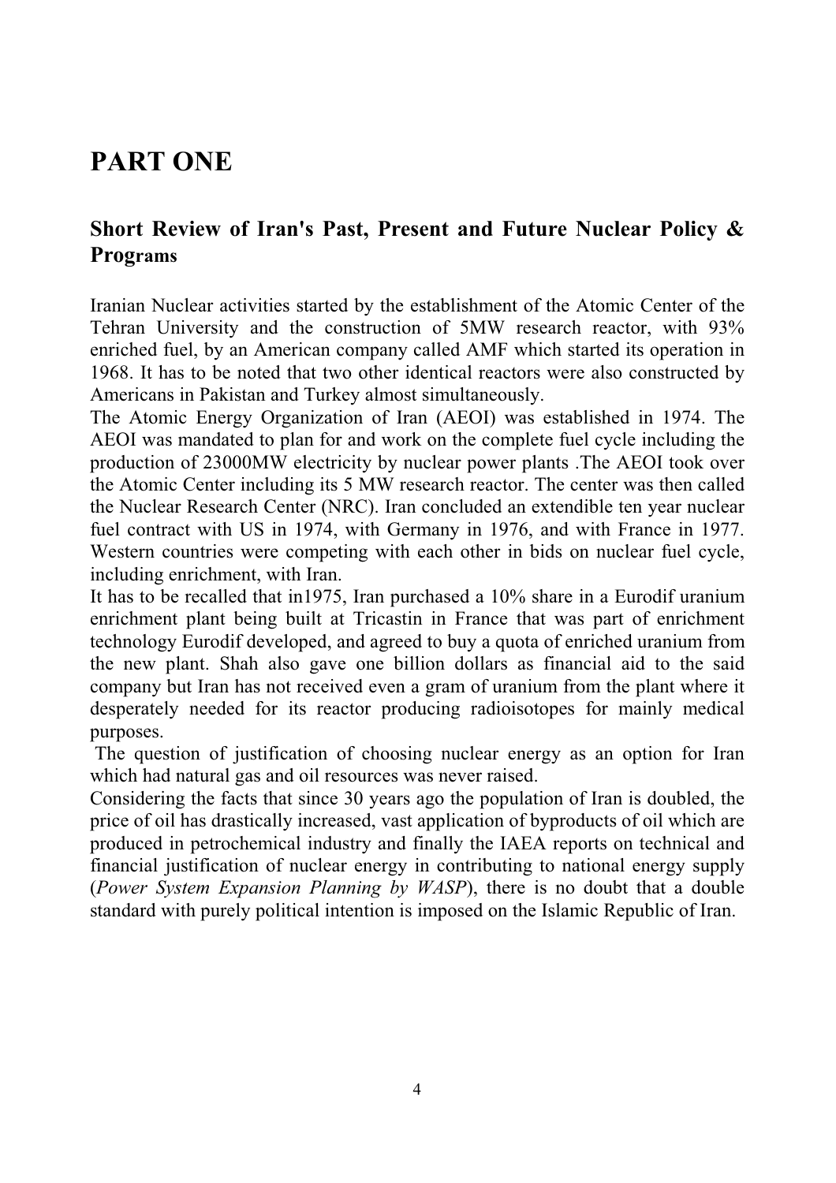# PART ONE

## Short Review of Iran's Past, Present and Future Nuclear Policy & Programs

Iranian Nuclear activities started by the establishment of the Atomic Center of the Tehran University and the construction of 5MW research reactor, with 93% enriched fuel, by an American company called AMF which started its operation in 1968. It has to be noted that two other identical reactors were also constructed by Americans in Pakistan and Turkey almost simultaneously.

The Atomic Energy Organization of Iran (AEOI) was established in 1974. The AEOI was mandated to plan for and work on the complete fuel cycle including the production of 23000MW electricity by nuclear power plants .The AEOI took over the Atomic Center including its 5 MW research reactor. The center was then called the Nuclear Research Center (NRC). Iran concluded an extendible ten year nuclear fuel contract with US in 1974, with Germany in 1976, and with France in 1977. Western countries were competing with each other in bids on nuclear fuel cycle, including enrichment, with Iran.

It has to be recalled that in1975, Iran purchased a 10% share in a Eurodif uranium enrichment plant being built at Tricastin in France that was part of enrichment technology Eurodif developed, and agreed to buy a quota of enriched uranium from the new plant. Shah also gave one billion dollars as financial aid to the said company but Iran has not received even a gram of uranium from the plant where it desperately needed for its reactor producing radioisotopes for mainly medical purposes.

The question of justification of choosing nuclear energy as an option for Iran which had natural gas and oil resources was never raised.

Considering the facts that since 30 years ago the population of Iran is doubled, the price of oil has drastically increased, vast application of byproducts of oil which are produced in petrochemical industry and finally the IAEA reports on technical and financial justification of nuclear energy in contributing to national energy supply (*Power System Expansion Planning by WASP*), there is no doubt that a double standard with purely political intention is imposed on the Islamic Republic of Iran.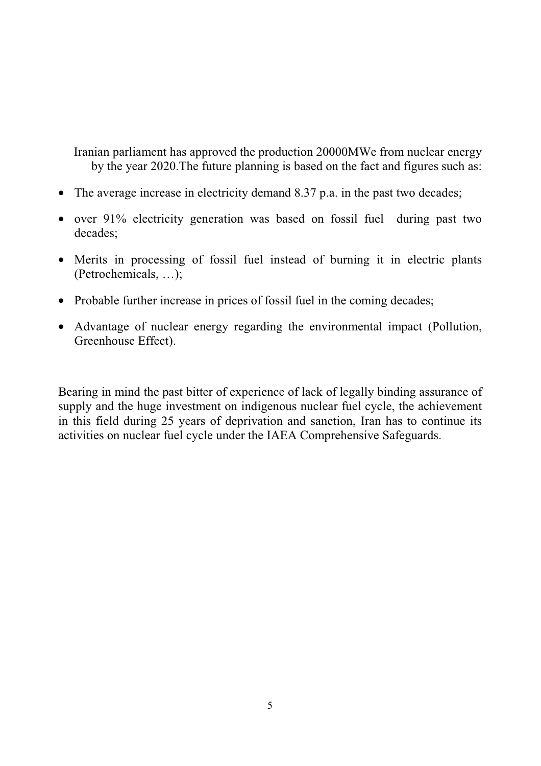Iranian parliament has approved the production 20000MWe from nuclear energy by the year 2020.The future planning is based on the fact and figures such as:

- The average increase in electricity demand 8.37 p.a. in the past two decades;
- over 91% electricity generation was based on fossil fuel during past two decades;
- Merits in processing of fossil fuel instead of burning it in electric plants (Petrochemicals, …);
- Probable further increase in prices of fossil fuel in the coming decades;
- Advantage of nuclear energy regarding the environmental impact (Pollution, Greenhouse Effect).

Bearing in mind the past bitter of experience of lack of legally binding assurance of supply and the huge investment on indigenous nuclear fuel cycle, the achievement in this field during 25 years of deprivation and sanction, Iran has to continue its activities on nuclear fuel cycle under the IAEA Comprehensive Safeguards.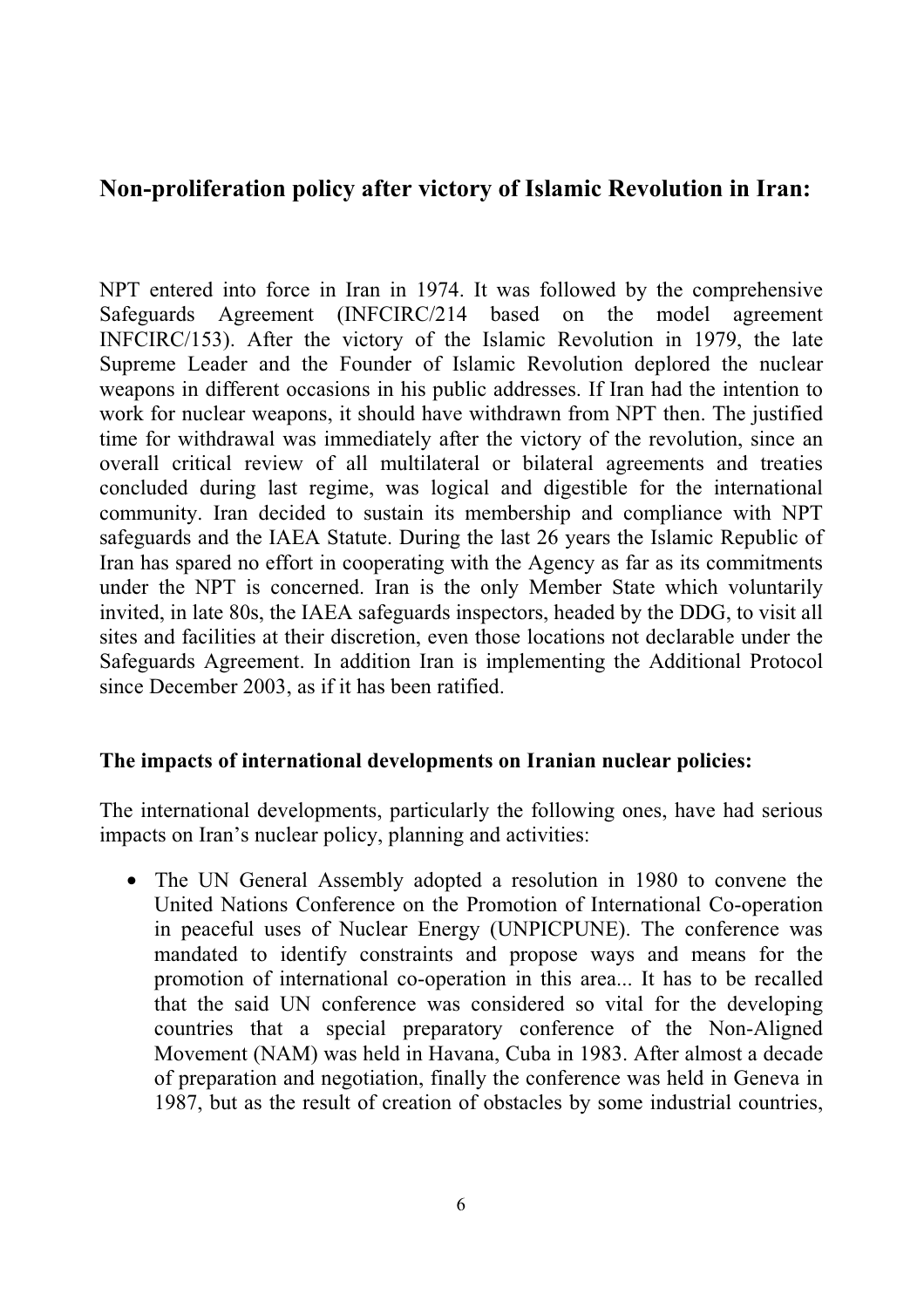## Non-proliferation policy after victory of Islamic Revolution in Iran:

NPT entered into force in Iran in 1974. It was followed by the comprehensive Safeguards Agreement (INFCIRC/214 based on the model agreement INFCIRC/153). After the victory of the Islamic Revolution in 1979, the late Supreme Leader and the Founder of Islamic Revolution deplored the nuclear weapons in different occasions in his public addresses. If Iran had the intention to work for nuclear weapons, it should have withdrawn from NPT then. The justified time for withdrawal was immediately after the victory of the revolution, since an overall critical review of all multilateral or bilateral agreements and treaties concluded during last regime, was logical and digestible for the international community. Iran decided to sustain its membership and compliance with NPT safeguards and the IAEA Statute. During the last 26 years the Islamic Republic of Iran has spared no effort in cooperating with the Agency as far as its commitments under the NPT is concerned. Iran is the only Member State which voluntarily invited, in late 80s, the IAEA safeguards inspectors, headed by the DDG, to visit all sites and facilities at their discretion, even those locations not declarable under the Safeguards Agreement. In addition Iran is implementing the Additional Protocol since December 2003, as if it has been ratified.

### The impacts of international developments on Iranian nuclear policies:

The international developments, particularly the following ones, have had serious impacts on Iran's nuclear policy, planning and activities:

- The UN General Assembly adopted a resolution in 1980 to convene the United Nations Conference on the Promotion of International Co-operation in peaceful uses of Nuclear Energy (UNPICPUNE). The conference was mandated to identify constraints and propose ways and means for the promotion of international co-operation in this area... It has to be recalled that the said UN conference was considered so vital for the developing countries that a special preparatory conference of the Non-Aligned Movement (NAM) was held in Havana, Cuba in 1983. After almost a decade of preparation and negotiation, finally the conference was held in Geneva in 1987, but as the result of creation of obstacles by some industrial countries,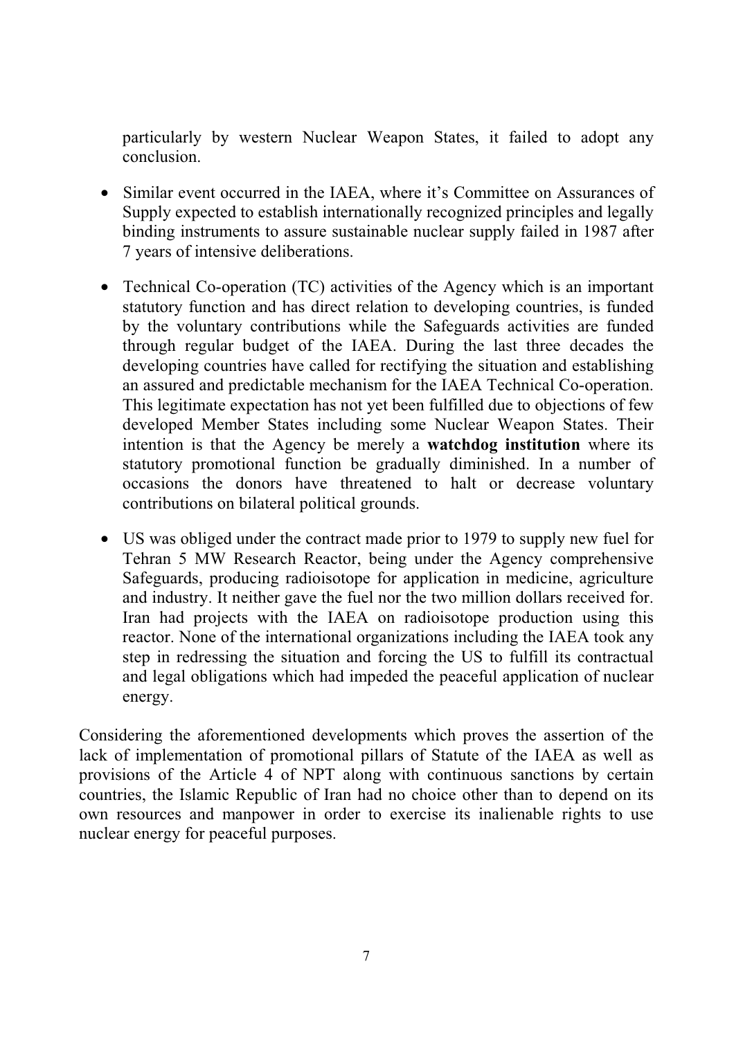particularly by western Nuclear Weapon States, it failed to adopt any conclusion.

- Similar event occurred in the IAEA, where it's Committee on Assurances of Supply expected to establish internationally recognized principles and legally binding instruments to assure sustainable nuclear supply failed in 1987 after 7 years of intensive deliberations.

- Technical Co-operation (TC) activities of the Agency which is an important statutory function and has direct relation to developing countries, is funded by the voluntary contributions while the Safeguards activities are funded through regular budget of the IAEA. During the last three decades the developing countries have called for rectifying the situation and establishing an assured and predictable mechanism for the IAEA Technical Co-operation. This legitimate expectation has not yet been fulfilled due to objections of few developed Member States including some Nuclear Weapon States. Their intention is that the Agency be merely a **watchdog institution** where its statutory promotional function be gradually diminished. In a number of occasions the donors have threatened to halt or decrease voluntary contributions on bilateral political grounds.

- US was obliged under the contract made prior to 1979 to supply new fuel for Tehran 5 MW Research Reactor, being under the Agency comprehensive Safeguards, producing radioisotope for application in medicine, agriculture and industry. It neither gave the fuel nor the two million dollars received for. Iran had projects with the IAEA on radioisotope production using this reactor. None of the international organizations including the IAEA took any step in redressing the situation and forcing the US to fulfill its contractual and legal obligations which had impeded the peaceful application of nuclear energy.

Considering the aforementioned developments which proves the assertion of the lack of implementation of promotional pillars of Statute of the IAEA as well as provisions of the Article 4 of NPT along with continuous sanctions by certain countries, the Islamic Republic of Iran had no choice other than to depend on its own resources and manpower in order to exercise its inalienable rights to use nuclear energy for peaceful purposes.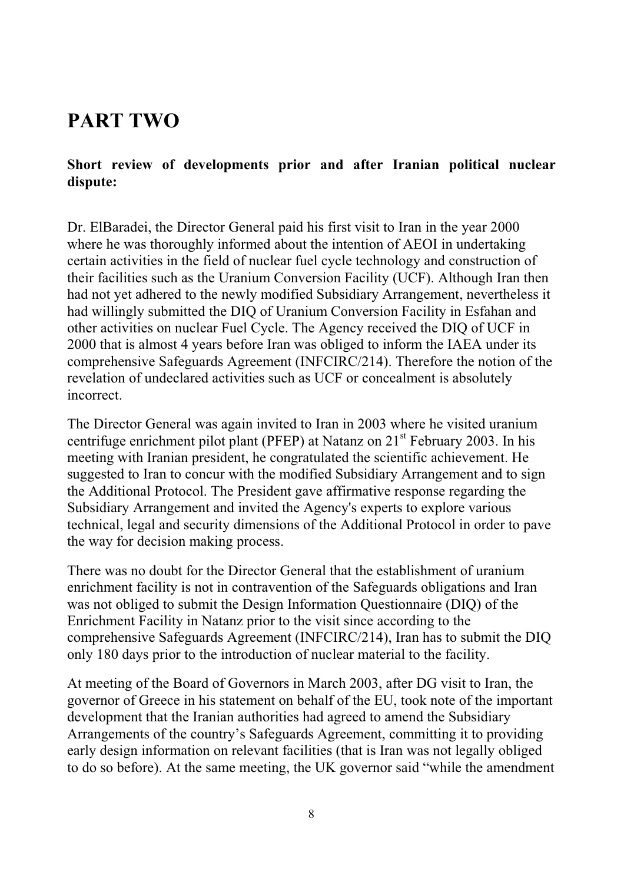# PART TWO

**Short review of developments prior and after Iranian political nuclear dispute:**

Dr. ElBaradei, the Director General paid his first visit to Iran in the year 2000 where he was thoroughly informed about the intention of AEOI in undertaking certain activities in the field of nuclear fuel cycle technology and construction of their facilities such as the Uranium Conversion Facility (UCF). Although Iran then had not yet adhered to the newly modified Subsidiary Arrangement, nevertheless it had willingly submitted the DIQ of Uranium Conversion Facility in Esfahan and other activities on nuclear Fuel Cycle. The Agency received the DIQ of UCF in 2000 that is almost 4 years before Iran was obliged to inform the IAEA under its comprehensive Safeguards Agreement (INFCIRC/214). Therefore the notion of the revelation of undeclared activities such as UCF or concealment is absolutely incorrect.

The Director General was again invited to Iran in 2003 where he visited uranium centrifuge enrichment pilot plant (PFEP) at Natanz on 21st February 2003. In his meeting with Iranian president, he congratulated the scientific achievement. He suggested to Iran to concur with the modified Subsidiary Arrangement and to sign the Additional Protocol. The President gave affirmative response regarding the Subsidiary Arrangement and invited the Agency's experts to explore various technical, legal and security dimensions of the Additional Protocol in order to pave the way for decision making process.

There was no doubt for the Director General that the establishment of uranium enrichment facility is not in contravention of the Safeguards obligations and Iran was not obliged to submit the Design Information Questionnaire (DIQ) of the Enrichment Facility in Natanz prior to the visit since according to the comprehensive Safeguards Agreement (INFCIRC/214), Iran has to submit the DIQ only 180 days prior to the introduction of nuclear material to the facility.

At meeting of the Board of Governors in March 2003, after DG visit to Iran, the governor of Greece in his statement on behalf of the EU, took note of the important development that the Iranian authorities had agreed to amend the Subsidiary Arrangements of the country's Safeguards Agreement, committing it to providing early design information on relevant facilities (that is Iran was not legally obliged to do so before). At the same meeting, the UK governor said "while the amendment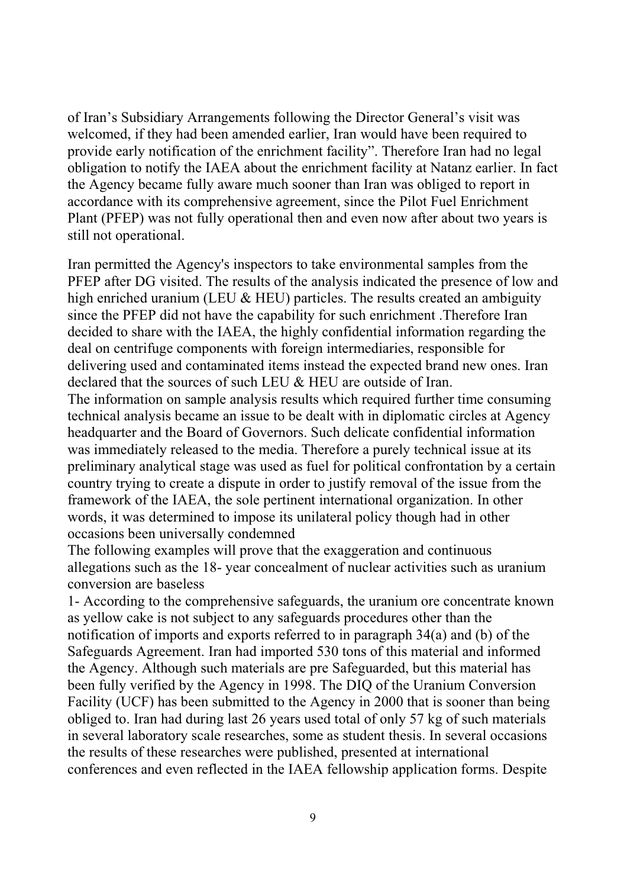of Iran's Subsidiary Arrangements following the Director General's visit was welcomed, if they had been amended earlier, Iran would have been required to provide early notification of the enrichment facility". Therefore Iran had no legal obligation to notify the IAEA about the enrichment facility at Natanz earlier. In fact the Agency became fully aware much sooner than Iran was obliged to report in accordance with its comprehensive agreement, since the Pilot Fuel Enrichment Plant (PFEP) was not fully operational then and even now after about two years is still not operational.

Iran permitted the Agency's inspectors to take environmental samples from the PFEP after DG visited. The results of the analysis indicated the presence of low and high enriched uranium (LEU & HEU) particles. The results created an ambiguity since the PFEP did not have the capability for such enrichment .Therefore Iran decided to share with the IAEA, the highly confidential information regarding the deal on centrifuge components with foreign intermediaries, responsible for delivering used and contaminated items instead the expected brand new ones. Iran declared that the sources of such LEU & HEU are outside of Iran.
The information on sample analysis results which required further time consuming technical analysis became an issue to be dealt with in diplomatic circles at Agency headquarter and the Board of Governors. Such delicate confidential information was immediately released to the media. Therefore a purely technical issue at its preliminary analytical stage was used as fuel for political confrontation by a certain country trying to create a dispute in order to justify removal of the issue from the framework of the IAEA, the sole pertinent international organization. In other words, it was determined to impose its unilateral policy though had in other occasions been universally condemned
The following examples will prove that the exaggeration and continuous allegations such as the 18- year concealment of nuclear activities such as uranium conversion are baseless
1- According to the comprehensive safeguards, the uranium ore concentrate known as yellow cake is not subject to any safeguards procedures other than the notification of imports and exports referred to in paragraph 34(a) and (b) of the Safeguards Agreement. Iran had imported 530 tons of this material and informed the Agency. Although such materials are pre Safeguarded, but this material has been fully verified by the Agency in 1998. The DIQ of the Uranium Conversion Facility (UCF) has been submitted to the Agency in 2000 that is sooner than being obliged to. Iran had during last 26 years used total of only 57 kg of such materials in several laboratory scale researches, some as student thesis. In several occasions the results of these researches were published, presented at international conferences and even reflected in the IAEA fellowship application forms. Despite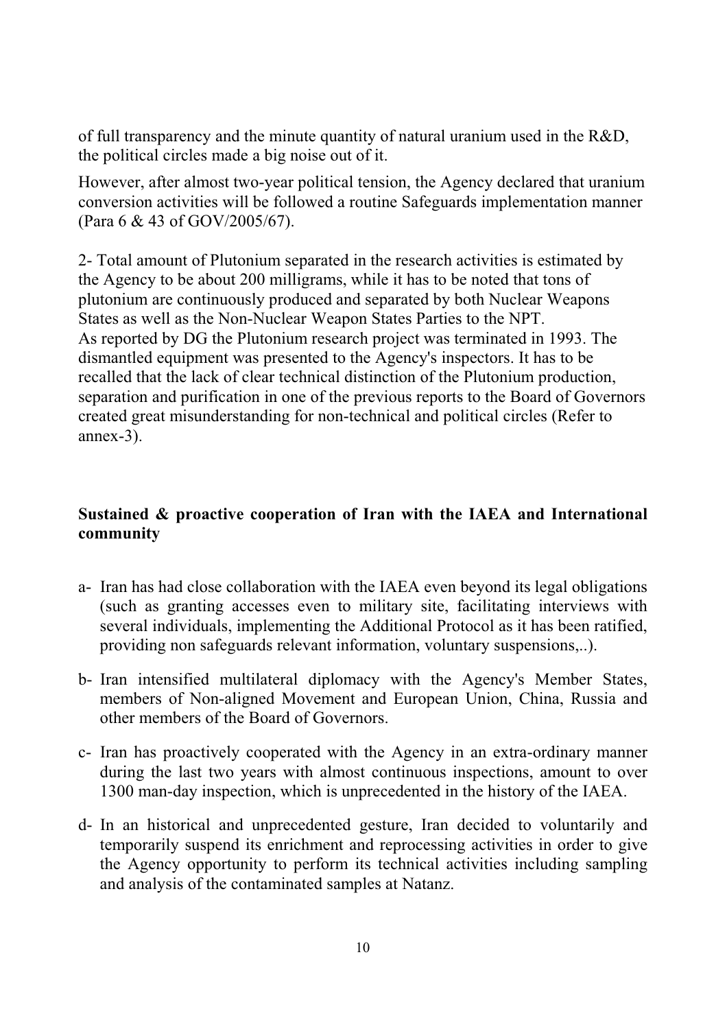of full transparency and the minute quantity of natural uranium used in the R&D, the political circles made a big noise out of it.

However, after almost two-year political tension, the Agency declared that uranium conversion activities will be followed a routine Safeguards implementation manner (Para 6 & 43 of GOV/2005/67).

2- Total amount of Plutonium separated in the research activities is estimated by the Agency to be about 200 milligrams, while it has to be noted that tons of plutonium are continuously produced and separated by both Nuclear Weapons States as well as the Non-Nuclear Weapon States Parties to the NPT.
As reported by DG the Plutonium research project was terminated in 1993. The dismantled equipment was presented to the Agency's inspectors. It has to be recalled that the lack of clear technical distinction of the Plutonium production, separation and purification in one of the previous reports to the Board of Governors created great misunderstanding for non-technical and political circles (Refer to annex-3).

**Sustained & proactive cooperation of Iran with the IAEA and International community**

a- Iran has had close collaboration with the IAEA even beyond its legal obligations (such as granting accesses even to military site, facilitating interviews with several individuals, implementing the Additional Protocol as it has been ratified, providing non safeguards relevant information, voluntary suspensions,..).

b- Iran intensified multilateral diplomacy with the Agency's Member States, members of Non-aligned Movement and European Union, China, Russia and other members of the Board of Governors.

c- Iran has proactively cooperated with the Agency in an extra-ordinary manner during the last two years with almost continuous inspections, amount to over 1300 man-day inspection, which is unprecedented in the history of the IAEA.

d- In an historical and unprecedented gesture, Iran decided to voluntarily and temporarily suspend its enrichment and reprocessing activities in order to give the Agency opportunity to perform its technical activities including sampling and analysis of the contaminated samples at Natanz.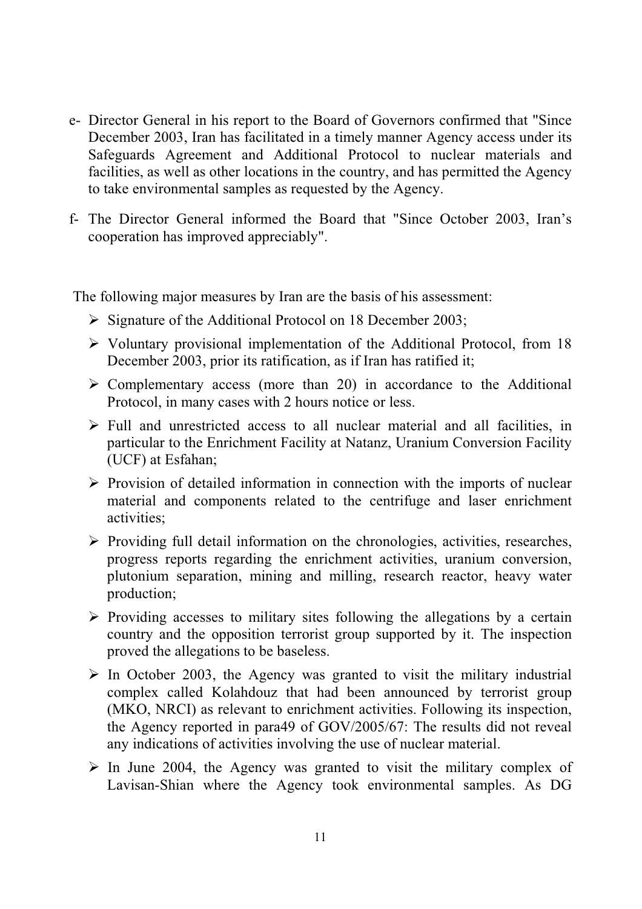e- Director General in his report to the Board of Governors confirmed that "Since December 2003, Iran has facilitated in a timely manner Agency access under its Safeguards Agreement and Additional Protocol to nuclear materials and facilities, as well as other locations in the country, and has permitted the Agency to take environmental samples as requested by the Agency.

f- The Director General informed the Board that "Since October 2003, Iran's cooperation has improved appreciably".

The following major measures by Iran are the basis of his assessment:

- Signature of the Additional Protocol on 18 December 2003;
- Voluntary provisional implementation of the Additional Protocol, from 18 December 2003, prior its ratification, as if Iran has ratified it;
- Complementary access (more than 20) in accordance to the Additional Protocol, in many cases with 2 hours notice or less.
- Full and unrestricted access to all nuclear material and all facilities, in particular to the Enrichment Facility at Natanz, Uranium Conversion Facility (UCF) at Esfahan;
- Provision of detailed information in connection with the imports of nuclear material and components related to the centrifuge and laser enrichment activities;
- Providing full detail information on the chronologies, activities, researches, progress reports regarding the enrichment activities, uranium conversion, plutonium separation, mining and milling, research reactor, heavy water production;
- Providing accesses to military sites following the allegations by a certain country and the opposition terrorist group supported by it. The inspection proved the allegations to be baseless.
- In October 2003, the Agency was granted to visit the military industrial complex called Kolahdouz that had been announced by terrorist group (MKO, NRCI) as relevant to enrichment activities. Following its inspection, the Agency reported in para49 of GOV/2005/67: The results did not reveal any indications of activities involving the use of nuclear material.
- In June 2004, the Agency was granted to visit the military complex of Lavisan-Shian where the Agency took environmental samples. As DG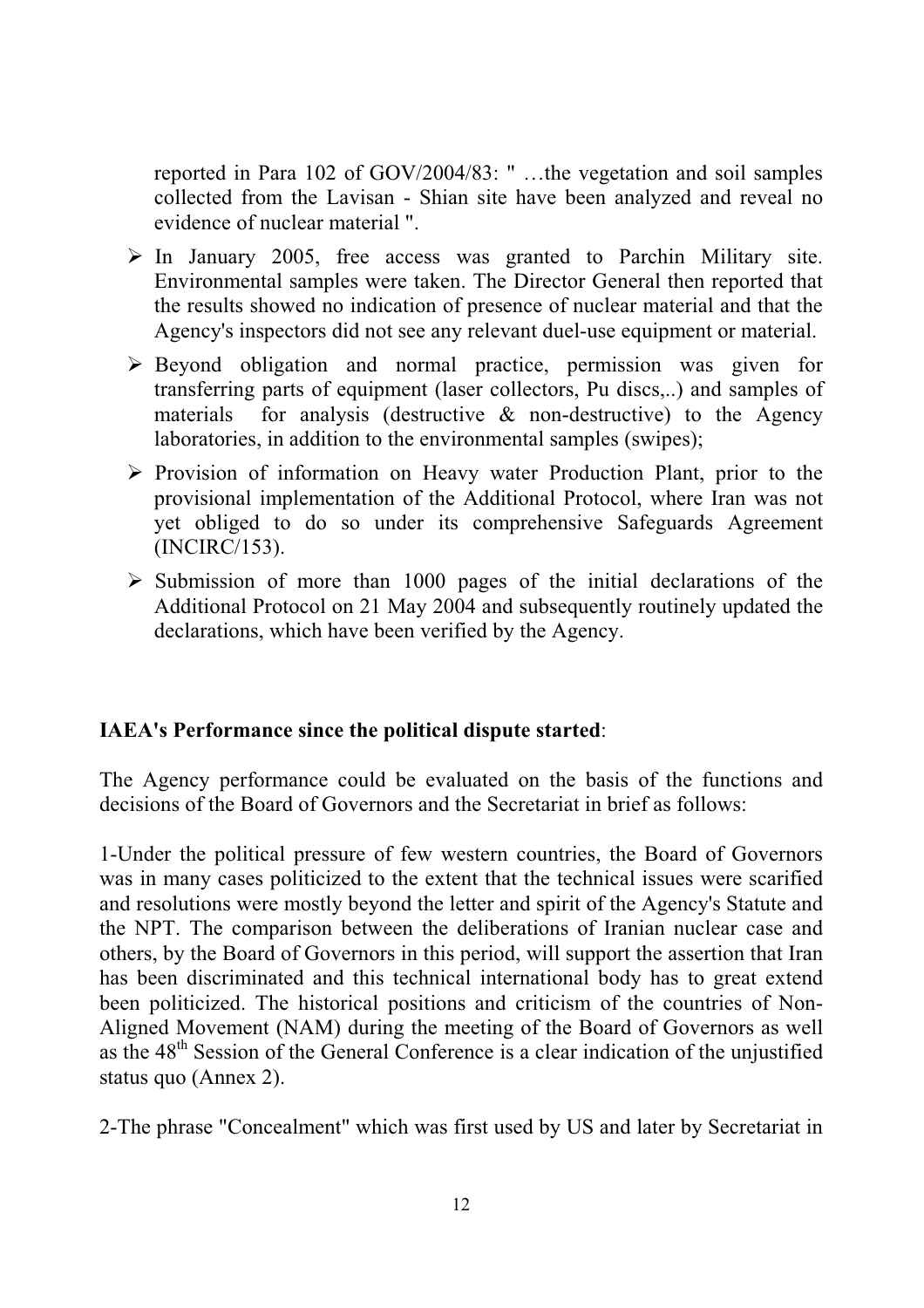reported in Para 102 of GOV/2004/83: " …the vegetation and soil samples collected from the Lavisan - Shian site have been analyzed and reveal no evidence of nuclear material ".

- In January 2005, free access was granted to Parchin Military site. Environmental samples were taken. The Director General then reported that the results showed no indication of presence of nuclear material and that the Agency's inspectors did not see any relevant duel-use equipment or material.
- Beyond obligation and normal practice, permission was given for transferring parts of equipment (laser collectors, Pu discs,..) and samples of materials for analysis (destructive & non-destructive) to the Agency laboratories, in addition to the environmental samples (swipes);
- Provision of information on Heavy water Production Plant, prior to the provisional implementation of the Additional Protocol, where Iran was not yet obliged to do so under its comprehensive Safeguards Agreement (INCIRC/153).
- Submission of more than 1000 pages of the initial declarations of the Additional Protocol on 21 May 2004 and subsequently routinely updated the declarations, which have been verified by the Agency.

**IAEA's Performance since the political dispute started**:

The Agency performance could be evaluated on the basis of the functions and decisions of the Board of Governors and the Secretariat in brief as follows:

1-Under the political pressure of few western countries, the Board of Governors was in many cases politicized to the extent that the technical issues were scarified and resolutions were mostly beyond the letter and spirit of the Agency's Statute and the NPT. The comparison between the deliberations of Iranian nuclear case and others, by the Board of Governors in this period, will support the assertion that Iran has been discriminated and this technical international body has to great extend been politicized. The historical positions and criticism of the countries of Non-Aligned Movement (NAM) during the meeting of the Board of Governors as well as the 48th Session of the General Conference is a clear indication of the unjustified status quo (Annex 2).

2-The phrase "Concealment" which was first used by US and later by Secretariat in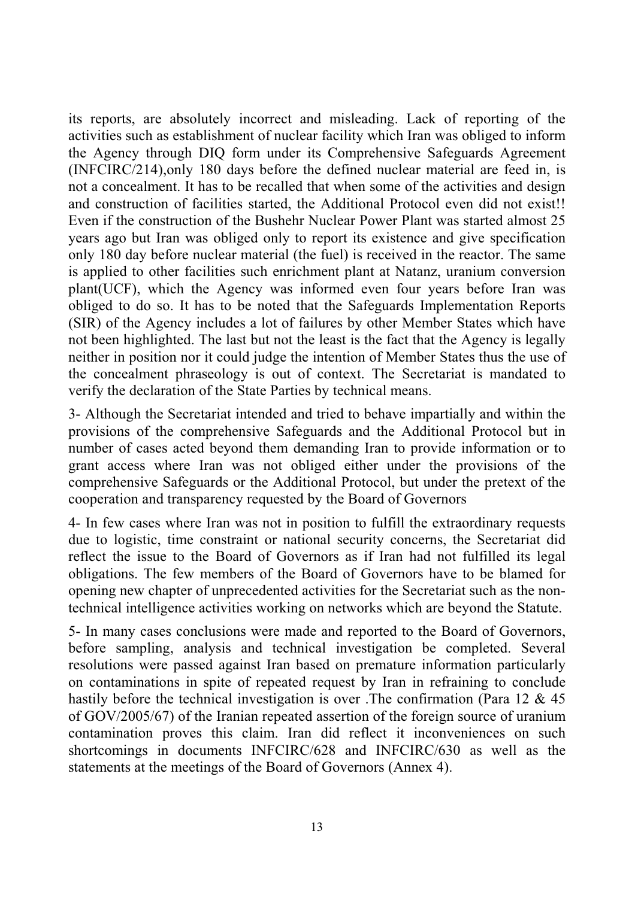its reports, are absolutely incorrect and misleading. Lack of reporting of the activities such as establishment of nuclear facility which Iran was obliged to inform the Agency through DIQ form under its Comprehensive Safeguards Agreement (INFCIRC/214),only 180 days before the defined nuclear material are feed in, is not a concealment. It has to be recalled that when some of the activities and design and construction of facilities started, the Additional Protocol even did not exist!! Even if the construction of the Bushehr Nuclear Power Plant was started almost 25 years ago but Iran was obliged only to report its existence and give specification only 180 day before nuclear material (the fuel) is received in the reactor. The same is applied to other facilities such enrichment plant at Natanz, uranium conversion plant(UCF), which the Agency was informed even four years before Iran was obliged to do so. It has to be noted that the Safeguards Implementation Reports (SIR) of the Agency includes a lot of failures by other Member States which have not been highlighted. The last but not the least is the fact that the Agency is legally neither in position nor it could judge the intention of Member States thus the use of the concealment phraseology is out of context. The Secretariat is mandated to verify the declaration of the State Parties by technical means.

3- Although the Secretariat intended and tried to behave impartially and within the provisions of the comprehensive Safeguards and the Additional Protocol but in number of cases acted beyond them demanding Iran to provide information or to grant access where Iran was not obliged either under the provisions of the comprehensive Safeguards or the Additional Protocol, but under the pretext of the cooperation and transparency requested by the Board of Governors

4- In few cases where Iran was not in position to fulfill the extraordinary requests due to logistic, time constraint or national security concerns, the Secretariat did reflect the issue to the Board of Governors as if Iran had not fulfilled its legal obligations. The few members of the Board of Governors have to be blamed for opening new chapter of unprecedented activities for the Secretariat such as the non-technical intelligence activities working on networks which are beyond the Statute.

5- In many cases conclusions were made and reported to the Board of Governors, before sampling, analysis and technical investigation be completed. Several resolutions were passed against Iran based on premature information particularly on contaminations in spite of repeated request by Iran in refraining to conclude hastily before the technical investigation is over .The confirmation (Para 12 & 45 of GOV/2005/67) of the Iranian repeated assertion of the foreign source of uranium contamination proves this claim. Iran did reflect it inconveniences on such shortcomings in documents INFCIRC/628 and INFCIRC/630 as well as the statements at the meetings of the Board of Governors (Annex 4).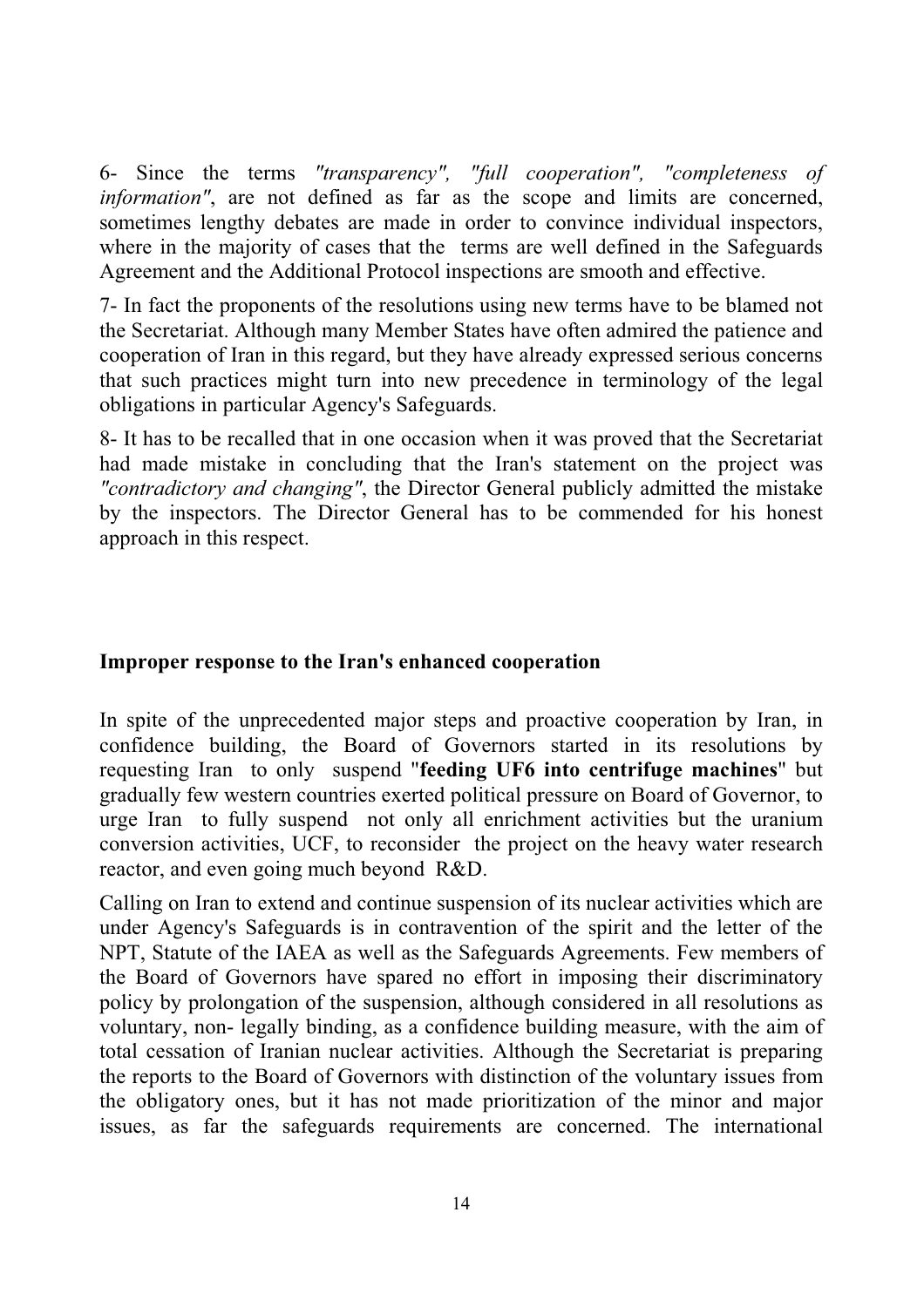6- Since the terms *"transparency", "full cooperation", "completeness of information"*, are not defined as far as the scope and limits are concerned, sometimes lengthy debates are made in order to convince individual inspectors, where in the majority of cases that the terms are well defined in the Safeguards Agreement and the Additional Protocol inspections are smooth and effective.

7- In fact the proponents of the resolutions using new terms have to be blamed not the Secretariat. Although many Member States have often admired the patience and cooperation of Iran in this regard, but they have already expressed serious concerns that such practices might turn into new precedence in terminology of the legal obligations in particular Agency's Safeguards.

8- It has to be recalled that in one occasion when it was proved that the Secretariat had made mistake in concluding that the Iran's statement on the project was *"contradictory and changing"*, the Director General publicly admitted the mistake by the inspectors. The Director General has to be commended for his honest approach in this respect.

**Improper response to the Iran's enhanced cooperation**

In spite of the unprecedented major steps and proactive cooperation by Iran, in confidence building, the Board of Governors started in its resolutions by requesting Iran to only suspend "**feeding UF6 into centrifuge machines**" but gradually few western countries exerted political pressure on Board of Governor, to urge Iran to fully suspend not only all enrichment activities but the uranium conversion activities, UCF, to reconsider the project on the heavy water research reactor, and even going much beyond R&D.

Calling on Iran to extend and continue suspension of its nuclear activities which are under Agency's Safeguards is in contravention of the spirit and the letter of the NPT, Statute of the IAEA as well as the Safeguards Agreements. Few members of the Board of Governors have spared no effort in imposing their discriminatory policy by prolongation of the suspension, although considered in all resolutions as voluntary, non- legally binding, as a confidence building measure, with the aim of total cessation of Iranian nuclear activities. Although the Secretariat is preparing the reports to the Board of Governors with distinction of the voluntary issues from the obligatory ones, but it has not made prioritization of the minor and major issues, as far the safeguards requirements are concerned. The international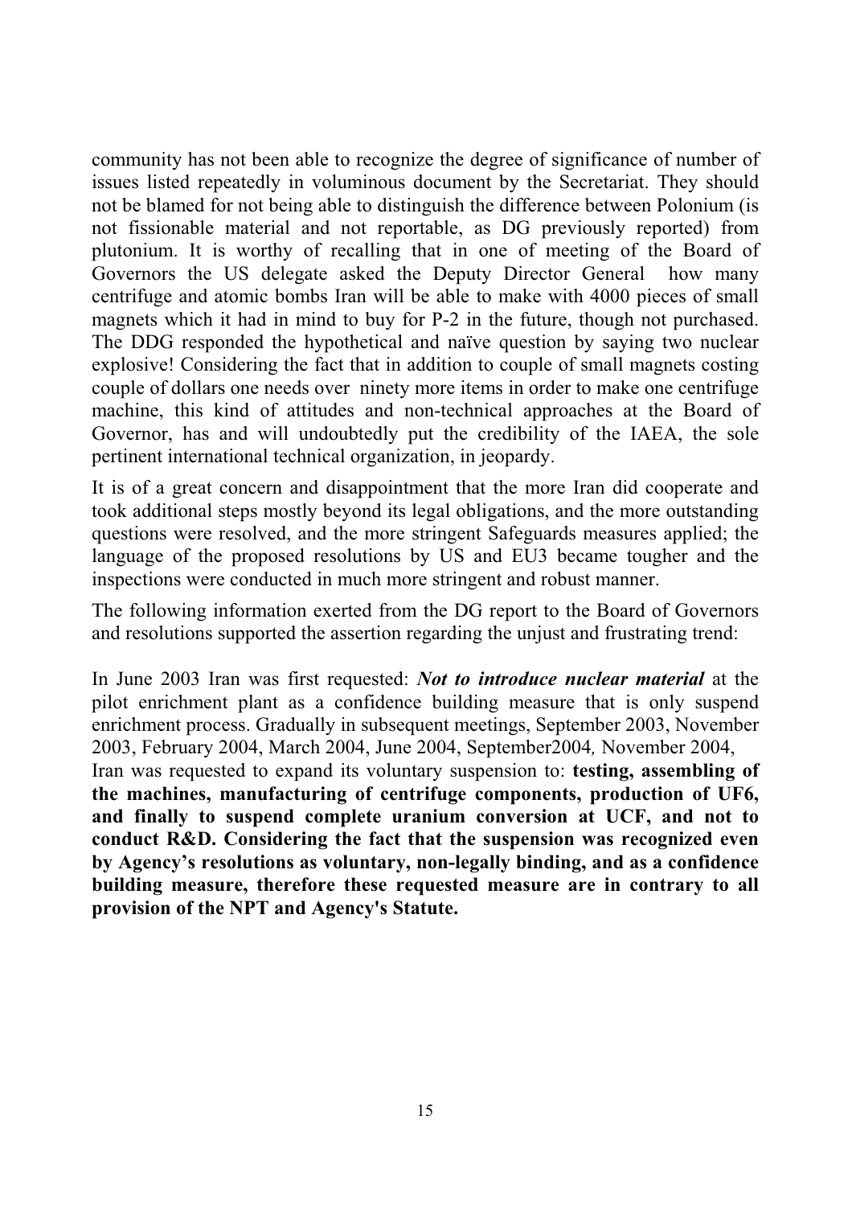community has not been able to recognize the degree of significance of number of issues listed repeatedly in voluminous document by the Secretariat. They should not be blamed for not being able to distinguish the difference between Polonium (is not fissionable material and not reportable, as DG previously reported) from plutonium. It is worthy of recalling that in one of meeting of the Board of Governors the US delegate asked the Deputy Director General how many centrifuge and atomic bombs Iran will be able to make with 4000 pieces of small magnets which it had in mind to buy for P-2 in the future, though not purchased. The DDG responded the hypothetical and naïve question by saying two nuclear explosive! Considering the fact that in addition to couple of small magnets costing couple of dollars one needs over ninety more items in order to make one centrifuge machine, this kind of attitudes and non-technical approaches at the Board of Governor, has and will undoubtedly put the credibility of the IAEA, the sole pertinent international technical organization, in jeopardy.

It is of a great concern and disappointment that the more Iran did cooperate and took additional steps mostly beyond its legal obligations, and the more outstanding questions were resolved, and the more stringent Safeguards measures applied; the language of the proposed resolutions by US and EU3 became tougher and the inspections were conducted in much more stringent and robust manner.

The following information exerted from the DG report to the Board of Governors and resolutions supported the assertion regarding the unjust and frustrating trend:

In June 2003 Iran was first requested: ***Not to introduce nuclear material*** at the pilot enrichment plant as a confidence building measure that is only suspend enrichment process. Gradually in subsequent meetings, September 2003, November 2003, February 2004, March 2004, June 2004, September2004*,* November 2004, Iran was requested to expand its voluntary suspension to: **testing, assembling of the machines, manufacturing of centrifuge components, production of UF6, and finally to suspend complete uranium conversion at UCF, and not to conduct R&D. Considering the fact that the suspension was recognized even by Agency's resolutions as voluntary, non-legally binding, and as a confidence building measure, therefore these requested measure are in contrary to all provision of the NPT and Agency's Statute.**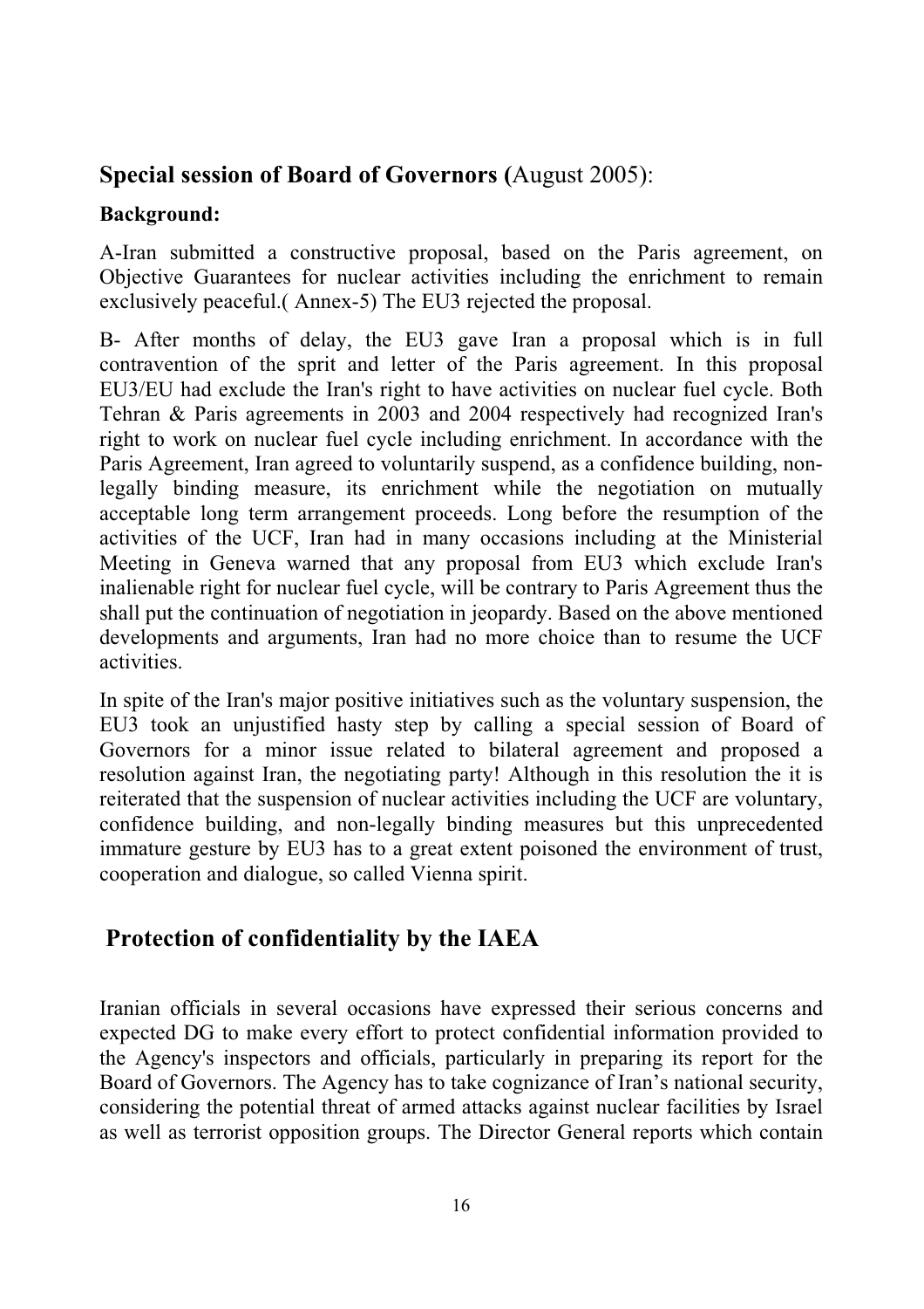## **Special session of Board of Governors (**August 2005):

**Background:**

A-Iran submitted a constructive proposal, based on the Paris agreement, on Objective Guarantees for nuclear activities including the enrichment to remain exclusively peaceful.( Annex-5) The EU3 rejected the proposal.

B- After months of delay, the EU3 gave Iran a proposal which is in full contravention of the sprit and letter of the Paris agreement. In this proposal EU3/EU had exclude the Iran's right to have activities on nuclear fuel cycle. Both Tehran & Paris agreements in 2003 and 2004 respectively had recognized Iran's right to work on nuclear fuel cycle including enrichment. In accordance with the Paris Agreement, Iran agreed to voluntarily suspend, as a confidence building, non-legally binding measure, its enrichment while the negotiation on mutually acceptable long term arrangement proceeds. Long before the resumption of the activities of the UCF, Iran had in many occasions including at the Ministerial Meeting in Geneva warned that any proposal from EU3 which exclude Iran's inalienable right for nuclear fuel cycle, will be contrary to Paris Agreement thus the shall put the continuation of negotiation in jeopardy. Based on the above mentioned developments and arguments, Iran had no more choice than to resume the UCF activities.

In spite of the Iran's major positive initiatives such as the voluntary suspension, the EU3 took an unjustified hasty step by calling a special session of Board of Governors for a minor issue related to bilateral agreement and proposed a resolution against Iran, the negotiating party! Although in this resolution the it is reiterated that the suspension of nuclear activities including the UCF are voluntary, confidence building, and non-legally binding measures but this unprecedented immature gesture by EU3 has to a great extent poisoned the environment of trust, cooperation and dialogue, so called Vienna spirit.

## Protection of confidentiality by the IAEA

Iranian officials in several occasions have expressed their serious concerns and expected DG to make every effort to protect confidential information provided to the Agency's inspectors and officials, particularly in preparing its report for the Board of Governors. The Agency has to take cognizance of Iran's national security, considering the potential threat of armed attacks against nuclear facilities by Israel as well as terrorist opposition groups. The Director General reports which contain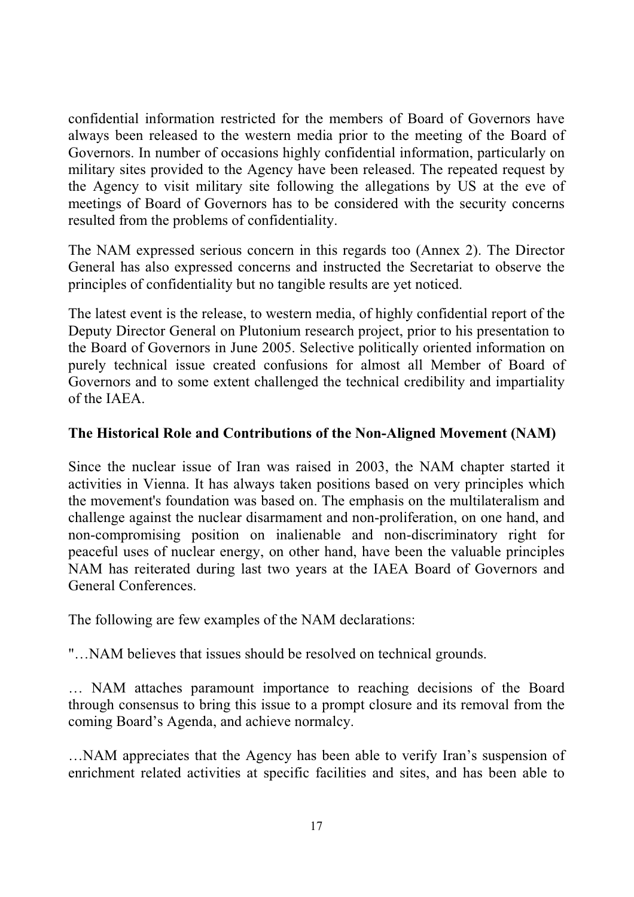confidential information restricted for the members of Board of Governors have always been released to the western media prior to the meeting of the Board of Governors. In number of occasions highly confidential information, particularly on military sites provided to the Agency have been released. The repeated request by the Agency to visit military site following the allegations by US at the eve of meetings of Board of Governors has to be considered with the security concerns resulted from the problems of confidentiality.

The NAM expressed serious concern in this regards too (Annex 2). The Director General has also expressed concerns and instructed the Secretariat to observe the principles of confidentiality but no tangible results are yet noticed.

The latest event is the release, to western media, of highly confidential report of the Deputy Director General on Plutonium research project, prior to his presentation to the Board of Governors in June 2005. Selective politically oriented information on purely technical issue created confusions for almost all Member of Board of Governors and to some extent challenged the technical credibility and impartiality of the IAEA.

**The Historical Role and Contributions of the Non-Aligned Movement (NAM)**

Since the nuclear issue of Iran was raised in 2003, the NAM chapter started it activities in Vienna. It has always taken positions based on very principles which the movement's foundation was based on. The emphasis on the multilateralism and challenge against the nuclear disarmament and non-proliferation, on one hand, and non-compromising position on inalienable and non-discriminatory right for peaceful uses of nuclear energy, on other hand, have been the valuable principles NAM has reiterated during last two years at the IAEA Board of Governors and General Conferences.

The following are few examples of the NAM declarations:

"…NAM believes that issues should be resolved on technical grounds.

… NAM attaches paramount importance to reaching decisions of the Board through consensus to bring this issue to a prompt closure and its removal from the coming Board's Agenda, and achieve normalcy.

…NAM appreciates that the Agency has been able to verify Iran's suspension of enrichment related activities at specific facilities and sites, and has been able to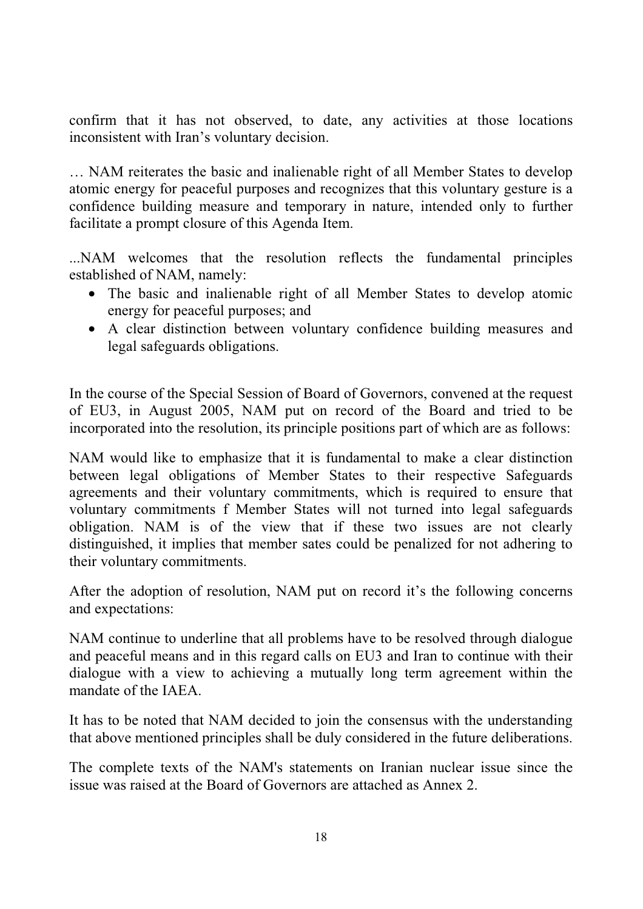confirm that it has not observed, to date, any activities at those locations inconsistent with Iran's voluntary decision.

… NAM reiterates the basic and inalienable right of all Member States to develop atomic energy for peaceful purposes and recognizes that this voluntary gesture is a confidence building measure and temporary in nature, intended only to further facilitate a prompt closure of this Agenda Item.

...NAM welcomes that the resolution reflects the fundamental principles established of NAM, namely:

- The basic and inalienable right of all Member States to develop atomic energy for peaceful purposes; and
- A clear distinction between voluntary confidence building measures and legal safeguards obligations.

In the course of the Special Session of Board of Governors, convened at the request of EU3, in August 2005, NAM put on record of the Board and tried to be incorporated into the resolution, its principle positions part of which are as follows:

NAM would like to emphasize that it is fundamental to make a clear distinction between legal obligations of Member States to their respective Safeguards agreements and their voluntary commitments, which is required to ensure that voluntary commitments f Member States will not turned into legal safeguards obligation. NAM is of the view that if these two issues are not clearly distinguished, it implies that member sates could be penalized for not adhering to their voluntary commitments.

After the adoption of resolution, NAM put on record it's the following concerns and expectations:

NAM continue to underline that all problems have to be resolved through dialogue and peaceful means and in this regard calls on EU3 and Iran to continue with their dialogue with a view to achieving a mutually long term agreement within the mandate of the IAEA.

It has to be noted that NAM decided to join the consensus with the understanding that above mentioned principles shall be duly considered in the future deliberations.

The complete texts of the NAM's statements on Iranian nuclear issue since the issue was raised at the Board of Governors are attached as Annex 2.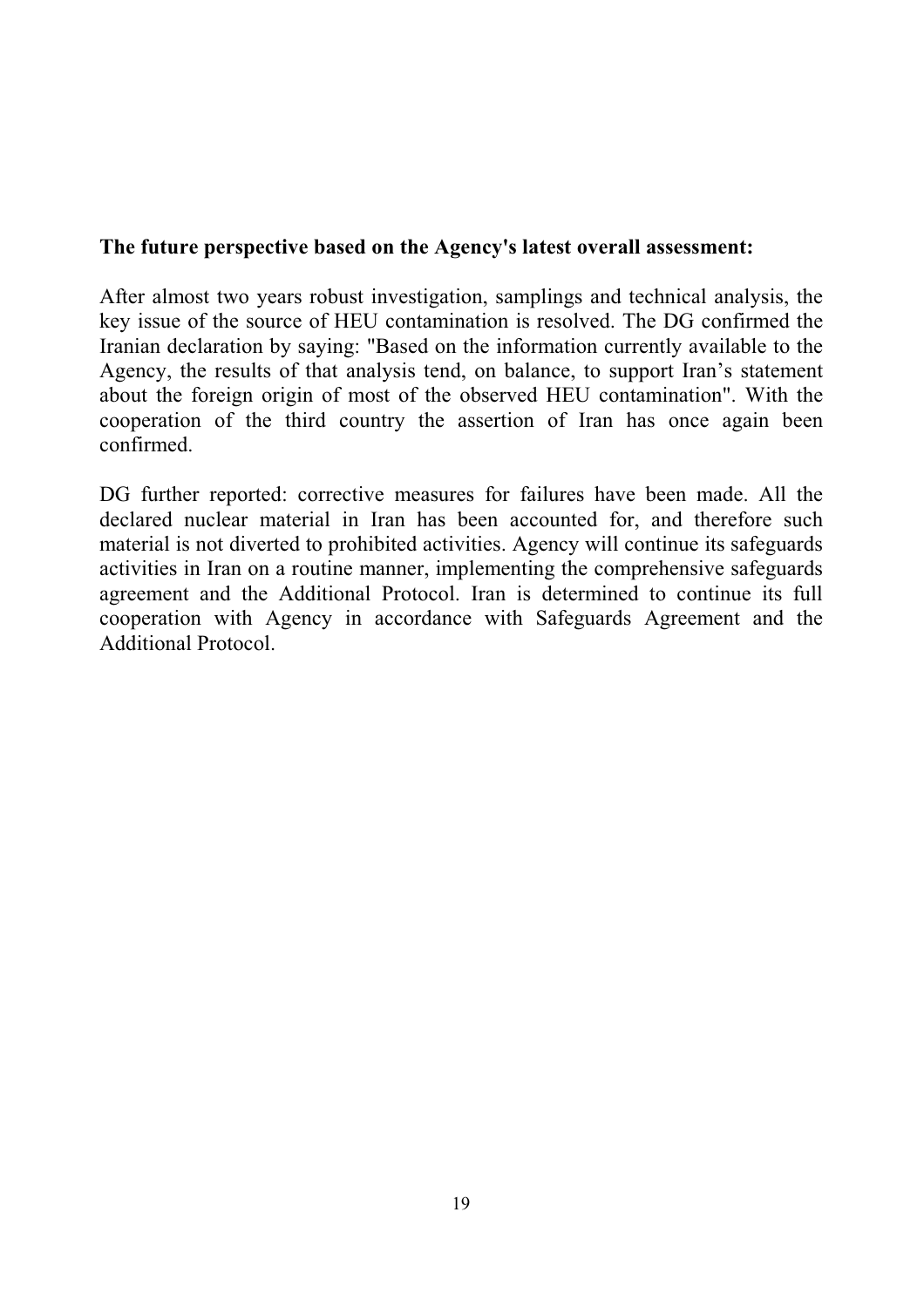**The future perspective based on the Agency's latest overall assessment:**

After almost two years robust investigation, samplings and technical analysis, the key issue of the source of HEU contamination is resolved. The DG confirmed the Iranian declaration by saying: "Based on the information currently available to the Agency, the results of that analysis tend, on balance, to support Iran's statement about the foreign origin of most of the observed HEU contamination". With the cooperation of the third country the assertion of Iran has once again been confirmed.

DG further reported: corrective measures for failures have been made. All the declared nuclear material in Iran has been accounted for, and therefore such material is not diverted to prohibited activities. Agency will continue its safeguards activities in Iran on a routine manner, implementing the comprehensive safeguards agreement and the Additional Protocol. Iran is determined to continue its full cooperation with Agency in accordance with Safeguards Agreement and the Additional Protocol.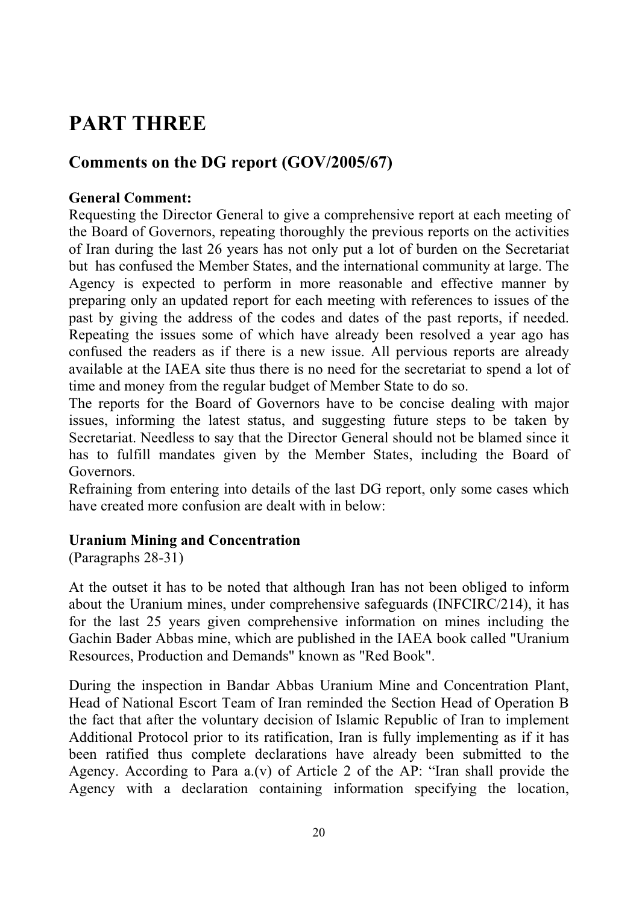# PART THREE

## Comments on the DG report (GOV/2005/67)

**General Comment:**
Requesting the Director General to give a comprehensive report at each meeting of the Board of Governors, repeating thoroughly the previous reports on the activities of Iran during the last 26 years has not only put a lot of burden on the Secretariat but has confused the Member States, and the international community at large. The Agency is expected to perform in more reasonable and effective manner by preparing only an updated report for each meeting with references to issues of the past by giving the address of the codes and dates of the past reports, if needed. Repeating the issues some of which have already been resolved a year ago has confused the readers as if there is a new issue. All pervious reports are already available at the IAEA site thus there is no need for the secretariat to spend a lot of time and money from the regular budget of Member State to do so.
The reports for the Board of Governors have to be concise dealing with major issues, informing the latest status, and suggesting future steps to be taken by Secretariat. Needless to say that the Director General should not be blamed since it has to fulfill mandates given by the Member States, including the Board of Governors.
Refraining from entering into details of the last DG report, only some cases which have created more confusion are dealt with in below:

**Uranium Mining and Concentration**
(Paragraphs 28-31)

At the outset it has to be noted that although Iran has not been obliged to inform about the Uranium mines, under comprehensive safeguards (INFCIRC/214), it has for the last 25 years given comprehensive information on mines including the Gachin Bader Abbas mine, which are published in the IAEA book called "Uranium Resources, Production and Demands" known as "Red Book".

During the inspection in Bandar Abbas Uranium Mine and Concentration Plant, Head of National Escort Team of Iran reminded the Section Head of Operation B the fact that after the voluntary decision of Islamic Republic of Iran to implement Additional Protocol prior to its ratification, Iran is fully implementing as if it has been ratified thus complete declarations have already been submitted to the Agency. According to Para a.(v) of Article 2 of the AP: "Iran shall provide the Agency with a declaration containing information specifying the location,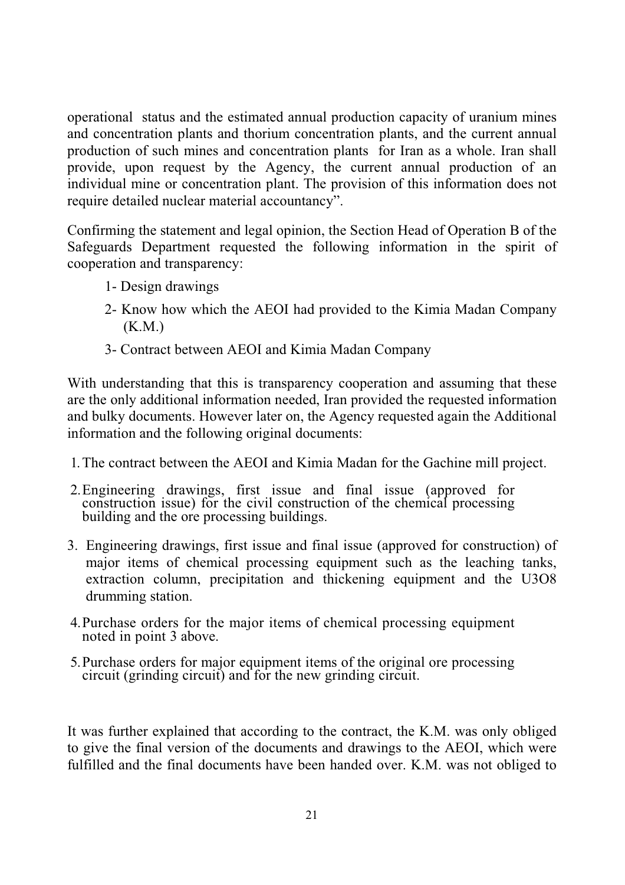operational status and the estimated annual production capacity of uranium mines and concentration plants and thorium concentration plants, and the current annual production of such mines and concentration plants for Iran as a whole. Iran shall provide, upon request by the Agency, the current annual production of an individual mine or concentration plant. The provision of this information does not require detailed nuclear material accountancy".

Confirming the statement and legal opinion, the Section Head of Operation B of the Safeguards Department requested the following information in the spirit of cooperation and transparency:

1- Design drawings
2- Know how which the AEOI had provided to the Kimia Madan Company (K.M.)
3- Contract between AEOI and Kimia Madan Company

With understanding that this is transparency cooperation and assuming that these are the only additional information needed, Iran provided the requested information and bulky documents. However later on, the Agency requested again the Additional information and the following original documents:

1. The contract between the AEOI and Kimia Madan for the Gachine mill project.
2. Engineering drawings, first issue and final issue (approved for construction issue) for the civil construction of the chemical processing building and the ore processing buildings.
3. Engineering drawings, first issue and final issue (approved for construction) of major items of chemical processing equipment such as the leaching tanks, extraction column, precipitation and thickening equipment and the $U_3O_8$ drumming station.
4. Purchase orders for the major items of chemical processing equipment noted in point 3 above.
5. Purchase orders for major equipment items of the original ore processing circuit (grinding circuit) and for the new grinding circuit.

It was further explained that according to the contract, the K.M. was only obliged to give the final version of the documents and drawings to the AEOI, which were fulfilled and the final documents have been handed over. K.M. was not obliged to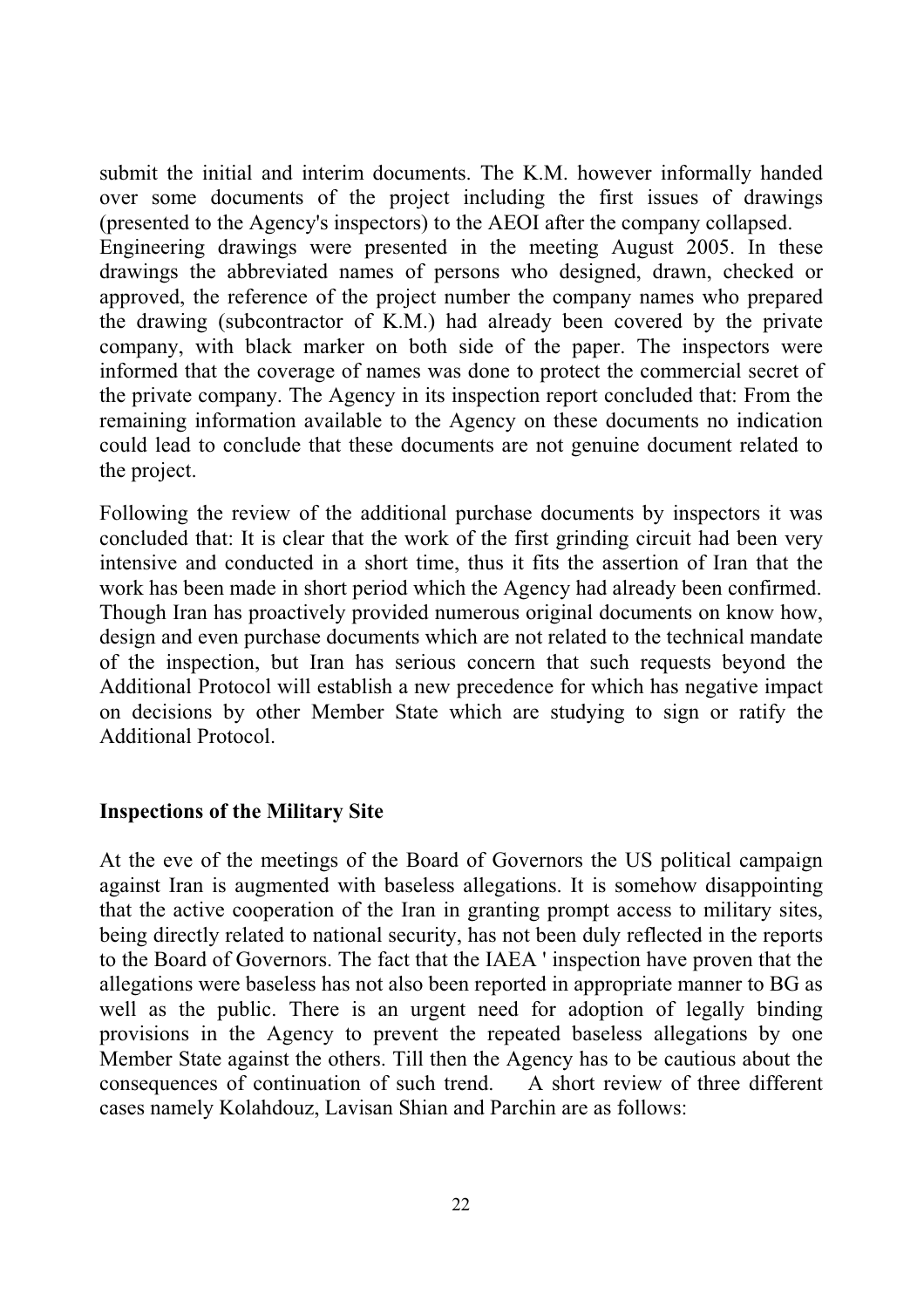submit the initial and interim documents. The K.M. however informally handed over some documents of the project including the first issues of drawings (presented to the Agency's inspectors) to the AEOI after the company collapsed.
Engineering drawings were presented in the meeting August 2005. In these drawings the abbreviated names of persons who designed, drawn, checked or approved, the reference of the project number the company names who prepared the drawing (subcontractor of K.M.) had already been covered by the private company, with black marker on both side of the paper. The inspectors were informed that the coverage of names was done to protect the commercial secret of the private company. The Agency in its inspection report concluded that: From the remaining information available to the Agency on these documents no indication could lead to conclude that these documents are not genuine document related to the project.

Following the review of the additional purchase documents by inspectors it was concluded that: It is clear that the work of the first grinding circuit had been very intensive and conducted in a short time, thus it fits the assertion of Iran that the work has been made in short period which the Agency had already been confirmed. Though Iran has proactively provided numerous original documents on know how, design and even purchase documents which are not related to the technical mandate of the inspection, but Iran has serious concern that such requests beyond the Additional Protocol will establish a new precedence for which has negative impact on decisions by other Member State which are studying to sign or ratify the Additional Protocol.

**Inspections of the Military Site**

At the eve of the meetings of the Board of Governors the US political campaign against Iran is augmented with baseless allegations. It is somehow disappointing that the active cooperation of the Iran in granting prompt access to military sites, being directly related to national security, has not been duly reflected in the reports to the Board of Governors. The fact that the IAEA ' inspection have proven that the allegations were baseless has not also been reported in appropriate manner to BG as well as the public. There is an urgent need for adoption of legally binding provisions in the Agency to prevent the repeated baseless allegations by one Member State against the others. Till then the Agency has to be cautious about the consequences of continuation of such trend. A short review of three different cases namely Kolahdouz, Lavisan Shian and Parchin are as follows: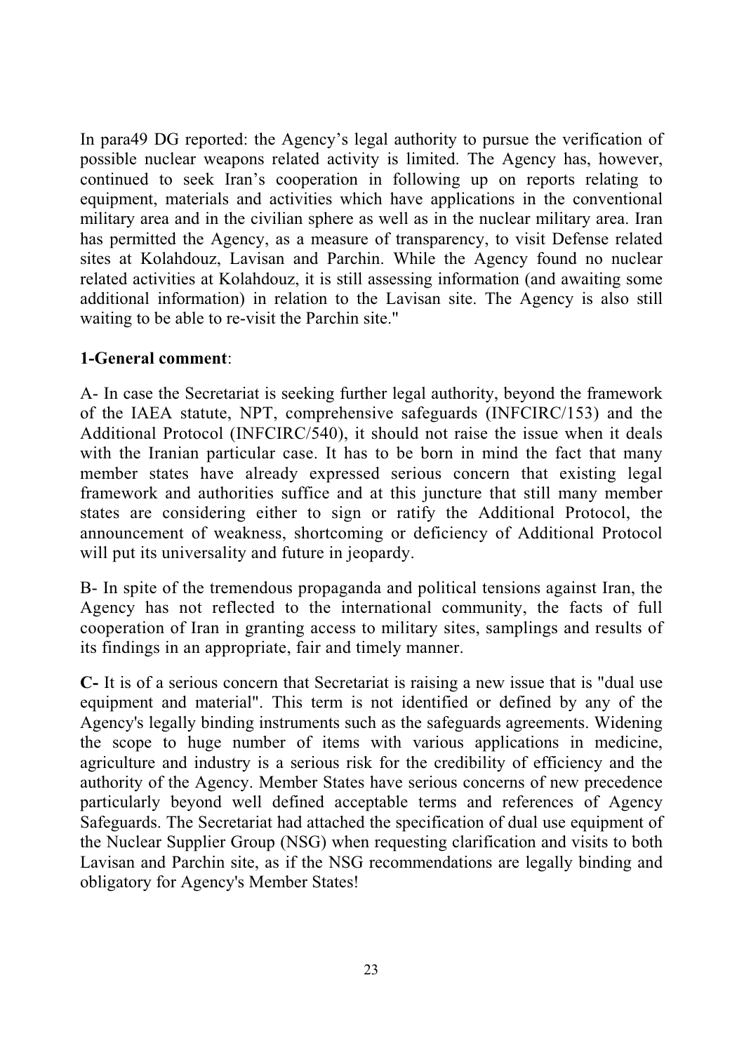In para49 DG reported: the Agency's legal authority to pursue the verification of possible nuclear weapons related activity is limited. The Agency has, however, continued to seek Iran's cooperation in following up on reports relating to equipment, materials and activities which have applications in the conventional military area and in the civilian sphere as well as in the nuclear military area. Iran has permitted the Agency, as a measure of transparency, to visit Defense related sites at Kolahdouz, Lavisan and Parchin. While the Agency found no nuclear related activities at Kolahdouz, it is still assessing information (and awaiting some additional information) in relation to the Lavisan site. The Agency is also still waiting to be able to re-visit the Parchin site."

**1-General comment**:

A- In case the Secretariat is seeking further legal authority, beyond the framework of the IAEA statute, NPT, comprehensive safeguards (INFCIRC/153) and the Additional Protocol (INFCIRC/540), it should not raise the issue when it deals with the Iranian particular case. It has to be born in mind the fact that many member states have already expressed serious concern that existing legal framework and authorities suffice and at this juncture that still many member states are considering either to sign or ratify the Additional Protocol, the announcement of weakness, shortcoming or deficiency of Additional Protocol will put its universality and future in jeopardy.

B- In spite of the tremendous propaganda and political tensions against Iran, the Agency has not reflected to the international community, the facts of full cooperation of Iran in granting access to military sites, samplings and results of its findings in an appropriate, fair and timely manner.

**C-** It is of a serious concern that Secretariat is raising a new issue that is "dual use equipment and material". This term is not identified or defined by any of the Agency's legally binding instruments such as the safeguards agreements. Widening the scope to huge number of items with various applications in medicine, agriculture and industry is a serious risk for the credibility of efficiency and the authority of the Agency. Member States have serious concerns of new precedence particularly beyond well defined acceptable terms and references of Agency Safeguards. The Secretariat had attached the specification of dual use equipment of the Nuclear Supplier Group (NSG) when requesting clarification and visits to both Lavisan and Parchin site, as if the NSG recommendations are legally binding and obligatory for Agency's Member States!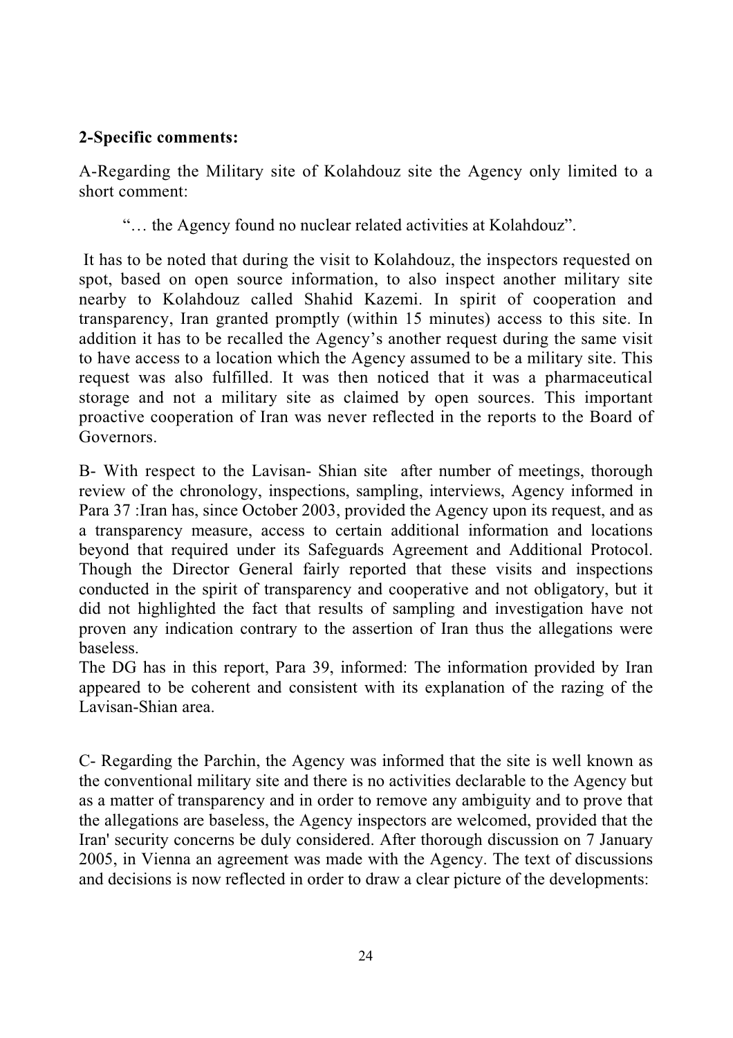**2-Specific comments:**

A-Regarding the Military site of Kolahdouz site the Agency only limited to a short comment:

"… the Agency found no nuclear related activities at Kolahdouz".

It has to be noted that during the visit to Kolahdouz, the inspectors requested on spot, based on open source information, to also inspect another military site nearby to Kolahdouz called Shahid Kazemi. In spirit of cooperation and transparency, Iran granted promptly (within 15 minutes) access to this site. In addition it has to be recalled the Agency's another request during the same visit to have access to a location which the Agency assumed to be a military site. This request was also fulfilled. It was then noticed that it was a pharmaceutical storage and not a military site as claimed by open sources. This important proactive cooperation of Iran was never reflected in the reports to the Board of Governors.

B- With respect to the Lavisan- Shian site after number of meetings, thorough review of the chronology, inspections, sampling, interviews, Agency informed in Para 37 :Iran has, since October 2003, provided the Agency upon its request, and as a transparency measure, access to certain additional information and locations beyond that required under its Safeguards Agreement and Additional Protocol. Though the Director General fairly reported that these visits and inspections conducted in the spirit of transparency and cooperative and not obligatory, but it did not highlighted the fact that results of sampling and investigation have not proven any indication contrary to the assertion of Iran thus the allegations were baseless.
The DG has in this report, Para 39, informed: The information provided by Iran appeared to be coherent and consistent with its explanation of the razing of the Lavisan-Shian area.

C- Regarding the Parchin, the Agency was informed that the site is well known as the conventional military site and there is no activities declarable to the Agency but as a matter of transparency and in order to remove any ambiguity and to prove that the allegations are baseless, the Agency inspectors are welcomed, provided that the Iran' security concerns be duly considered. After thorough discussion on 7 January 2005, in Vienna an agreement was made with the Agency. The text of discussions and decisions is now reflected in order to draw a clear picture of the developments: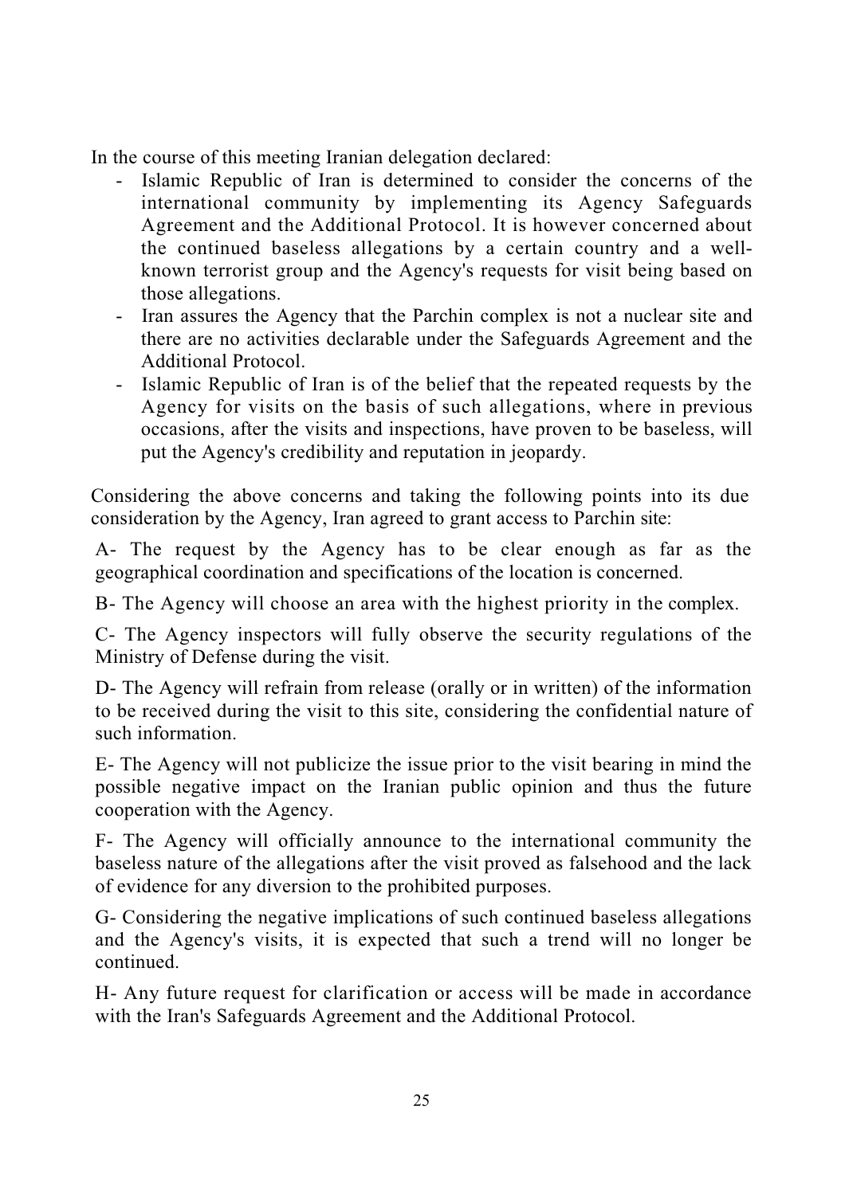In the course of this meeting Iranian delegation declared:

- Islamic Republic of Iran is determined to consider the concerns of the international community by implementing its Agency Safeguards Agreement and the Additional Protocol. It is however concerned about the continued baseless allegations by a certain country and a well-known terrorist group and the Agency's requests for visit being based on those allegations.
- Iran assures the Agency that the Parchin complex is not a nuclear site and there are no activities declarable under the Safeguards Agreement and the Additional Protocol.
- Islamic Republic of Iran is of the belief that the repeated requests by the Agency for visits on the basis of such allegations, where in previous occasions, after the visits and inspections, have proven to be baseless, will put the Agency's credibility and reputation in jeopardy.

Considering the above concerns and taking the following points into its due consideration by the Agency, Iran agreed to grant access to Parchin site:

A- The request by the Agency has to be clear enough as far as the geographical coordination and specifications of the location is concerned.

B- The Agency will choose an area with the highest priority in the complex.

C- The Agency inspectors will fully observe the security regulations of the Ministry of Defense during the visit.

D- The Agency will refrain from release (orally or in written) of the information to be received during the visit to this site, considering the confidential nature of such information.

E- The Agency will not publicize the issue prior to the visit bearing in mind the possible negative impact on the Iranian public opinion and thus the future cooperation with the Agency.

F- The Agency will officially announce to the international community the baseless nature of the allegations after the visit proved as falsehood and the lack of evidence for any diversion to the prohibited purposes.

G- Considering the negative implications of such continued baseless allegations and the Agency's visits, it is expected that such a trend will no longer be continued.

H- Any future request for clarification or access will be made in accordance with the Iran's Safeguards Agreement and the Additional Protocol.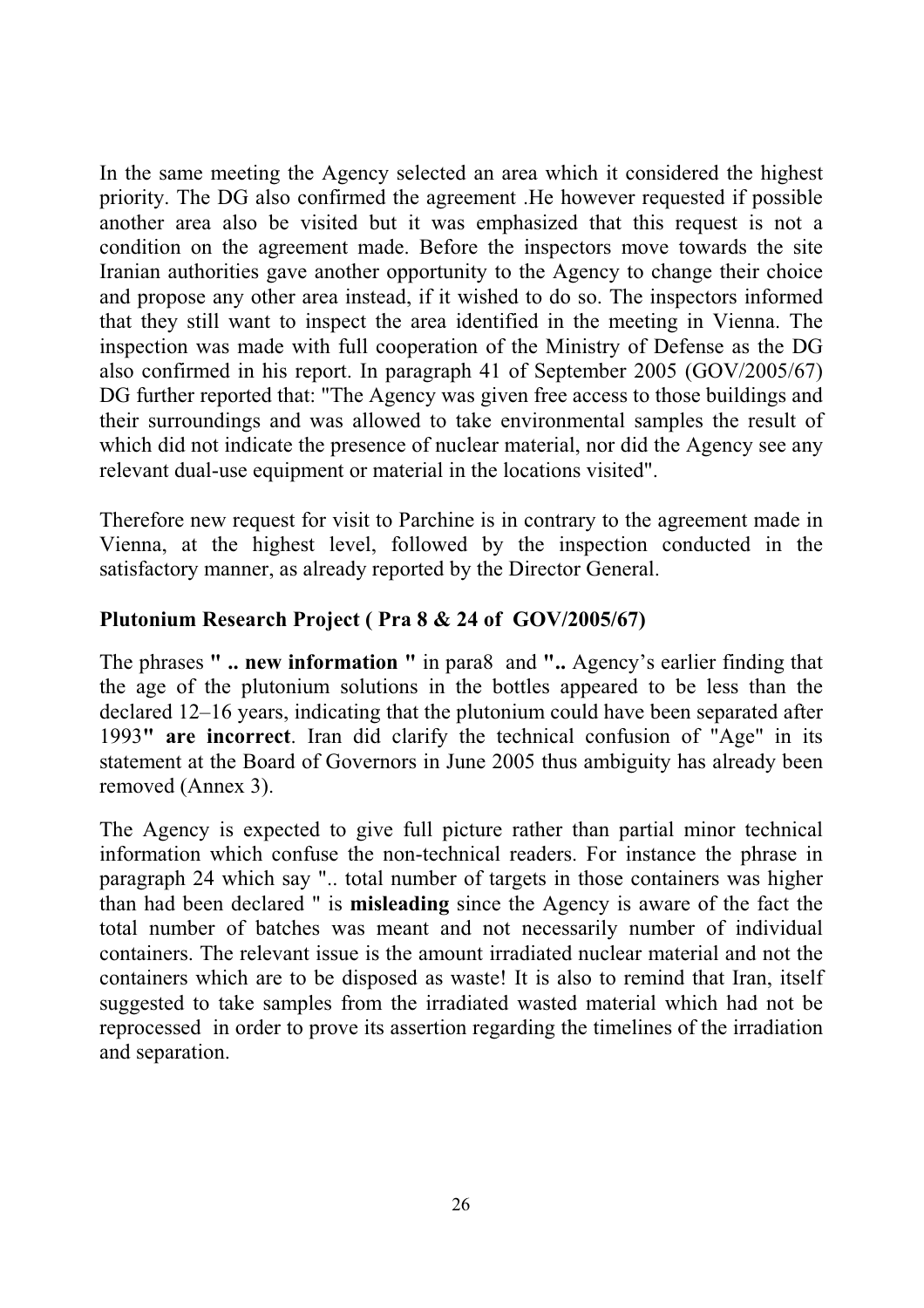In the same meeting the Agency selected an area which it considered the highest priority. The DG also confirmed the agreement .He however requested if possible another area also be visited but it was emphasized that this request is not a condition on the agreement made. Before the inspectors move towards the site Iranian authorities gave another opportunity to the Agency to change their choice and propose any other area instead, if it wished to do so. The inspectors informed that they still want to inspect the area identified in the meeting in Vienna. The inspection was made with full cooperation of the Ministry of Defense as the DG also confirmed in his report. In paragraph 41 of September 2005 (GOV/2005/67) DG further reported that: "The Agency was given free access to those buildings and their surroundings and was allowed to take environmental samples the result of which did not indicate the presence of nuclear material, nor did the Agency see any relevant dual-use equipment or material in the locations visited".

Therefore new request for visit to Parchine is in contrary to the agreement made in Vienna, at the highest level, followed by the inspection conducted in the satisfactory manner, as already reported by the Director General.

**Plutonium Research Project ( Pra 8 & 24 of GOV/2005/67)**

The phrases **" .. new information "** in para8 and **"..** Agency's earlier finding that the age of the plutonium solutions in the bottles appeared to be less than the declared 12–16 years, indicating that the plutonium could have been separated after 1993**" are incorrect**. Iran did clarify the technical confusion of "Age" in its statement at the Board of Governors in June 2005 thus ambiguity has already been removed (Annex 3).

The Agency is expected to give full picture rather than partial minor technical information which confuse the non-technical readers. For instance the phrase in paragraph 24 which say ".. total number of targets in those containers was higher than had been declared " is **misleading** since the Agency is aware of the fact the total number of batches was meant and not necessarily number of individual containers. The relevant issue is the amount irradiated nuclear material and not the containers which are to be disposed as waste! It is also to remind that Iran, itself suggested to take samples from the irradiated wasted material which had not be reprocessed in order to prove its assertion regarding the timelines of the irradiation and separation.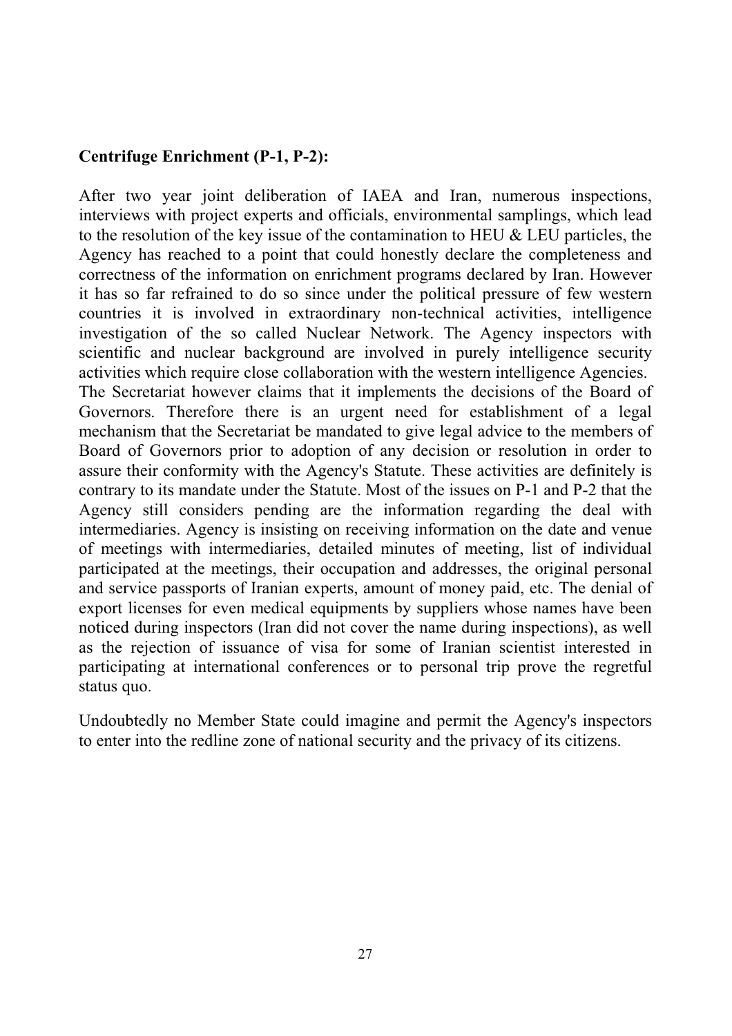**Centrifuge Enrichment (P-1, P-2):**

After two year joint deliberation of IAEA and Iran, numerous inspections, interviews with project experts and officials, environmental samplings, which lead to the resolution of the key issue of the contamination to HEU & LEU particles, the Agency has reached to a point that could honestly declare the completeness and correctness of the information on enrichment programs declared by Iran. However it has so far refrained to do so since under the political pressure of few western countries it is involved in extraordinary non-technical activities, intelligence investigation of the so called Nuclear Network. The Agency inspectors with scientific and nuclear background are involved in purely intelligence security activities which require close collaboration with the western intelligence Agencies. The Secretariat however claims that it implements the decisions of the Board of Governors. Therefore there is an urgent need for establishment of a legal mechanism that the Secretariat be mandated to give legal advice to the members of Board of Governors prior to adoption of any decision or resolution in order to assure their conformity with the Agency's Statute. These activities are definitely is contrary to its mandate under the Statute. Most of the issues on P-1 and P-2 that the Agency still considers pending are the information regarding the deal with intermediaries. Agency is insisting on receiving information on the date and venue of meetings with intermediaries, detailed minutes of meeting, list of individual participated at the meetings, their occupation and addresses, the original personal and service passports of Iranian experts, amount of money paid, etc. The denial of export licenses for even medical equipments by suppliers whose names have been noticed during inspectors (Iran did not cover the name during inspections), as well as the rejection of issuance of visa for some of Iranian scientist interested in participating at international conferences or to personal trip prove the regretful status quo.

Undoubtedly no Member State could imagine and permit the Agency's inspectors to enter into the redline zone of national security and the privacy of its citizens.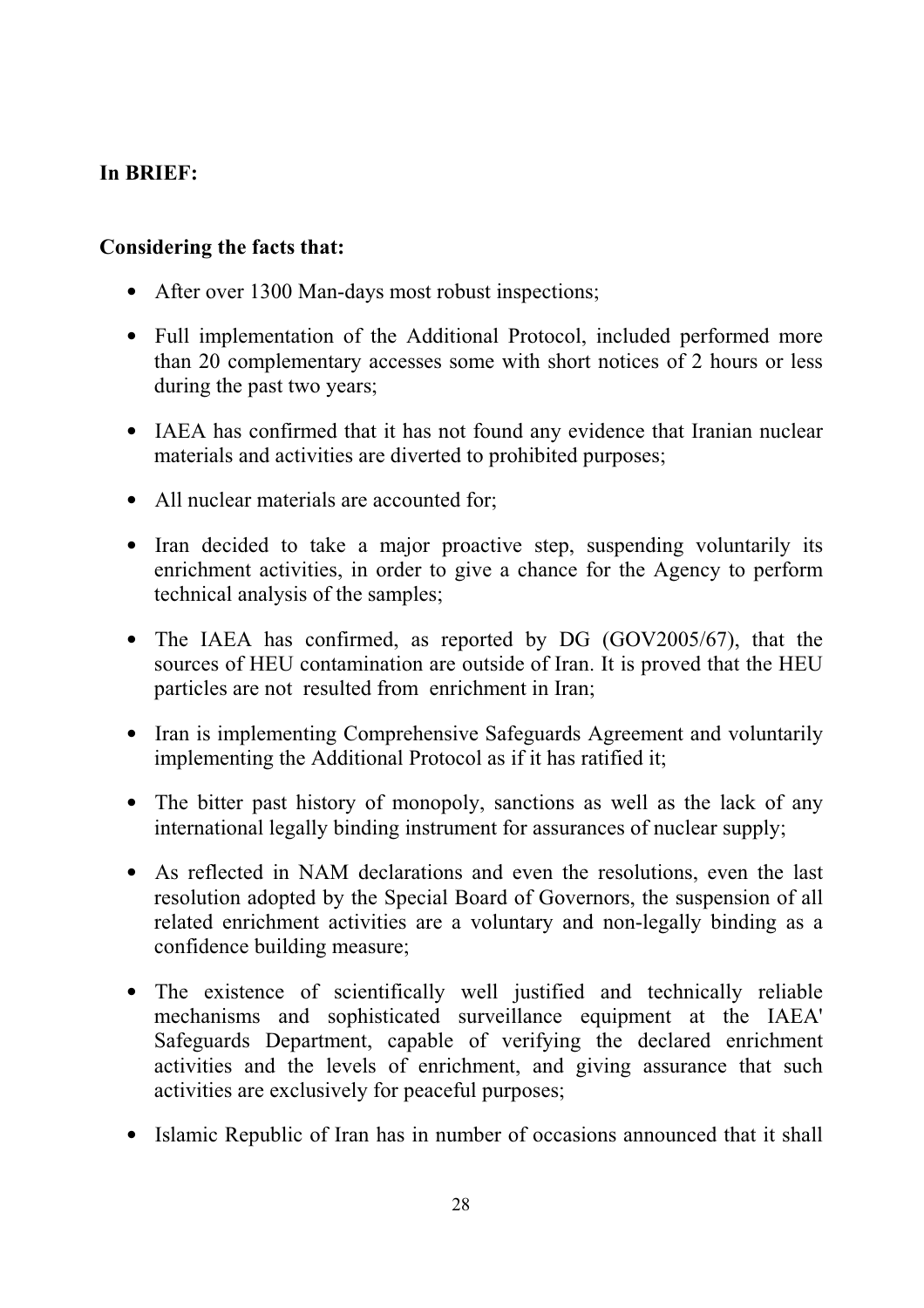**In BRIEF:**

**Considering the facts that:**

- After over 1300 Man-days most robust inspections;
- Full implementation of the Additional Protocol, included performed more than 20 complementary accesses some with short notices of 2 hours or less during the past two years;
- IAEA has confirmed that it has not found any evidence that Iranian nuclear materials and activities are diverted to prohibited purposes;
- All nuclear materials are accounted for;
- Iran decided to take a major proactive step, suspending voluntarily its enrichment activities, in order to give a chance for the Agency to perform technical analysis of the samples;
- The IAEA has confirmed, as reported by DG (GOV2005/67), that the sources of HEU contamination are outside of Iran. It is proved that the HEU particles are not resulted from enrichment in Iran;
- Iran is implementing Comprehensive Safeguards Agreement and voluntarily implementing the Additional Protocol as if it has ratified it;
- The bitter past history of monopoly, sanctions as well as the lack of any international legally binding instrument for assurances of nuclear supply;
- As reflected in NAM declarations and even the resolutions, even the last resolution adopted by the Special Board of Governors, the suspension of all related enrichment activities are a voluntary and non-legally binding as a confidence building measure;
- The existence of scientifically well justified and technically reliable mechanisms and sophisticated surveillance equipment at the IAEA' Safeguards Department, capable of verifying the declared enrichment activities and the levels of enrichment, and giving assurance that such activities are exclusively for peaceful purposes;
- Islamic Republic of Iran has in number of occasions announced that it shall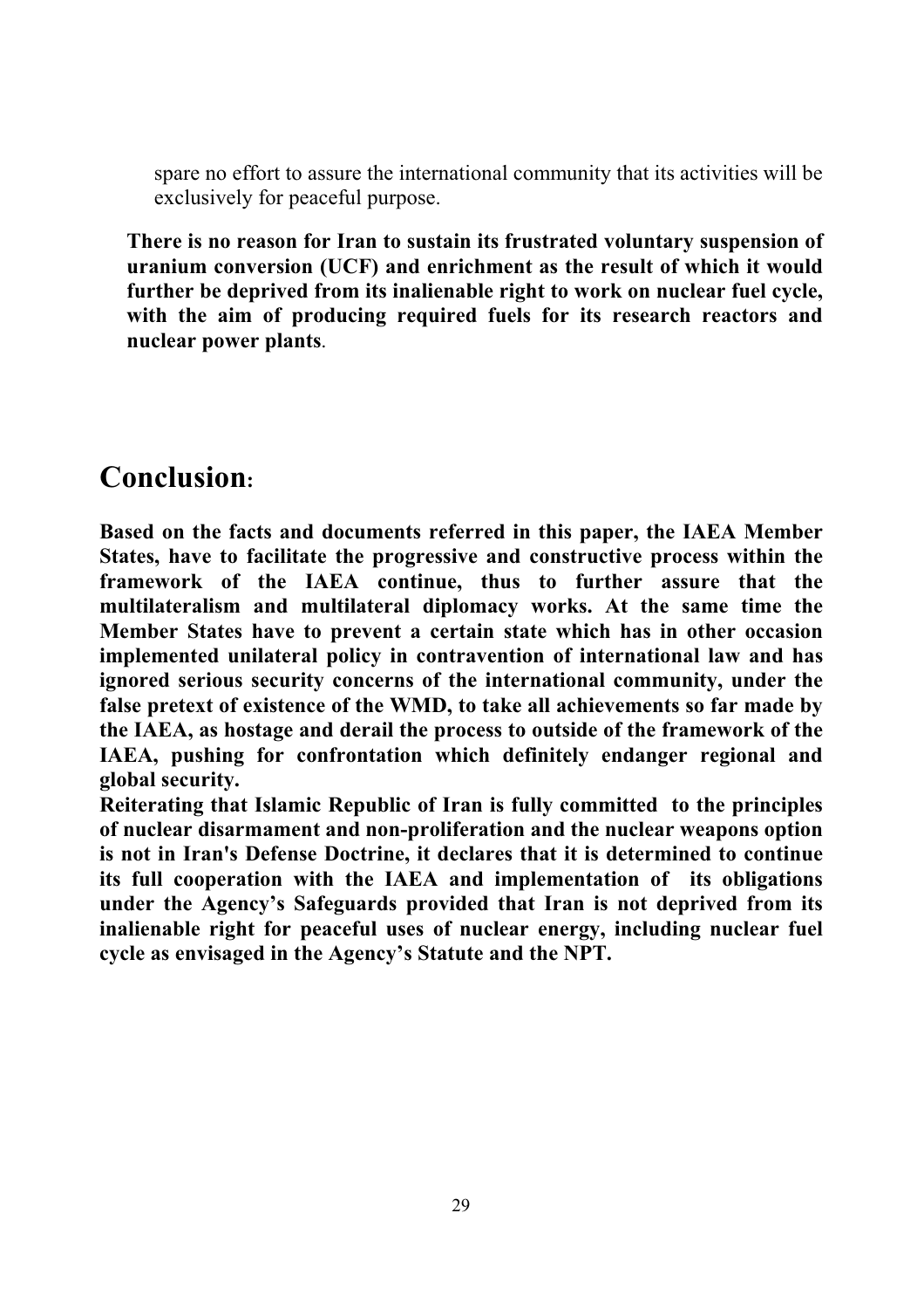spare no effort to assure the international community that its activities will be exclusively for peaceful purpose.

**There is no reason for Iran to sustain its frustrated voluntary suspension of uranium conversion (UCF) and enrichment as the result of which it would further be deprived from its inalienable right to work on nuclear fuel cycle, with the aim of producing required fuels for its research reactors and nuclear power plants**.

# Conclusion:

**Based on the facts and documents referred in this paper, the IAEA Member States, have to facilitate the progressive and constructive process within the framework of the IAEA continue, thus to further assure that the multilateralism and multilateral diplomacy works. At the same time the Member States have to prevent a certain state which has in other occasion implemented unilateral policy in contravention of international law and has ignored serious security concerns of the international community, under the false pretext of existence of the WMD, to take all achievements so far made by the IAEA, as hostage and derail the process to outside of the framework of the IAEA, pushing for confrontation which definitely endanger regional and global security.**

**Reiterating that Islamic Republic of Iran is fully committed to the principles of nuclear disarmament and non-proliferation and the nuclear weapons option is not in Iran's Defense Doctrine, it declares that it is determined to continue its full cooperation with the IAEA and implementation of its obligations under the Agency's Safeguards provided that Iran is not deprived from its inalienable right for peaceful uses of nuclear energy, including nuclear fuel cycle as envisaged in the Agency's Statute and the NPT.**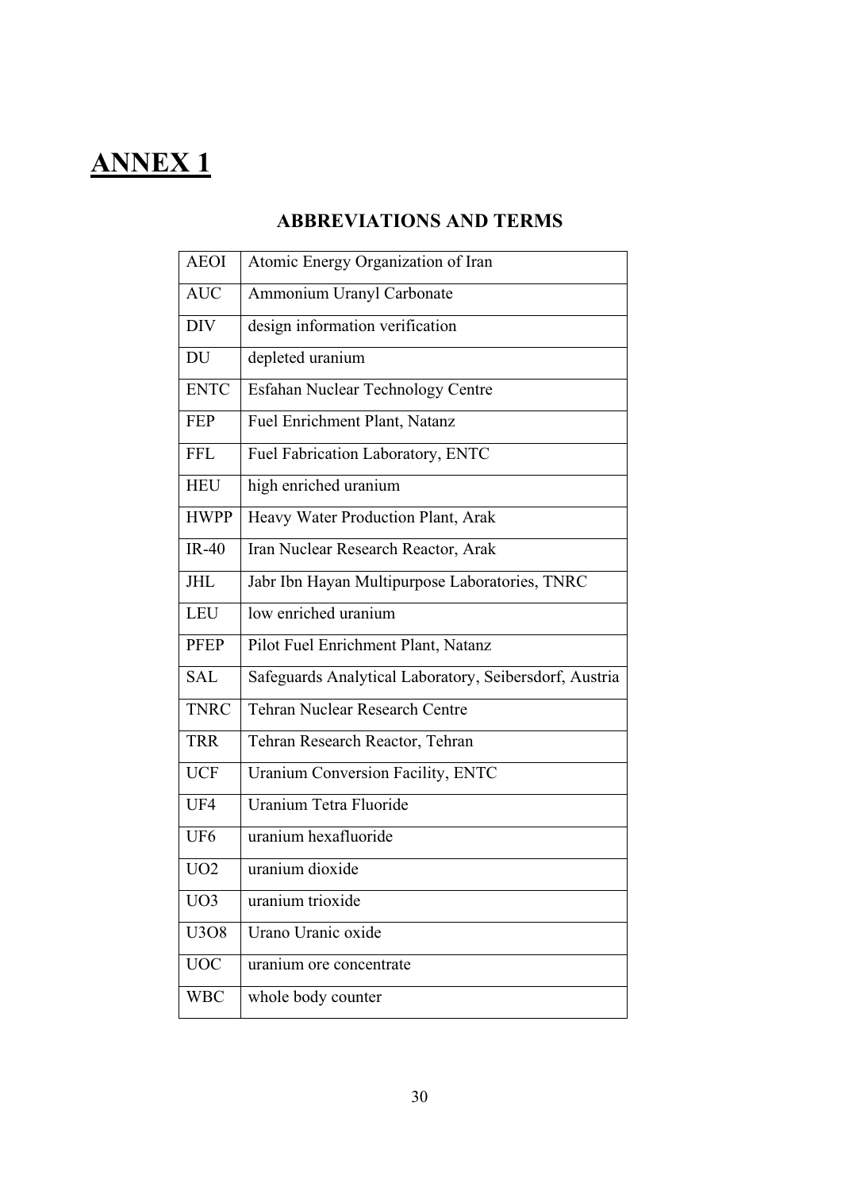# ANNEX 1

## ABBREVIATIONS AND TERMS

| | |
|---|---|
| AEOI | Atomic Energy Organization of Iran |
| AUC | Ammonium Uranyl Carbonate |
| DIV | design information verification |
| DU | depleted uranium |
| ENTC | Esfahan Nuclear Technology Centre |
| FEP | Fuel Enrichment Plant, Natanz |
| FFL | Fuel Fabrication Laboratory, ENTC |
| HEU | high enriched uranium |
| HWPP | Heavy Water Production Plant, Arak |
| IR-40 | Iran Nuclear Research Reactor, Arak |
| JHL | Jabr Ibn Hayan Multipurpose Laboratories, TNRC |
| LEU | low enriched uranium |
| PFEP | Pilot Fuel Enrichment Plant, Natanz |
| SAL | Safeguards Analytical Laboratory, Seibersdorf, Austria |
| TNRC | Tehran Nuclear Research Centre |
| TRR | Tehran Research Reactor, Tehran |
| UCF | Uranium Conversion Facility, ENTC |
| $UF_4$ | Uranium Tetra Fluoride |
| $UF_6$ | uranium hexafluoride |
| $UO_2$ | uranium dioxide |
| $UO_3$ | uranium trioxide |
| $U_3O_8$ | Urano Uranic oxide |
| UOC | uranium ore concentrate |
| WBC | whole body counter |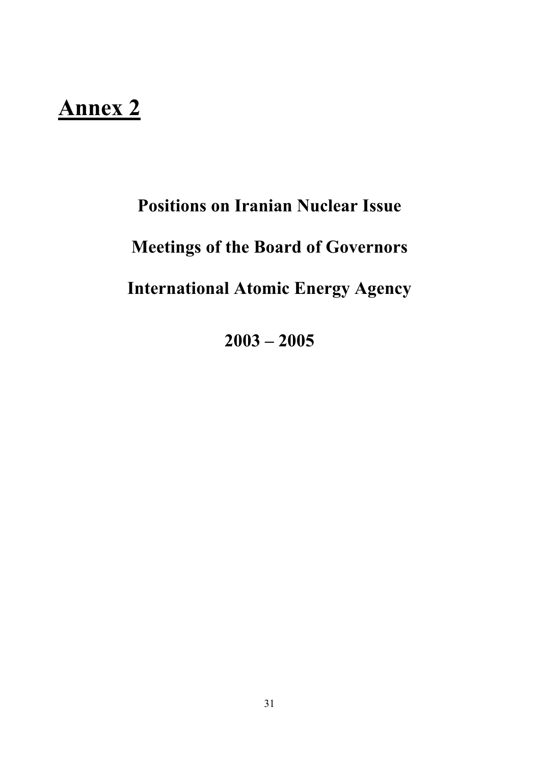# Annex 2

## Positions on Iranian Nuclear Issue

## Meetings of the Board of Governors

## International Atomic Energy Agency

## 2003 – 2005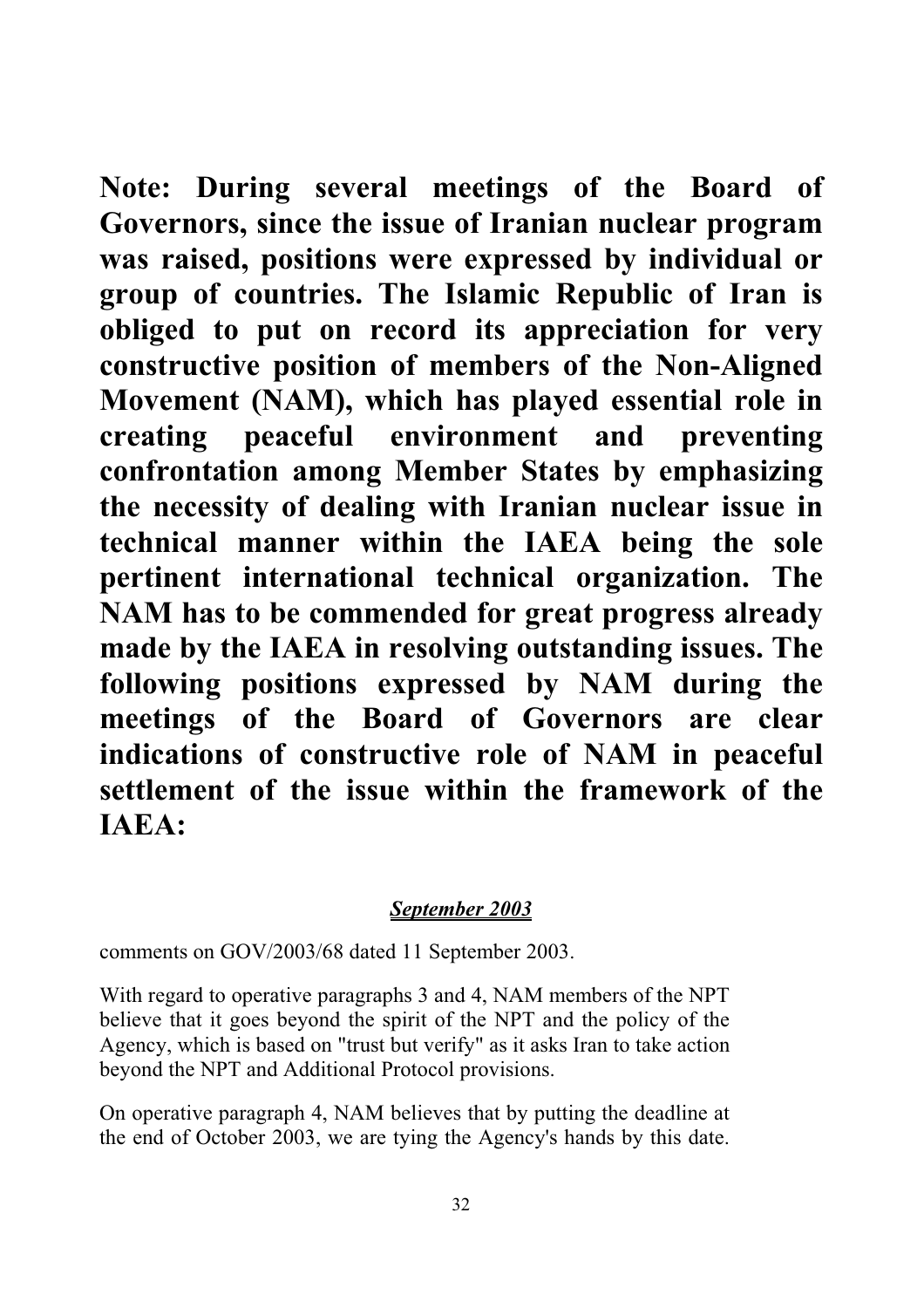**Note: During several meetings of the Board of Governors, since the issue of Iranian nuclear program was raised, positions were expressed by individual or group of countries. The Islamic Republic of Iran is obliged to put on record its appreciation for very constructive position of members of the Non-Aligned Movement (NAM), which has played essential role in creating peaceful environment and preventing confrontation among Member States by emphasizing the necessity of dealing with Iranian nuclear issue in technical manner within the IAEA being the sole pertinent international technical organization. The NAM has to be commended for great progress already made by the IAEA in resolving outstanding issues. The following positions expressed by NAM during the meetings of the Board of Governors are clear indications of constructive role of NAM in peaceful settlement of the issue within the framework of the IAEA:**

***September 2003***

comments on GOV/2003/68 dated 11 September 2003.

With regard to operative paragraphs 3 and 4, NAM members of the NPT believe that it goes beyond the spirit of the NPT and the policy of the Agency, which is based on "trust but verify" as it asks Iran to take action beyond the NPT and Additional Protocol provisions.

On operative paragraph 4, NAM believes that by putting the deadline at the end of October 2003, we are tying the Agency's hands by this date.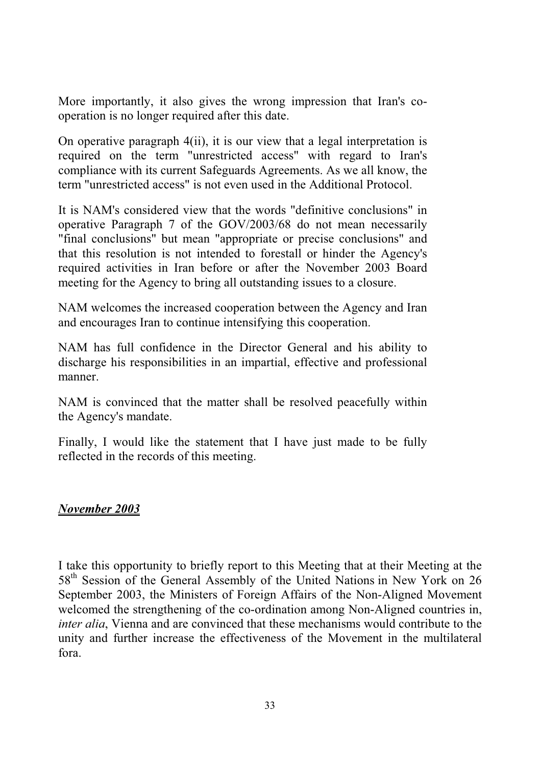More importantly, it also gives the wrong impression that Iran's co-operation is no longer required after this date.

On operative paragraph 4(ii), it is our view that a legal interpretation is required on the term "unrestricted access" with regard to Iran's compliance with its current Safeguards Agreements. As we all know, the term "unrestricted access" is not even used in the Additional Protocol.

It is NAM's considered view that the words "definitive conclusions" in operative Paragraph 7 of the GOV/2003/68 do not mean necessarily "final conclusions" but mean "appropriate or precise conclusions" and that this resolution is not intended to forestall or hinder the Agency's required activities in Iran before or after the November 2003 Board meeting for the Agency to bring all outstanding issues to a closure.

NAM welcomes the increased cooperation between the Agency and Iran and encourages Iran to continue intensifying this cooperation.

NAM has full confidence in the Director General and his ability to discharge his responsibilities in an impartial, effective and professional manner.

NAM is convinced that the matter shall be resolved peacefully within the Agency's mandate.

Finally, I would like the statement that I have just made to be fully reflected in the records of this meeting.

***<u>November 2003</u>***

I take this opportunity to briefly report to this Meeting that at their Meeting at the 58th Session of the General Assembly of the United Nations in New York on 26 September 2003, the Ministers of Foreign Affairs of the Non-Aligned Movement welcomed the strengthening of the co-ordination among Non-Aligned countries in, *inter alia*, Vienna and are convinced that these mechanisms would contribute to the unity and further increase the effectiveness of the Movement in the multilateral fora.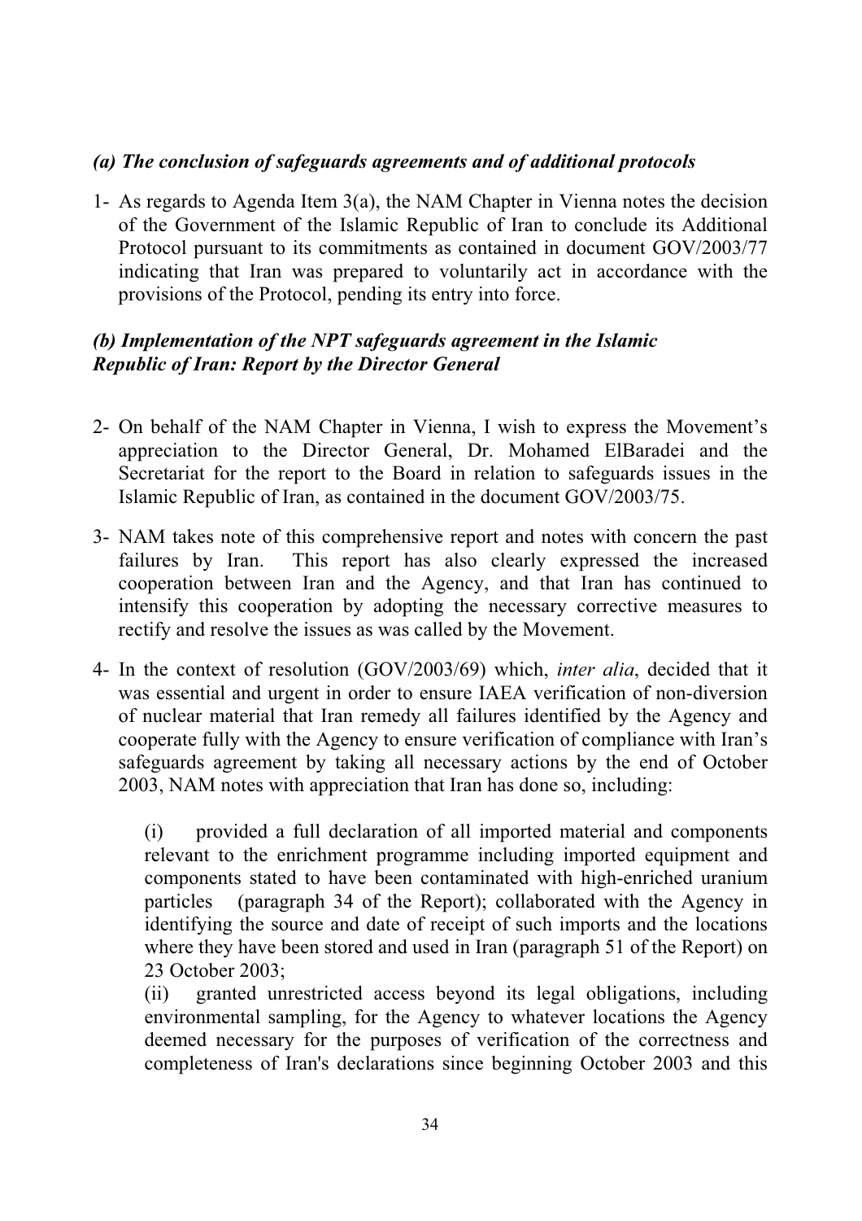### *(a) The conclusion of safeguards agreements and of additional protocols*

1- As regards to Agenda Item 3(a), the NAM Chapter in Vienna notes the decision of the Government of the Islamic Republic of Iran to conclude its Additional Protocol pursuant to its commitments as contained in document GOV/2003/77 indicating that Iran was prepared to voluntarily act in accordance with the provisions of the Protocol, pending its entry into force.

### *(b) Implementation of the NPT safeguards agreement in the Islamic Republic of Iran: Report by the Director General*

2- On behalf of the NAM Chapter in Vienna, I wish to express the Movement's appreciation to the Director General, Dr. Mohamed ElBaradei and the Secretariat for the report to the Board in relation to safeguards issues in the Islamic Republic of Iran, as contained in the document GOV/2003/75.

3- NAM takes note of this comprehensive report and notes with concern the past failures by Iran. This report has also clearly expressed the increased cooperation between Iran and the Agency, and that Iran has continued to intensify this cooperation by adopting the necessary corrective measures to rectify and resolve the issues as was called by the Movement.

4- In the context of resolution (GOV/2003/69) which, *inter alia*, decided that it was essential and urgent in order to ensure IAEA verification of non-diversion of nuclear material that Iran remedy all failures identified by the Agency and cooperate fully with the Agency to ensure verification of compliance with Iran's safeguards agreement by taking all necessary actions by the end of October 2003, NAM notes with appreciation that Iran has done so, including:

(i) provided a full declaration of all imported material and components relevant to the enrichment programme including imported equipment and components stated to have been contaminated with high-enriched uranium particles (paragraph 34 of the Report); collaborated with the Agency in identifying the source and date of receipt of such imports and the locations where they have been stored and used in Iran (paragraph 51 of the Report) on 23 October 2003;

(ii) granted unrestricted access beyond its legal obligations, including environmental sampling, for the Agency to whatever locations the Agency deemed necessary for the purposes of verification of the correctness and completeness of Iran's declarations since beginning October 2003 and this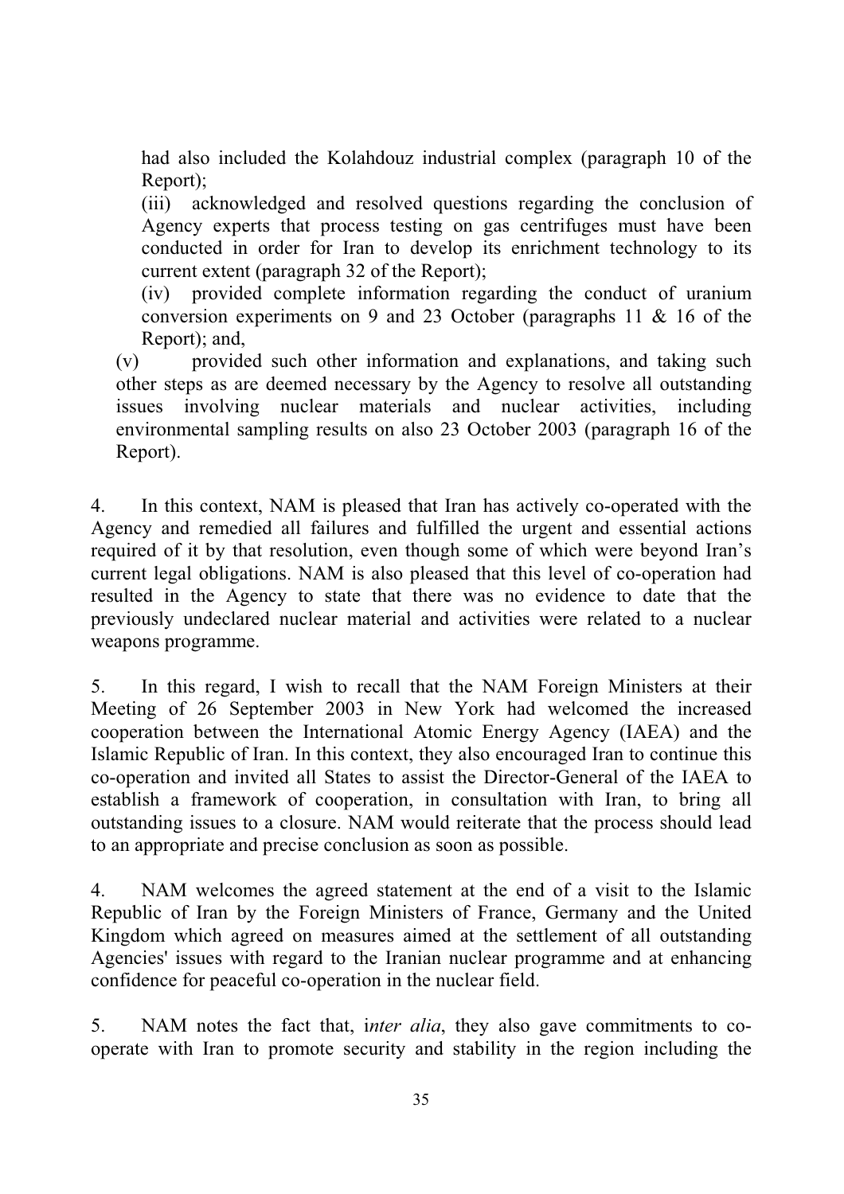had also included the Kolahdouz industrial complex (paragraph 10 of the Report);

(iii) acknowledged and resolved questions regarding the conclusion of Agency experts that process testing on gas centrifuges must have been conducted in order for Iran to develop its enrichment technology to its current extent (paragraph 32 of the Report);

(iv) provided complete information regarding the conduct of uranium conversion experiments on 9 and 23 October (paragraphs 11 & 16 of the Report); and,

(v) provided such other information and explanations, and taking such other steps as are deemed necessary by the Agency to resolve all outstanding issues involving nuclear materials and nuclear activities, including environmental sampling results on also 23 October 2003 (paragraph 16 of the Report).

4. In this context, NAM is pleased that Iran has actively co-operated with the Agency and remedied all failures and fulfilled the urgent and essential actions required of it by that resolution, even though some of which were beyond Iran's current legal obligations. NAM is also pleased that this level of co-operation had resulted in the Agency to state that there was no evidence to date that the previously undeclared nuclear material and activities were related to a nuclear weapons programme.

5. In this regard, I wish to recall that the NAM Foreign Ministers at their Meeting of 26 September 2003 in New York had welcomed the increased cooperation between the International Atomic Energy Agency (IAEA) and the Islamic Republic of Iran. In this context, they also encouraged Iran to continue this co-operation and invited all States to assist the Director-General of the IAEA to establish a framework of cooperation, in consultation with Iran, to bring all outstanding issues to a closure. NAM would reiterate that the process should lead to an appropriate and precise conclusion as soon as possible.

4. NAM welcomes the agreed statement at the end of a visit to the Islamic Republic of Iran by the Foreign Ministers of France, Germany and the United Kingdom which agreed on measures aimed at the settlement of all outstanding Agencies' issues with regard to the Iranian nuclear programme and at enhancing confidence for peaceful co-operation in the nuclear field.

5. NAM notes the fact that, i*nter alia*, they also gave commitments to co-operate with Iran to promote security and stability in the region including the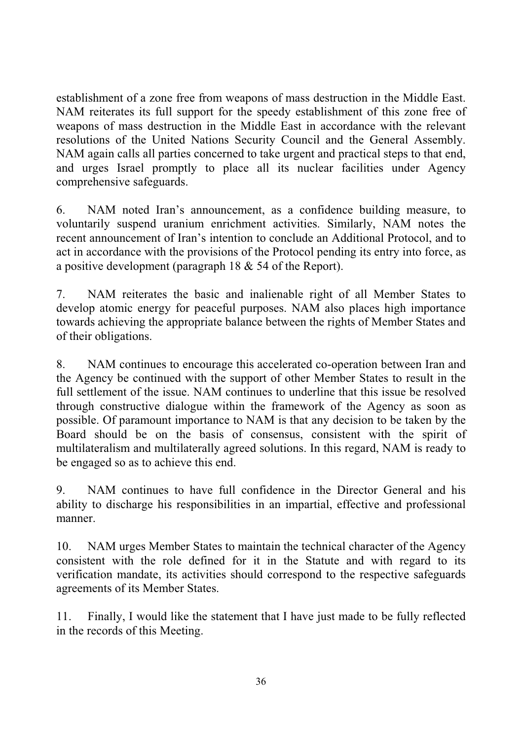establishment of a zone free from weapons of mass destruction in the Middle East. NAM reiterates its full support for the speedy establishment of this zone free of weapons of mass destruction in the Middle East in accordance with the relevant resolutions of the United Nations Security Council and the General Assembly. NAM again calls all parties concerned to take urgent and practical steps to that end, and urges Israel promptly to place all its nuclear facilities under Agency comprehensive safeguards.

6. NAM noted Iran's announcement, as a confidence building measure, to voluntarily suspend uranium enrichment activities. Similarly, NAM notes the recent announcement of Iran's intention to conclude an Additional Protocol, and to act in accordance with the provisions of the Protocol pending its entry into force, as a positive development (paragraph 18 & 54 of the Report).

7. NAM reiterates the basic and inalienable right of all Member States to develop atomic energy for peaceful purposes. NAM also places high importance towards achieving the appropriate balance between the rights of Member States and of their obligations.

8. NAM continues to encourage this accelerated co-operation between Iran and the Agency be continued with the support of other Member States to result in the full settlement of the issue. NAM continues to underline that this issue be resolved through constructive dialogue within the framework of the Agency as soon as possible. Of paramount importance to NAM is that any decision to be taken by the Board should be on the basis of consensus, consistent with the spirit of multilateralism and multilaterally agreed solutions. In this regard, NAM is ready to be engaged so as to achieve this end.

9. NAM continues to have full confidence in the Director General and his ability to discharge his responsibilities in an impartial, effective and professional manner.

10. NAM urges Member States to maintain the technical character of the Agency consistent with the role defined for it in the Statute and with regard to its verification mandate, its activities should correspond to the respective safeguards agreements of its Member States.

11. Finally, I would like the statement that I have just made to be fully reflected in the records of this Meeting.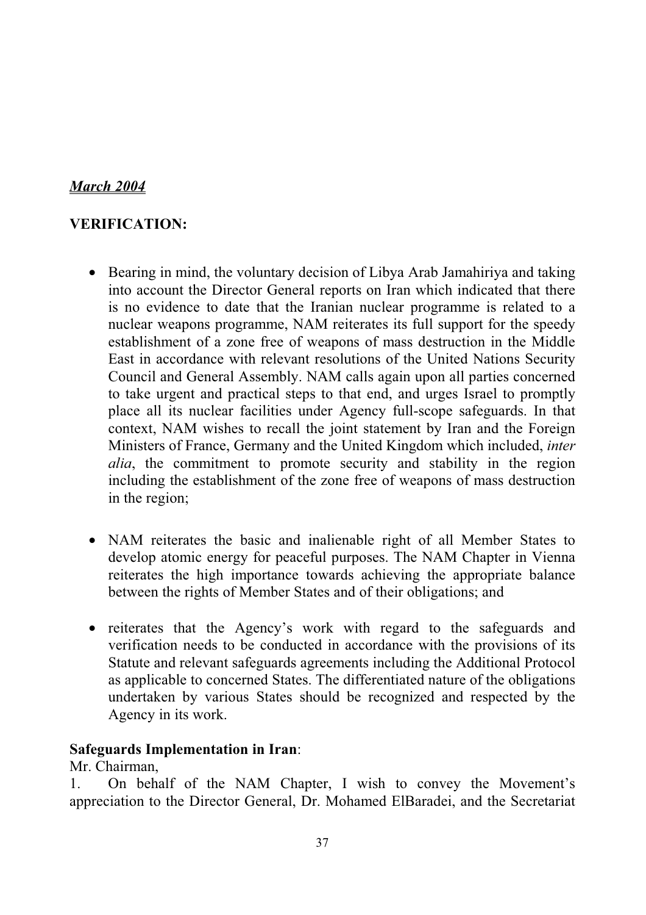***March 2004***

**VERIFICATION:**

- Bearing in mind, the voluntary decision of Libya Arab Jamahiriya and taking into account the Director General reports on Iran which indicated that there is no evidence to date that the Iranian nuclear programme is related to a nuclear weapons programme, NAM reiterates its full support for the speedy establishment of a zone free of weapons of mass destruction in the Middle East in accordance with relevant resolutions of the United Nations Security Council and General Assembly. NAM calls again upon all parties concerned to take urgent and practical steps to that end, and urges Israel to promptly place all its nuclear facilities under Agency full-scope safeguards. In that context, NAM wishes to recall the joint statement by Iran and the Foreign Ministers of France, Germany and the United Kingdom which included, *inter alia*, the commitment to promote security and stability in the region including the establishment of the zone free of weapons of mass destruction in the region;

- NAM reiterates the basic and inalienable right of all Member States to develop atomic energy for peaceful purposes. The NAM Chapter in Vienna reiterates the high importance towards achieving the appropriate balance between the rights of Member States and of their obligations; and

- reiterates that the Agency's work with regard to the safeguards and verification needs to be conducted in accordance with the provisions of its Statute and relevant safeguards agreements including the Additional Protocol as applicable to concerned States. The differentiated nature of the obligations undertaken by various States should be recognized and respected by the Agency in its work.

**Safeguards Implementation in Iran**:

Mr. Chairman,

1. On behalf of the NAM Chapter, I wish to convey the Movement's appreciation to the Director General, Dr. Mohamed ElBaradei, and the Secretariat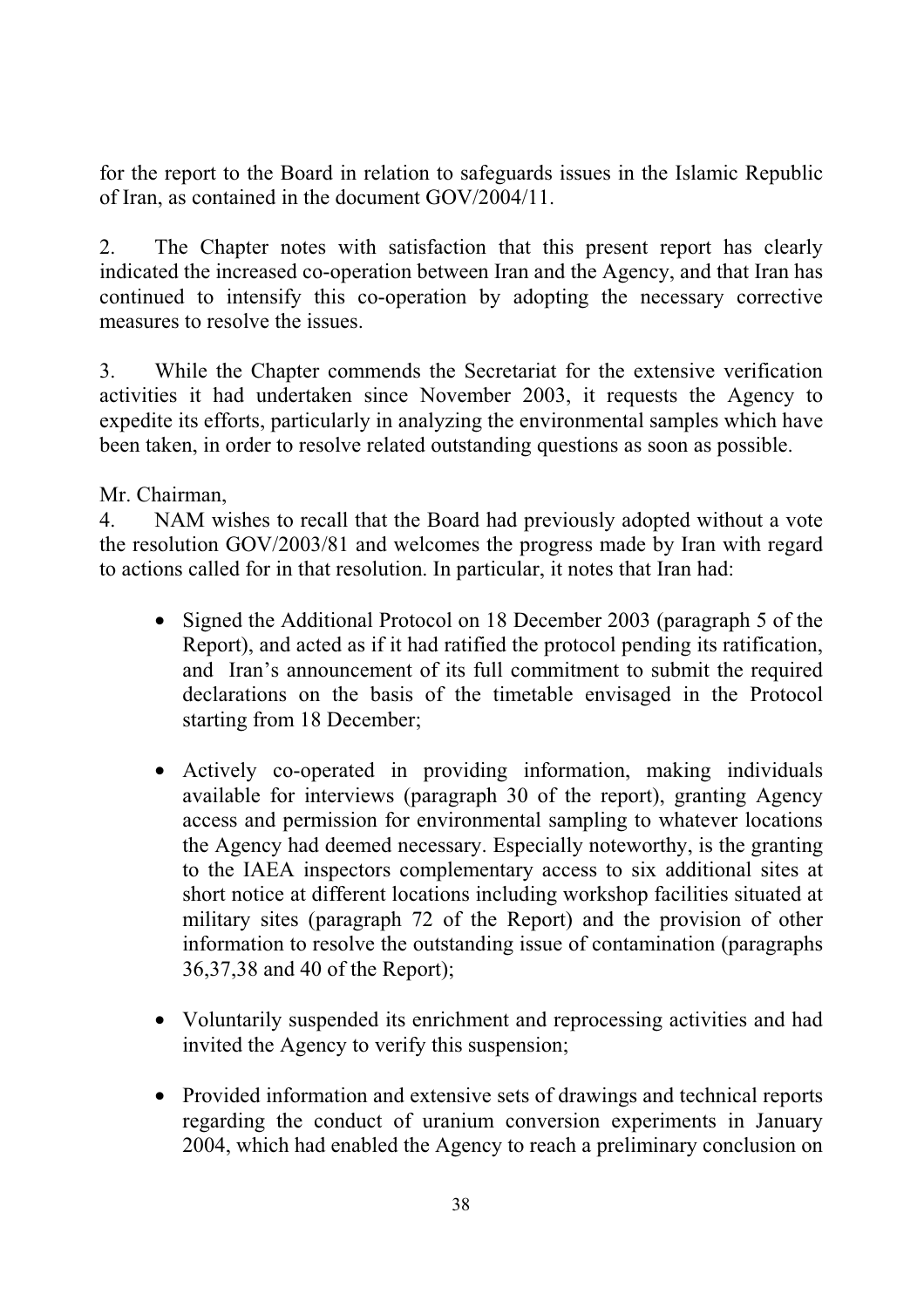for the report to the Board in relation to safeguards issues in the Islamic Republic of Iran, as contained in the document GOV/2004/11.

2. The Chapter notes with satisfaction that this present report has clearly indicated the increased co-operation between Iran and the Agency, and that Iran has continued to intensify this co-operation by adopting the necessary corrective measures to resolve the issues.

3. While the Chapter commends the Secretariat for the extensive verification activities it had undertaken since November 2003, it requests the Agency to expedite its efforts, particularly in analyzing the environmental samples which have been taken, in order to resolve related outstanding questions as soon as possible.

Mr. Chairman,

4. NAM wishes to recall that the Board had previously adopted without a vote the resolution GOV/2003/81 and welcomes the progress made by Iran with regard to actions called for in that resolution. In particular, it notes that Iran had:

- Signed the Additional Protocol on 18 December 2003 (paragraph 5 of the Report), and acted as if it had ratified the protocol pending its ratification, and Iran's announcement of its full commitment to submit the required declarations on the basis of the timetable envisaged in the Protocol starting from 18 December;

- Actively co-operated in providing information, making individuals available for interviews (paragraph 30 of the report), granting Agency access and permission for environmental sampling to whatever locations the Agency had deemed necessary. Especially noteworthy, is the granting to the IAEA inspectors complementary access to six additional sites at short notice at different locations including workshop facilities situated at military sites (paragraph 72 of the Report) and the provision of other information to resolve the outstanding issue of contamination (paragraphs 36,37,38 and 40 of the Report);

- Voluntarily suspended its enrichment and reprocessing activities and had invited the Agency to verify this suspension;

- Provided information and extensive sets of drawings and technical reports regarding the conduct of uranium conversion experiments in January 2004, which had enabled the Agency to reach a preliminary conclusion on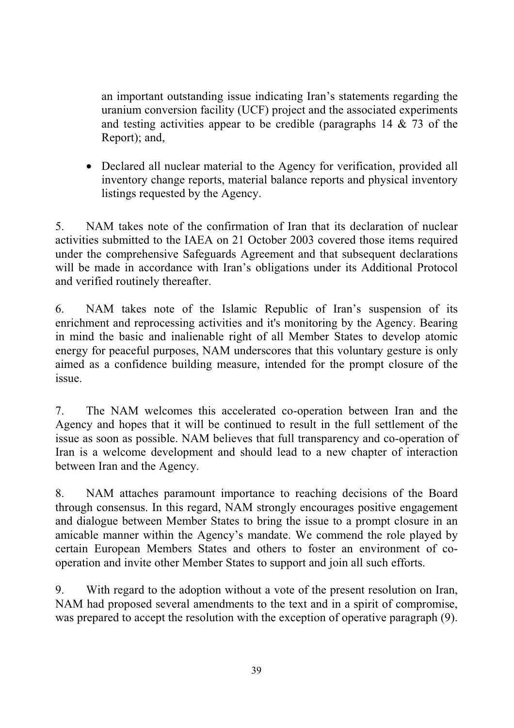an important outstanding issue indicating Iran's statements regarding the uranium conversion facility (UCF) project and the associated experiments and testing activities appear to be credible (paragraphs 14 & 73 of the Report); and,

- Declared all nuclear material to the Agency for verification, provided all inventory change reports, material balance reports and physical inventory listings requested by the Agency.

5. NAM takes note of the confirmation of Iran that its declaration of nuclear activities submitted to the IAEA on 21 October 2003 covered those items required under the comprehensive Safeguards Agreement and that subsequent declarations will be made in accordance with Iran's obligations under its Additional Protocol and verified routinely thereafter.

6. NAM takes note of the Islamic Republic of Iran's suspension of its enrichment and reprocessing activities and it's monitoring by the Agency. Bearing in mind the basic and inalienable right of all Member States to develop atomic energy for peaceful purposes, NAM underscores that this voluntary gesture is only aimed as a confidence building measure, intended for the prompt closure of the issue.

7. The NAM welcomes this accelerated co-operation between Iran and the Agency and hopes that it will be continued to result in the full settlement of the issue as soon as possible. NAM believes that full transparency and co-operation of Iran is a welcome development and should lead to a new chapter of interaction between Iran and the Agency.

8. NAM attaches paramount importance to reaching decisions of the Board through consensus. In this regard, NAM strongly encourages positive engagement and dialogue between Member States to bring the issue to a prompt closure in an amicable manner within the Agency's mandate. We commend the role played by certain European Members States and others to foster an environment of co-operation and invite other Member States to support and join all such efforts.

9. With regard to the adoption without a vote of the present resolution on Iran, NAM had proposed several amendments to the text and in a spirit of compromise, was prepared to accept the resolution with the exception of operative paragraph (9).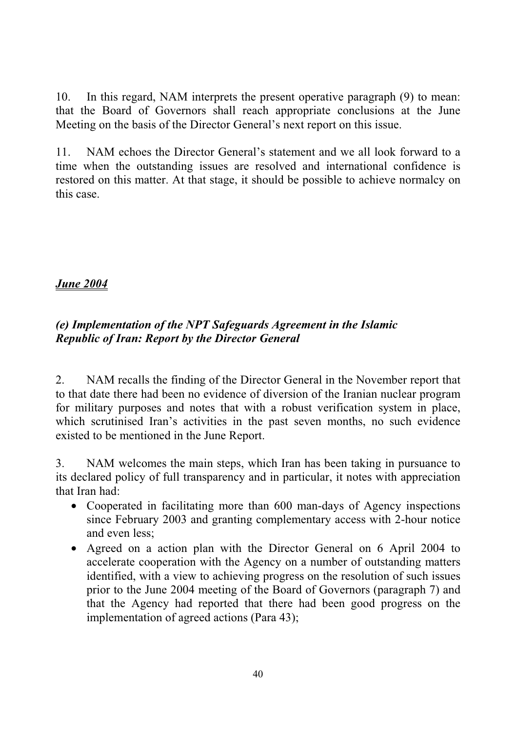10. In this regard, NAM interprets the present operative paragraph (9) to mean: that the Board of Governors shall reach appropriate conclusions at the June Meeting on the basis of the Director General's next report on this issue.

11. NAM echoes the Director General's statement and we all look forward to a time when the outstanding issues are resolved and international confidence is restored on this matter. At that stage, it should be possible to achieve normalcy on this case.

***June 2004***

***(e) Implementation of the NPT Safeguards Agreement in the Islamic Republic of Iran: Report by the Director General***

2. NAM recalls the finding of the Director General in the November report that to that date there had been no evidence of diversion of the Iranian nuclear program for military purposes and notes that with a robust verification system in place, which scrutinised Iran's activities in the past seven months, no such evidence existed to be mentioned in the June Report.

3. NAM welcomes the main steps, which Iran has been taking in pursuance to its declared policy of full transparency and in particular, it notes with appreciation that Iran had:

- Cooperated in facilitating more than 600 man-days of Agency inspections since February 2003 and granting complementary access with 2-hour notice and even less;
- Agreed on a action plan with the Director General on 6 April 2004 to accelerate cooperation with the Agency on a number of outstanding matters identified, with a view to achieving progress on the resolution of such issues prior to the June 2004 meeting of the Board of Governors (paragraph 7) and that the Agency had reported that there had been good progress on the implementation of agreed actions (Para 43);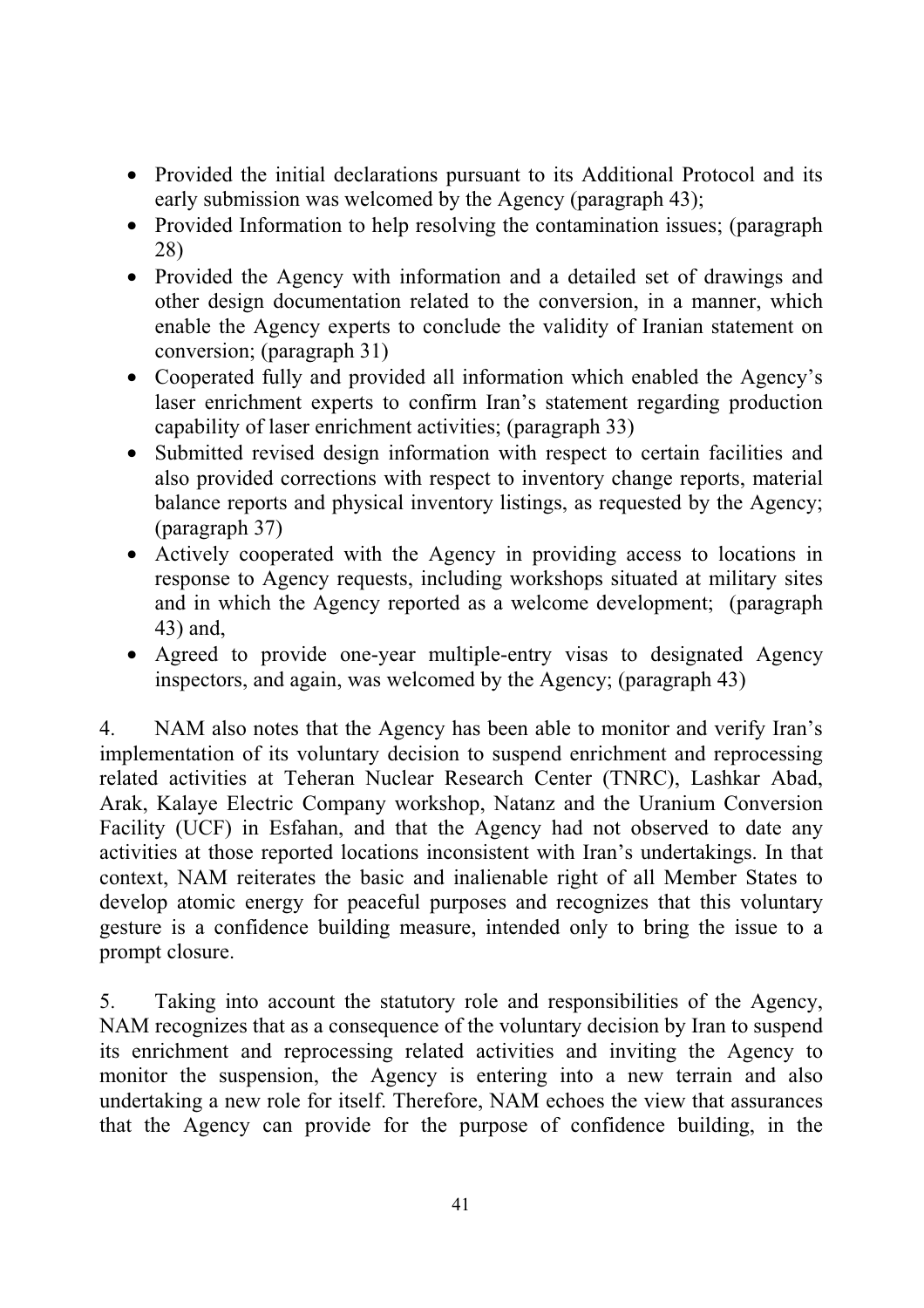- Provided the initial declarations pursuant to its Additional Protocol and its early submission was welcomed by the Agency (paragraph 43);
- Provided Information to help resolving the contamination issues; (paragraph 28)
- Provided the Agency with information and a detailed set of drawings and other design documentation related to the conversion, in a manner, which enable the Agency experts to conclude the validity of Iranian statement on conversion; (paragraph 31)
- Cooperated fully and provided all information which enabled the Agency's laser enrichment experts to confirm Iran's statement regarding production capability of laser enrichment activities; (paragraph 33)
- Submitted revised design information with respect to certain facilities and also provided corrections with respect to inventory change reports, material balance reports and physical inventory listings, as requested by the Agency; (paragraph 37)
- Actively cooperated with the Agency in providing access to locations in response to Agency requests, including workshops situated at military sites and in which the Agency reported as a welcome development; (paragraph 43) and,
- Agreed to provide one-year multiple-entry visas to designated Agency inspectors, and again, was welcomed by the Agency; (paragraph 43)

4. NAM also notes that the Agency has been able to monitor and verify Iran's implementation of its voluntary decision to suspend enrichment and reprocessing related activities at Teheran Nuclear Research Center (TNRC), Lashkar Abad, Arak, Kalaye Electric Company workshop, Natanz and the Uranium Conversion Facility (UCF) in Esfahan, and that the Agency had not observed to date any activities at those reported locations inconsistent with Iran's undertakings. In that context, NAM reiterates the basic and inalienable right of all Member States to develop atomic energy for peaceful purposes and recognizes that this voluntary gesture is a confidence building measure, intended only to bring the issue to a prompt closure.

5. Taking into account the statutory role and responsibilities of the Agency, NAM recognizes that as a consequence of the voluntary decision by Iran to suspend its enrichment and reprocessing related activities and inviting the Agency to monitor the suspension, the Agency is entering into a new terrain and also undertaking a new role for itself. Therefore, NAM echoes the view that assurances that the Agency can provide for the purpose of confidence building, in the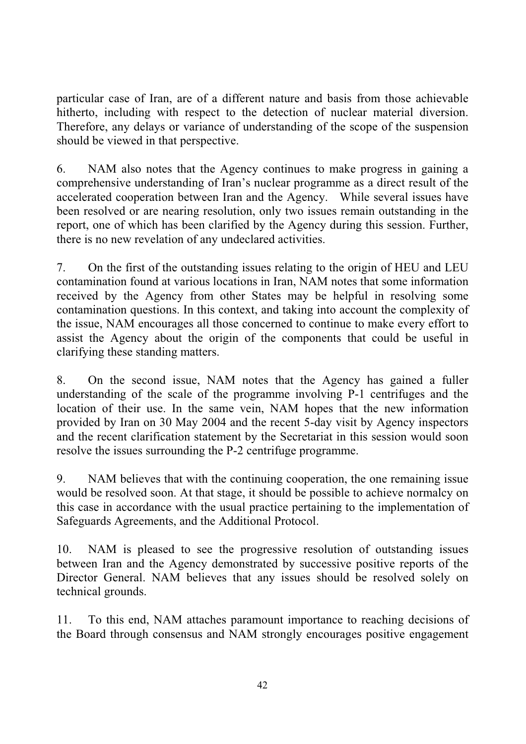particular case of Iran, are of a different nature and basis from those achievable hitherto, including with respect to the detection of nuclear material diversion. Therefore, any delays or variance of understanding of the scope of the suspension should be viewed in that perspective.

6. NAM also notes that the Agency continues to make progress in gaining a comprehensive understanding of Iran's nuclear programme as a direct result of the accelerated cooperation between Iran and the Agency. While several issues have been resolved or are nearing resolution, only two issues remain outstanding in the report, one of which has been clarified by the Agency during this session. Further, there is no new revelation of any undeclared activities.

7. On the first of the outstanding issues relating to the origin of HEU and LEU contamination found at various locations in Iran, NAM notes that some information received by the Agency from other States may be helpful in resolving some contamination questions. In this context, and taking into account the complexity of the issue, NAM encourages all those concerned to continue to make every effort to assist the Agency about the origin of the components that could be useful in clarifying these standing matters.

8. On the second issue, NAM notes that the Agency has gained a fuller understanding of the scale of the programme involving P-1 centrifuges and the location of their use. In the same vein, NAM hopes that the new information provided by Iran on 30 May 2004 and the recent 5-day visit by Agency inspectors and the recent clarification statement by the Secretariat in this session would soon resolve the issues surrounding the P-2 centrifuge programme.

9. NAM believes that with the continuing cooperation, the one remaining issue would be resolved soon. At that stage, it should be possible to achieve normalcy on this case in accordance with the usual practice pertaining to the implementation of Safeguards Agreements, and the Additional Protocol.

10. NAM is pleased to see the progressive resolution of outstanding issues between Iran and the Agency demonstrated by successive positive reports of the Director General. NAM believes that any issues should be resolved solely on technical grounds.

11. To this end, NAM attaches paramount importance to reaching decisions of the Board through consensus and NAM strongly encourages positive engagement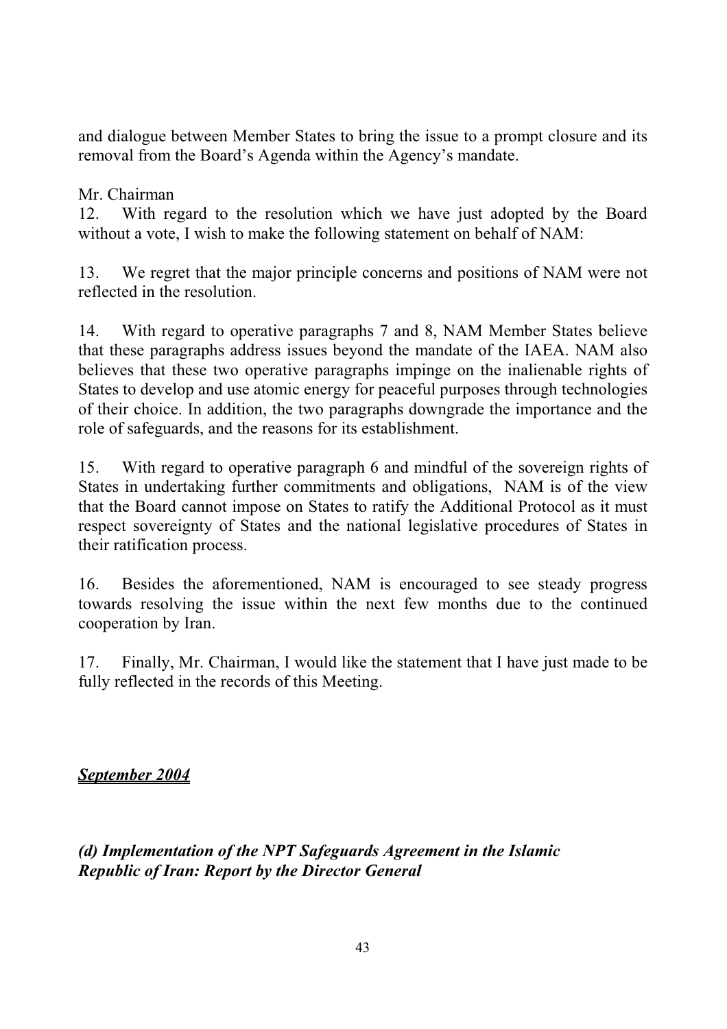and dialogue between Member States to bring the issue to a prompt closure and its removal from the Board's Agenda within the Agency's mandate.

Mr. Chairman

12. With regard to the resolution which we have just adopted by the Board without a vote, I wish to make the following statement on behalf of NAM:

13. We regret that the major principle concerns and positions of NAM were not reflected in the resolution.

14. With regard to operative paragraphs 7 and 8, NAM Member States believe that these paragraphs address issues beyond the mandate of the IAEA. NAM also believes that these two operative paragraphs impinge on the inalienable rights of States to develop and use atomic energy for peaceful purposes through technologies of their choice. In addition, the two paragraphs downgrade the importance and the role of safeguards, and the reasons for its establishment.

15. With regard to operative paragraph 6 and mindful of the sovereign rights of States in undertaking further commitments and obligations, NAM is of the view that the Board cannot impose on States to ratify the Additional Protocol as it must respect sovereignty of States and the national legislative procedures of States in their ratification process.

16. Besides the aforementioned, NAM is encouraged to see steady progress towards resolving the issue within the next few months due to the continued cooperation by Iran.

17. Finally, Mr. Chairman, I would like the statement that I have just made to be fully reflected in the records of this Meeting.

## ***September 2004***

### ***(d) Implementation of the NPT Safeguards Agreement in the Islamic Republic of Iran: Report by the Director General***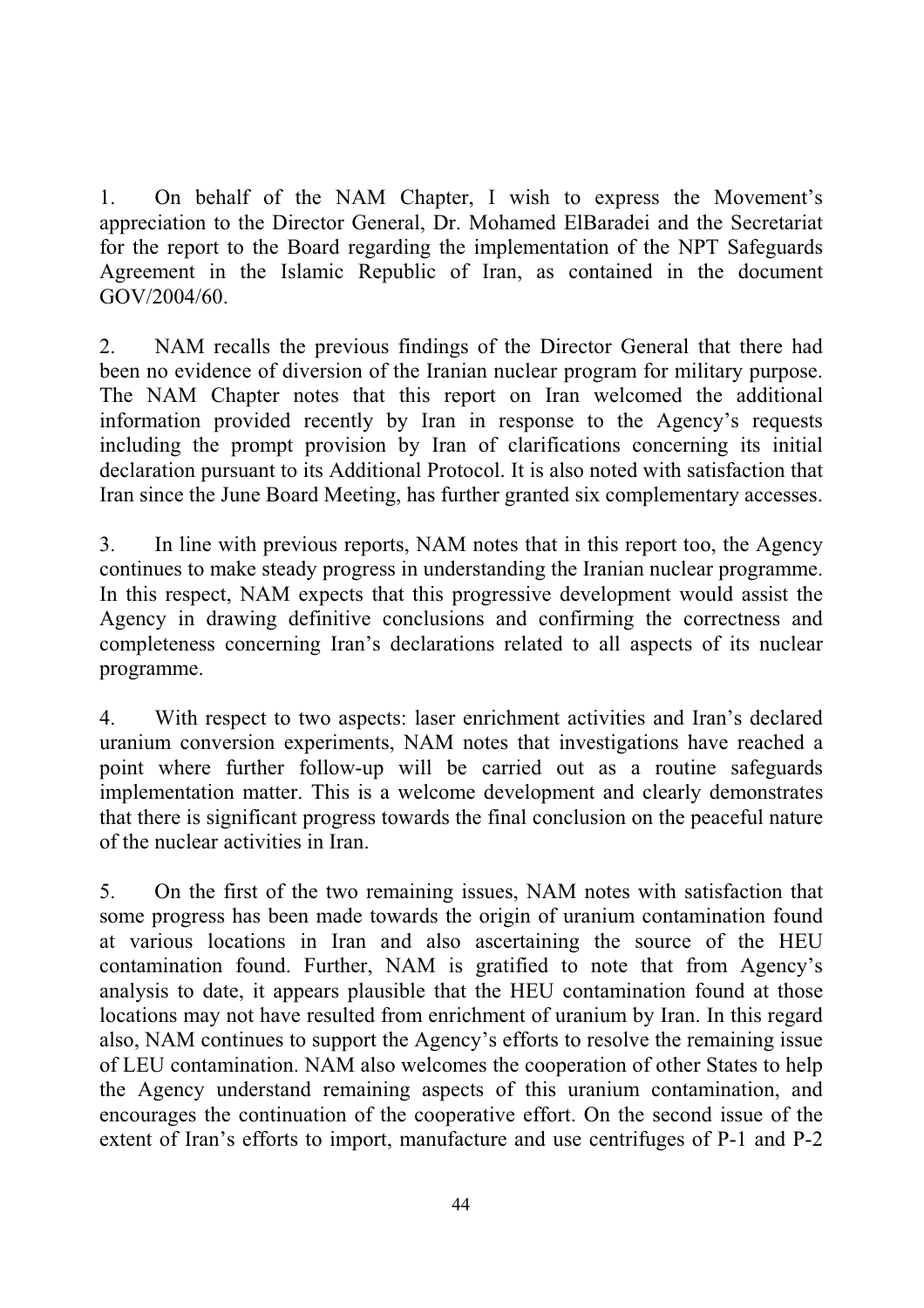1. On behalf of the NAM Chapter, I wish to express the Movement's appreciation to the Director General, Dr. Mohamed ElBaradei and the Secretariat for the report to the Board regarding the implementation of the NPT Safeguards Agreement in the Islamic Republic of Iran, as contained in the document GOV/2004/60.

2. NAM recalls the previous findings of the Director General that there had been no evidence of diversion of the Iranian nuclear program for military purpose. The NAM Chapter notes that this report on Iran welcomed the additional information provided recently by Iran in response to the Agency's requests including the prompt provision by Iran of clarifications concerning its initial declaration pursuant to its Additional Protocol. It is also noted with satisfaction that Iran since the June Board Meeting, has further granted six complementary accesses.

3. In line with previous reports, NAM notes that in this report too, the Agency continues to make steady progress in understanding the Iranian nuclear programme. In this respect, NAM expects that this progressive development would assist the Agency in drawing definitive conclusions and confirming the correctness and completeness concerning Iran's declarations related to all aspects of its nuclear programme.

4. With respect to two aspects: laser enrichment activities and Iran's declared uranium conversion experiments, NAM notes that investigations have reached a point where further follow-up will be carried out as a routine safeguards implementation matter. This is a welcome development and clearly demonstrates that there is significant progress towards the final conclusion on the peaceful nature of the nuclear activities in Iran.

5. On the first of the two remaining issues, NAM notes with satisfaction that some progress has been made towards the origin of uranium contamination found at various locations in Iran and also ascertaining the source of the HEU contamination found. Further, NAM is gratified to note that from Agency's analysis to date, it appears plausible that the HEU contamination found at those locations may not have resulted from enrichment of uranium by Iran. In this regard also, NAM continues to support the Agency's efforts to resolve the remaining issue of LEU contamination. NAM also welcomes the cooperation of other States to help the Agency understand remaining aspects of this uranium contamination, and encourages the continuation of the cooperative effort. On the second issue of the extent of Iran's efforts to import, manufacture and use centrifuges of P-1 and P-2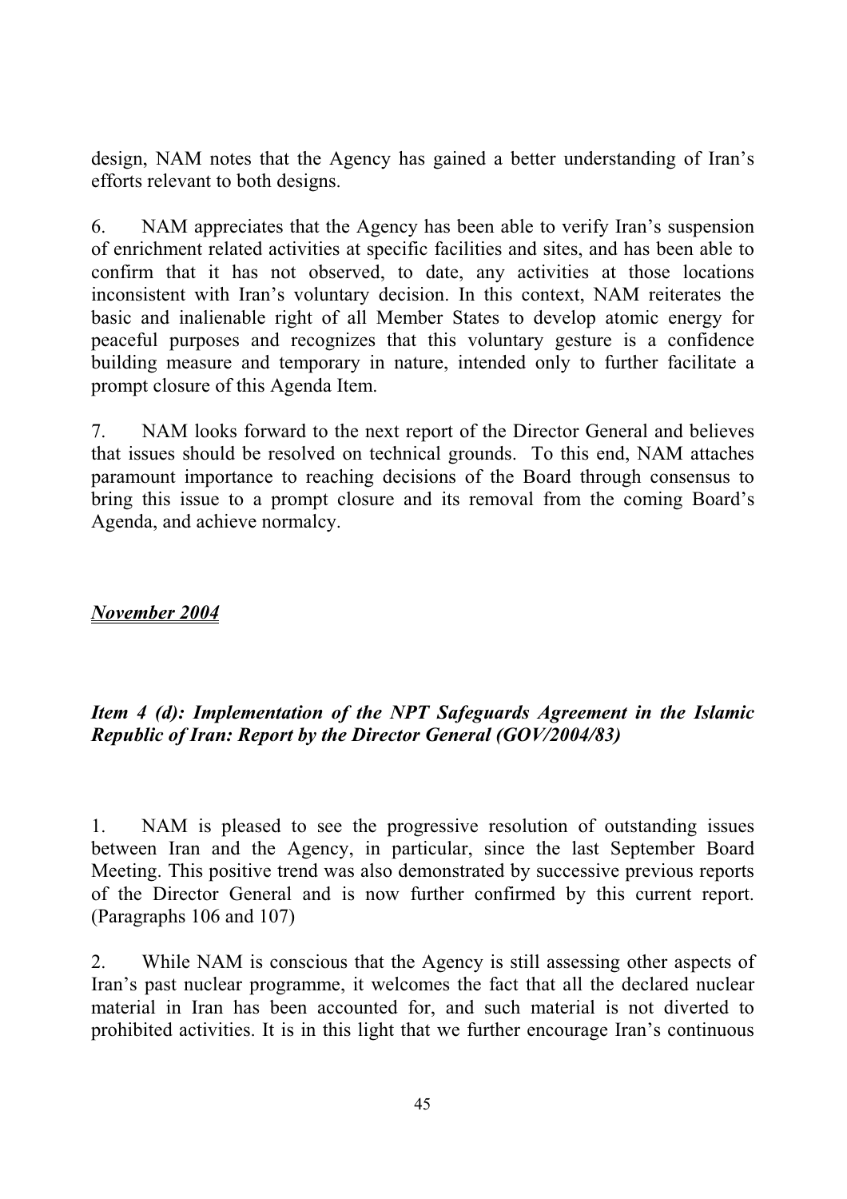design, NAM notes that the Agency has gained a better understanding of Iran's efforts relevant to both designs.

6. NAM appreciates that the Agency has been able to verify Iran's suspension of enrichment related activities at specific facilities and sites, and has been able to confirm that it has not observed, to date, any activities at those locations inconsistent with Iran's voluntary decision. In this context, NAM reiterates the basic and inalienable right of all Member States to develop atomic energy for peaceful purposes and recognizes that this voluntary gesture is a confidence building measure and temporary in nature, intended only to further facilitate a prompt closure of this Agenda Item.

7. NAM looks forward to the next report of the Director General and believes that issues should be resolved on technical grounds. To this end, NAM attaches paramount importance to reaching decisions of the Board through consensus to bring this issue to a prompt closure and its removal from the coming Board's Agenda, and achieve normalcy.

***November 2004***

***Item 4 (d): Implementation of the NPT Safeguards Agreement in the Islamic Republic of Iran: Report by the Director General (GOV/2004/83)***

1. NAM is pleased to see the progressive resolution of outstanding issues between Iran and the Agency, in particular, since the last September Board Meeting. This positive trend was also demonstrated by successive previous reports of the Director General and is now further confirmed by this current report. (Paragraphs 106 and 107)

2. While NAM is conscious that the Agency is still assessing other aspects of Iran's past nuclear programme, it welcomes the fact that all the declared nuclear material in Iran has been accounted for, and such material is not diverted to prohibited activities. It is in this light that we further encourage Iran's continuous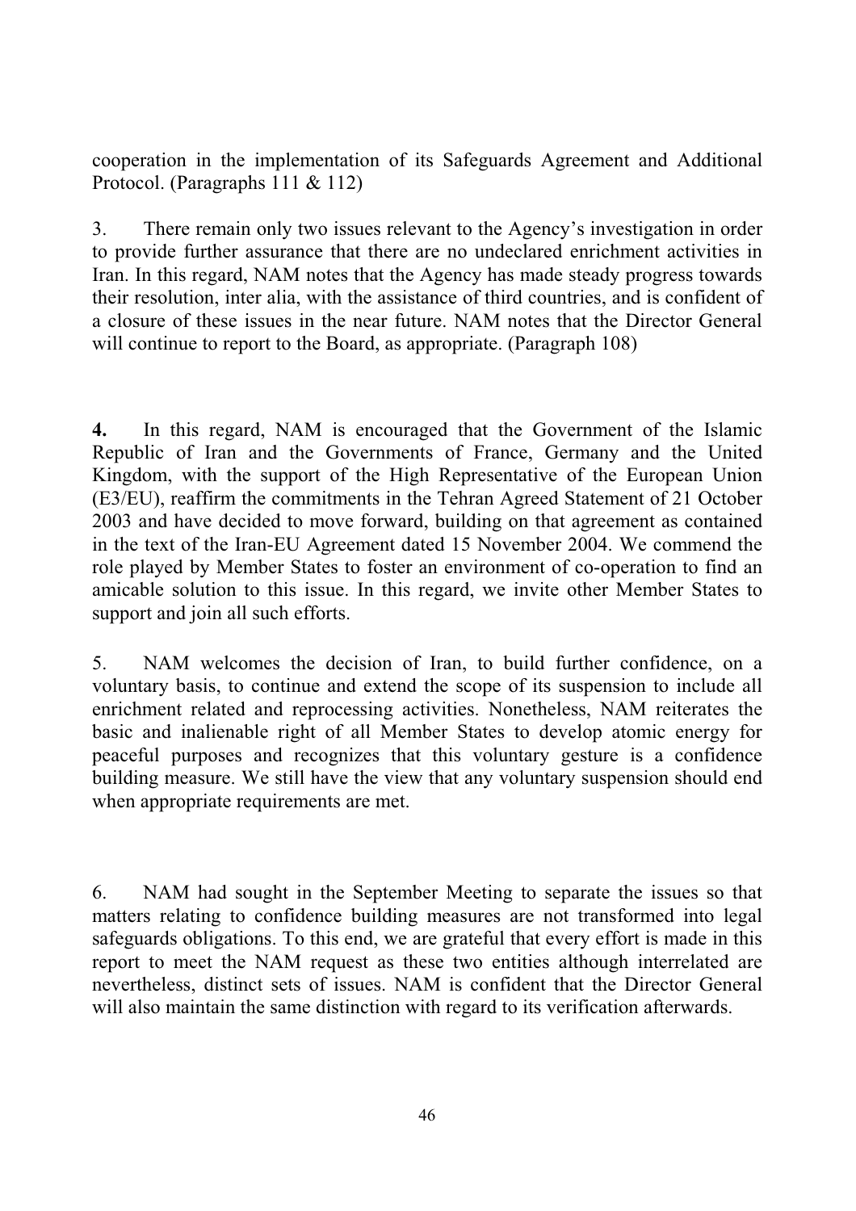cooperation in the implementation of its Safeguards Agreement and Additional Protocol. (Paragraphs 111 & 112)

3. There remain only two issues relevant to the Agency's investigation in order to provide further assurance that there are no undeclared enrichment activities in Iran. In this regard, NAM notes that the Agency has made steady progress towards their resolution, inter alia, with the assistance of third countries, and is confident of a closure of these issues in the near future. NAM notes that the Director General will continue to report to the Board, as appropriate. (Paragraph 108)

**4.** In this regard, NAM is encouraged that the Government of the Islamic Republic of Iran and the Governments of France, Germany and the United Kingdom, with the support of the High Representative of the European Union (E3/EU), reaffirm the commitments in the Tehran Agreed Statement of 21 October 2003 and have decided to move forward, building on that agreement as contained in the text of the Iran-EU Agreement dated 15 November 2004. We commend the role played by Member States to foster an environment of co-operation to find an amicable solution to this issue. In this regard, we invite other Member States to support and join all such efforts.

5. NAM welcomes the decision of Iran, to build further confidence, on a voluntary basis, to continue and extend the scope of its suspension to include all enrichment related and reprocessing activities. Nonetheless, NAM reiterates the basic and inalienable right of all Member States to develop atomic energy for peaceful purposes and recognizes that this voluntary gesture is a confidence building measure. We still have the view that any voluntary suspension should end when appropriate requirements are met.

6. NAM had sought in the September Meeting to separate the issues so that matters relating to confidence building measures are not transformed into legal safeguards obligations. To this end, we are grateful that every effort is made in this report to meet the NAM request as these two entities although interrelated are nevertheless, distinct sets of issues. NAM is confident that the Director General will also maintain the same distinction with regard to its verification afterwards.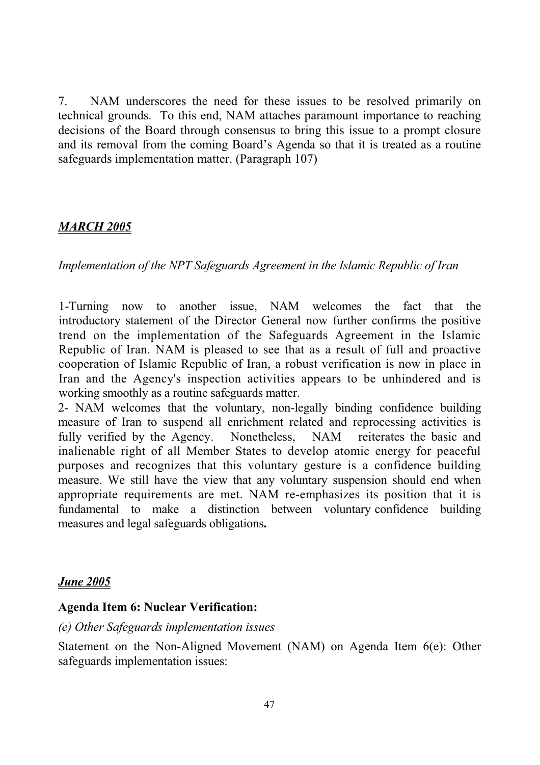7. NAM underscores the need for these issues to be resolved primarily on technical grounds. To this end, NAM attaches paramount importance to reaching decisions of the Board through consensus to bring this issue to a prompt closure and its removal from the coming Board's Agenda so that it is treated as a routine safeguards implementation matter. (Paragraph 107)

## ***MARCH 2005***

*Implementation of the NPT Safeguards Agreement in the Islamic Republic of Iran*

1-Turning now to another issue, NAM welcomes the fact that the introductory statement of the Director General now further confirms the positive trend on the implementation of the Safeguards Agreement in the Islamic Republic of Iran. NAM is pleased to see that as a result of full and proactive cooperation of Islamic Republic of Iran, a robust verification is now in place in Iran and the Agency's inspection activities appears to be unhindered and is working smoothly as a routine safeguards matter.

2- NAM welcomes that the voluntary, non-legally binding confidence building measure of Iran to suspend all enrichment related and reprocessing activities is fully verified by the Agency. Nonetheless, NAM reiterates the basic and inalienable right of all Member States to develop atomic energy for peaceful purposes and recognizes that this voluntary gesture is a confidence building measure. We still have the view that any voluntary suspension should end when appropriate requirements are met. NAM re-emphasizes its position that it is fundamental to make a distinction between voluntary confidence building measures and legal safeguards obligations**.**

## ***June 2005***

**Agenda Item 6: Nuclear Verification:**

*(e) Other Safeguards implementation issues*

Statement on the Non-Aligned Movement (NAM) on Agenda Item 6(e): Other safeguards implementation issues: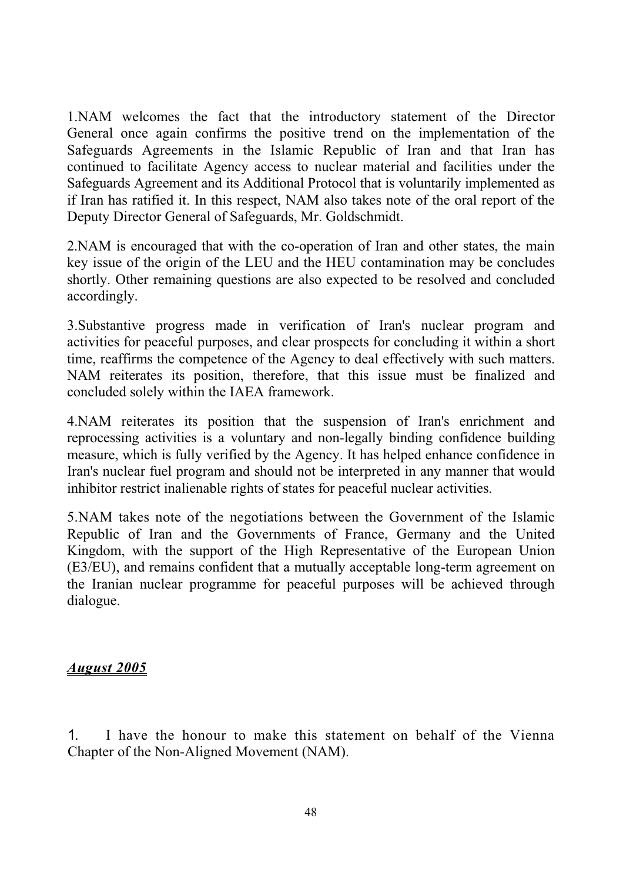1.NAM welcomes the fact that the introductory statement of the Director General once again confirms the positive trend on the implementation of the Safeguards Agreements in the Islamic Republic of Iran and that Iran has continued to facilitate Agency access to nuclear material and facilities under the Safeguards Agreement and its Additional Protocol that is voluntarily implemented as if Iran has ratified it. In this respect, NAM also takes note of the oral report of the Deputy Director General of Safeguards, Mr. Goldschmidt.

2.NAM is encouraged that with the co-operation of Iran and other states, the main key issue of the origin of the LEU and the HEU contamination may be concludes shortly. Other remaining questions are also expected to be resolved and concluded accordingly.

3.Substantive progress made in verification of Iran's nuclear program and activities for peaceful purposes, and clear prospects for concluding it within a short time, reaffirms the competence of the Agency to deal effectively with such matters. NAM reiterates its position, therefore, that this issue must be finalized and concluded solely within the IAEA framework.

4.NAM reiterates its position that the suspension of Iran's enrichment and reprocessing activities is a voluntary and non-legally binding confidence building measure, which is fully verified by the Agency. It has helped enhance confidence in Iran's nuclear fuel program and should not be interpreted in any manner that would inhibitor restrict inalienable rights of states for peaceful nuclear activities.

5.NAM takes note of the negotiations between the Government of the Islamic Republic of Iran and the Governments of France, Germany and the United Kingdom, with the support of the High Representative of the European Union (E3/EU), and remains confident that a mutually acceptable long-term agreement on the Iranian nuclear programme for peaceful purposes will be achieved through dialogue.

***August 2005***

1. I have the honour to make this statement on behalf of the Vienna Chapter of the Non-Aligned Movement (NAM).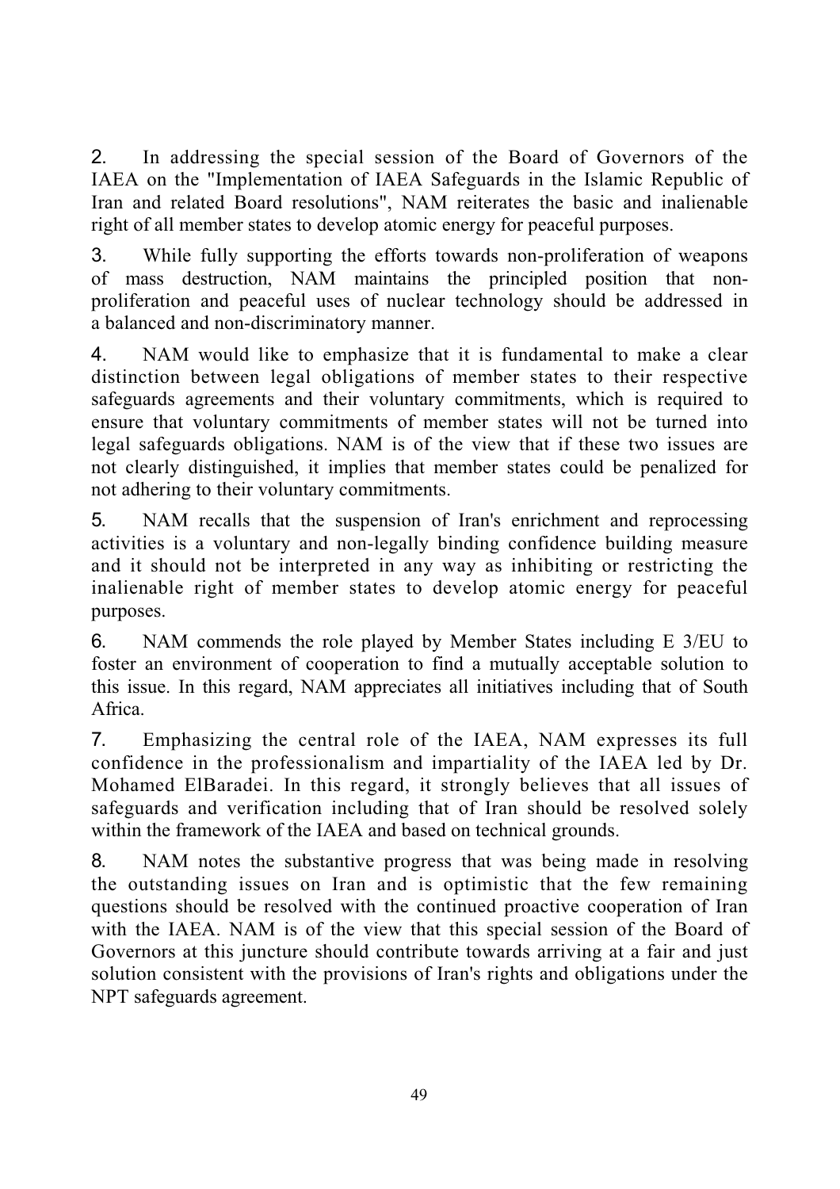2. In addressing the special session of the Board of Governors of the IAEA on the "Implementation of IAEA Safeguards in the Islamic Republic of Iran and related Board resolutions", NAM reiterates the basic and inalienable right of all member states to develop atomic energy for peaceful purposes.

3. While fully supporting the efforts towards non-proliferation of weapons of mass destruction, NAM maintains the principled position that non-proliferation and peaceful uses of nuclear technology should be addressed in a balanced and non-discriminatory manner.

4. NAM would like to emphasize that it is fundamental to make a clear distinction between legal obligations of member states to their respective safeguards agreements and their voluntary commitments, which is required to ensure that voluntary commitments of member states will not be turned into legal safeguards obligations. NAM is of the view that if these two issues are not clearly distinguished, it implies that member states could be penalized for not adhering to their voluntary commitments.

5. NAM recalls that the suspension of Iran's enrichment and reprocessing activities is a voluntary and non-legally binding confidence building measure and it should not be interpreted in any way as inhibiting or restricting the inalienable right of member states to develop atomic energy for peaceful purposes.

6. NAM commends the role played by Member States including E 3/EU to foster an environment of cooperation to find a mutually acceptable solution to this issue. In this regard, NAM appreciates all initiatives including that of South Africa.

7. Emphasizing the central role of the IAEA, NAM expresses its full confidence in the professionalism and impartiality of the IAEA led by Dr. Mohamed ElBaradei. In this regard, it strongly believes that all issues of safeguards and verification including that of Iran should be resolved solely within the framework of the IAEA and based on technical grounds.

8. NAM notes the substantive progress that was being made in resolving the outstanding issues on Iran and is optimistic that the few remaining questions should be resolved with the continued proactive cooperation of Iran with the IAEA. NAM is of the view that this special session of the Board of Governors at this juncture should contribute towards arriving at a fair and just solution consistent with the provisions of Iran's rights and obligations under the NPT safeguards agreement.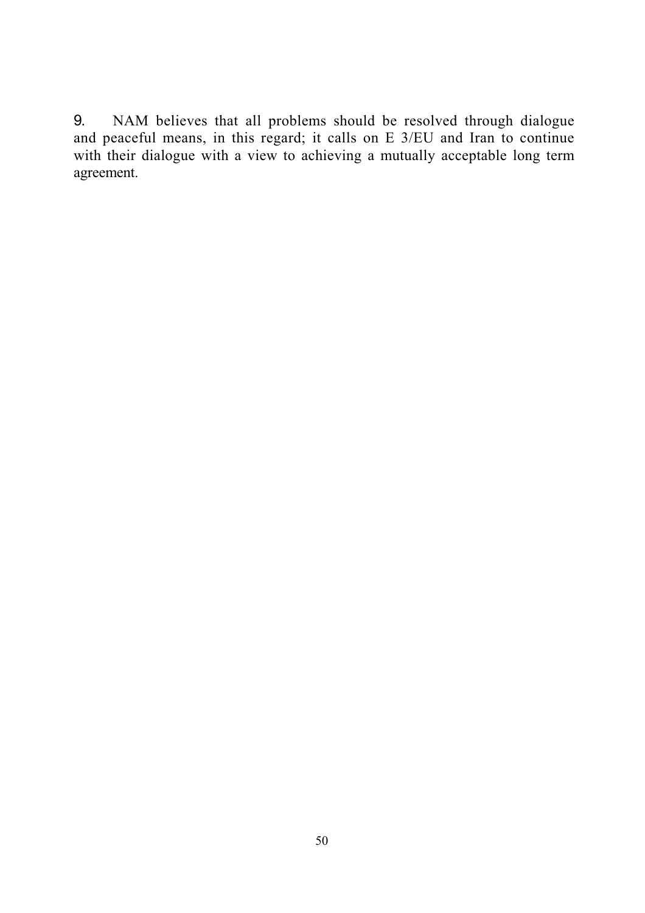9. NAM believes that all problems should be resolved through dialogue and peaceful means, in this regard; it calls on E 3/EU and Iran to continue with their dialogue with a view to achieving a mutually acceptable long term agreement.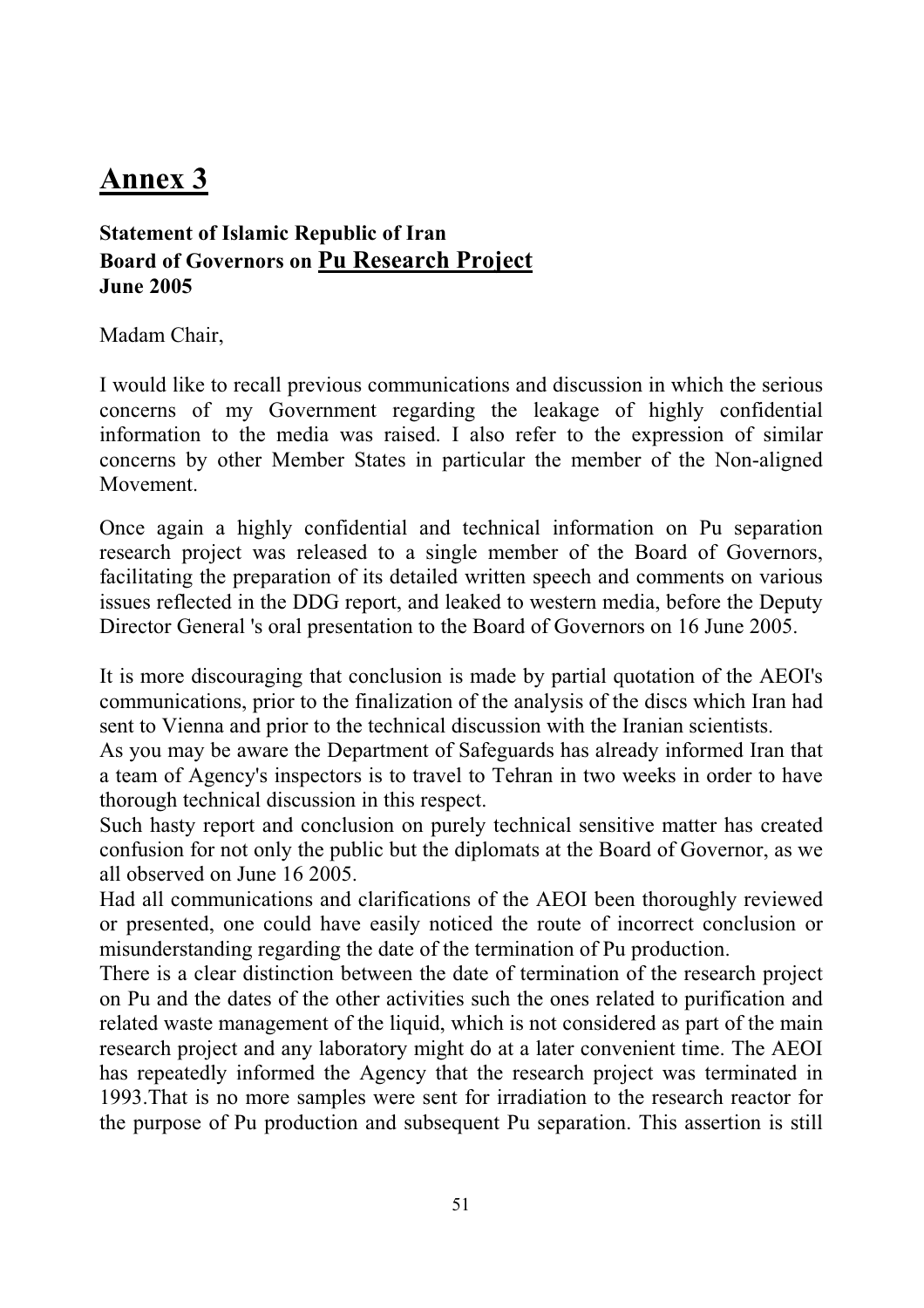# Annex 3

**Statement of Islamic Republic of Iran**
**Board of Governors on <u>Pu Research Project</u>**
**June 2005**

Madam Chair,

I would like to recall previous communications and discussion in which the serious concerns of my Government regarding the leakage of highly confidential information to the media was raised. I also refer to the expression of similar concerns by other Member States in particular the member of the Non-aligned Movement.

Once again a highly confidential and technical information on Pu separation research project was released to a single member of the Board of Governors, facilitating the preparation of its detailed written speech and comments on various issues reflected in the DDG report, and leaked to western media, before the Deputy Director General 's oral presentation to the Board of Governors on 16 June 2005.

It is more discouraging that conclusion is made by partial quotation of the AEOI's communications, prior to the finalization of the analysis of the discs which Iran had sent to Vienna and prior to the technical discussion with the Iranian scientists.
As you may be aware the Department of Safeguards has already informed Iran that a team of Agency's inspectors is to travel to Tehran in two weeks in order to have thorough technical discussion in this respect.
Such hasty report and conclusion on purely technical sensitive matter has created confusion for not only the public but the diplomats at the Board of Governor, as we all observed on June 16 2005.
Had all communications and clarifications of the AEOI been thoroughly reviewed or presented, one could have easily noticed the route of incorrect conclusion or misunderstanding regarding the date of the termination of Pu production.
There is a clear distinction between the date of termination of the research project on Pu and the dates of the other activities such the ones related to purification and related waste management of the liquid, which is not considered as part of the main research project and any laboratory might do at a later convenient time. The AEOI has repeatedly informed the Agency that the research project was terminated in 1993.That is no more samples were sent for irradiation to the research reactor for the purpose of Pu production and subsequent Pu separation. This assertion is still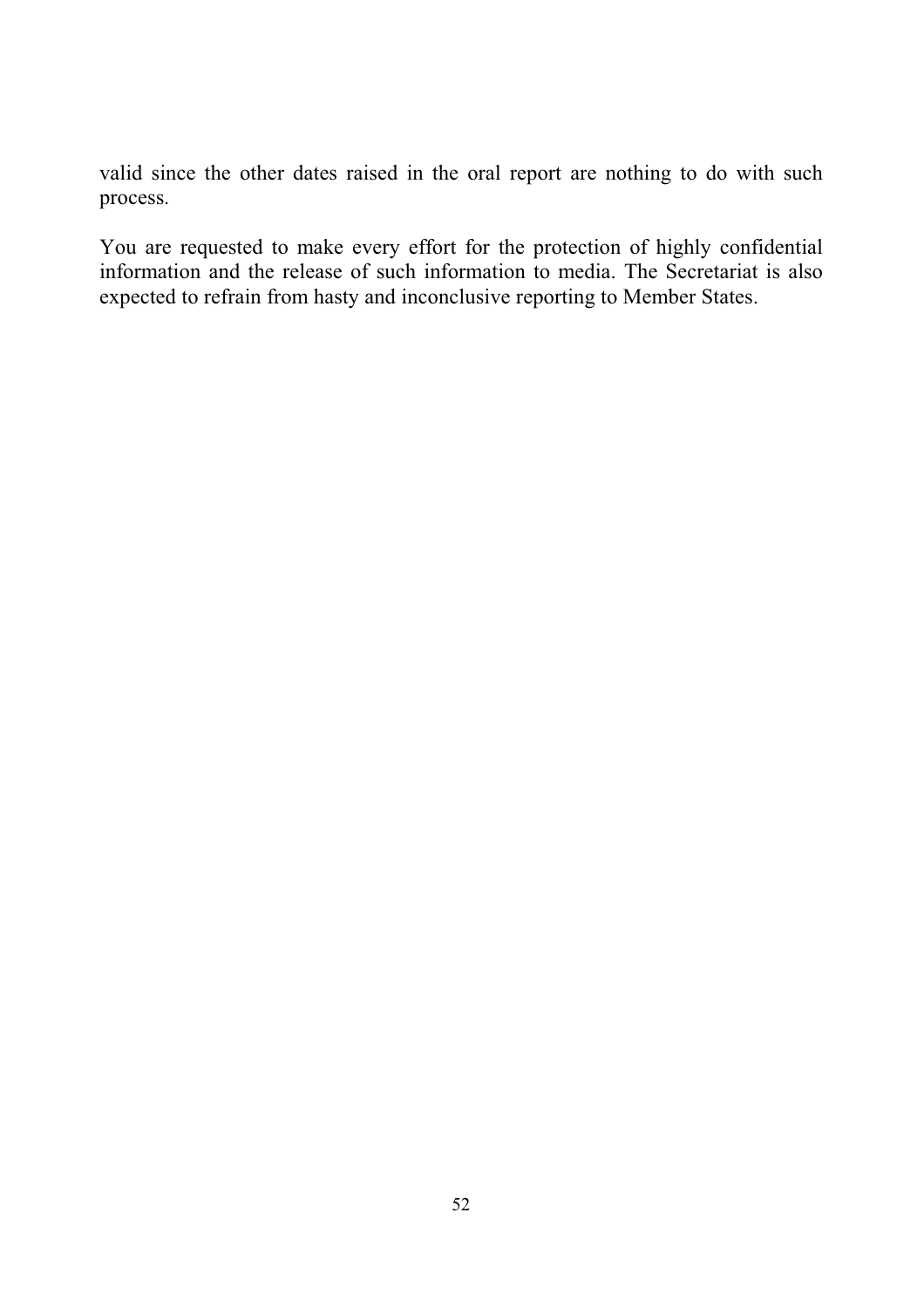valid since the other dates raised in the oral report are nothing to do with such process.

You are requested to make every effort for the protection of highly confidential information and the release of such information to media. The Secretariat is also expected to refrain from hasty and inconclusive reporting to Member States.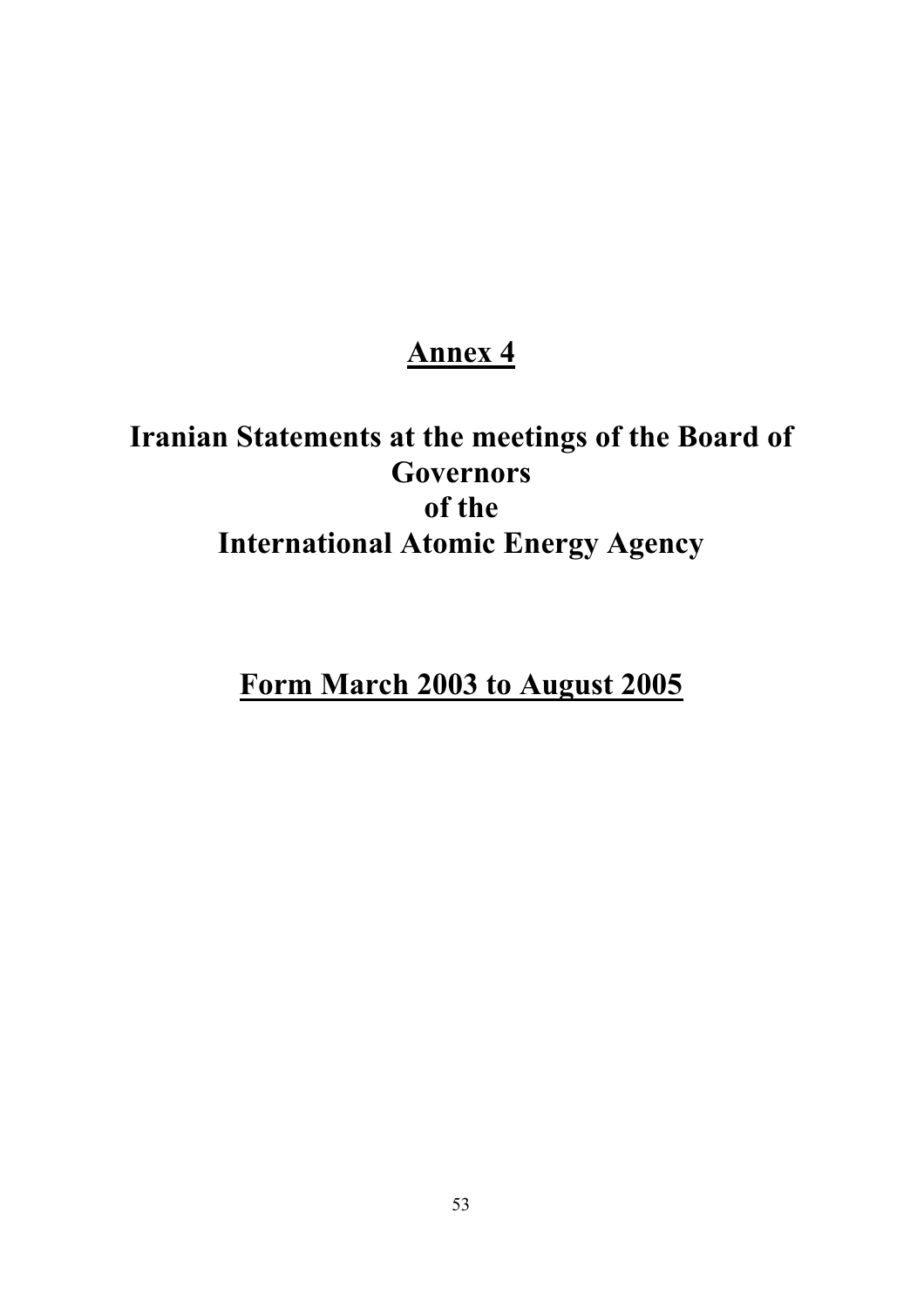# Annex 4

# Iranian Statements at the meetings of the Board of Governors of the International Atomic Energy Agency

# Form March 2003 to August 2005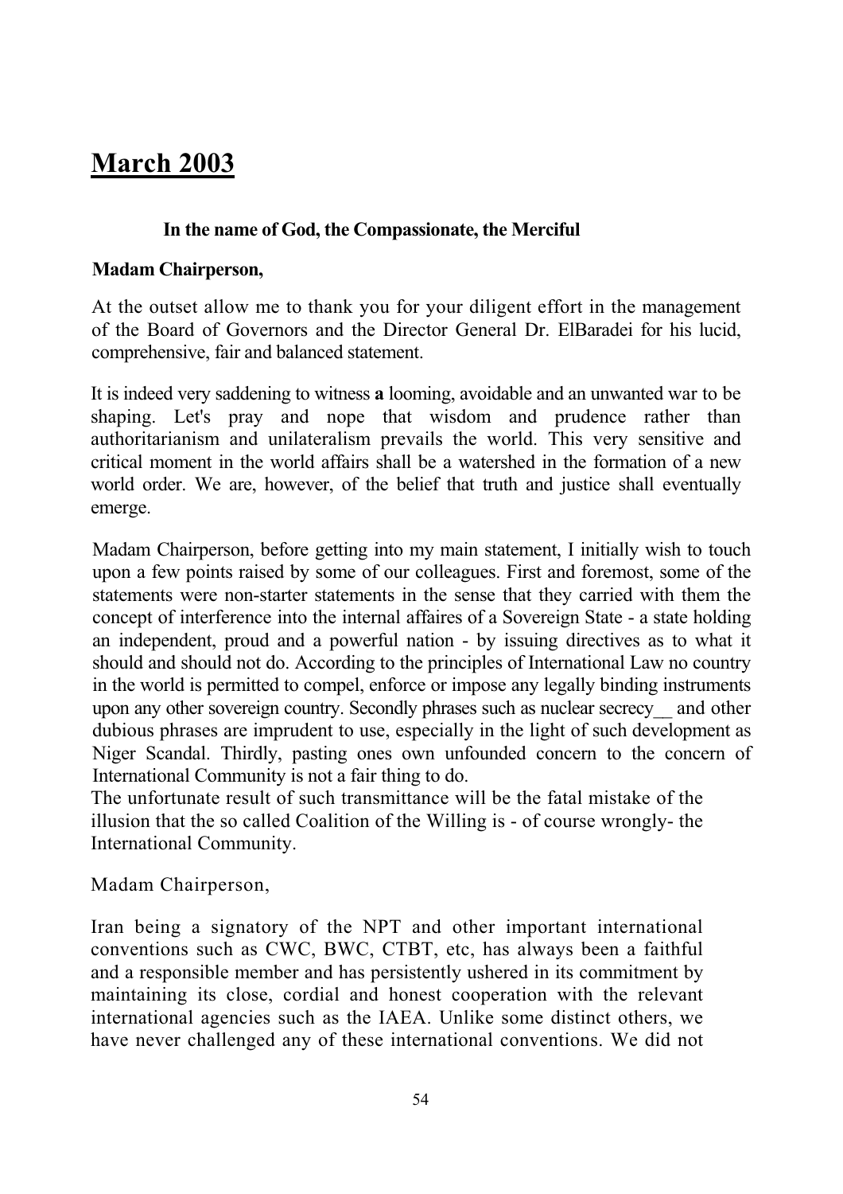# March 2003

**In the name of God, the Compassionate, the Merciful**

**Madam Chairperson,**

At the outset allow me to thank you for your diligent effort in the management of the Board of Governors and the Director General Dr. ElBaradei for his lucid, comprehensive, fair and balanced statement.

It is indeed very saddening to witness **a** looming, avoidable and an unwanted war to be shaping. Let's pray and nope that wisdom and prudence rather than authoritarianism and unilateralism prevails the world. This very sensitive and critical moment in the world affairs shall be a watershed in the formation of a new world order. We are, however, of the belief that truth and justice shall eventually emerge.

Madam Chairperson, before getting into my main statement, I initially wish to touch upon a few points raised by some of our colleagues. First and foremost, some of the statements were non-starter statements in the sense that they carried with them the concept of interference into the internal affaires of a Sovereign State - a state holding an independent, proud and a powerful nation - by issuing directives as to what it should and should not do. According to the principles of International Law no country in the world is permitted to compel, enforce or impose any legally binding instruments upon any other sovereign country. Secondly phrases such as nuclear secrecy__ and other dubious phrases are imprudent to use, especially in the light of such development as Niger Scandal. Thirdly, pasting ones own unfounded concern to the concern of International Community is not a fair thing to do.
The unfortunate result of such transmittance will be the fatal mistake of the illusion that the so called Coalition of the Willing is - of course wrongly- the International Community.

Madam Chairperson,

Iran being a signatory of the NPT and other important international conventions such as CWC, BWC, CTBT, etc, has always been a faithful and a responsible member and has persistently ushered in its commitment by maintaining its close, cordial and honest cooperation with the relevant international agencies such as the IAEA. Unlike some distinct others, we have never challenged any of these international conventions. We did not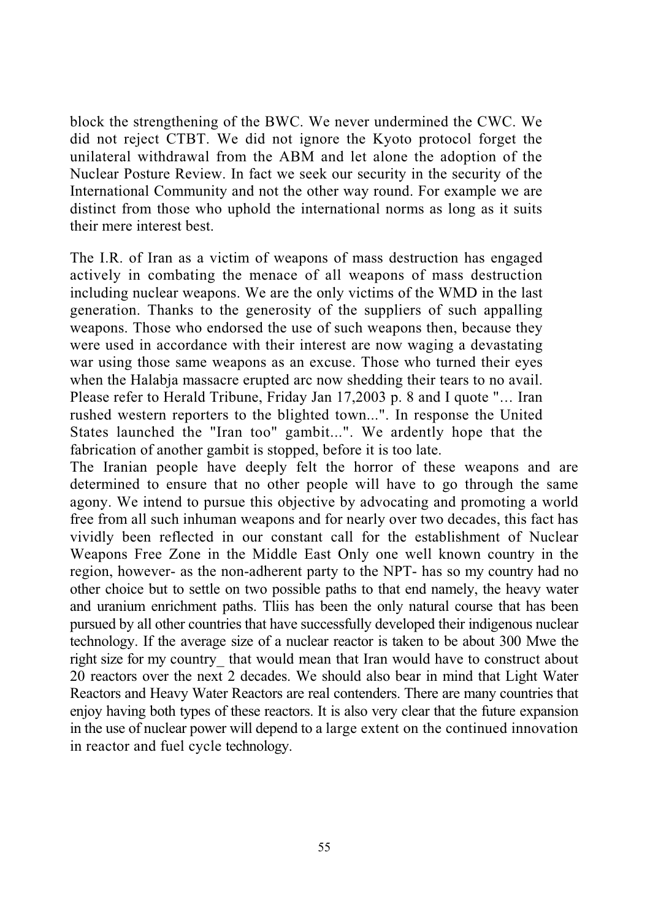block the strengthening of the BWC. We never undermined the CWC. We did not reject CTBT. We did not ignore the Kyoto protocol forget the unilateral withdrawal from the ABM and let alone the adoption of the Nuclear Posture Review. In fact we seek our security in the security of the International Community and not the other way round. For example we are distinct from those who uphold the international norms as long as it suits their mere interest best.

The I.R. of Iran as a victim of weapons of mass destruction has engaged actively in combating the menace of all weapons of mass destruction including nuclear weapons. We are the only victims of the WMD in the last generation. Thanks to the generosity of the suppliers of such appalling weapons. Those who endorsed the use of such weapons then, because they were used in accordance with their interest are now waging a devastating war using those same weapons as an excuse. Those who turned their eyes when the Halabja massacre erupted arc now shedding their tears to no avail. Please refer to Herald Tribune, Friday Jan 17,2003 p. 8 and I quote "… Iran rushed western reporters to the blighted town...". In response the United States launched the "Iran too" gambit...". We ardently hope that the fabrication of another gambit is stopped, before it is too late.

The Iranian people have deeply felt the horror of these weapons and are determined to ensure that no other people will have to go through the same agony. We intend to pursue this objective by advocating and promoting a world free from all such inhuman weapons and for nearly over two decades, this fact has vividly been reflected in our constant call for the establishment of Nuclear Weapons Free Zone in the Middle East Only one well known country in the region, however- as the non-adherent party to the NPT- has so my country had no other choice but to settle on two possible paths to that end namely, the heavy water and uranium enrichment paths. Tliis has been the only natural course that has been pursued by all other countries that have successfully developed their indigenous nuclear technology. If the average size of a nuclear reactor is taken to be about 300 Mwe the right size for my country_ that would mean that Iran would have to construct about 20 reactors over the next 2 decades. We should also bear in mind that Light Water Reactors and Heavy Water Reactors are real contenders. There are many countries that enjoy having both types of these reactors. It is also very clear that the future expansion in the use of nuclear power will depend to a large extent on the continued innovation in reactor and fuel cycle technology.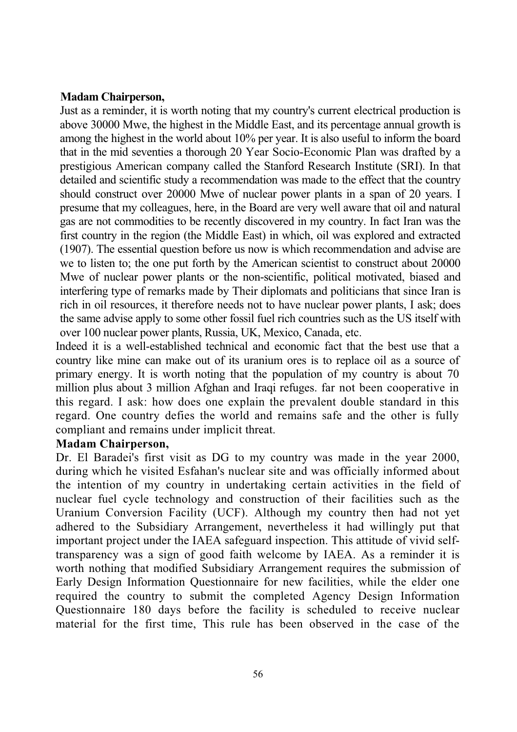**Madam Chairperson,**

Just as a reminder, it is worth noting that my country's current electrical production is above 30000 Mwe, the highest in the Middle East, and its percentage annual growth is among the highest in the world about 10% per year. It is also useful to inform the board that in the mid seventies a thorough 20 Year Socio-Economic Plan was drafted by a prestigious American company called the Stanford Research Institute (SRI). In that detailed and scientific study a recommendation was made to the effect that the country should construct over 20000 Mwe of nuclear power plants in a span of 20 years. I presume that my colleagues, here, in the Board are very well aware that oil and natural gas are not commodities to be recently discovered in my country. In fact Iran was the first country in the region (the Middle East) in which, oil was explored and extracted (1907). The essential question before us now is which recommendation and advise are we to listen to; the one put forth by the American scientist to construct about 20000 Mwe of nuclear power plants or the non-scientific, political motivated, biased and interfering type of remarks made by Their diplomats and politicians that since Iran is rich in oil resources, it therefore needs not to have nuclear power plants, I ask; does the same advise apply to some other fossil fuel rich countries such as the US itself with over 100 nuclear power plants, Russia, UK, Mexico, Canada, etc.

Indeed it is a well-established technical and economic fact that the best use that a country like mine can make out of its uranium ores is to replace oil as a source of primary energy. It is worth noting that the population of my country is about 70 million plus about 3 million Afghan and Iraqi refuges. far not been cooperative in this regard. I ask: how does one explain the prevalent double standard in this regard. One country defies the world and remains safe and the other is fully compliant and remains under implicit threat.

**Madam Chairperson,**

Dr. El Baradei's first visit as DG to my country was made in the year 2000, during which he visited Esfahan's nuclear site and was officially informed about the intention of my country in undertaking certain activities in the field of nuclear fuel cycle technology and construction of their facilities such as the Uranium Conversion Facility (UCF). Although my country then had not yet adhered to the Subsidiary Arrangement, nevertheless it had willingly put that important project under the IAEA safeguard inspection. This attitude of vivid self-transparency was a sign of good faith welcome by IAEA. As a reminder it is worth nothing that modified Subsidiary Arrangement requires the submission of Early Design Information Questionnaire for new facilities, while the elder one required the country to submit the completed Agency Design Information Questionnaire 180 days before the facility is scheduled to receive nuclear material for the first time, This rule has been observed in the case of the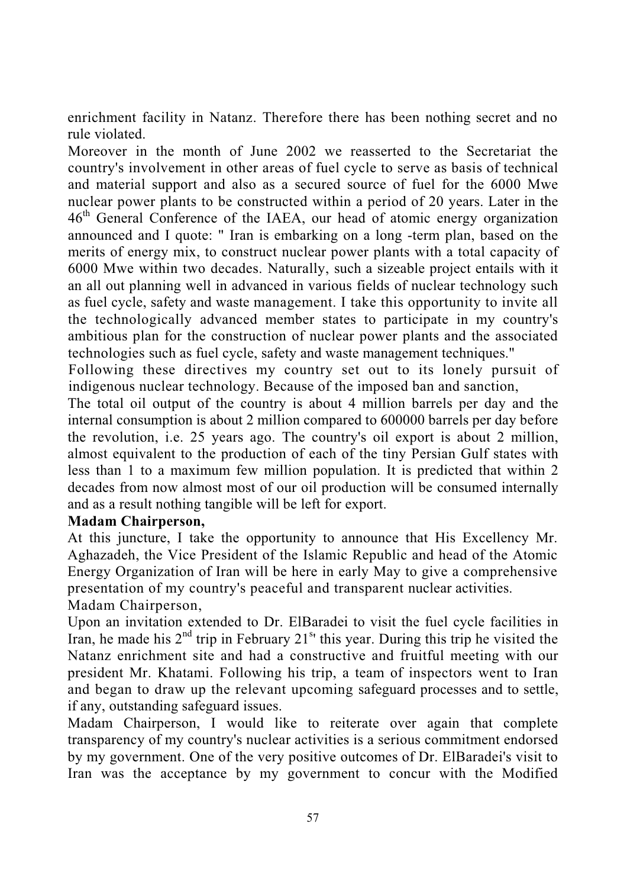enrichment facility in Natanz. Therefore there has been nothing secret and no rule violated.

Moreover in the month of June 2002 we reasserted to the Secretariat the country's involvement in other areas of fuel cycle to serve as basis of technical and material support and also as a secured source of fuel for the 6000 Mwe nuclear power plants to be constructed within a period of 20 years. Later in the 46th General Conference of the IAEA, our head of atomic energy organization announced and I quote: " Iran is embarking on a long -term plan, based on the merits of energy mix, to construct nuclear power plants with a total capacity of 6000 Mwe within two decades. Naturally, such a sizeable project entails with it an all out planning well in advanced in various fields of nuclear technology such as fuel cycle, safety and waste management. I take this opportunity to invite all the technologically advanced member states to participate in my country's ambitious plan for the construction of nuclear power plants and the associated technologies such as fuel cycle, safety and waste management techniques."

Following these directives my country set out to its lonely pursuit of indigenous nuclear technology. Because of the imposed ban and sanction,

The total oil output of the country is about 4 million barrels per day and the internal consumption is about 2 million compared to 600000 barrels per day before the revolution, i.e. 25 years ago. The country's oil export is about 2 million, almost equivalent to the production of each of the tiny Persian Gulf states with less than 1 to a maximum few million population. It is predicted that within 2 decades from now almost most of our oil production will be consumed internally and as a result nothing tangible will be left for export.

**Madam Chairperson,**

At this juncture, I take the opportunity to announce that His Excellency Mr. Aghazadeh, the Vice President of the Islamic Republic and head of the Atomic Energy Organization of Iran will be here in early May to give a comprehensive presentation of my country's peaceful and transparent nuclear activities.

Madam Chairperson,

Upon an invitation extended to Dr. ElBaradei to visit the fuel cycle facilities in Iran, he made his 2nd trip in February 21st this year. During this trip he visited the Natanz enrichment site and had a constructive and fruitful meeting with our president Mr. Khatami. Following his trip, a team of inspectors went to Iran and began to draw up the relevant upcoming safeguard processes and to settle, if any, outstanding safeguard issues.

Madam Chairperson, I would like to reiterate over again that complete transparency of my country's nuclear activities is a serious commitment endorsed by my government. One of the very positive outcomes of Dr. ElBaradei's visit to Iran was the acceptance by my government to concur with the Modified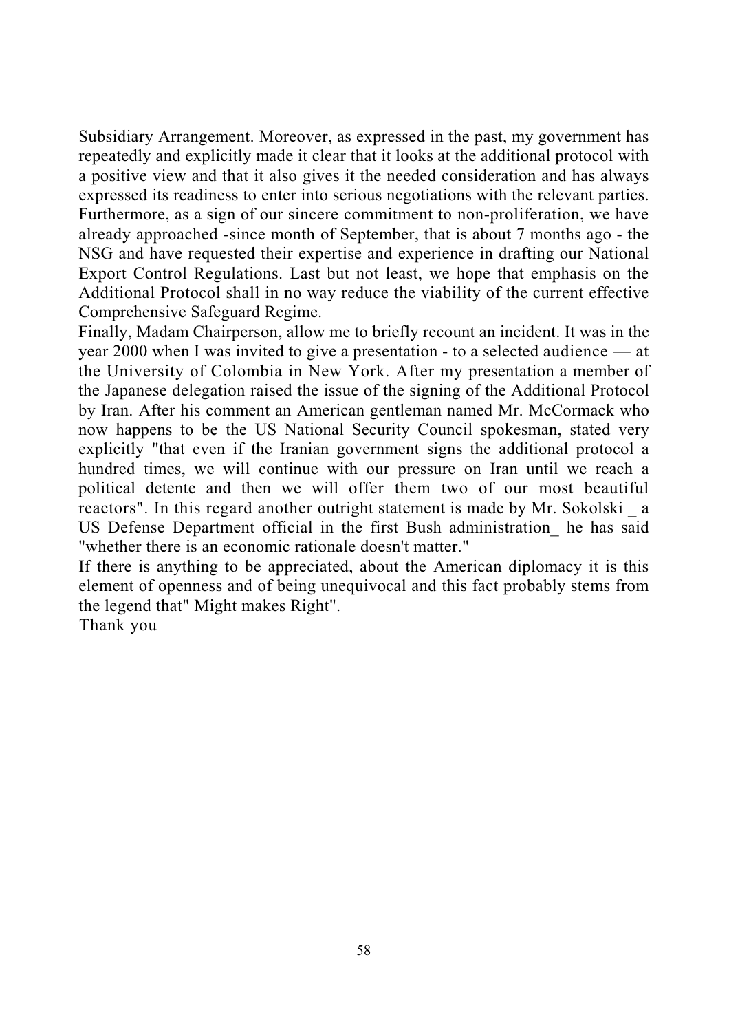Subsidiary Arrangement. Moreover, as expressed in the past, my government has repeatedly and explicitly made it clear that it looks at the additional protocol with a positive view and that it also gives it the needed consideration and has always expressed its readiness to enter into serious negotiations with the relevant parties. Furthermore, as a sign of our sincere commitment to non-proliferation, we have already approached -since month of September, that is about 7 months ago - the NSG and have requested their expertise and experience in drafting our National Export Control Regulations. Last but not least, we hope that emphasis on the Additional Protocol shall in no way reduce the viability of the current effective Comprehensive Safeguard Regime.

Finally, Madam Chairperson, allow me to briefly recount an incident. It was in the year 2000 when I was invited to give a presentation - to a selected audience — at the University of Colombia in New York. After my presentation a member of the Japanese delegation raised the issue of the signing of the Additional Protocol by Iran. After his comment an American gentleman named Mr. McCormack who now happens to be the US National Security Council spokesman, stated very explicitly "that even if the Iranian government signs the additional protocol a hundred times, we will continue with our pressure on Iran until we reach a political detente and then we will offer them two of our most beautiful reactors". In this regard another outright statement is made by Mr. Sokolski _ a US Defense Department official in the first Bush administration_ he has said "whether there is an economic rationale doesn't matter."

If there is anything to be appreciated, about the American diplomacy it is this element of openness and of being unequivocal and this fact probably stems from the legend that" Might makes Right".

Thank you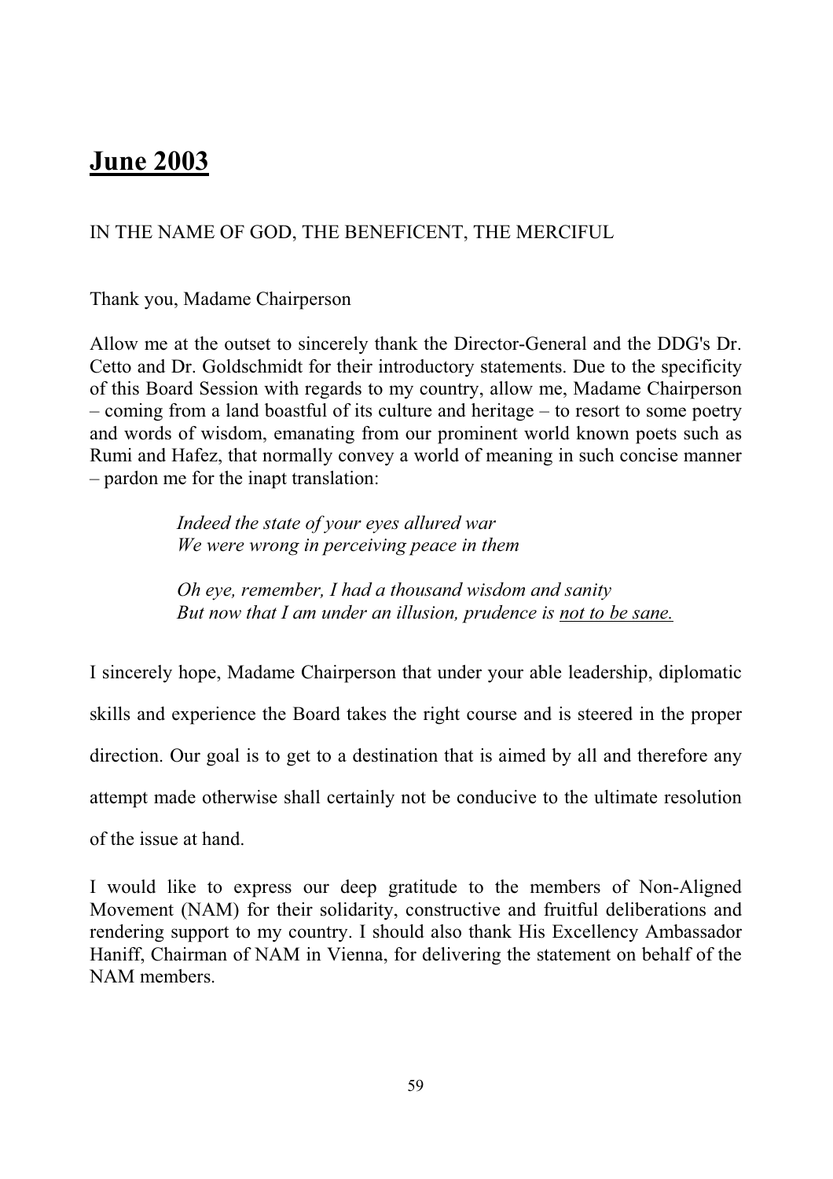# June 2003

IN THE NAME OF GOD, THE BENEFICENT, THE MERCIFUL

Thank you, Madame Chairperson

Allow me at the outset to sincerely thank the Director-General and the DDG's Dr. Cetto and Dr. Goldschmidt for their introductory statements. Due to the specificity of this Board Session with regards to my country, allow me, Madame Chairperson – coming from a land boastful of its culture and heritage – to resort to some poetry and words of wisdom, emanating from our prominent world known poets such as Rumi and Hafez, that normally convey a world of meaning in such concise manner – pardon me for the inapt translation:

> *Indeed the state of your eyes allured war*
> *We were wrong in perceiving peace in them*
>
> *Oh eye, remember, I had a thousand wisdom and sanity*
> *But now that I am under an illusion, prudence is <u>not to be sane.</u>*

I sincerely hope, Madame Chairperson that under your able leadership, diplomatic skills and experience the Board takes the right course and is steered in the proper direction. Our goal is to get to a destination that is aimed by all and therefore any attempt made otherwise shall certainly not be conducive to the ultimate resolution of the issue at hand.

I would like to express our deep gratitude to the members of Non-Aligned Movement (NAM) for their solidarity, constructive and fruitful deliberations and rendering support to my country. I should also thank His Excellency Ambassador Haniff, Chairman of NAM in Vienna, for delivering the statement on behalf of the NAM members.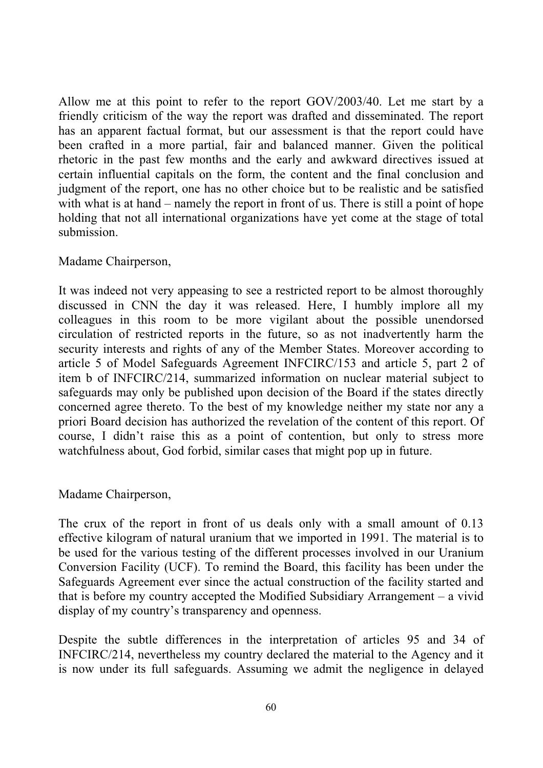Allow me at this point to refer to the report GOV/2003/40. Let me start by a friendly criticism of the way the report was drafted and disseminated. The report has an apparent factual format, but our assessment is that the report could have been crafted in a more partial, fair and balanced manner. Given the political rhetoric in the past few months and the early and awkward directives issued at certain influential capitals on the form, the content and the final conclusion and judgment of the report, one has no other choice but to be realistic and be satisfied with what is at hand – namely the report in front of us. There is still a point of hope holding that not all international organizations have yet come at the stage of total submission.

Madame Chairperson,

It was indeed not very appeasing to see a restricted report to be almost thoroughly discussed in CNN the day it was released. Here, I humbly implore all my colleagues in this room to be more vigilant about the possible unendorsed circulation of restricted reports in the future, so as not inadvertently harm the security interests and rights of any of the Member States. Moreover according to article 5 of Model Safeguards Agreement INFCIRC/153 and article 5, part 2 of item b of INFCIRC/214, summarized information on nuclear material subject to safeguards may only be published upon decision of the Board if the states directly concerned agree thereto. To the best of my knowledge neither my state nor any a priori Board decision has authorized the revelation of the content of this report. Of course, I didn't raise this as a point of contention, but only to stress more watchfulness about, God forbid, similar cases that might pop up in future.

Madame Chairperson,

The crux of the report in front of us deals only with a small amount of 0.13 effective kilogram of natural uranium that we imported in 1991. The material is to be used for the various testing of the different processes involved in our Uranium Conversion Facility (UCF). To remind the Board, this facility has been under the Safeguards Agreement ever since the actual construction of the facility started and that is before my country accepted the Modified Subsidiary Arrangement – a vivid display of my country's transparency and openness.

Despite the subtle differences in the interpretation of articles 95 and 34 of INFCIRC/214, nevertheless my country declared the material to the Agency and it is now under its full safeguards. Assuming we admit the negligence in delayed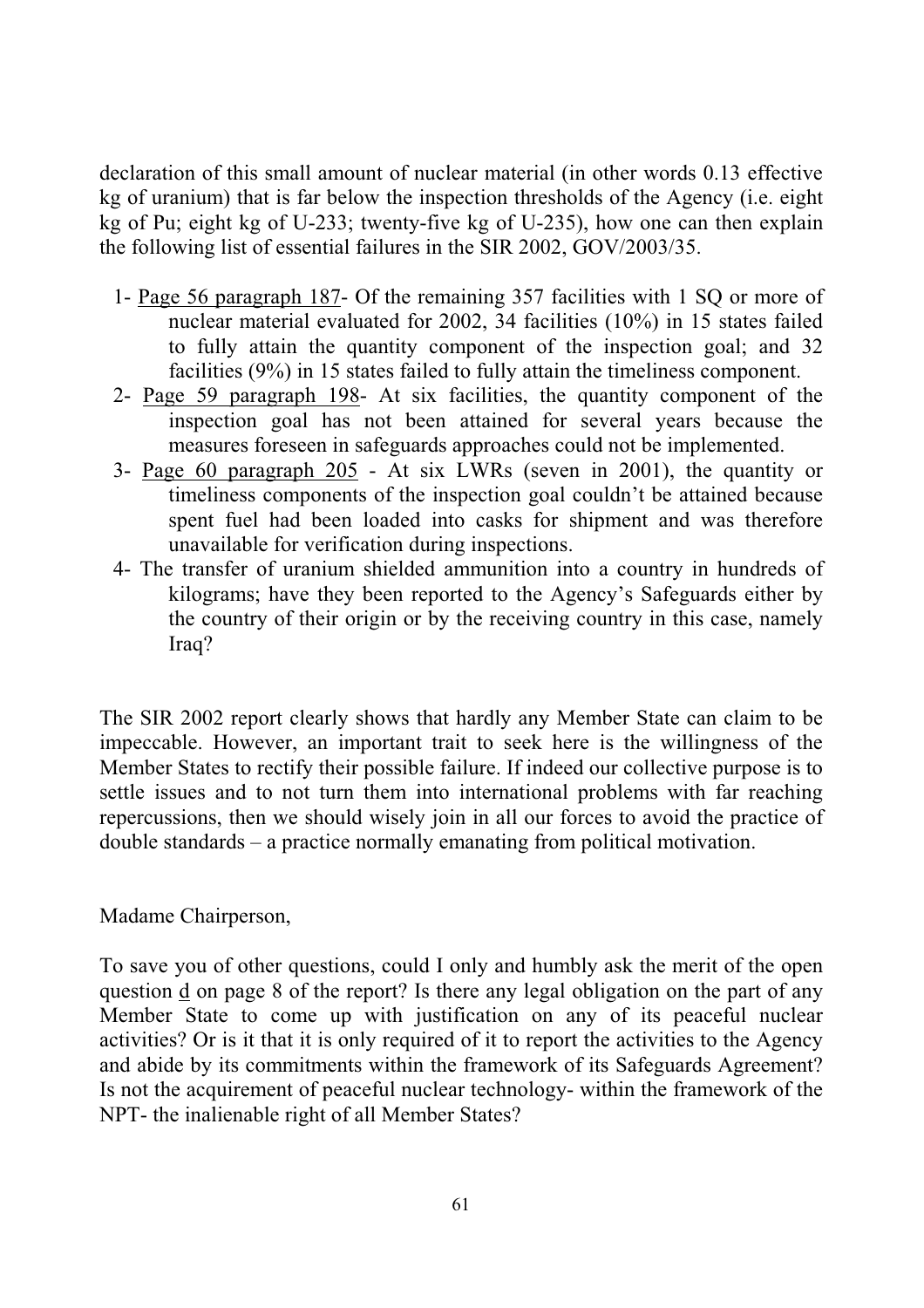declaration of this small amount of nuclear material (in other words 0.13 effective kg of uranium) that is far below the inspection thresholds of the Agency (i.e. eight kg of Pu; eight kg of U-233; twenty-five kg of U-235), how one can then explain the following list of essential failures in the SIR 2002, GOV/2003/35.

1- Page 56 paragraph 187- Of the remaining 357 facilities with 1 SQ or more of nuclear material evaluated for 2002, 34 facilities (10%) in 15 states failed to fully attain the quantity component of the inspection goal; and 32 facilities (9%) in 15 states failed to fully attain the timeliness component.
2- Page 59 paragraph 198- At six facilities, the quantity component of the inspection goal has not been attained for several years because the measures foreseen in safeguards approaches could not be implemented.
3- Page 60 paragraph 205 - At six LWRs (seven in 2001), the quantity or timeliness components of the inspection goal couldn't be attained because spent fuel had been loaded into casks for shipment and was therefore unavailable for verification during inspections.
4- The transfer of uranium shielded ammunition into a country in hundreds of kilograms; have they been reported to the Agency's Safeguards either by the country of their origin or by the receiving country in this case, namely Iraq?

The SIR 2002 report clearly shows that hardly any Member State can claim to be impeccable. However, an important trait to seek here is the willingness of the Member States to rectify their possible failure. If indeed our collective purpose is to settle issues and to not turn them into international problems with far reaching repercussions, then we should wisely join in all our forces to avoid the practice of double standards – a practice normally emanating from political motivation.

Madame Chairperson,

To save you of other questions, could I only and humbly ask the merit of the open question d on page 8 of the report? Is there any legal obligation on the part of any Member State to come up with justification on any of its peaceful nuclear activities? Or is it that it is only required of it to report the activities to the Agency and abide by its commitments within the framework of its Safeguards Agreement? Is not the acquirement of peaceful nuclear technology- within the framework of the NPT- the inalienable right of all Member States?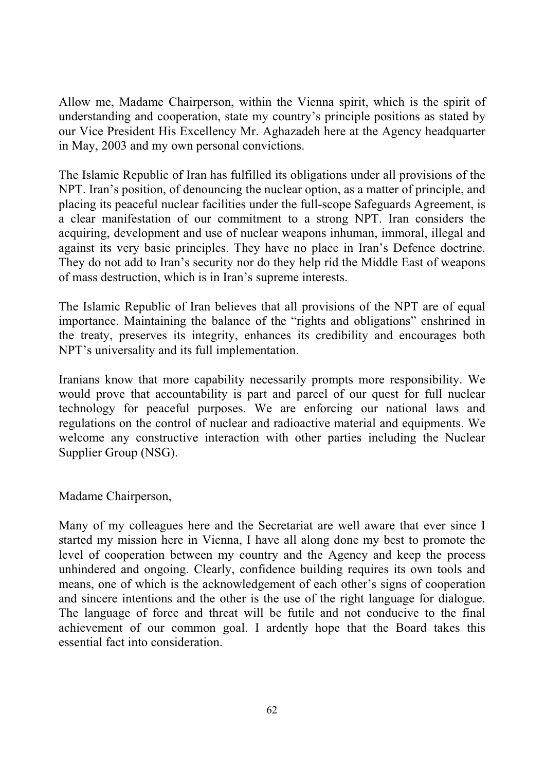Allow me, Madame Chairperson, within the Vienna spirit, which is the spirit of understanding and cooperation, state my country's principle positions as stated by our Vice President His Excellency Mr. Aghazadeh here at the Agency headquarter in May, 2003 and my own personal convictions.

The Islamic Republic of Iran has fulfilled its obligations under all provisions of the NPT. Iran's position, of denouncing the nuclear option, as a matter of principle, and placing its peaceful nuclear facilities under the full-scope Safeguards Agreement, is a clear manifestation of our commitment to a strong NPT. Iran considers the acquiring, development and use of nuclear weapons inhuman, immoral, illegal and against its very basic principles. They have no place in Iran's Defence doctrine. They do not add to Iran's security nor do they help rid the Middle East of weapons of mass destruction, which is in Iran's supreme interests.

The Islamic Republic of Iran believes that all provisions of the NPT are of equal importance. Maintaining the balance of the "rights and obligations" enshrined in the treaty, preserves its integrity, enhances its credibility and encourages both NPT's universality and its full implementation.

Iranians know that more capability necessarily prompts more responsibility. We would prove that accountability is part and parcel of our quest for full nuclear technology for peaceful purposes. We are enforcing our national laws and regulations on the control of nuclear and radioactive material and equipments. We welcome any constructive interaction with other parties including the Nuclear Supplier Group (NSG).

Madame Chairperson,

Many of my colleagues here and the Secretariat are well aware that ever since I started my mission here in Vienna, I have all along done my best to promote the level of cooperation between my country and the Agency and keep the process unhindered and ongoing. Clearly, confidence building requires its own tools and means, one of which is the acknowledgement of each other's signs of cooperation and sincere intentions and the other is the use of the right language for dialogue. The language of force and threat will be futile and not conducive to the final achievement of our common goal. I ardently hope that the Board takes this essential fact into consideration.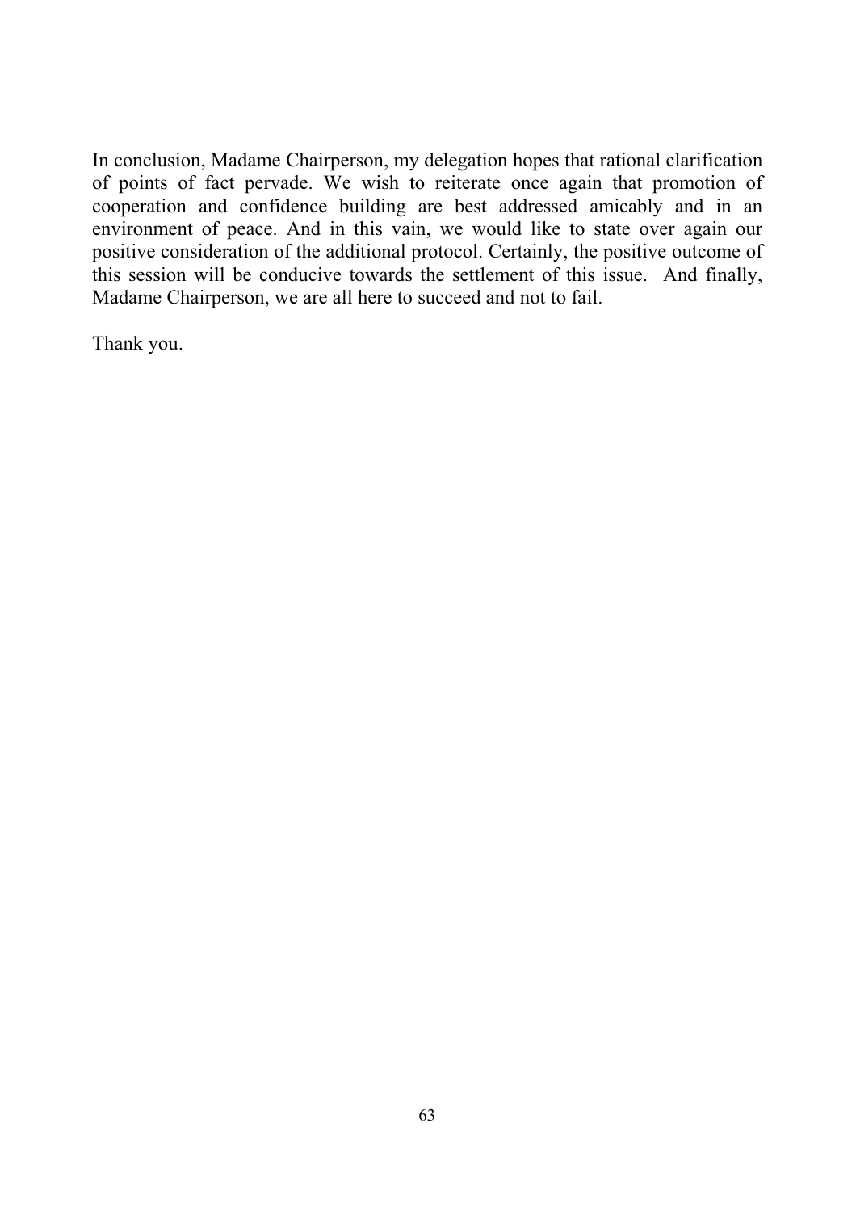In conclusion, Madame Chairperson, my delegation hopes that rational clarification of points of fact pervade. We wish to reiterate once again that promotion of cooperation and confidence building are best addressed amicably and in an environment of peace. And in this vain, we would like to state over again our positive consideration of the additional protocol. Certainly, the positive outcome of this session will be conducive towards the settlement of this issue. And finally, Madame Chairperson, we are all here to succeed and not to fail.

Thank you.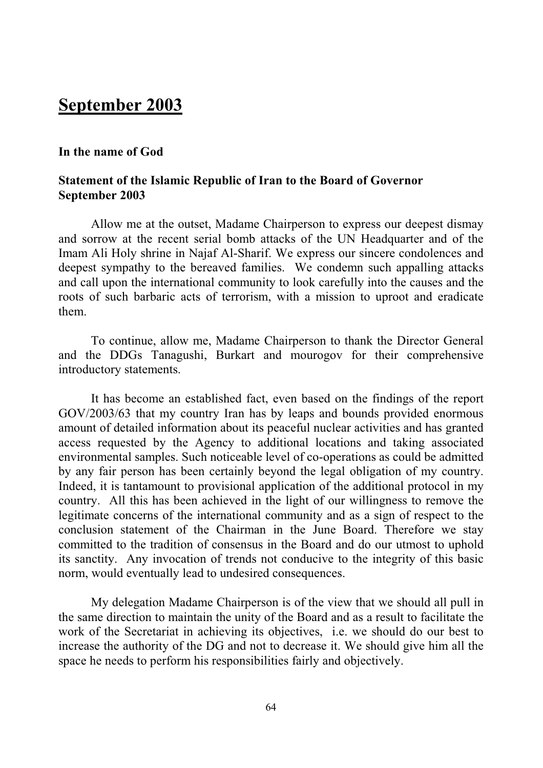# September 2003

**In the name of God**

**Statement of the Islamic Republic of Iran to the Board of Governor September 2003**

Allow me at the outset, Madame Chairperson to express our deepest dismay and sorrow at the recent serial bomb attacks of the UN Headquarter and of the Imam Ali Holy shrine in Najaf Al-Sharif. We express our sincere condolences and deepest sympathy to the bereaved families. We condemn such appalling attacks and call upon the international community to look carefully into the causes and the roots of such barbaric acts of terrorism, with a mission to uproot and eradicate them.

To continue, allow me, Madame Chairperson to thank the Director General and the DDGs Tanagushi, Burkart and mourogov for their comprehensive introductory statements.

It has become an established fact, even based on the findings of the report GOV/2003/63 that my country Iran has by leaps and bounds provided enormous amount of detailed information about its peaceful nuclear activities and has granted access requested by the Agency to additional locations and taking associated environmental samples. Such noticeable level of co-operations as could be admitted by any fair person has been certainly beyond the legal obligation of my country. Indeed, it is tantamount to provisional application of the additional protocol in my country. All this has been achieved in the light of our willingness to remove the legitimate concerns of the international community and as a sign of respect to the conclusion statement of the Chairman in the June Board. Therefore we stay committed to the tradition of consensus in the Board and do our utmost to uphold its sanctity. Any invocation of trends not conducive to the integrity of this basic norm, would eventually lead to undesired consequences.

My delegation Madame Chairperson is of the view that we should all pull in the same direction to maintain the unity of the Board and as a result to facilitate the work of the Secretariat in achieving its objectives, i.e. we should do our best to increase the authority of the DG and not to decrease it. We should give him all the space he needs to perform his responsibilities fairly and objectively.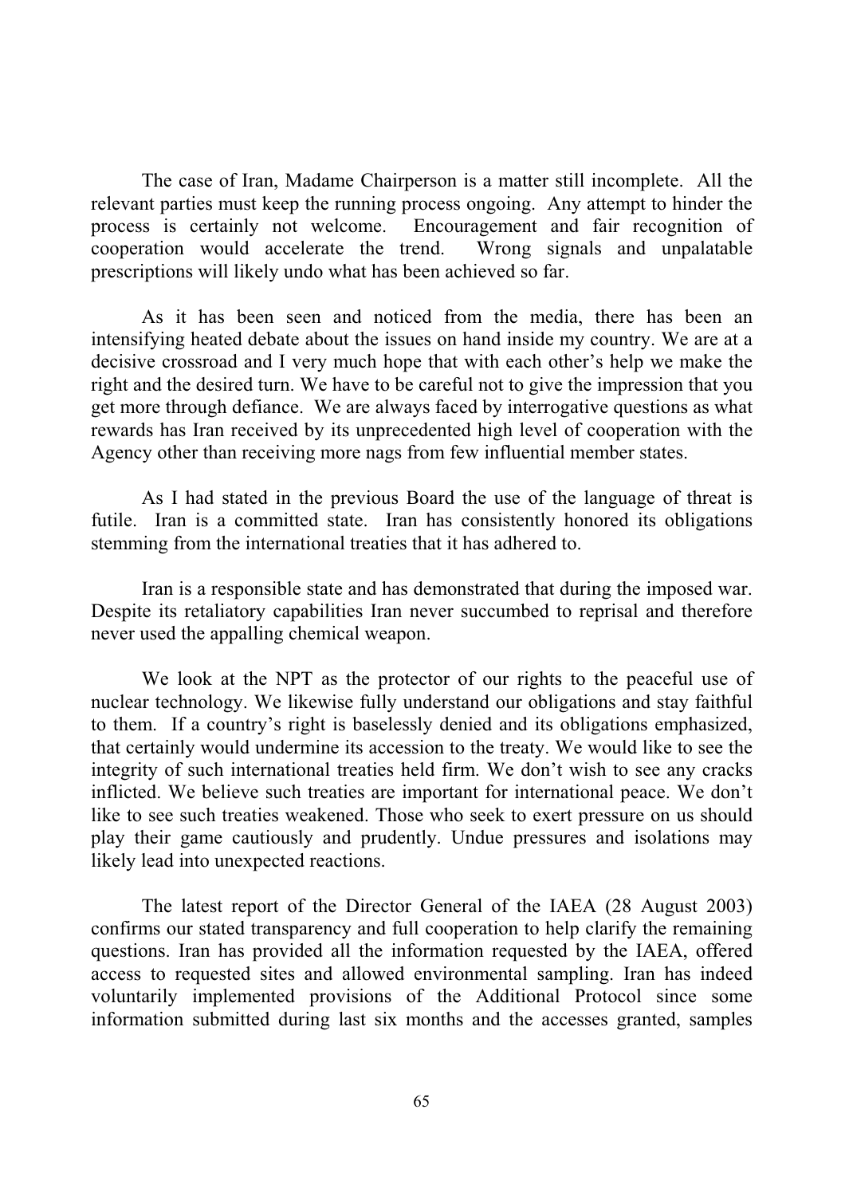The case of Iran, Madame Chairperson is a matter still incomplete. All the relevant parties must keep the running process ongoing. Any attempt to hinder the process is certainly not welcome. Encouragement and fair recognition of cooperation would accelerate the trend. Wrong signals and unpalatable prescriptions will likely undo what has been achieved so far.

As it has been seen and noticed from the media, there has been an intensifying heated debate about the issues on hand inside my country. We are at a decisive crossroad and I very much hope that with each other's help we make the right and the desired turn. We have to be careful not to give the impression that you get more through defiance. We are always faced by interrogative questions as what rewards has Iran received by its unprecedented high level of cooperation with the Agency other than receiving more nags from few influential member states.

As I had stated in the previous Board the use of the language of threat is futile. Iran is a committed state. Iran has consistently honored its obligations stemming from the international treaties that it has adhered to.

Iran is a responsible state and has demonstrated that during the imposed war. Despite its retaliatory capabilities Iran never succumbed to reprisal and therefore never used the appalling chemical weapon.

We look at the NPT as the protector of our rights to the peaceful use of nuclear technology. We likewise fully understand our obligations and stay faithful to them. If a country's right is baselessly denied and its obligations emphasized, that certainly would undermine its accession to the treaty. We would like to see the integrity of such international treaties held firm. We don't wish to see any cracks inflicted. We believe such treaties are important for international peace. We don't like to see such treaties weakened. Those who seek to exert pressure on us should play their game cautiously and prudently. Undue pressures and isolations may likely lead into unexpected reactions.

The latest report of the Director General of the IAEA (28 August 2003) confirms our stated transparency and full cooperation to help clarify the remaining questions. Iran has provided all the information requested by the IAEA, offered access to requested sites and allowed environmental sampling. Iran has indeed voluntarily implemented provisions of the Additional Protocol since some information submitted during last six months and the accesses granted, samples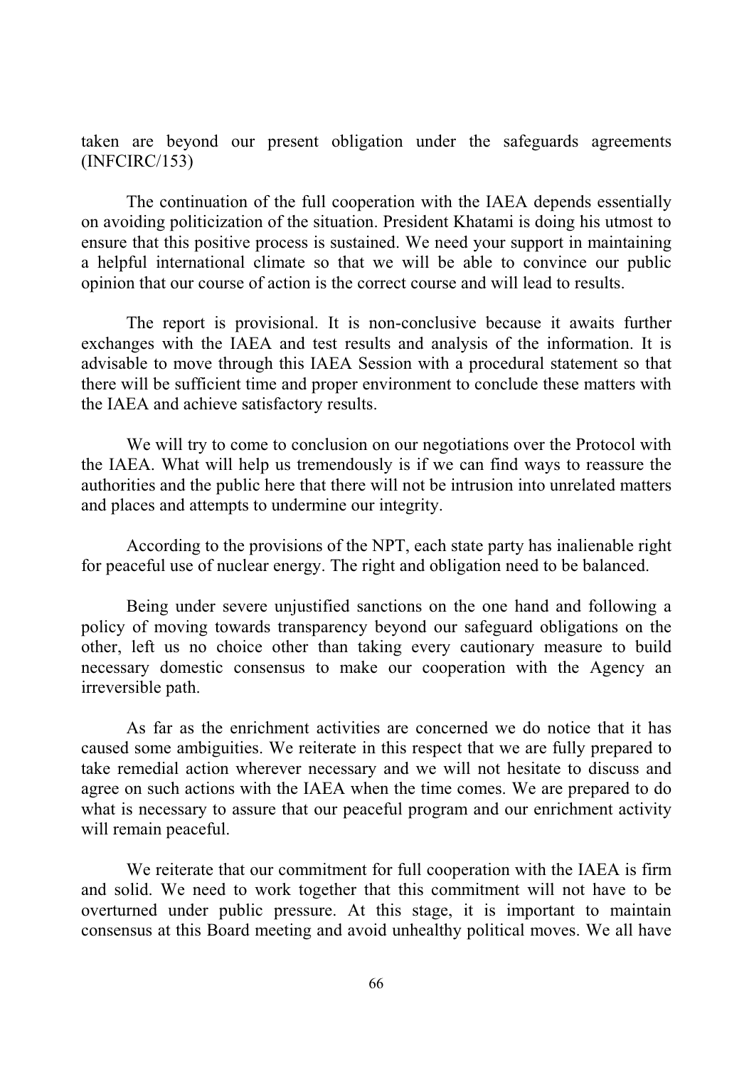taken are beyond our present obligation under the safeguards agreements (INFCIRC/153)

The continuation of the full cooperation with the IAEA depends essentially on avoiding politicization of the situation. President Khatami is doing his utmost to ensure that this positive process is sustained. We need your support in maintaining a helpful international climate so that we will be able to convince our public opinion that our course of action is the correct course and will lead to results.

The report is provisional. It is non-conclusive because it awaits further exchanges with the IAEA and test results and analysis of the information. It is advisable to move through this IAEA Session with a procedural statement so that there will be sufficient time and proper environment to conclude these matters with the IAEA and achieve satisfactory results.

We will try to come to conclusion on our negotiations over the Protocol with the IAEA. What will help us tremendously is if we can find ways to reassure the authorities and the public here that there will not be intrusion into unrelated matters and places and attempts to undermine our integrity.

According to the provisions of the NPT, each state party has inalienable right for peaceful use of nuclear energy. The right and obligation need to be balanced.

Being under severe unjustified sanctions on the one hand and following a policy of moving towards transparency beyond our safeguard obligations on the other, left us no choice other than taking every cautionary measure to build necessary domestic consensus to make our cooperation with the Agency an irreversible path.

As far as the enrichment activities are concerned we do notice that it has caused some ambiguities. We reiterate in this respect that we are fully prepared to take remedial action wherever necessary and we will not hesitate to discuss and agree on such actions with the IAEA when the time comes. We are prepared to do what is necessary to assure that our peaceful program and our enrichment activity will remain peaceful.

We reiterate that our commitment for full cooperation with the IAEA is firm and solid. We need to work together that this commitment will not have to be overturned under public pressure. At this stage, it is important to maintain consensus at this Board meeting and avoid unhealthy political moves. We all have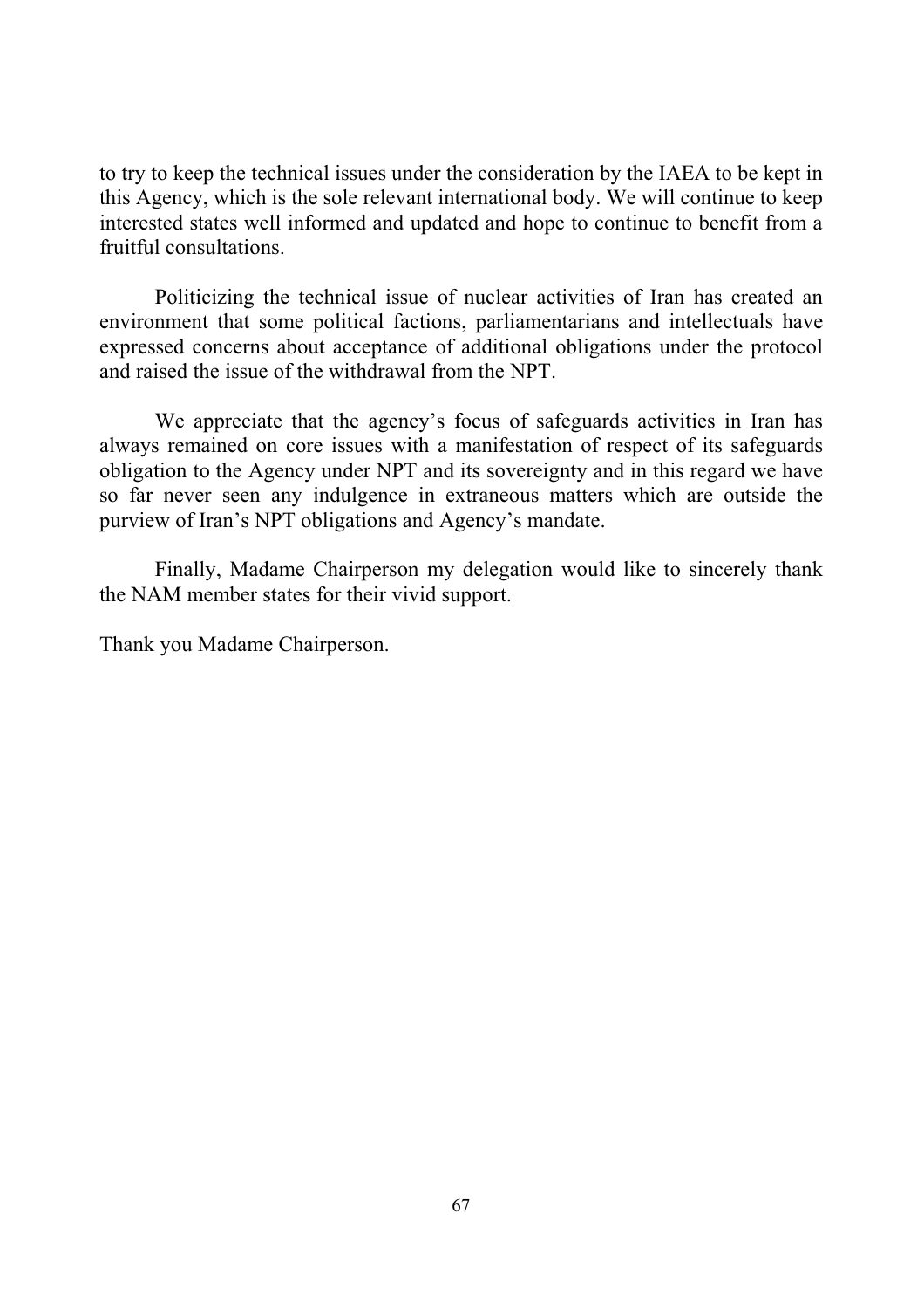to try to keep the technical issues under the consideration by the IAEA to be kept in this Agency, which is the sole relevant international body. We will continue to keep interested states well informed and updated and hope to continue to benefit from a fruitful consultations.

Politicizing the technical issue of nuclear activities of Iran has created an environment that some political factions, parliamentarians and intellectuals have expressed concerns about acceptance of additional obligations under the protocol and raised the issue of the withdrawal from the NPT.

We appreciate that the agency's focus of safeguards activities in Iran has always remained on core issues with a manifestation of respect of its safeguards obligation to the Agency under NPT and its sovereignty and in this regard we have so far never seen any indulgence in extraneous matters which are outside the purview of Iran's NPT obligations and Agency's mandate.

Finally, Madame Chairperson my delegation would like to sincerely thank the NAM member states for their vivid support.

Thank you Madame Chairperson.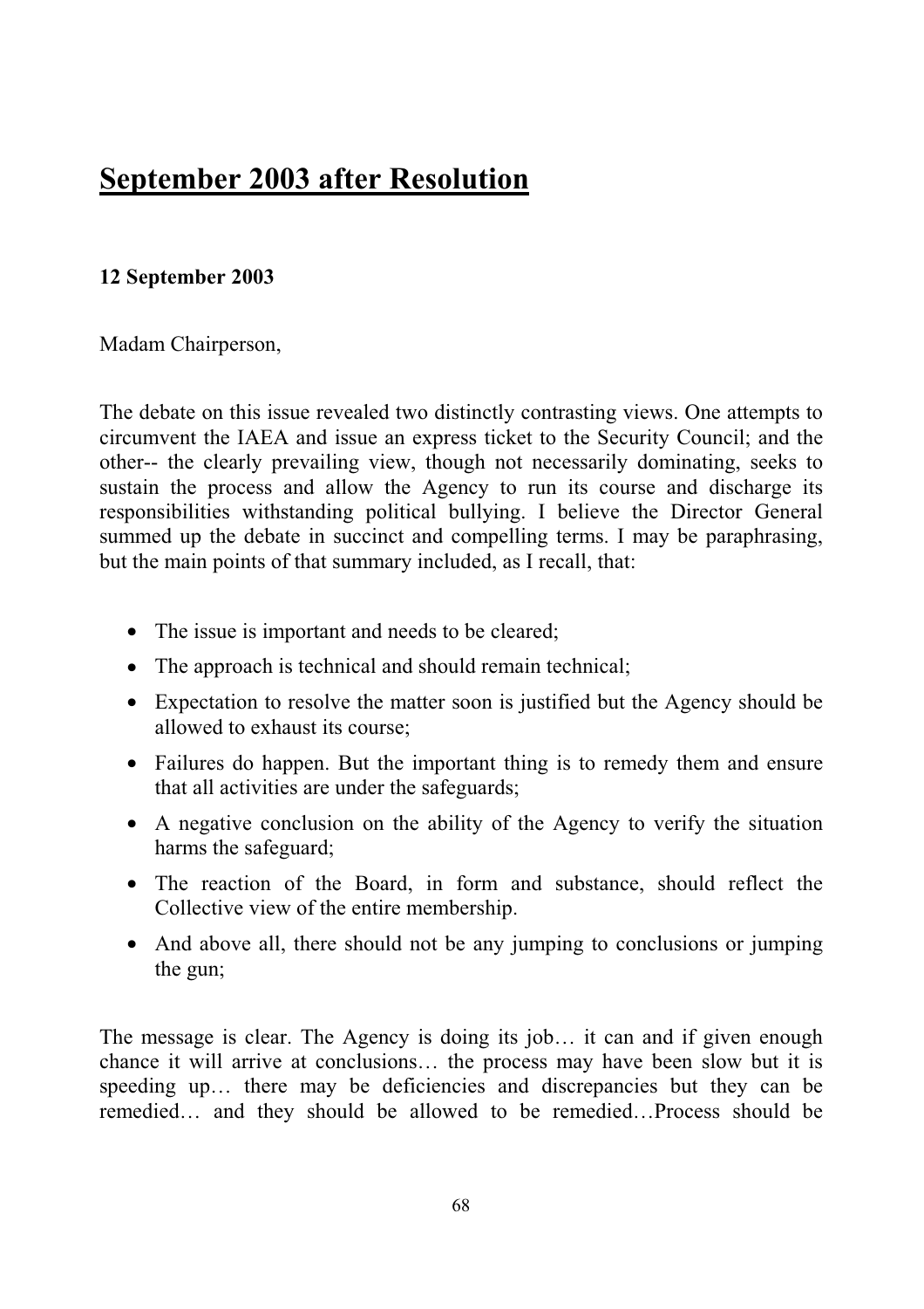# September 2003 after Resolution

**12 September 2003**

Madam Chairperson,

The debate on this issue revealed two distinctly contrasting views. One attempts to circumvent the IAEA and issue an express ticket to the Security Council; and the other-- the clearly prevailing view, though not necessarily dominating, seeks to sustain the process and allow the Agency to run its course and discharge its responsibilities withstanding political bullying. I believe the Director General summed up the debate in succinct and compelling terms. I may be paraphrasing, but the main points of that summary included, as I recall, that:

- The issue is important and needs to be cleared;
- The approach is technical and should remain technical;
- Expectation to resolve the matter soon is justified but the Agency should be allowed to exhaust its course;
- Failures do happen. But the important thing is to remedy them and ensure that all activities are under the safeguards;
- A negative conclusion on the ability of the Agency to verify the situation harms the safeguard;
- The reaction of the Board, in form and substance, should reflect the Collective view of the entire membership.
- And above all, there should not be any jumping to conclusions or jumping the gun;

The message is clear. The Agency is doing its job… it can and if given enough chance it will arrive at conclusions… the process may have been slow but it is speeding up… there may be deficiencies and discrepancies but they can be remedied… and they should be allowed to be remedied…Process should be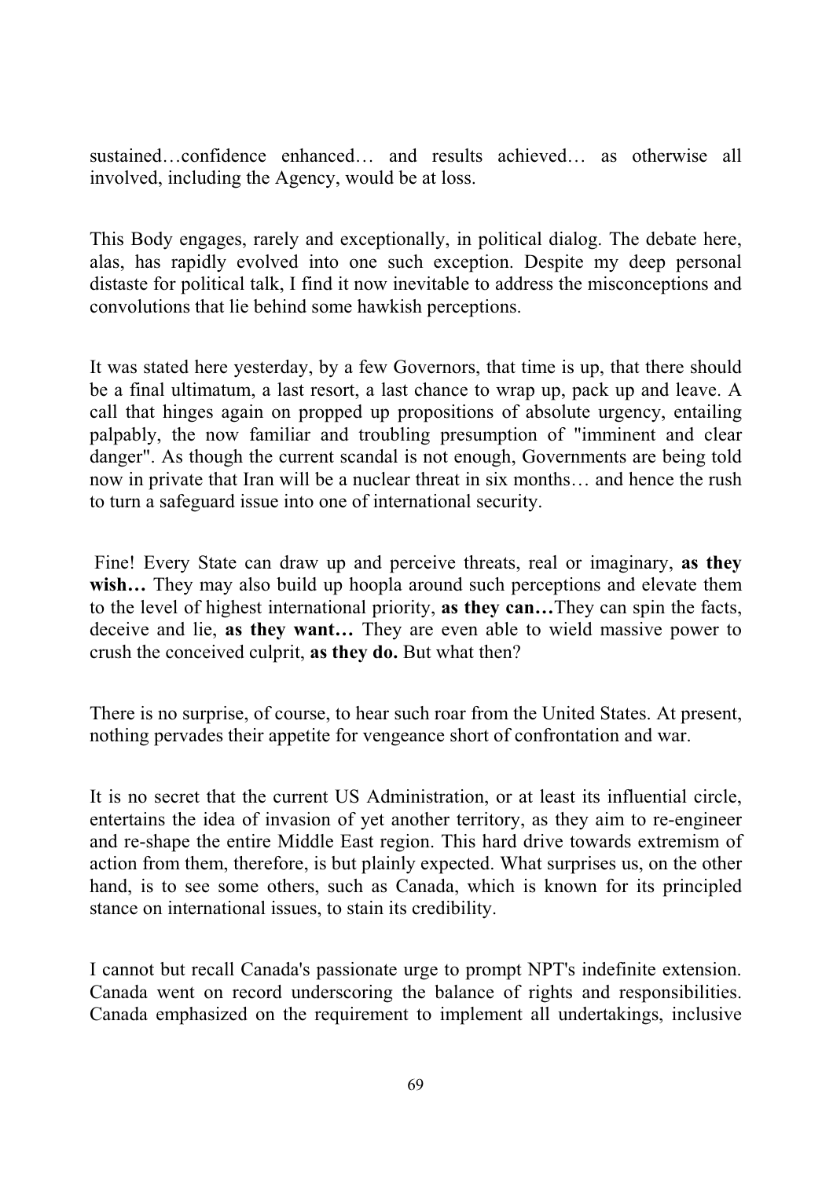sustained…confidence enhanced… and results achieved… as otherwise all involved, including the Agency, would be at loss.

This Body engages, rarely and exceptionally, in political dialog. The debate here, alas, has rapidly evolved into one such exception. Despite my deep personal distaste for political talk, I find it now inevitable to address the misconceptions and convolutions that lie behind some hawkish perceptions.

It was stated here yesterday, by a few Governors, that time is up, that there should be a final ultimatum, a last resort, a last chance to wrap up, pack up and leave. A call that hinges again on propped up propositions of absolute urgency, entailing palpably, the now familiar and troubling presumption of "imminent and clear danger". As though the current scandal is not enough, Governments are being told now in private that Iran will be a nuclear threat in six months… and hence the rush to turn a safeguard issue into one of international security.

Fine! Every State can draw up and perceive threats, real or imaginary, **as they wish…** They may also build up hoopla around such perceptions and elevate them to the level of highest international priority, **as they can…**They can spin the facts, deceive and lie, **as they want…** They are even able to wield massive power to crush the conceived culprit, **as they do.** But what then?

There is no surprise, of course, to hear such roar from the United States. At present, nothing pervades their appetite for vengeance short of confrontation and war.

It is no secret that the current US Administration, or at least its influential circle, entertains the idea of invasion of yet another territory, as they aim to re-engineer and re-shape the entire Middle East region. This hard drive towards extremism of action from them, therefore, is but plainly expected. What surprises us, on the other hand, is to see some others, such as Canada, which is known for its principled stance on international issues, to stain its credibility.

I cannot but recall Canada's passionate urge to prompt NPT's indefinite extension. Canada went on record underscoring the balance of rights and responsibilities. Canada emphasized on the requirement to implement all undertakings, inclusive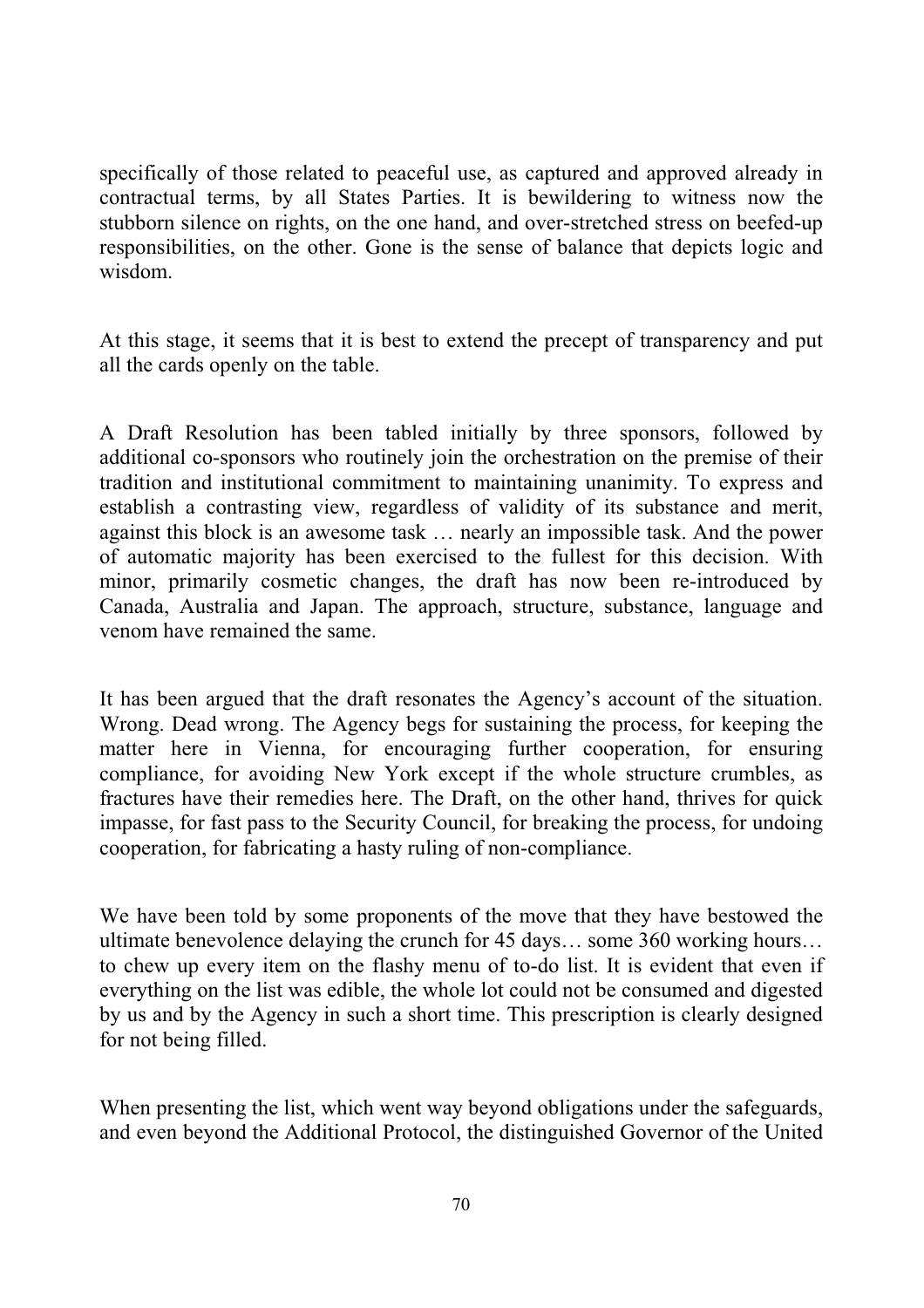specifically of those related to peaceful use, as captured and approved already in contractual terms, by all States Parties. It is bewildering to witness now the stubborn silence on rights, on the one hand, and over-stretched stress on beefed-up responsibilities, on the other. Gone is the sense of balance that depicts logic and wisdom.

At this stage, it seems that it is best to extend the precept of transparency and put all the cards openly on the table.

A Draft Resolution has been tabled initially by three sponsors, followed by additional co-sponsors who routinely join the orchestration on the premise of their tradition and institutional commitment to maintaining unanimity. To express and establish a contrasting view, regardless of validity of its substance and merit, against this block is an awesome task … nearly an impossible task. And the power of automatic majority has been exercised to the fullest for this decision. With minor, primarily cosmetic changes, the draft has now been re-introduced by Canada, Australia and Japan. The approach, structure, substance, language and venom have remained the same.

It has been argued that the draft resonates the Agency's account of the situation. Wrong. Dead wrong. The Agency begs for sustaining the process, for keeping the matter here in Vienna, for encouraging further cooperation, for ensuring compliance, for avoiding New York except if the whole structure crumbles, as fractures have their remedies here. The Draft, on the other hand, thrives for quick impasse, for fast pass to the Security Council, for breaking the process, for undoing cooperation, for fabricating a hasty ruling of non-compliance.

We have been told by some proponents of the move that they have bestowed the ultimate benevolence delaying the crunch for 45 days… some 360 working hours… to chew up every item on the flashy menu of to-do list. It is evident that even if everything on the list was edible, the whole lot could not be consumed and digested by us and by the Agency in such a short time. This prescription is clearly designed for not being filled.

When presenting the list, which went way beyond obligations under the safeguards, and even beyond the Additional Protocol, the distinguished Governor of the United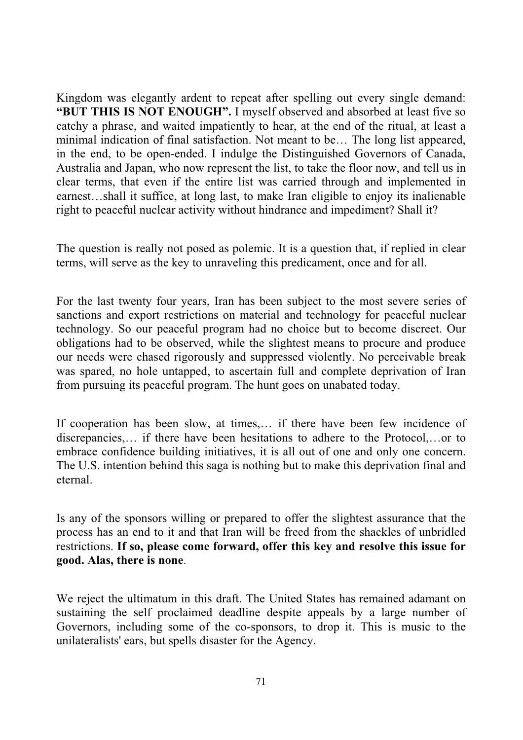Kingdom was elegantly ardent to repeat after spelling out every single demand: **"BUT THIS IS NOT ENOUGH".** I myself observed and absorbed at least five so catchy a phrase, and waited impatiently to hear, at the end of the ritual, at least a minimal indication of final satisfaction. Not meant to be… The long list appeared, in the end, to be open-ended. I indulge the Distinguished Governors of Canada, Australia and Japan, who now represent the list, to take the floor now, and tell us in clear terms, that even if the entire list was carried through and implemented in earnest…shall it suffice, at long last, to make Iran eligible to enjoy its inalienable right to peaceful nuclear activity without hindrance and impediment? Shall it?

The question is really not posed as polemic. It is a question that, if replied in clear terms, will serve as the key to unraveling this predicament, once and for all.

For the last twenty four years, Iran has been subject to the most severe series of sanctions and export restrictions on material and technology for peaceful nuclear technology. So our peaceful program had no choice but to become discreet. Our obligations had to be observed, while the slightest means to procure and produce our needs were chased rigorously and suppressed violently. No perceivable break was spared, no hole untapped, to ascertain full and complete deprivation of Iran from pursuing its peaceful program. The hunt goes on unabated today.

If cooperation has been slow, at times,… if there have been few incidence of discrepancies,… if there have been hesitations to adhere to the Protocol,…or to embrace confidence building initiatives, it is all out of one and only one concern. The U.S. intention behind this saga is nothing but to make this deprivation final and eternal.

Is any of the sponsors willing or prepared to offer the slightest assurance that the process has an end to it and that Iran will be freed from the shackles of unbridled restrictions. **If so, please come forward, offer this key and resolve this issue for good. Alas, there is none**.

We reject the ultimatum in this draft. The United States has remained adamant on sustaining the self proclaimed deadline despite appeals by a large number of Governors, including some of the co-sponsors, to drop it. This is music to the unilateralists' ears, but spells disaster for the Agency.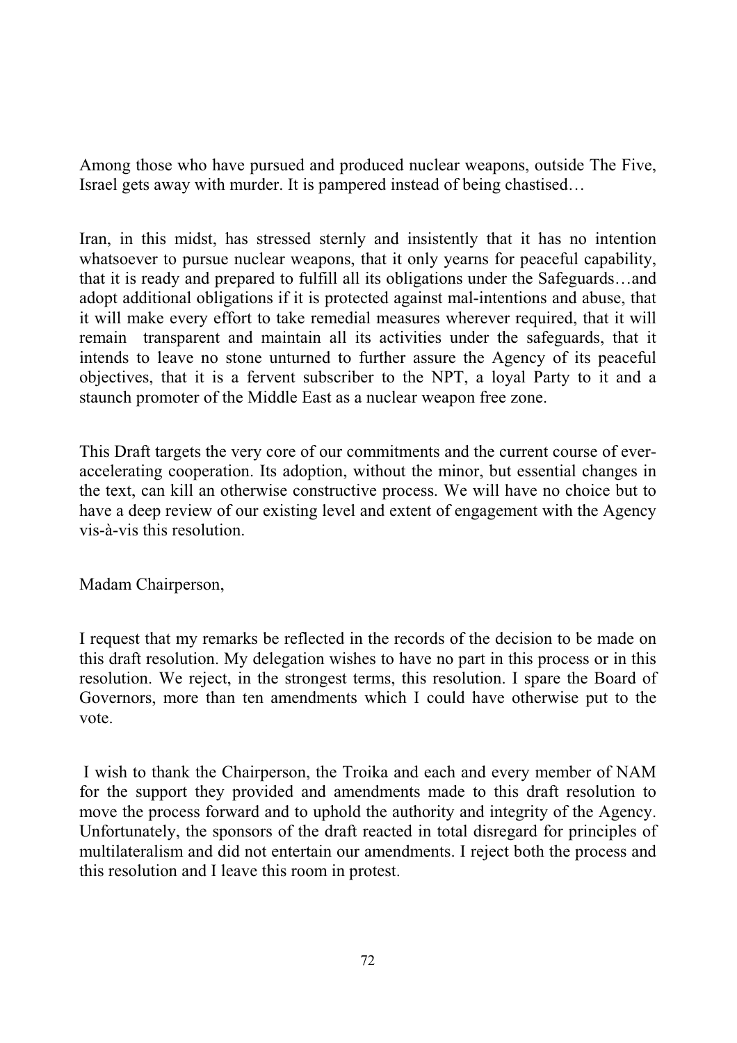Among those who have pursued and produced nuclear weapons, outside The Five, Israel gets away with murder. It is pampered instead of being chastised…

Iran, in this midst, has stressed sternly and insistently that it has no intention whatsoever to pursue nuclear weapons, that it only yearns for peaceful capability, that it is ready and prepared to fulfill all its obligations under the Safeguards…and adopt additional obligations if it is protected against mal-intentions and abuse, that it will make every effort to take remedial measures wherever required, that it will remain transparent and maintain all its activities under the safeguards, that it intends to leave no stone unturned to further assure the Agency of its peaceful objectives, that it is a fervent subscriber to the NPT, a loyal Party to it and a staunch promoter of the Middle East as a nuclear weapon free zone.

This Draft targets the very core of our commitments and the current course of ever-accelerating cooperation. Its adoption, without the minor, but essential changes in the text, can kill an otherwise constructive process. We will have no choice but to have a deep review of our existing level and extent of engagement with the Agency vis-à-vis this resolution.

Madam Chairperson,

I request that my remarks be reflected in the records of the decision to be made on this draft resolution. My delegation wishes to have no part in this process or in this resolution. We reject, in the strongest terms, this resolution. I spare the Board of Governors, more than ten amendments which I could have otherwise put to the vote.

I wish to thank the Chairperson, the Troika and each and every member of NAM for the support they provided and amendments made to this draft resolution to move the process forward and to uphold the authority and integrity of the Agency. Unfortunately, the sponsors of the draft reacted in total disregard for principles of multilateralism and did not entertain our amendments. I reject both the process and this resolution and I leave this room in protest.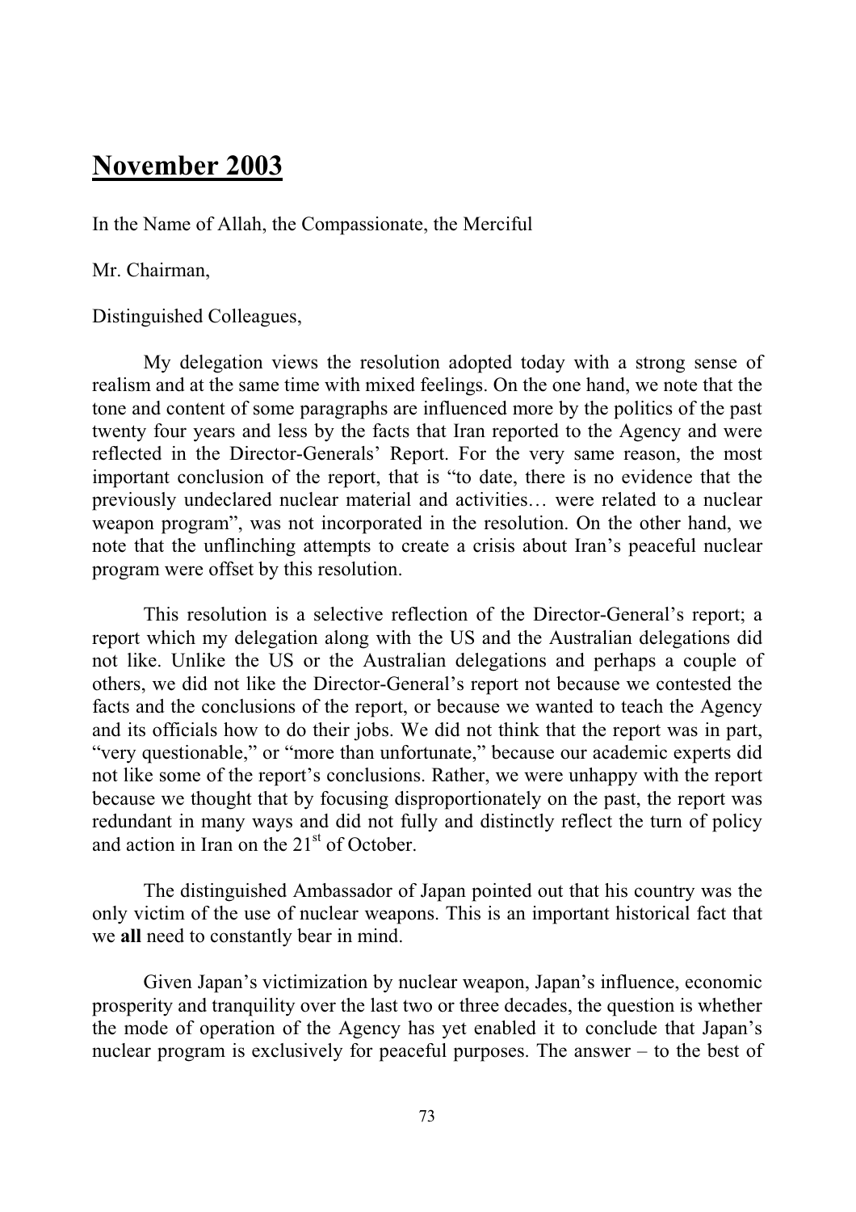## November 2003

In the Name of Allah, the Compassionate, the Merciful

Mr. Chairman,

Distinguished Colleagues,

My delegation views the resolution adopted today with a strong sense of realism and at the same time with mixed feelings. On the one hand, we note that the tone and content of some paragraphs are influenced more by the politics of the past twenty four years and less by the facts that Iran reported to the Agency and were reflected in the Director-Generals' Report. For the very same reason, the most important conclusion of the report, that is "to date, there is no evidence that the previously undeclared nuclear material and activities… were related to a nuclear weapon program", was not incorporated in the resolution. On the other hand, we note that the unflinching attempts to create a crisis about Iran's peaceful nuclear program were offset by this resolution.

This resolution is a selective reflection of the Director-General's report; a report which my delegation along with the US and the Australian delegations did not like. Unlike the US or the Australian delegations and perhaps a couple of others, we did not like the Director-General's report not because we contested the facts and the conclusions of the report, or because we wanted to teach the Agency and its officials how to do their jobs. We did not think that the report was in part, "very questionable," or "more than unfortunate," because our academic experts did not like some of the report's conclusions. Rather, we were unhappy with the report because we thought that by focusing disproportionately on the past, the report was redundant in many ways and did not fully and distinctly reflect the turn of policy and action in Iran on the 21st of October.

The distinguished Ambassador of Japan pointed out that his country was the only victim of the use of nuclear weapons. This is an important historical fact that we **all** need to constantly bear in mind.

Given Japan's victimization by nuclear weapon, Japan's influence, economic prosperity and tranquility over the last two or three decades, the question is whether the mode of operation of the Agency has yet enabled it to conclude that Japan's nuclear program is exclusively for peaceful purposes. The answer – to the best of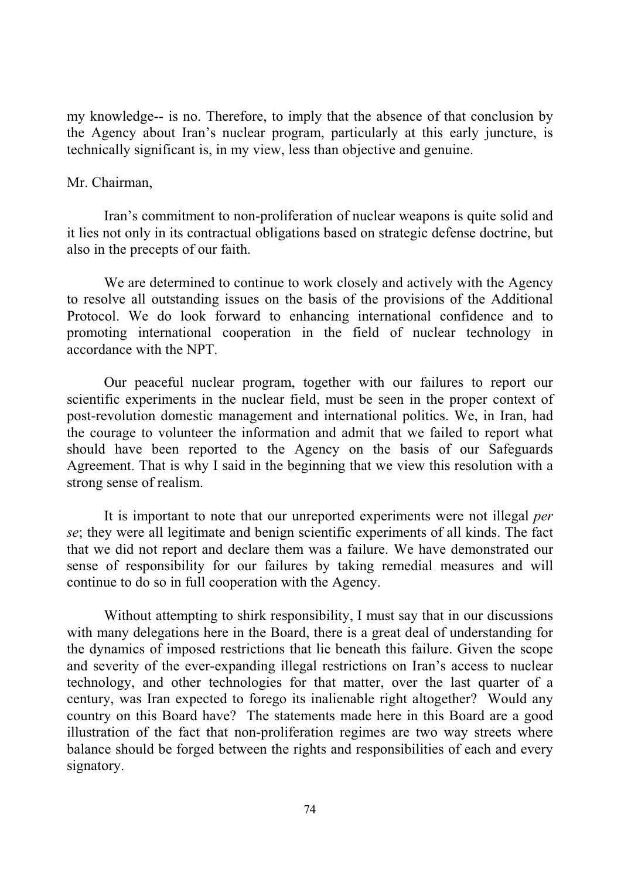my knowledge-- is no. Therefore, to imply that the absence of that conclusion by the Agency about Iran's nuclear program, particularly at this early juncture, is technically significant is, in my view, less than objective and genuine.

Mr. Chairman,

Iran's commitment to non-proliferation of nuclear weapons is quite solid and it lies not only in its contractual obligations based on strategic defense doctrine, but also in the precepts of our faith.

We are determined to continue to work closely and actively with the Agency to resolve all outstanding issues on the basis of the provisions of the Additional Protocol. We do look forward to enhancing international confidence and to promoting international cooperation in the field of nuclear technology in accordance with the NPT.

Our peaceful nuclear program, together with our failures to report our scientific experiments in the nuclear field, must be seen in the proper context of post-revolution domestic management and international politics. We, in Iran, had the courage to volunteer the information and admit that we failed to report what should have been reported to the Agency on the basis of our Safeguards Agreement. That is why I said in the beginning that we view this resolution with a strong sense of realism.

It is important to note that our unreported experiments were not illegal *per se*; they were all legitimate and benign scientific experiments of all kinds. The fact that we did not report and declare them was a failure. We have demonstrated our sense of responsibility for our failures by taking remedial measures and will continue to do so in full cooperation with the Agency.

Without attempting to shirk responsibility, I must say that in our discussions with many delegations here in the Board, there is a great deal of understanding for the dynamics of imposed restrictions that lie beneath this failure. Given the scope and severity of the ever-expanding illegal restrictions on Iran's access to nuclear technology, and other technologies for that matter, over the last quarter of a century, was Iran expected to forego its inalienable right altogether? Would any country on this Board have? The statements made here in this Board are a good illustration of the fact that non-proliferation regimes are two way streets where balance should be forged between the rights and responsibilities of each and every signatory.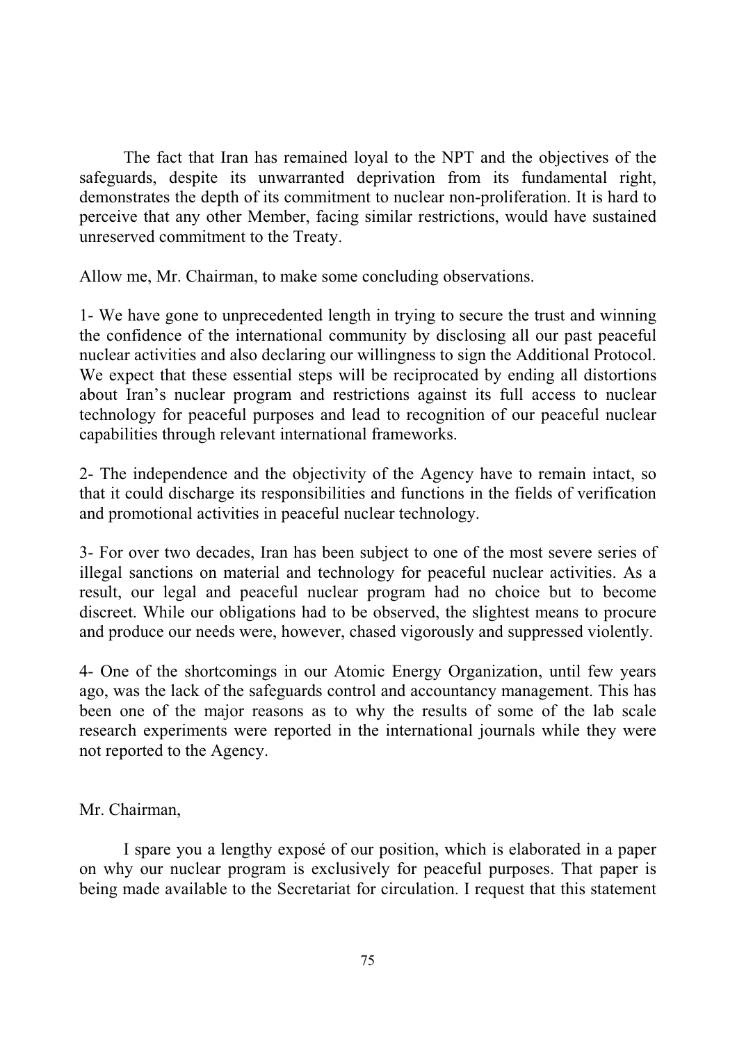The fact that Iran has remained loyal to the NPT and the objectives of the safeguards, despite its unwarranted deprivation from its fundamental right, demonstrates the depth of its commitment to nuclear non-proliferation. It is hard to perceive that any other Member, facing similar restrictions, would have sustained unreserved commitment to the Treaty.

Allow me, Mr. Chairman, to make some concluding observations.

1- We have gone to unprecedented length in trying to secure the trust and winning the confidence of the international community by disclosing all our past peaceful nuclear activities and also declaring our willingness to sign the Additional Protocol. We expect that these essential steps will be reciprocated by ending all distortions about Iran's nuclear program and restrictions against its full access to nuclear technology for peaceful purposes and lead to recognition of our peaceful nuclear capabilities through relevant international frameworks.

2- The independence and the objectivity of the Agency have to remain intact, so that it could discharge its responsibilities and functions in the fields of verification and promotional activities in peaceful nuclear technology.

3- For over two decades, Iran has been subject to one of the most severe series of illegal sanctions on material and technology for peaceful nuclear activities. As a result, our legal and peaceful nuclear program had no choice but to become discreet. While our obligations had to be observed, the slightest means to procure and produce our needs were, however, chased vigorously and suppressed violently.

4- One of the shortcomings in our Atomic Energy Organization, until few years ago, was the lack of the safeguards control and accountancy management. This has been one of the major reasons as to why the results of some of the lab scale research experiments were reported in the international journals while they were not reported to the Agency.

Mr. Chairman,

I spare you a lengthy exposé of our position, which is elaborated in a paper on why our nuclear program is exclusively for peaceful purposes. That paper is being made available to the Secretariat for circulation. I request that this statement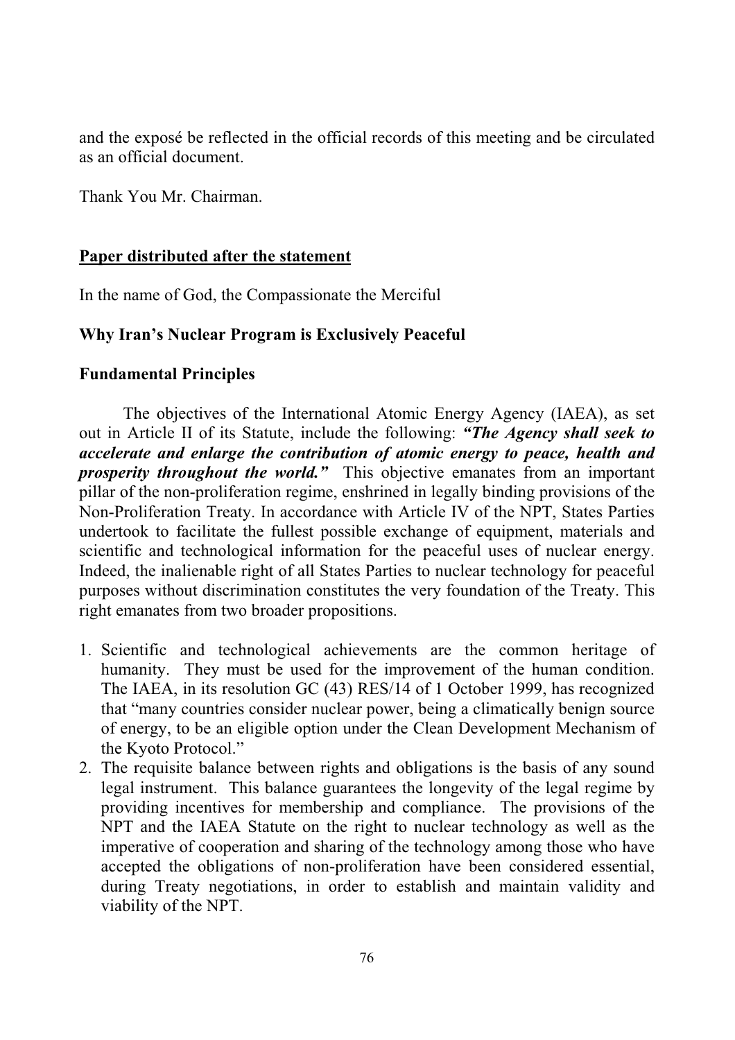and the exposé be reflected in the official records of this meeting and be circulated as an official document.

Thank You Mr. Chairman.

**<u>Paper distributed after the statement</u>**

In the name of God, the Compassionate the Merciful

**Why Iran's Nuclear Program is Exclusively Peaceful**

**Fundamental Principles**

The objectives of the International Atomic Energy Agency (IAEA), as set out in Article II of its Statute, include the following: ***"The Agency shall seek to accelerate and enlarge the contribution of atomic energy to peace, health and prosperity throughout the world."*** This objective emanates from an important pillar of the non-proliferation regime, enshrined in legally binding provisions of the Non-Proliferation Treaty. In accordance with Article IV of the NPT, States Parties undertook to facilitate the fullest possible exchange of equipment, materials and scientific and technological information for the peaceful uses of nuclear energy. Indeed, the inalienable right of all States Parties to nuclear technology for peaceful purposes without discrimination constitutes the very foundation of the Treaty. This right emanates from two broader propositions.

1. Scientific and technological achievements are the common heritage of humanity. They must be used for the improvement of the human condition. The IAEA, in its resolution GC (43) RES/14 of 1 October 1999, has recognized that "many countries consider nuclear power, being a climatically benign source of energy, to be an eligible option under the Clean Development Mechanism of the Kyoto Protocol."
2. The requisite balance between rights and obligations is the basis of any sound legal instrument. This balance guarantees the longevity of the legal regime by providing incentives for membership and compliance. The provisions of the NPT and the IAEA Statute on the right to nuclear technology as well as the imperative of cooperation and sharing of the technology among those who have accepted the obligations of non-proliferation have been considered essential, during Treaty negotiations, in order to establish and maintain validity and viability of the NPT.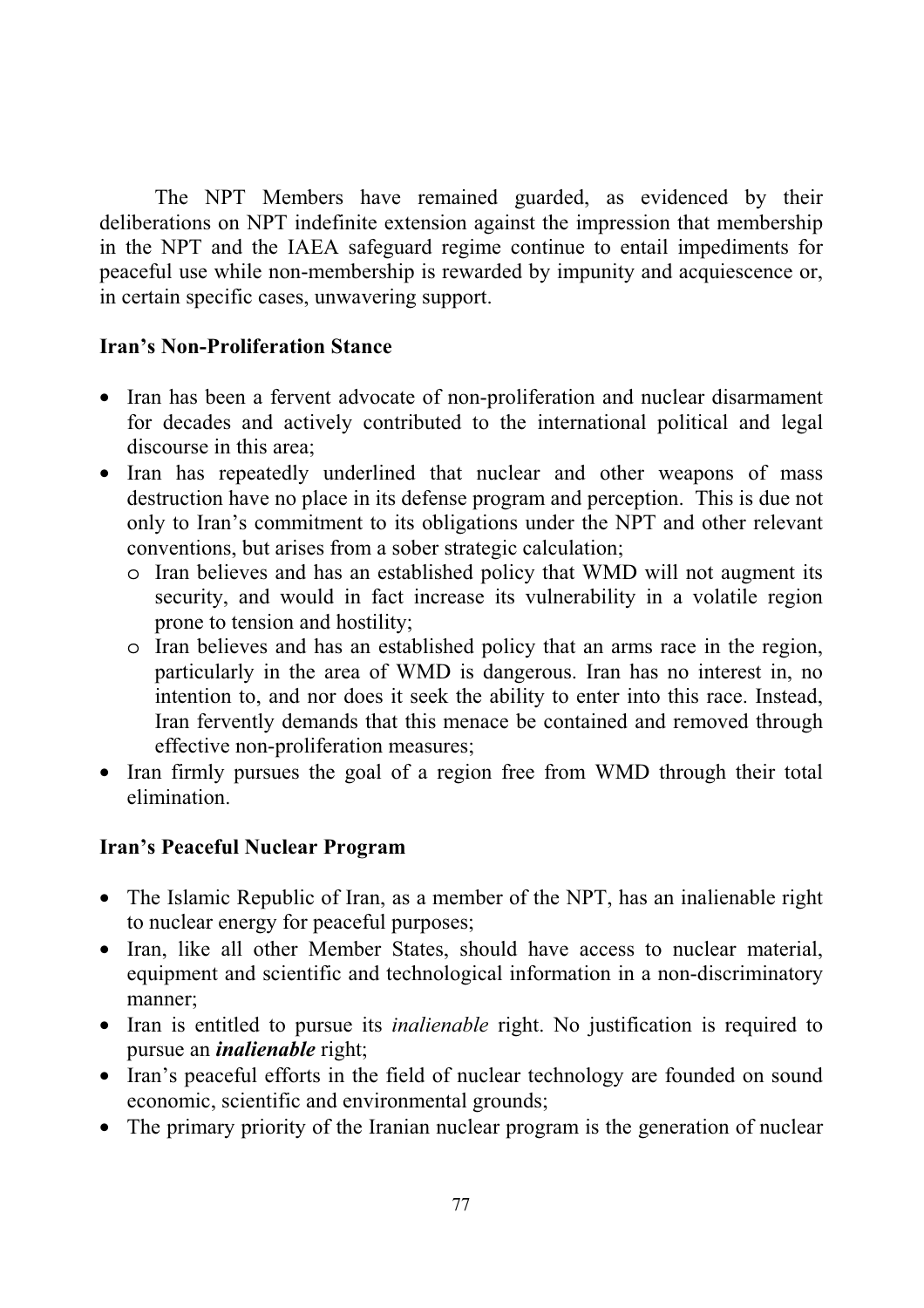The NPT Members have remained guarded, as evidenced by their deliberations on NPT indefinite extension against the impression that membership in the NPT and the IAEA safeguard regime continue to entail impediments for peaceful use while non-membership is rewarded by impunity and acquiescence or, in certain specific cases, unwavering support.

**Iran's Non-Proliferation Stance**

- Iran has been a fervent advocate of non-proliferation and nuclear disarmament for decades and actively contributed to the international political and legal discourse in this area;
- Iran has repeatedly underlined that nuclear and other weapons of mass destruction have no place in its defense program and perception. This is due not only to Iran's commitment to its obligations under the NPT and other relevant conventions, but arises from a sober strategic calculation;
  - Iran believes and has an established policy that WMD will not augment its security, and would in fact increase its vulnerability in a volatile region prone to tension and hostility;
  - Iran believes and has an established policy that an arms race in the region, particularly in the area of WMD is dangerous. Iran has no interest in, no intention to, and nor does it seek the ability to enter into this race. Instead, Iran fervently demands that this menace be contained and removed through effective non-proliferation measures;
- Iran firmly pursues the goal of a region free from WMD through their total elimination.

**Iran's Peaceful Nuclear Program**

- The Islamic Republic of Iran, as a member of the NPT, has an inalienable right to nuclear energy for peaceful purposes;
- Iran, like all other Member States, should have access to nuclear material, equipment and scientific and technological information in a non-discriminatory manner;
- Iran is entitled to pursue its *inalienable* right. No justification is required to pursue an ***inalienable*** right;
- Iran's peaceful efforts in the field of nuclear technology are founded on sound economic, scientific and environmental grounds;
- The primary priority of the Iranian nuclear program is the generation of nuclear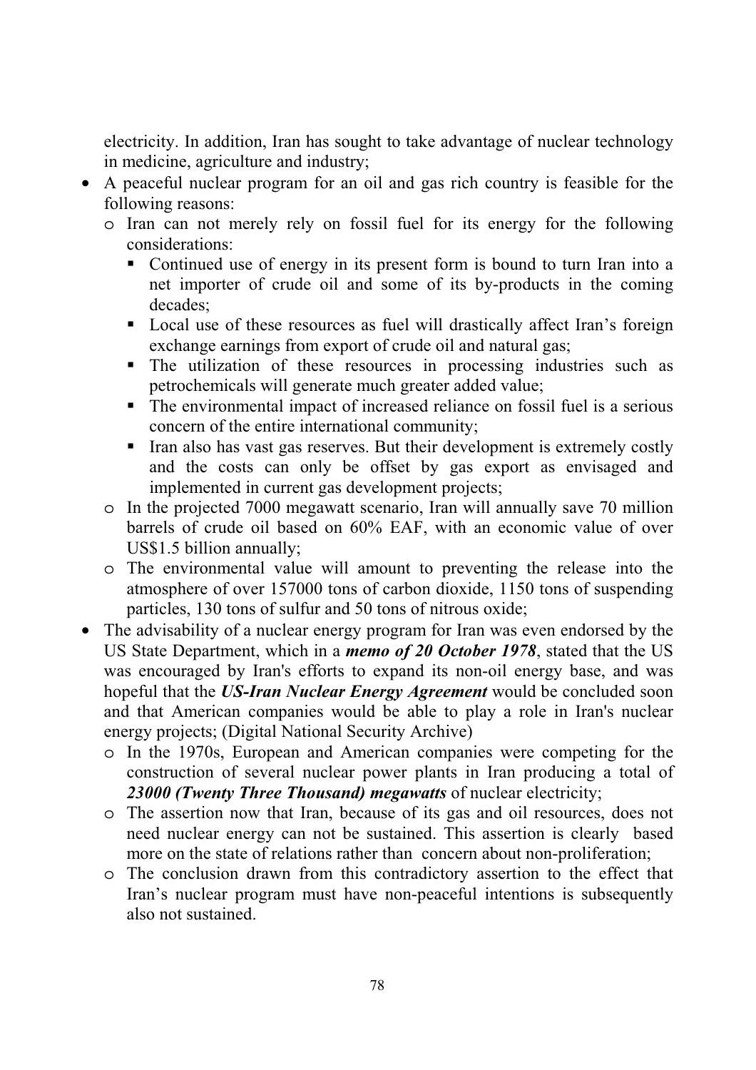electricity. In addition, Iran has sought to take advantage of nuclear technology in medicine, agriculture and industry;

- A peaceful nuclear program for an oil and gas rich country is feasible for the following reasons:
  - Iran can not merely rely on fossil fuel for its energy for the following considerations:
    - Continued use of energy in its present form is bound to turn Iran into a net importer of crude oil and some of its by-products in the coming decades;
    - Local use of these resources as fuel will drastically affect Iran's foreign exchange earnings from export of crude oil and natural gas;
    - The utilization of these resources in processing industries such as petrochemicals will generate much greater added value;
    - The environmental impact of increased reliance on fossil fuel is a serious concern of the entire international community;
    - Iran also has vast gas reserves. But their development is extremely costly and the costs can only be offset by gas export as envisaged and implemented in current gas development projects;
  - In the projected 7000 megawatt scenario, Iran will annually save 70 million barrels of crude oil based on 60% EAF, with an economic value of over US$1.5 billion annually;
  - The environmental value will amount to preventing the release into the atmosphere of over 157000 tons of carbon dioxide, 1150 tons of suspending particles, 130 tons of sulfur and 50 tons of nitrous oxide;
- The advisability of a nuclear energy program for Iran was even endorsed by the US State Department, which in a ***memo of 20 October 1978***, stated that the US was encouraged by Iran's efforts to expand its non-oil energy base, and was hopeful that the ***US-Iran Nuclear Energy Agreement*** would be concluded soon and that American companies would be able to play a role in Iran's nuclear energy projects; (Digital National Security Archive)
  - In the 1970s, European and American companies were competing for the construction of several nuclear power plants in Iran producing a total of ***23000 (Twenty Three Thousand) megawatts*** of nuclear electricity;
  - The assertion now that Iran, because of its gas and oil resources, does not need nuclear energy can not be sustained. This assertion is clearly based more on the state of relations rather than concern about non-proliferation;
  - The conclusion drawn from this contradictory assertion to the effect that Iran's nuclear program must have non-peaceful intentions is subsequently also not sustained.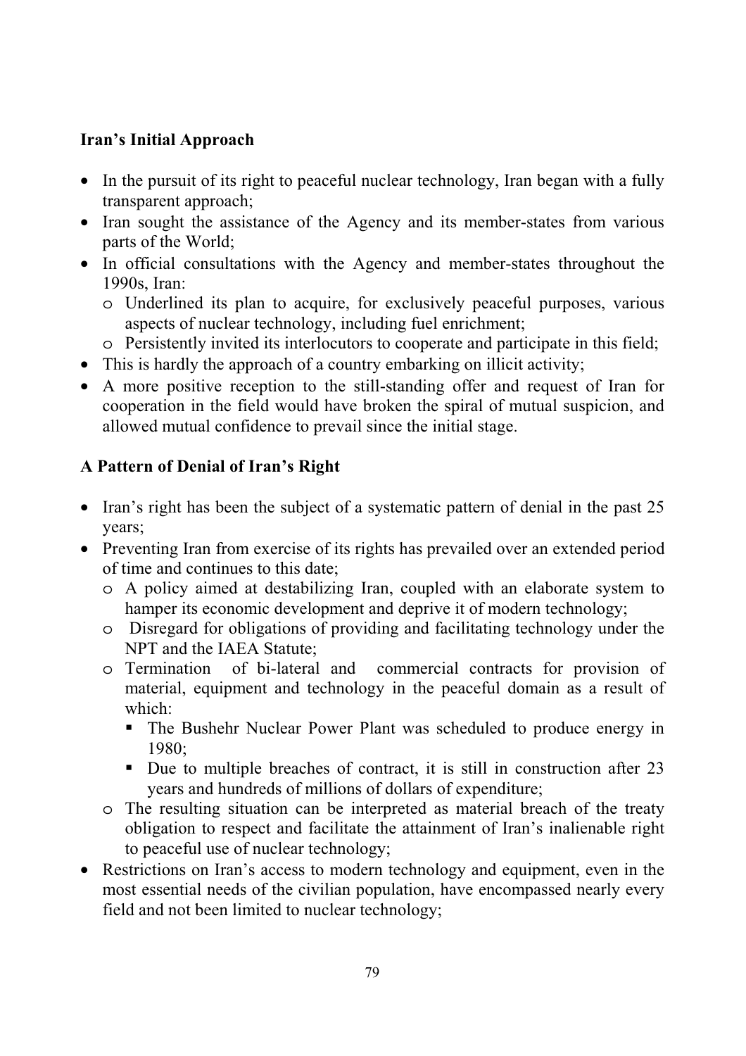## Iran's Initial Approach

- In the pursuit of its right to peaceful nuclear technology, Iran began with a fully transparent approach;
- Iran sought the assistance of the Agency and its member-states from various parts of the World;
- In official consultations with the Agency and member-states throughout the 1990s, Iran:
  - Underlined its plan to acquire, for exclusively peaceful purposes, various aspects of nuclear technology, including fuel enrichment;
  - Persistently invited its interlocutors to cooperate and participate in this field;
- This is hardly the approach of a country embarking on illicit activity;
- A more positive reception to the still-standing offer and request of Iran for cooperation in the field would have broken the spiral of mutual suspicion, and allowed mutual confidence to prevail since the initial stage.

## A Pattern of Denial of Iran's Right

- Iran's right has been the subject of a systematic pattern of denial in the past 25 years;
- Preventing Iran from exercise of its rights has prevailed over an extended period of time and continues to this date;
  - A policy aimed at destabilizing Iran, coupled with an elaborate system to hamper its economic development and deprive it of modern technology;
  - Disregard for obligations of providing and facilitating technology under the NPT and the IAEA Statute;
  - Termination of bi-lateral and commercial contracts for provision of material, equipment and technology in the peaceful domain as a result of which:
    - The Bushehr Nuclear Power Plant was scheduled to produce energy in 1980;
    - Due to multiple breaches of contract, it is still in construction after 23 years and hundreds of millions of dollars of expenditure;
  - The resulting situation can be interpreted as material breach of the treaty obligation to respect and facilitate the attainment of Iran's inalienable right to peaceful use of nuclear technology;
- Restrictions on Iran's access to modern technology and equipment, even in the most essential needs of the civilian population, have encompassed nearly every field and not been limited to nuclear technology;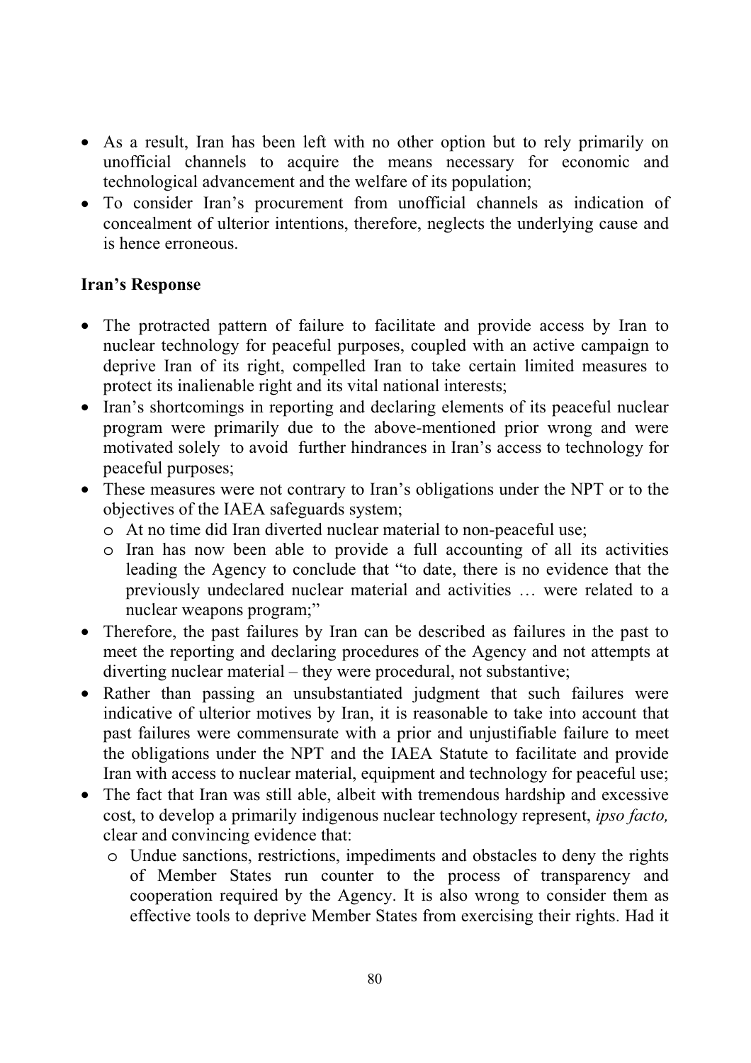- As a result, Iran has been left with no other option but to rely primarily on unofficial channels to acquire the means necessary for economic and technological advancement and the welfare of its population;
- To consider Iran's procurement from unofficial channels as indication of concealment of ulterior intentions, therefore, neglects the underlying cause and is hence erroneous.

**Iran's Response**

- The protracted pattern of failure to facilitate and provide access by Iran to nuclear technology for peaceful purposes, coupled with an active campaign to deprive Iran of its right, compelled Iran to take certain limited measures to protect its inalienable right and its vital national interests;
- Iran's shortcomings in reporting and declaring elements of its peaceful nuclear program were primarily due to the above-mentioned prior wrong and were motivated solely to avoid further hindrances in Iran's access to technology for peaceful purposes;
- These measures were not contrary to Iran's obligations under the NPT or to the objectives of the IAEA safeguards system;
  - At no time did Iran diverted nuclear material to non-peaceful use;
  - Iran has now been able to provide a full accounting of all its activities leading the Agency to conclude that "to date, there is no evidence that the previously undeclared nuclear material and activities … were related to a nuclear weapons program;"
- Therefore, the past failures by Iran can be described as failures in the past to meet the reporting and declaring procedures of the Agency and not attempts at diverting nuclear material – they were procedural, not substantive;
- Rather than passing an unsubstantiated judgment that such failures were indicative of ulterior motives by Iran, it is reasonable to take into account that past failures were commensurate with a prior and unjustifiable failure to meet the obligations under the NPT and the IAEA Statute to facilitate and provide Iran with access to nuclear material, equipment and technology for peaceful use;
- The fact that Iran was still able, albeit with tremendous hardship and excessive cost, to develop a primarily indigenous nuclear technology represent, *ipso facto,* clear and convincing evidence that:
  - Undue sanctions, restrictions, impediments and obstacles to deny the rights of Member States run counter to the process of transparency and cooperation required by the Agency. It is also wrong to consider them as effective tools to deprive Member States from exercising their rights. Had it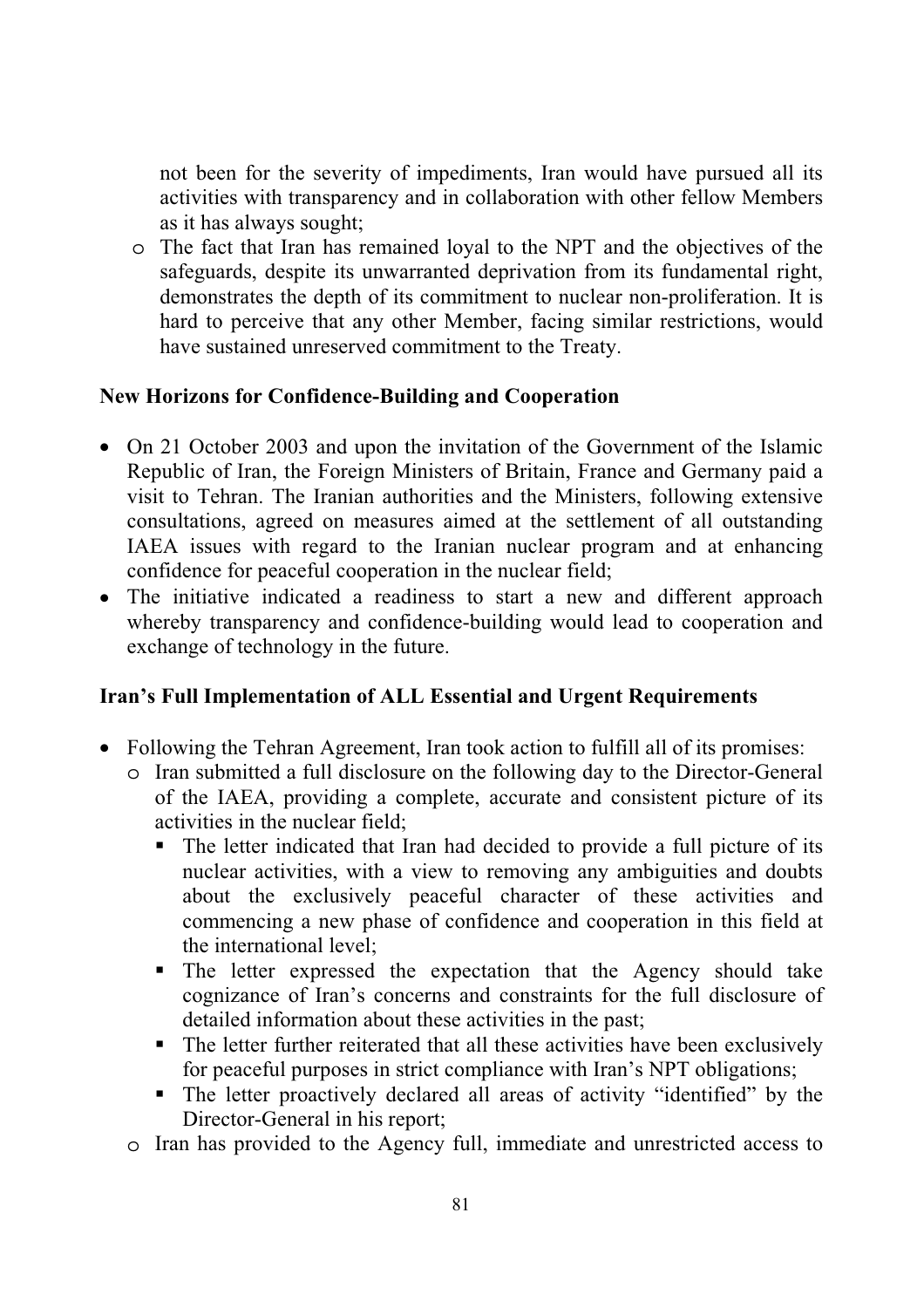not been for the severity of impediments, Iran would have pursued all its activities with transparency and in collaboration with other fellow Members as it has always sought;

- The fact that Iran has remained loyal to the NPT and the objectives of the safeguards, despite its unwarranted deprivation from its fundamental right, demonstrates the depth of its commitment to nuclear non-proliferation. It is hard to perceive that any other Member, facing similar restrictions, would have sustained unreserved commitment to the Treaty.

**New Horizons for Confidence-Building and Cooperation**

- On 21 October 2003 and upon the invitation of the Government of the Islamic Republic of Iran, the Foreign Ministers of Britain, France and Germany paid a visit to Tehran. The Iranian authorities and the Ministers, following extensive consultations, agreed on measures aimed at the settlement of all outstanding IAEA issues with regard to the Iranian nuclear program and at enhancing confidence for peaceful cooperation in the nuclear field;
- The initiative indicated a readiness to start a new and different approach whereby transparency and confidence-building would lead to cooperation and exchange of technology in the future.

**Iran's Full Implementation of ALL Essential and Urgent Requirements**

- Following the Tehran Agreement, Iran took action to fulfill all of its promises:
  - Iran submitted a full disclosure on the following day to the Director-General of the IAEA, providing a complete, accurate and consistent picture of its activities in the nuclear field;
    - The letter indicated that Iran had decided to provide a full picture of its nuclear activities, with a view to removing any ambiguities and doubts about the exclusively peaceful character of these activities and commencing a new phase of confidence and cooperation in this field at the international level;
    - The letter expressed the expectation that the Agency should take cognizance of Iran's concerns and constraints for the full disclosure of detailed information about these activities in the past;
    - The letter further reiterated that all these activities have been exclusively for peaceful purposes in strict compliance with Iran's NPT obligations;
    - The letter proactively declared all areas of activity "identified" by the Director-General in his report;
  - Iran has provided to the Agency full, immediate and unrestricted access to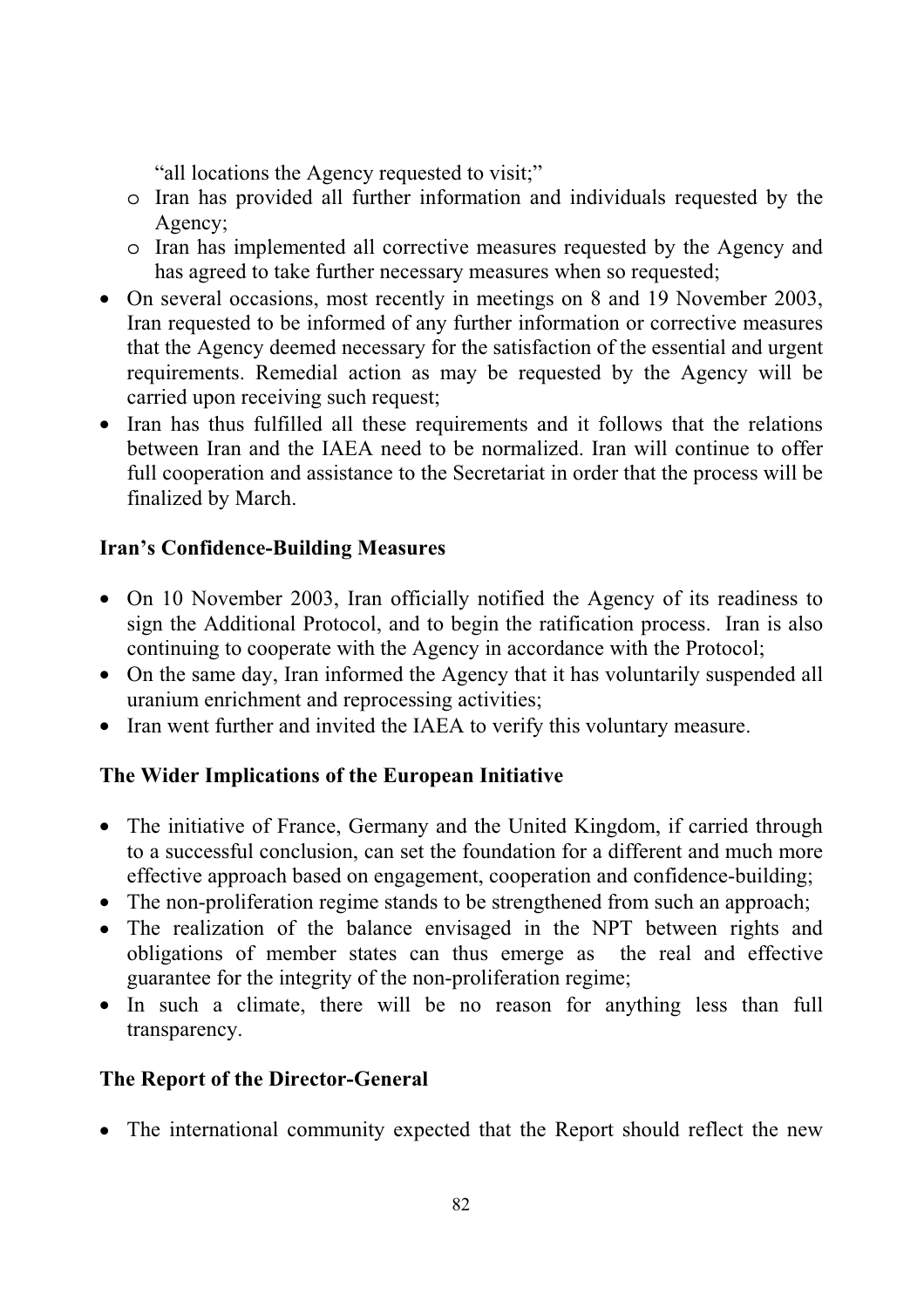"all locations the Agency requested to visit;"

  - Iran has provided all further information and individuals requested by the Agency;
  - Iran has implemented all corrective measures requested by the Agency and has agreed to take further necessary measures when so requested;

- On several occasions, most recently in meetings on 8 and 19 November 2003, Iran requested to be informed of any further information or corrective measures that the Agency deemed necessary for the satisfaction of the essential and urgent requirements. Remedial action as may be requested by the Agency will be carried upon receiving such request;
- Iran has thus fulfilled all these requirements and it follows that the relations between Iran and the IAEA need to be normalized. Iran will continue to offer full cooperation and assistance to the Secretariat in order that the process will be finalized by March.

**Iran's Confidence-Building Measures**

- On 10 November 2003, Iran officially notified the Agency of its readiness to sign the Additional Protocol, and to begin the ratification process. Iran is also continuing to cooperate with the Agency in accordance with the Protocol;
- On the same day, Iran informed the Agency that it has voluntarily suspended all uranium enrichment and reprocessing activities;
- Iran went further and invited the IAEA to verify this voluntary measure.

**The Wider Implications of the European Initiative**

- The initiative of France, Germany and the United Kingdom, if carried through to a successful conclusion, can set the foundation for a different and much more effective approach based on engagement, cooperation and confidence-building;
- The non-proliferation regime stands to be strengthened from such an approach;
- The realization of the balance envisaged in the NPT between rights and obligations of member states can thus emerge as the real and effective guarantee for the integrity of the non-proliferation regime;
- In such a climate, there will be no reason for anything less than full transparency.

**The Report of the Director-General**

- The international community expected that the Report should reflect the new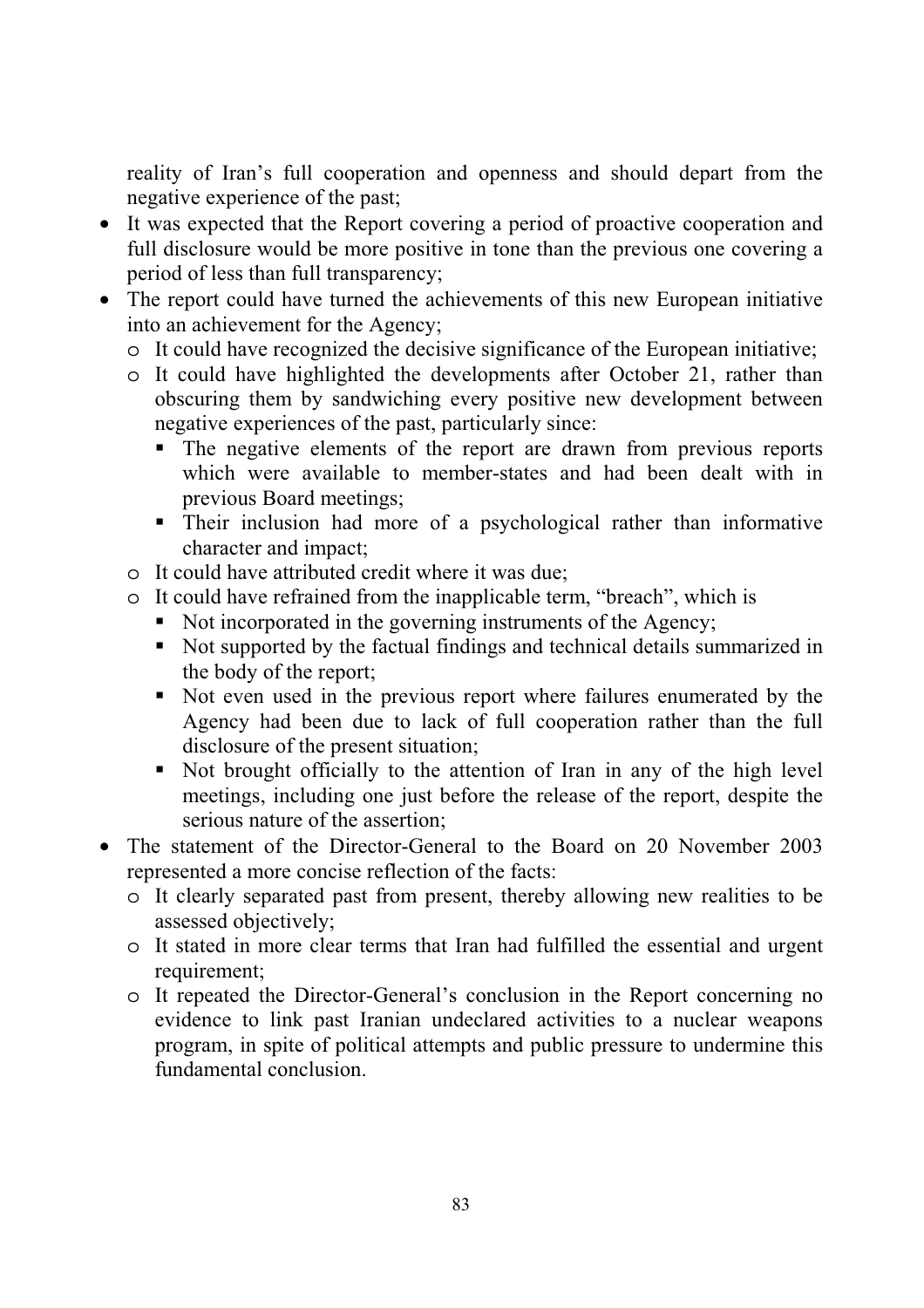reality of Iran's full cooperation and openness and should depart from the negative experience of the past;

- It was expected that the Report covering a period of proactive cooperation and full disclosure would be more positive in tone than the previous one covering a period of less than full transparency;
- The report could have turned the achievements of this new European initiative into an achievement for the Agency;
  - It could have recognized the decisive significance of the European initiative;
  - It could have highlighted the developments after October 21, rather than obscuring them by sandwiching every positive new development between negative experiences of the past, particularly since:
    - The negative elements of the report are drawn from previous reports which were available to member-states and had been dealt with in previous Board meetings;
    - Their inclusion had more of a psychological rather than informative character and impact;
  - It could have attributed credit where it was due;
  - It could have refrained from the inapplicable term, "breach", which is
    - Not incorporated in the governing instruments of the Agency;
    - Not supported by the factual findings and technical details summarized in the body of the report;
    - Not even used in the previous report where failures enumerated by the Agency had been due to lack of full cooperation rather than the full disclosure of the present situation;
    - Not brought officially to the attention of Iran in any of the high level meetings, including one just before the release of the report, despite the serious nature of the assertion;
- The statement of the Director-General to the Board on 20 November 2003 represented a more concise reflection of the facts:
  - It clearly separated past from present, thereby allowing new realities to be assessed objectively;
  - It stated in more clear terms that Iran had fulfilled the essential and urgent requirement;
  - It repeated the Director-General's conclusion in the Report concerning no evidence to link past Iranian undeclared activities to a nuclear weapons program, in spite of political attempts and public pressure to undermine this fundamental conclusion.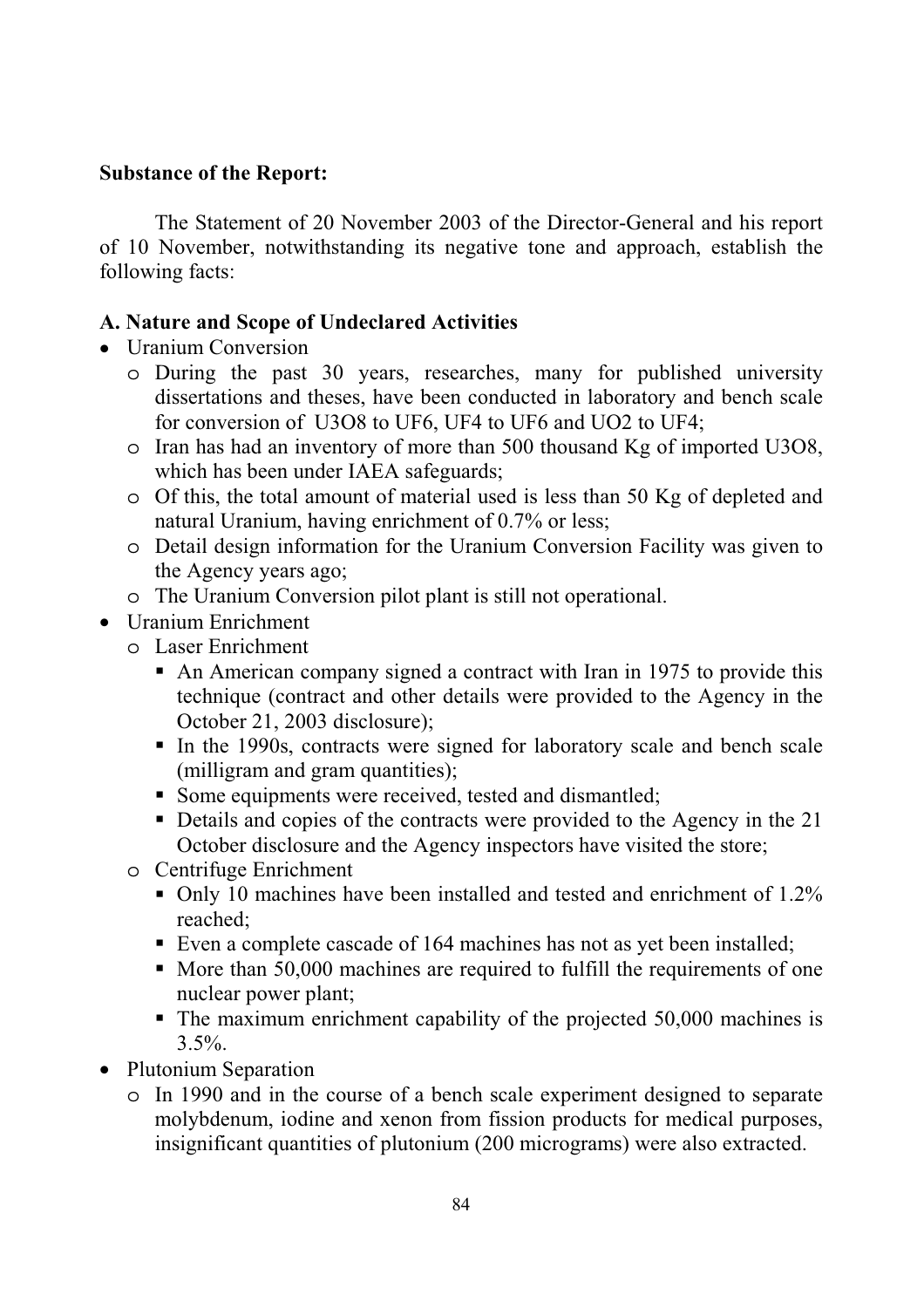**Substance of the Report:**

The Statement of 20 November 2003 of the Director-General and his report of 10 November, notwithstanding its negative tone and approach, establish the following facts:

**A. Nature and Scope of Undeclared Activities**

- Uranium Conversion
  - During the past 30 years, researches, many for published university dissertations and theses, have been conducted in laboratory and bench scale for conversion of $U_3O_8$ to $UF_6$, $UF_4$ to $UF_6$ and $UO_2$ to $UF_4$;
  - Iran has had an inventory of more than 500 thousand Kg of imported $U_3O_8$, which has been under IAEA safeguards;
  - Of this, the total amount of material used is less than 50 Kg of depleted and natural Uranium, having enrichment of 0.7% or less;
  - Detail design information for the Uranium Conversion Facility was given to the Agency years ago;
  - The Uranium Conversion pilot plant is still not operational.
- Uranium Enrichment
  - Laser Enrichment
    - An American company signed a contract with Iran in 1975 to provide this technique (contract and other details were provided to the Agency in the October 21, 2003 disclosure);
    - In the 1990s, contracts were signed for laboratory scale and bench scale (milligram and gram quantities);
    - Some equipments were received, tested and dismantled;
    - Details and copies of the contracts were provided to the Agency in the 21 October disclosure and the Agency inspectors have visited the store;
  - Centrifuge Enrichment
    - Only 10 machines have been installed and tested and enrichment of 1.2% reached;
    - Even a complete cascade of 164 machines has not as yet been installed;
    - More than 50,000 machines are required to fulfill the requirements of one nuclear power plant;
    - The maximum enrichment capability of the projected 50,000 machines is 3.5%.
- Plutonium Separation
  - In 1990 and in the course of a bench scale experiment designed to separate molybdenum, iodine and xenon from fission products for medical purposes, insignificant quantities of plutonium (200 micrograms) were also extracted.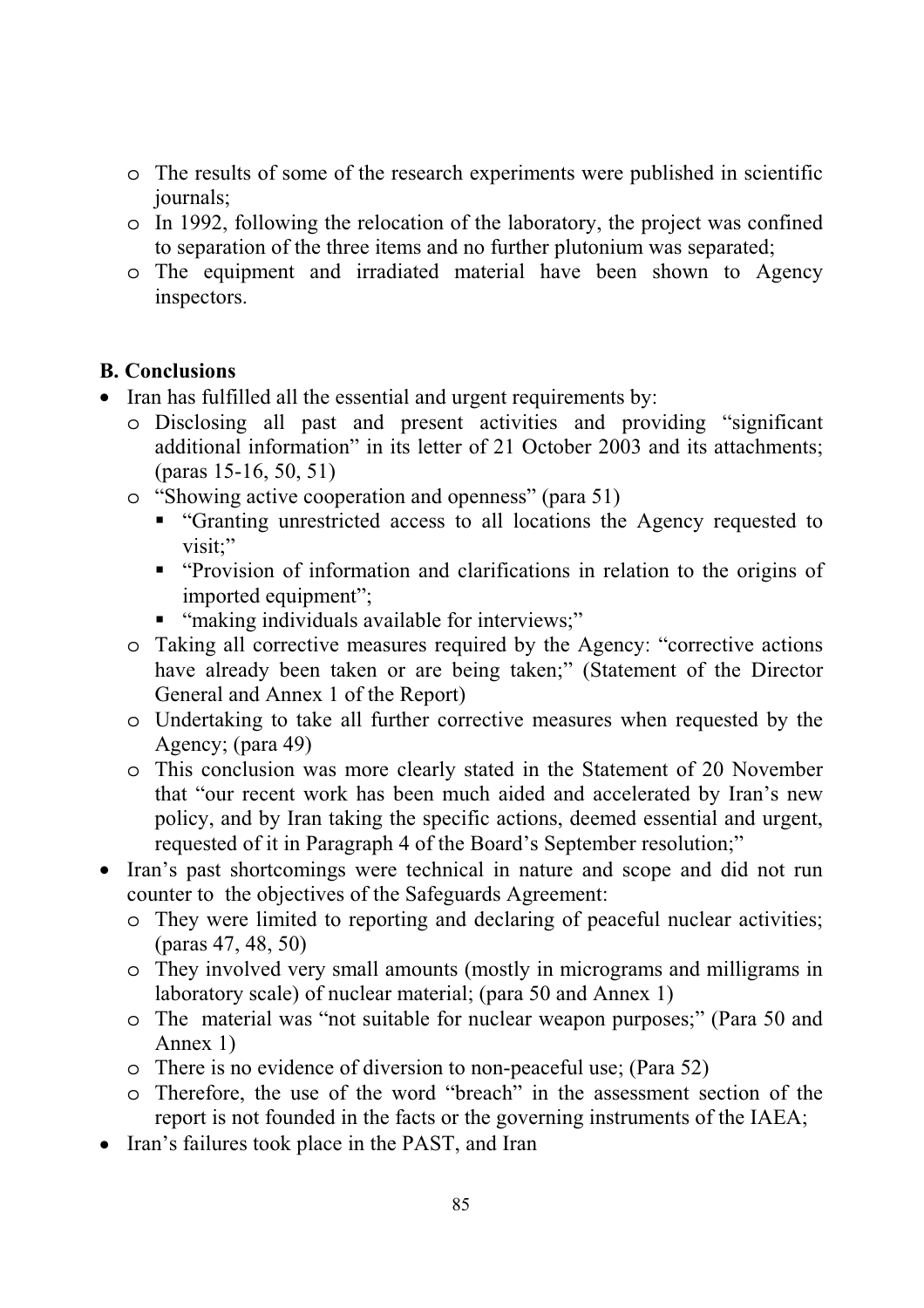- The results of some of the research experiments were published in scientific journals;
- In 1992, following the relocation of the laboratory, the project was confined to separation of the three items and no further plutonium was separated;
- The equipment and irradiated material have been shown to Agency inspectors.

**B. Conclusions**

- Iran has fulfilled all the essential and urgent requirements by:
  - Disclosing all past and present activities and providing "significant additional information" in its letter of 21 October 2003 and its attachments; (paras 15-16, 50, 51)
  - "Showing active cooperation and openness" (para 51)
    - "Granting unrestricted access to all locations the Agency requested to visit;"
    - "Provision of information and clarifications in relation to the origins of imported equipment";
    - "making individuals available for interviews;"
  - Taking all corrective measures required by the Agency: "corrective actions have already been taken or are being taken;" (Statement of the Director General and Annex 1 of the Report)
  - Undertaking to take all further corrective measures when requested by the Agency; (para 49)
  - This conclusion was more clearly stated in the Statement of 20 November that "our recent work has been much aided and accelerated by Iran's new policy, and by Iran taking the specific actions, deemed essential and urgent, requested of it in Paragraph 4 of the Board's September resolution;"
- Iran's past shortcomings were technical in nature and scope and did not run counter to the objectives of the Safeguards Agreement:
  - They were limited to reporting and declaring of peaceful nuclear activities; (paras 47, 48, 50)
  - They involved very small amounts (mostly in micrograms and milligrams in laboratory scale) of nuclear material; (para 50 and Annex 1)
  - The material was "not suitable for nuclear weapon purposes;" (Para 50 and Annex 1)
  - There is no evidence of diversion to non-peaceful use; (Para 52)
  - Therefore, the use of the word "breach" in the assessment section of the report is not founded in the facts or the governing instruments of the IAEA;
- Iran's failures took place in the PAST, and Iran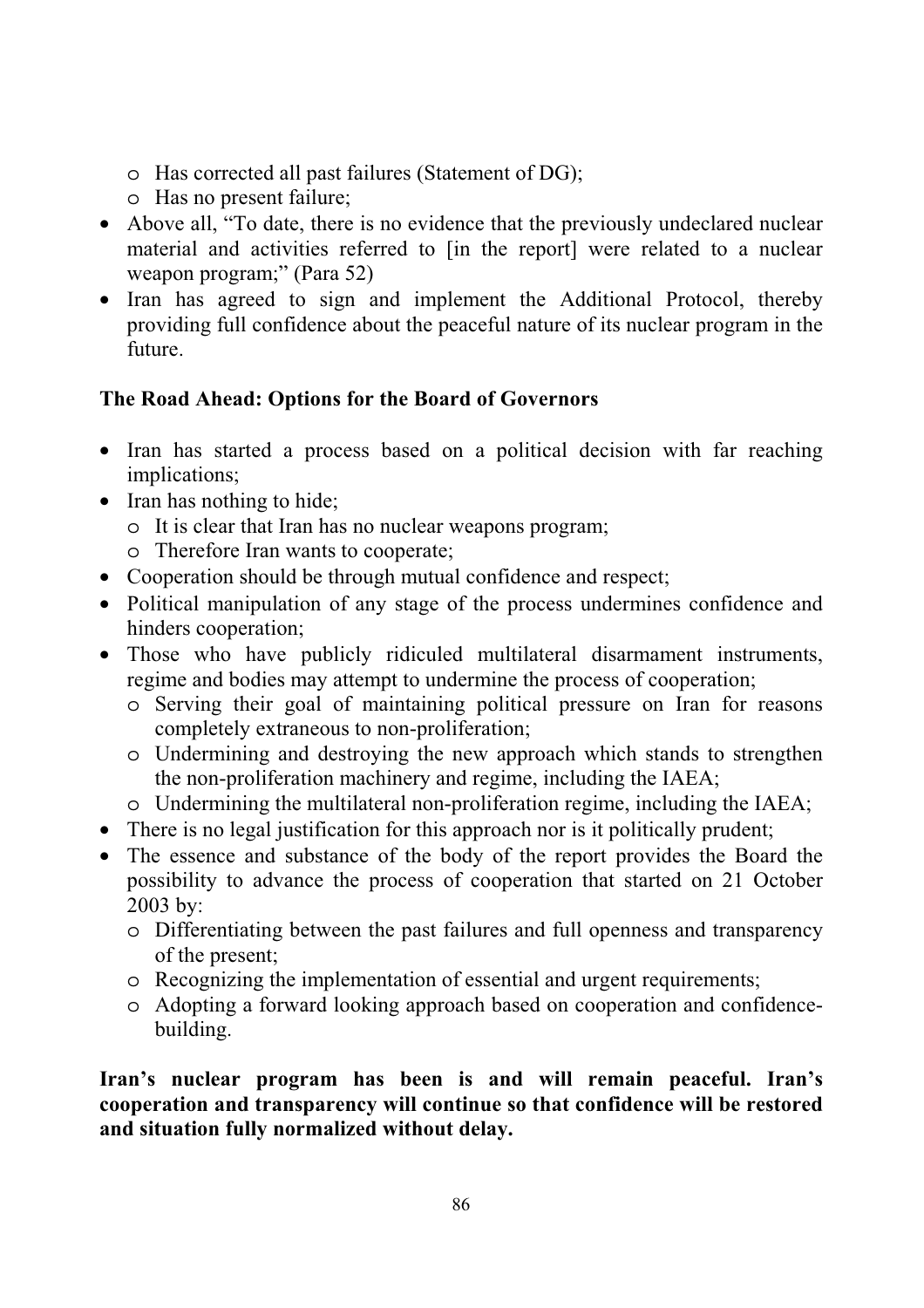- Has corrected all past failures (Statement of DG);
    - Has no present failure;
- Above all, "To date, there is no evidence that the previously undeclared nuclear material and activities referred to [in the report] were related to a nuclear weapon program;" (Para 52)
- Iran has agreed to sign and implement the Additional Protocol, thereby providing full confidence about the peaceful nature of its nuclear program in the future.

**The Road Ahead: Options for the Board of Governors**

- Iran has started a process based on a political decision with far reaching implications;
- Iran has nothing to hide;
    - It is clear that Iran has no nuclear weapons program;
    - Therefore Iran wants to cooperate;
- Cooperation should be through mutual confidence and respect;
- Political manipulation of any stage of the process undermines confidence and hinders cooperation;
- Those who have publicly ridiculed multilateral disarmament instruments, regime and bodies may attempt to undermine the process of cooperation;
    - Serving their goal of maintaining political pressure on Iran for reasons completely extraneous to non-proliferation;
    - Undermining and destroying the new approach which stands to strengthen the non-proliferation machinery and regime, including the IAEA;
    - Undermining the multilateral non-proliferation regime, including the IAEA;
- There is no legal justification for this approach nor is it politically prudent;
- The essence and substance of the body of the report provides the Board the possibility to advance the process of cooperation that started on 21 October 2003 by:
    - Differentiating between the past failures and full openness and transparency of the present;
    - Recognizing the implementation of essential and urgent requirements;
    - Adopting a forward looking approach based on cooperation and confidence-building.

**Iran's nuclear program has been is and will remain peaceful. Iran's cooperation and transparency will continue so that confidence will be restored and situation fully normalized without delay.**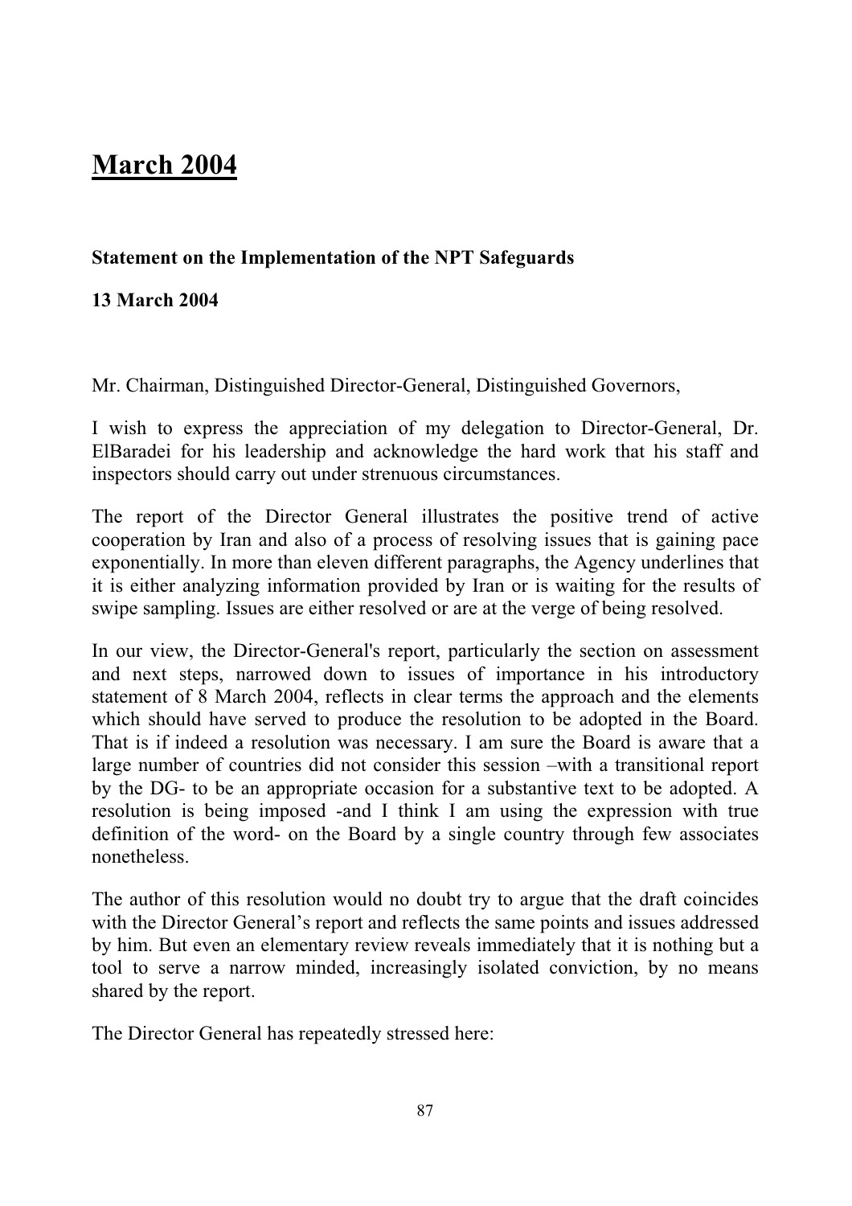# March 2004

**Statement on the Implementation of the NPT Safeguards**

**13 March 2004**

Mr. Chairman, Distinguished Director-General, Distinguished Governors,

I wish to express the appreciation of my delegation to Director-General, Dr. ElBaradei for his leadership and acknowledge the hard work that his staff and inspectors should carry out under strenuous circumstances.

The report of the Director General illustrates the positive trend of active cooperation by Iran and also of a process of resolving issues that is gaining pace exponentially. In more than eleven different paragraphs, the Agency underlines that it is either analyzing information provided by Iran or is waiting for the results of swipe sampling. Issues are either resolved or are at the verge of being resolved.

In our view, the Director-General's report, particularly the section on assessment and next steps, narrowed down to issues of importance in his introductory statement of 8 March 2004, reflects in clear terms the approach and the elements which should have served to produce the resolution to be adopted in the Board. That is if indeed a resolution was necessary. I am sure the Board is aware that a large number of countries did not consider this session –with a transitional report by the DG- to be an appropriate occasion for a substantive text to be adopted. A resolution is being imposed -and I think I am using the expression with true definition of the word- on the Board by a single country through few associates nonetheless.

The author of this resolution would no doubt try to argue that the draft coincides with the Director General's report and reflects the same points and issues addressed by him. But even an elementary review reveals immediately that it is nothing but a tool to serve a narrow minded, increasingly isolated conviction, by no means shared by the report.

The Director General has repeatedly stressed here: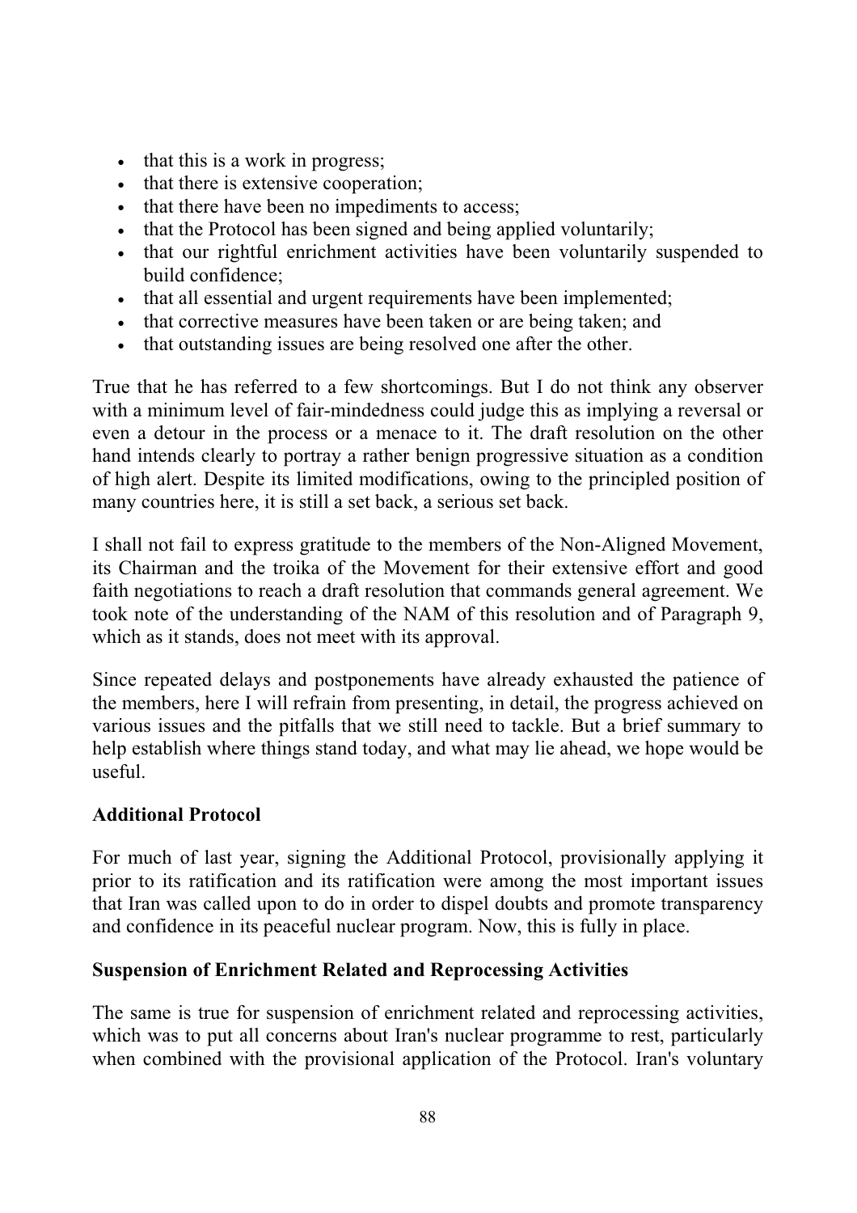- that this is a work in progress;
- that there is extensive cooperation;
- that there have been no impediments to access;
- that the Protocol has been signed and being applied voluntarily;
- that our rightful enrichment activities have been voluntarily suspended to build confidence;
- that all essential and urgent requirements have been implemented;
- that corrective measures have been taken or are being taken; and
- that outstanding issues are being resolved one after the other.

True that he has referred to a few shortcomings. But I do not think any observer with a minimum level of fair-mindedness could judge this as implying a reversal or even a detour in the process or a menace to it. The draft resolution on the other hand intends clearly to portray a rather benign progressive situation as a condition of high alert. Despite its limited modifications, owing to the principled position of many countries here, it is still a set back, a serious set back.

I shall not fail to express gratitude to the members of the Non-Aligned Movement, its Chairman and the troika of the Movement for their extensive effort and good faith negotiations to reach a draft resolution that commands general agreement. We took note of the understanding of the NAM of this resolution and of Paragraph 9, which as it stands, does not meet with its approval.

Since repeated delays and postponements have already exhausted the patience of the members, here I will refrain from presenting, in detail, the progress achieved on various issues and the pitfalls that we still need to tackle. But a brief summary to help establish where things stand today, and what may lie ahead, we hope would be useful.

**Additional Protocol**

For much of last year, signing the Additional Protocol, provisionally applying it prior to its ratification and its ratification were among the most important issues that Iran was called upon to do in order to dispel doubts and promote transparency and confidence in its peaceful nuclear program. Now, this is fully in place.

**Suspension of Enrichment Related and Reprocessing Activities**

The same is true for suspension of enrichment related and reprocessing activities, which was to put all concerns about Iran's nuclear programme to rest, particularly when combined with the provisional application of the Protocol. Iran's voluntary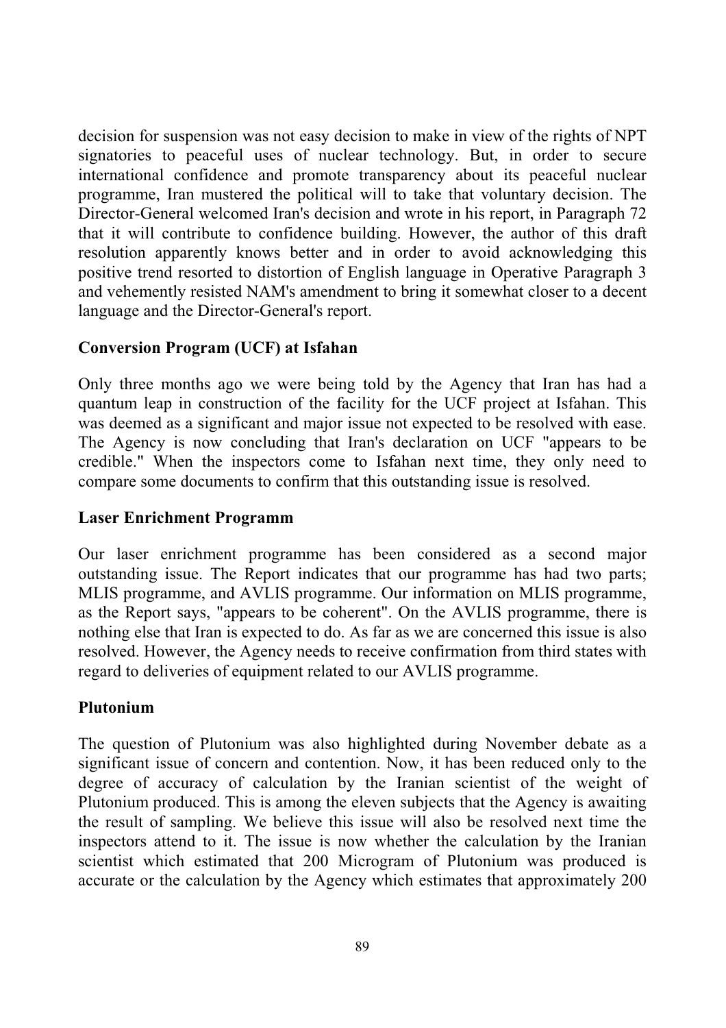decision for suspension was not easy decision to make in view of the rights of NPT signatories to peaceful uses of nuclear technology. But, in order to secure international confidence and promote transparency about its peaceful nuclear programme, Iran mustered the political will to take that voluntary decision. The Director-General welcomed Iran's decision and wrote in his report, in Paragraph 72 that it will contribute to confidence building. However, the author of this draft resolution apparently knows better and in order to avoid acknowledging this positive trend resorted to distortion of English language in Operative Paragraph 3 and vehemently resisted NAM's amendment to bring it somewhat closer to a decent language and the Director-General's report.

**Conversion Program (UCF) at Isfahan**

Only three months ago we were being told by the Agency that Iran has had a quantum leap in construction of the facility for the UCF project at Isfahan. This was deemed as a significant and major issue not expected to be resolved with ease. The Agency is now concluding that Iran's declaration on UCF "appears to be credible." When the inspectors come to Isfahan next time, they only need to compare some documents to confirm that this outstanding issue is resolved.

**Laser Enrichment Programm**

Our laser enrichment programme has been considered as a second major outstanding issue. The Report indicates that our programme has had two parts; MLIS programme, and AVLIS programme. Our information on MLIS programme, as the Report says, "appears to be coherent". On the AVLIS programme, there is nothing else that Iran is expected to do. As far as we are concerned this issue is also resolved. However, the Agency needs to receive confirmation from third states with regard to deliveries of equipment related to our AVLIS programme.

**Plutonium**

The question of Plutonium was also highlighted during November debate as a significant issue of concern and contention. Now, it has been reduced only to the degree of accuracy of calculation by the Iranian scientist of the weight of Plutonium produced. This is among the eleven subjects that the Agency is awaiting the result of sampling. We believe this issue will also be resolved next time the inspectors attend to it. The issue is now whether the calculation by the Iranian scientist which estimated that 200 Microgram of Plutonium was produced is accurate or the calculation by the Agency which estimates that approximately 200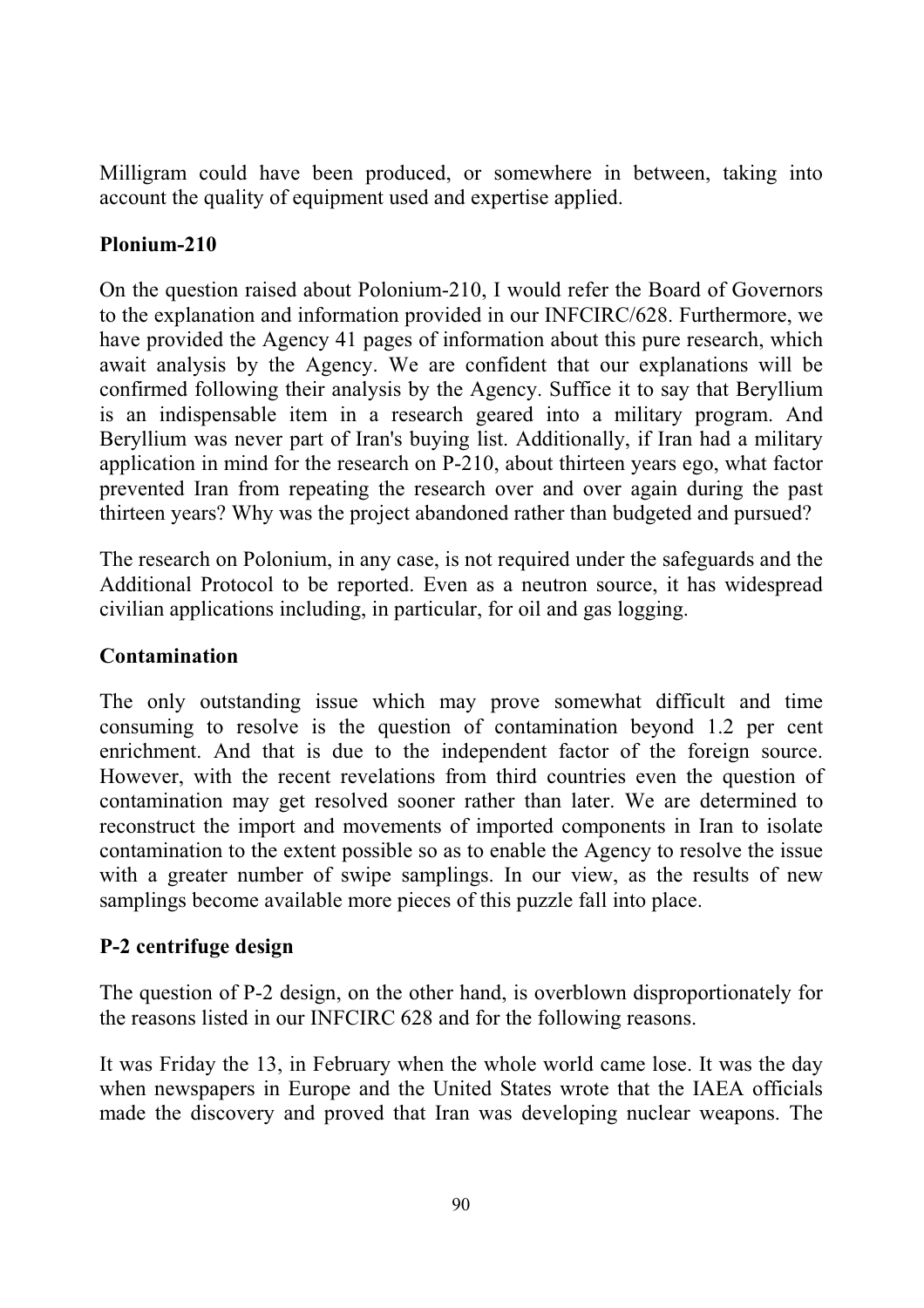Milligram could have been produced, or somewhere in between, taking into account the quality of equipment used and expertise applied.

**Plonium-210**

On the question raised about Polonium-210, I would refer the Board of Governors to the explanation and information provided in our INFCIRC/628. Furthermore, we have provided the Agency 41 pages of information about this pure research, which await analysis by the Agency. We are confident that our explanations will be confirmed following their analysis by the Agency. Suffice it to say that Beryllium is an indispensable item in a research geared into a military program. And Beryllium was never part of Iran's buying list. Additionally, if Iran had a military application in mind for the research on P-210, about thirteen years ego, what factor prevented Iran from repeating the research over and over again during the past thirteen years? Why was the project abandoned rather than budgeted and pursued?

The research on Polonium, in any case, is not required under the safeguards and the Additional Protocol to be reported. Even as a neutron source, it has widespread civilian applications including, in particular, for oil and gas logging.

**Contamination**

The only outstanding issue which may prove somewhat difficult and time consuming to resolve is the question of contamination beyond 1.2 per cent enrichment. And that is due to the independent factor of the foreign source. However, with the recent revelations from third countries even the question of contamination may get resolved sooner rather than later. We are determined to reconstruct the import and movements of imported components in Iran to isolate contamination to the extent possible so as to enable the Agency to resolve the issue with a greater number of swipe samplings. In our view, as the results of new samplings become available more pieces of this puzzle fall into place.

**P-2 centrifuge design**

The question of P-2 design, on the other hand, is overblown disproportionately for the reasons listed in our INFCIRC 628 and for the following reasons.

It was Friday the 13, in February when the whole world came lose. It was the day when newspapers in Europe and the United States wrote that the IAEA officials made the discovery and proved that Iran was developing nuclear weapons. The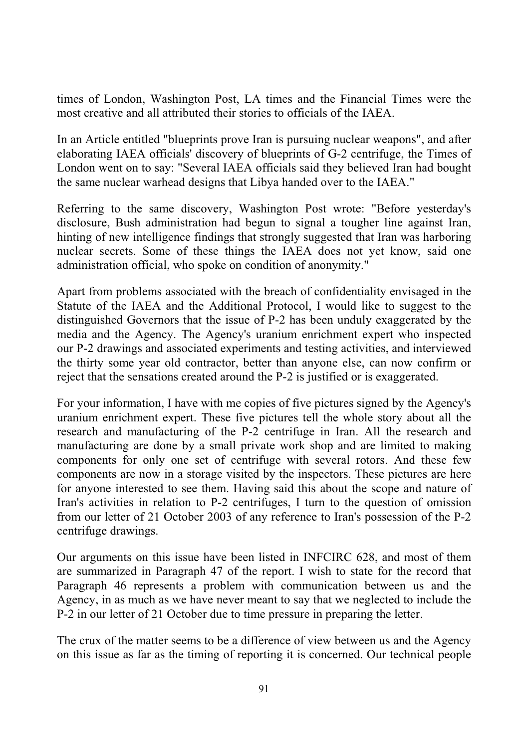times of London, Washington Post, LA times and the Financial Times were the most creative and all attributed their stories to officials of the IAEA.

In an Article entitled "blueprints prove Iran is pursuing nuclear weapons", and after elaborating IAEA officials' discovery of blueprints of G-2 centrifuge, the Times of London went on to say: "Several IAEA officials said they believed Iran had bought the same nuclear warhead designs that Libya handed over to the IAEA."

Referring to the same discovery, Washington Post wrote: "Before yesterday's disclosure, Bush administration had begun to signal a tougher line against Iran, hinting of new intelligence findings that strongly suggested that Iran was harboring nuclear secrets. Some of these things the IAEA does not yet know, said one administration official, who spoke on condition of anonymity."

Apart from problems associated with the breach of confidentiality envisaged in the Statute of the IAEA and the Additional Protocol, I would like to suggest to the distinguished Governors that the issue of P-2 has been unduly exaggerated by the media and the Agency. The Agency's uranium enrichment expert who inspected our P-2 drawings and associated experiments and testing activities, and interviewed the thirty some year old contractor, better than anyone else, can now confirm or reject that the sensations created around the P-2 is justified or is exaggerated.

For your information, I have with me copies of five pictures signed by the Agency's uranium enrichment expert. These five pictures tell the whole story about all the research and manufacturing of the P-2 centrifuge in Iran. All the research and manufacturing are done by a small private work shop and are limited to making components for only one set of centrifuge with several rotors. And these few components are now in a storage visited by the inspectors. These pictures are here for anyone interested to see them. Having said this about the scope and nature of Iran's activities in relation to P-2 centrifuges, I turn to the question of omission from our letter of 21 October 2003 of any reference to Iran's possession of the P-2 centrifuge drawings.

Our arguments on this issue have been listed in INFCIRC 628, and most of them are summarized in Paragraph 47 of the report. I wish to state for the record that Paragraph 46 represents a problem with communication between us and the Agency, in as much as we have never meant to say that we neglected to include the P-2 in our letter of 21 October due to time pressure in preparing the letter.

The crux of the matter seems to be a difference of view between us and the Agency on this issue as far as the timing of reporting it is concerned. Our technical people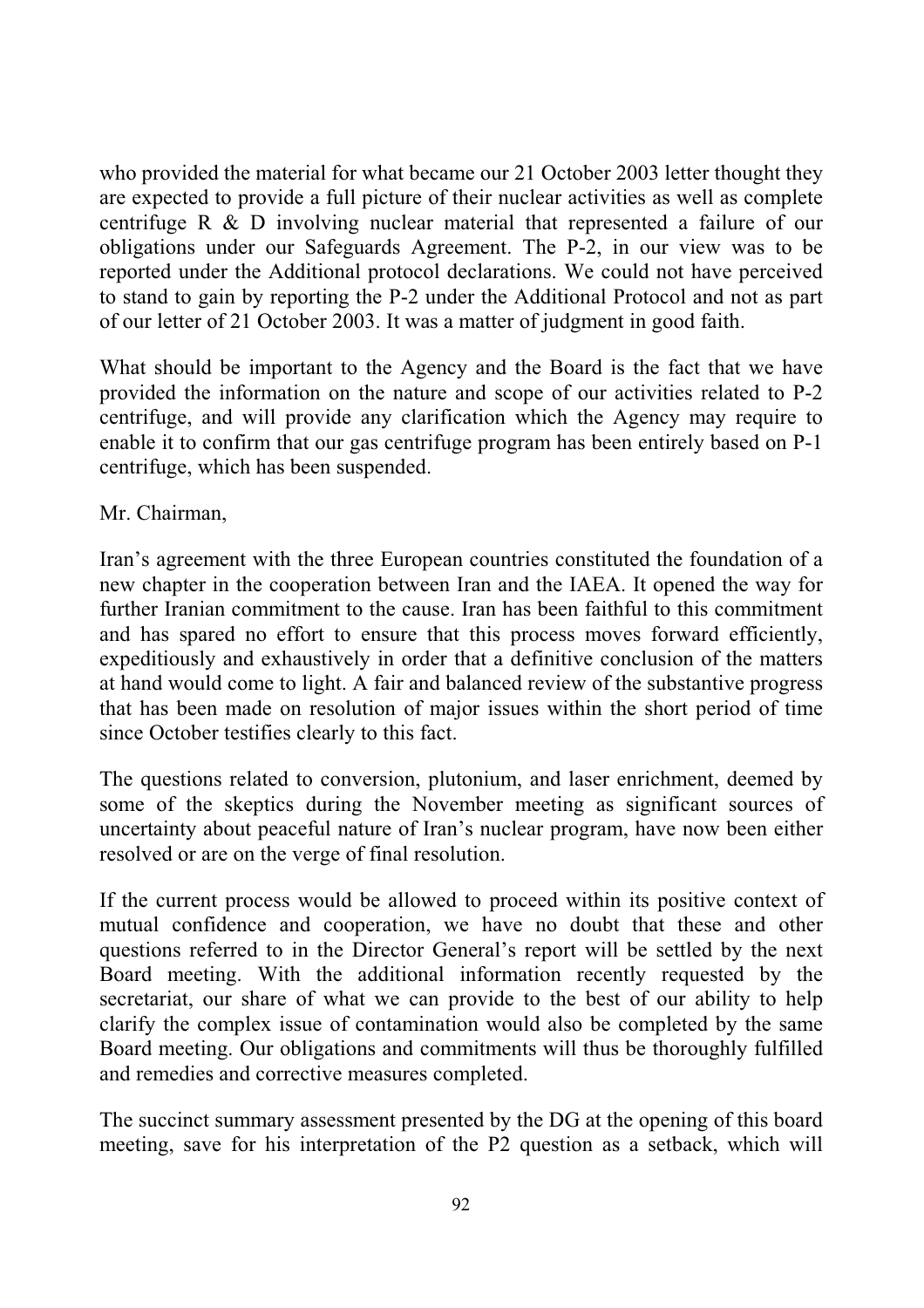who provided the material for what became our 21 October 2003 letter thought they are expected to provide a full picture of their nuclear activities as well as complete centrifuge R & D involving nuclear material that represented a failure of our obligations under our Safeguards Agreement. The P-2, in our view was to be reported under the Additional protocol declarations. We could not have perceived to stand to gain by reporting the P-2 under the Additional Protocol and not as part of our letter of 21 October 2003. It was a matter of judgment in good faith.

What should be important to the Agency and the Board is the fact that we have provided the information on the nature and scope of our activities related to P-2 centrifuge, and will provide any clarification which the Agency may require to enable it to confirm that our gas centrifuge program has been entirely based on P-1 centrifuge, which has been suspended.

Mr. Chairman,

Iran's agreement with the three European countries constituted the foundation of a new chapter in the cooperation between Iran and the IAEA. It opened the way for further Iranian commitment to the cause. Iran has been faithful to this commitment and has spared no effort to ensure that this process moves forward efficiently, expeditiously and exhaustively in order that a definitive conclusion of the matters at hand would come to light. A fair and balanced review of the substantive progress that has been made on resolution of major issues within the short period of time since October testifies clearly to this fact.

The questions related to conversion, plutonium, and laser enrichment, deemed by some of the skeptics during the November meeting as significant sources of uncertainty about peaceful nature of Iran's nuclear program, have now been either resolved or are on the verge of final resolution.

If the current process would be allowed to proceed within its positive context of mutual confidence and cooperation, we have no doubt that these and other questions referred to in the Director General's report will be settled by the next Board meeting. With the additional information recently requested by the secretariat, our share of what we can provide to the best of our ability to help clarify the complex issue of contamination would also be completed by the same Board meeting. Our obligations and commitments will thus be thoroughly fulfilled and remedies and corrective measures completed.

The succinct summary assessment presented by the DG at the opening of this board meeting, save for his interpretation of the P2 question as a setback, which will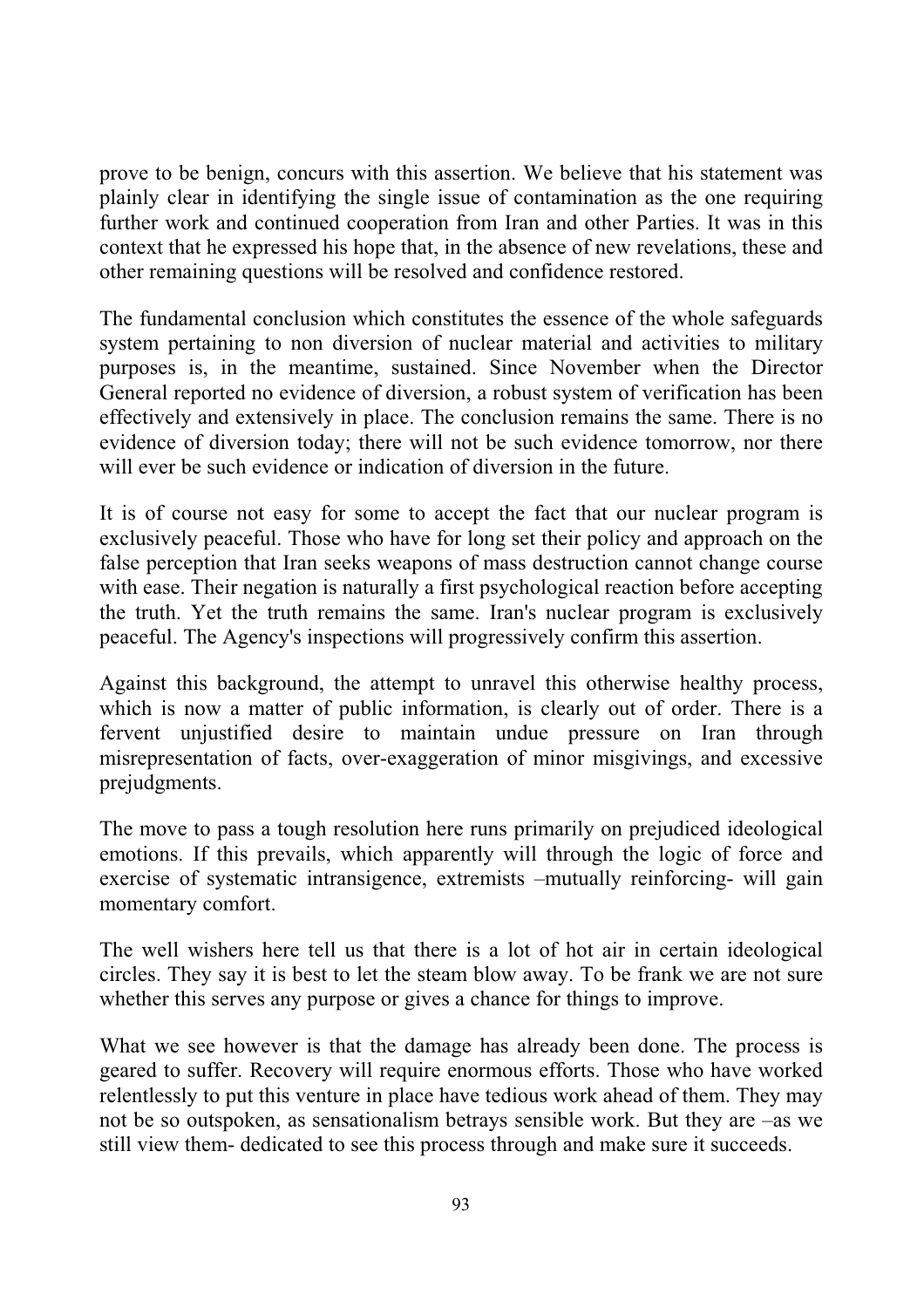prove to be benign, concurs with this assertion. We believe that his statement was plainly clear in identifying the single issue of contamination as the one requiring further work and continued cooperation from Iran and other Parties. It was in this context that he expressed his hope that, in the absence of new revelations, these and other remaining questions will be resolved and confidence restored.

The fundamental conclusion which constitutes the essence of the whole safeguards system pertaining to non diversion of nuclear material and activities to military purposes is, in the meantime, sustained. Since November when the Director General reported no evidence of diversion, a robust system of verification has been effectively and extensively in place. The conclusion remains the same. There is no evidence of diversion today; there will not be such evidence tomorrow, nor there will ever be such evidence or indication of diversion in the future.

It is of course not easy for some to accept the fact that our nuclear program is exclusively peaceful. Those who have for long set their policy and approach on the false perception that Iran seeks weapons of mass destruction cannot change course with ease. Their negation is naturally a first psychological reaction before accepting the truth. Yet the truth remains the same. Iran's nuclear program is exclusively peaceful. The Agency's inspections will progressively confirm this assertion.

Against this background, the attempt to unravel this otherwise healthy process, which is now a matter of public information, is clearly out of order. There is a fervent unjustified desire to maintain undue pressure on Iran through misrepresentation of facts, over-exaggeration of minor misgivings, and excessive prejudgments.

The move to pass a tough resolution here runs primarily on prejudiced ideological emotions. If this prevails, which apparently will through the logic of force and exercise of systematic intransigence, extremists –mutually reinforcing- will gain momentary comfort.

The well wishers here tell us that there is a lot of hot air in certain ideological circles. They say it is best to let the steam blow away. To be frank we are not sure whether this serves any purpose or gives a chance for things to improve.

What we see however is that the damage has already been done. The process is geared to suffer. Recovery will require enormous efforts. Those who have worked relentlessly to put this venture in place have tedious work ahead of them. They may not be so outspoken, as sensationalism betrays sensible work. But they are –as we still view them- dedicated to see this process through and make sure it succeeds.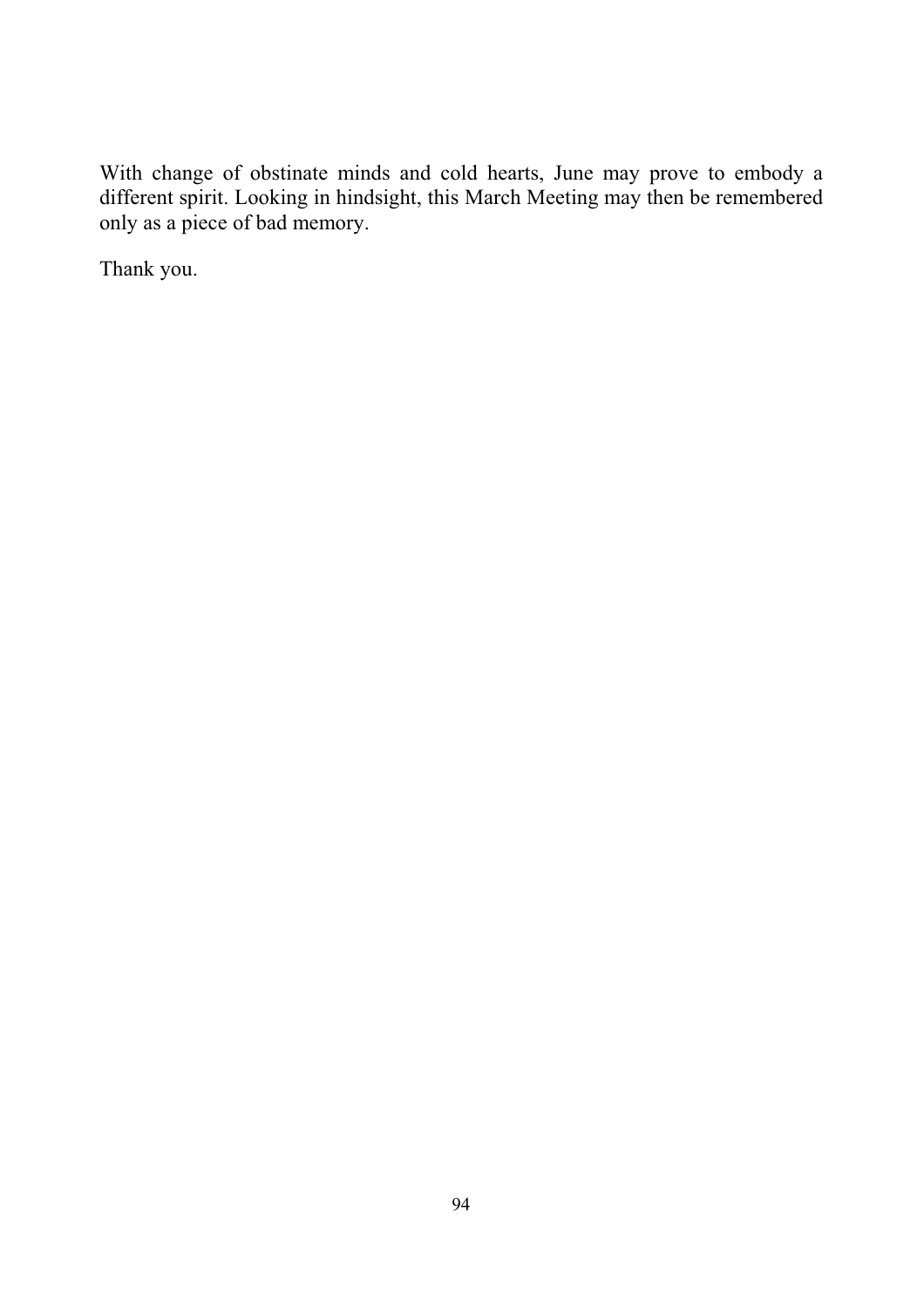With change of obstinate minds and cold hearts, June may prove to embody a different spirit. Looking in hindsight, this March Meeting may then be remembered only as a piece of bad memory.

Thank you.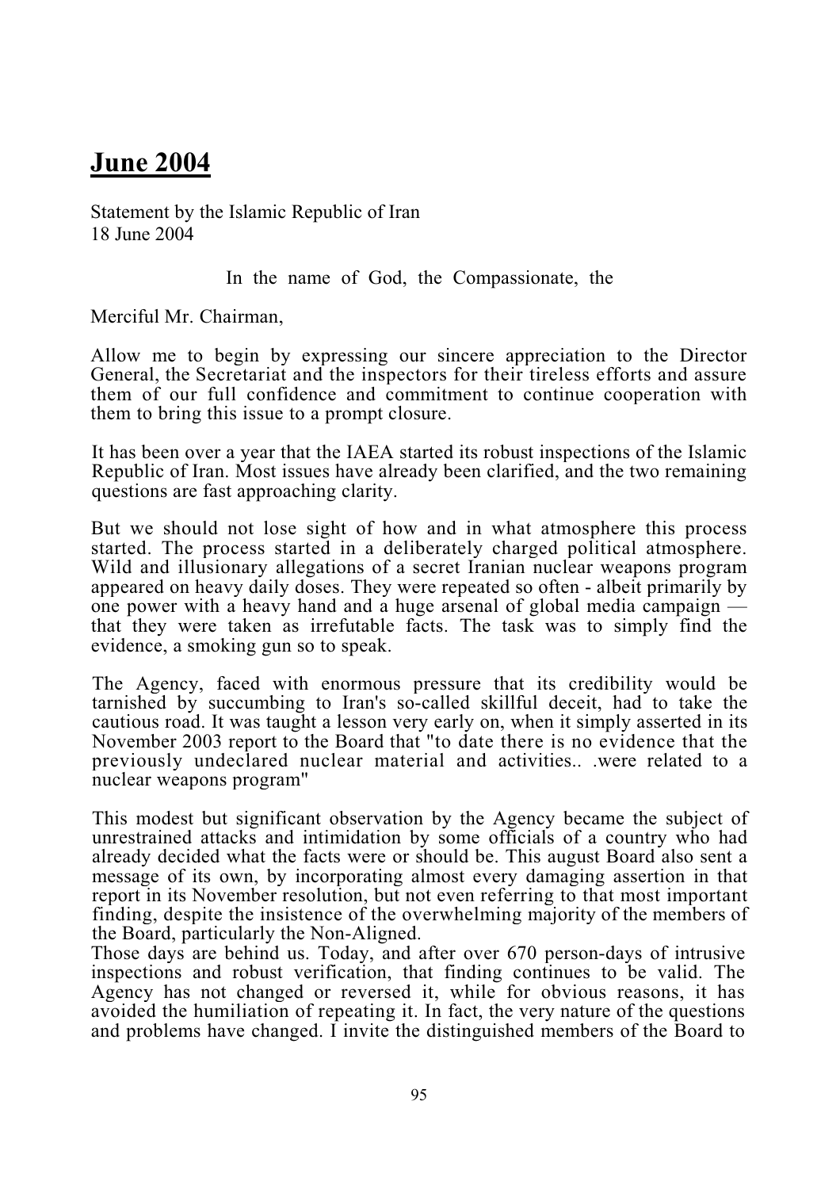# June 2004

Statement by the Islamic Republic of Iran
18 June 2004

In the name of God, the Compassionate, the

Merciful Mr. Chairman,

Allow me to begin by expressing our sincere appreciation to the Director General, the Secretariat and the inspectors for their tireless efforts and assure them of our full confidence and commitment to continue cooperation with them to bring this issue to a prompt closure.

It has been over a year that the IAEA started its robust inspections of the Islamic Republic of Iran. Most issues have already been clarified, and the two remaining questions are fast approaching clarity.

But we should not lose sight of how and in what atmosphere this process started. The process started in a deliberately charged political atmosphere. Wild and illusionary allegations of a secret Iranian nuclear weapons program appeared on heavy daily doses. They were repeated so often - albeit primarily by one power with a heavy hand and a huge arsenal of global media campaign — that they were taken as irrefutable facts. The task was to simply find the evidence, a smoking gun so to speak.

The Agency, faced with enormous pressure that its credibility would be tarnished by succumbing to Iran's so-called skillful deceit, had to take the cautious road. It was taught a lesson very early on, when it simply asserted in its November 2003 report to the Board that "to date there is no evidence that the previously undeclared nuclear material and activities.. .were related to a nuclear weapons program"

This modest but significant observation by the Agency became the subject of unrestrained attacks and intimidation by some officials of a country who had already decided what the facts were or should be. This august Board also sent a message of its own, by incorporating almost every damaging assertion in that report in its November resolution, but not even referring to that most important finding, despite the insistence of the overwhelming majority of the members of the Board, particularly the Non-Aligned.
Those days are behind us. Today, and after over 670 person-days of intrusive inspections and robust verification, that finding continues to be valid. The Agency has not changed or reversed it, while for obvious reasons, it has avoided the humiliation of repeating it. In fact, the very nature of the questions and problems have changed. I invite the distinguished members of the Board to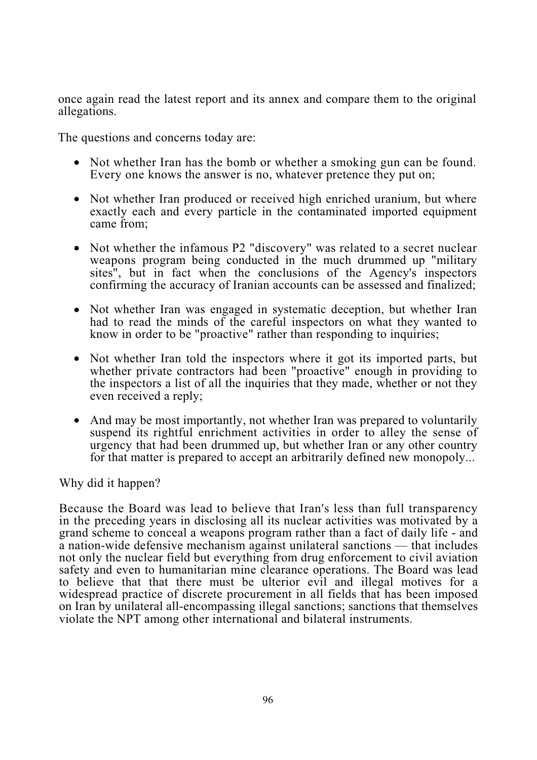once again read the latest report and its annex and compare them to the original allegations.

The questions and concerns today are:

- Not whether Iran has the bomb or whether a smoking gun can be found. Every one knows the answer is no, whatever pretence they put on;

- Not whether Iran produced or received high enriched uranium, but where exactly each and every particle in the contaminated imported equipment came from;

- Not whether the infamous P2 "discovery" was related to a secret nuclear weapons program being conducted in the much drummed up "military sites", but in fact when the conclusions of the Agency's inspectors confirming the accuracy of Iranian accounts can be assessed and finalized;

- Not whether Iran was engaged in systematic deception, but whether Iran had to read the minds of the careful inspectors on what they wanted to know in order to be "proactive" rather than responding to inquiries;

- Not whether Iran told the inspectors where it got its imported parts, but whether private contractors had been "proactive" enough in providing to the inspectors a list of all the inquiries that they made, whether or not they even received a reply;

- And may be most importantly, not whether Iran was prepared to voluntarily suspend its rightful enrichment activities in order to alley the sense of urgency that had been drummed up, but whether Iran or any other country for that matter is prepared to accept an arbitrarily defined new monopoly...

Why did it happen?

Because the Board was lead to believe that Iran's less than full transparency in the preceding years in disclosing all its nuclear activities was motivated by a grand scheme to conceal a weapons program rather than a fact of daily life - and a nation-wide defensive mechanism against unilateral sanctions — that includes not only the nuclear field but everything from drug enforcement to civil aviation safety and even to humanitarian mine clearance operations. The Board was lead to believe that that there must be ulterior evil and illegal motives for a widespread practice of discrete procurement in all fields that has been imposed on Iran by unilateral all-encompassing illegal sanctions; sanctions that themselves violate the NPT among other international and bilateral instruments.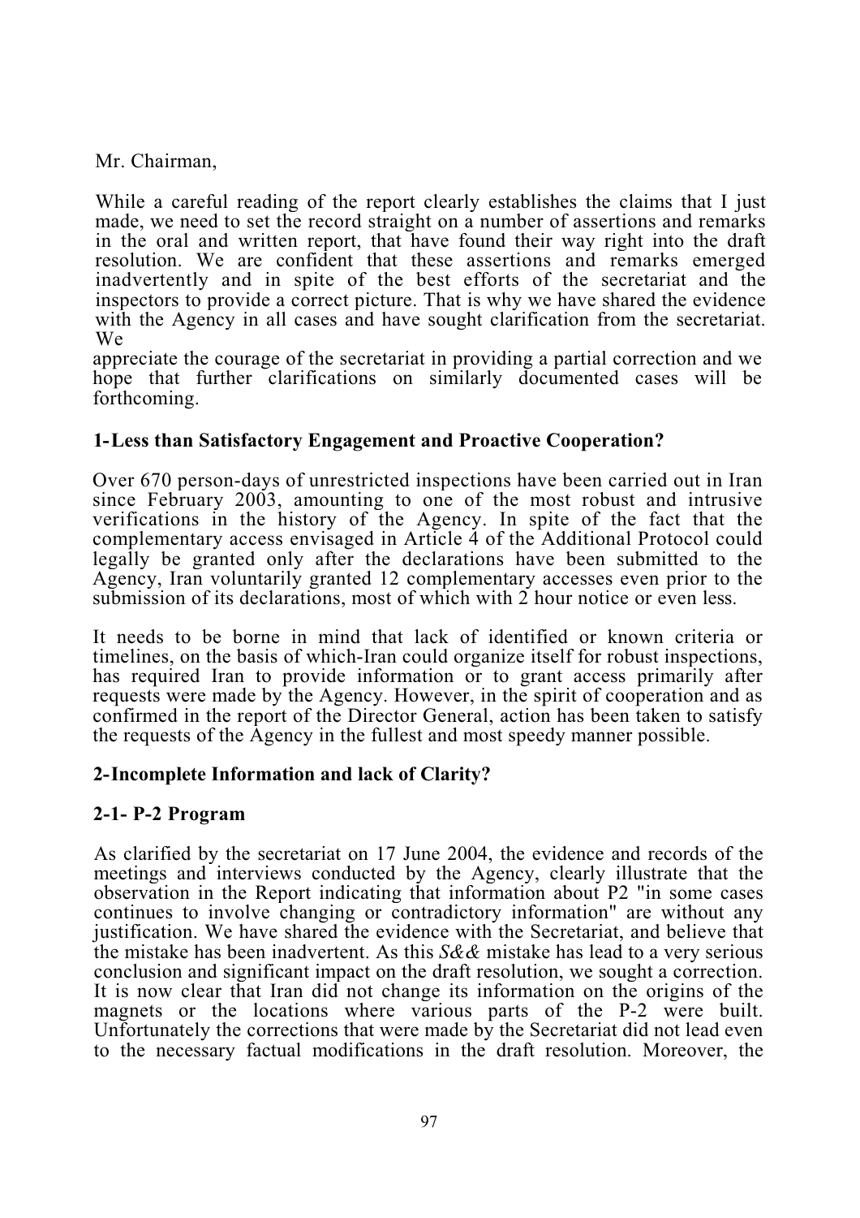Mr. Chairman,

While a careful reading of the report clearly establishes the claims that I just made, we need to set the record straight on a number of assertions and remarks in the oral and written report, that have found their way right into the draft resolution. We are confident that these assertions and remarks emerged inadvertently and in spite of the best efforts of the secretariat and the inspectors to provide a correct picture. That is why we have shared the evidence with the Agency in all cases and have sought clarification from the secretariat. We appreciate the courage of the secretariat in providing a partial correction and we hope that further clarifications on similarly documented cases will be forthcoming.

**1- Less than Satisfactory Engagement and Proactive Cooperation?**

Over 670 person-days of unrestricted inspections have been carried out in Iran since February 2003, amounting to one of the most robust and intrusive verifications in the history of the Agency. In spite of the fact that the complementary access envisaged in Article 4 of the Additional Protocol could legally be granted only after the declarations have been submitted to the Agency, Iran voluntarily granted 12 complementary accesses even prior to the submission of its declarations, most of which with 2 hour notice or even less.

It needs to be borne in mind that lack of identified or known criteria or timelines, on the basis of which-Iran could organize itself for robust inspections, has required Iran to provide information or to grant access primarily after requests were made by the Agency. However, in the spirit of cooperation and as confirmed in the report of the Director General, action has been taken to satisfy the requests of the Agency in the fullest and most speedy manner possible.

**2- Incomplete Information and lack of Clarity?**

**2-1- P-2 Program**

As clarified by the secretariat on 17 June 2004, the evidence and records of the meetings and interviews conducted by the Agency, clearly illustrate that the observation in the Report indicating that information about P2 "in some cases continues to involve changing or contradictory information" are without any justification. We have shared the evidence with the Secretariat, and believe that the mistake has been inadvertent. As this *S&&* mistake has lead to a very serious conclusion and significant impact on the draft resolution, we sought a correction. It is now clear that Iran did not change its information on the origins of the magnets or the locations where various parts of the P-2 were built. Unfortunately the corrections that were made by the Secretariat did not lead even to the necessary factual modifications in the draft resolution. Moreover, the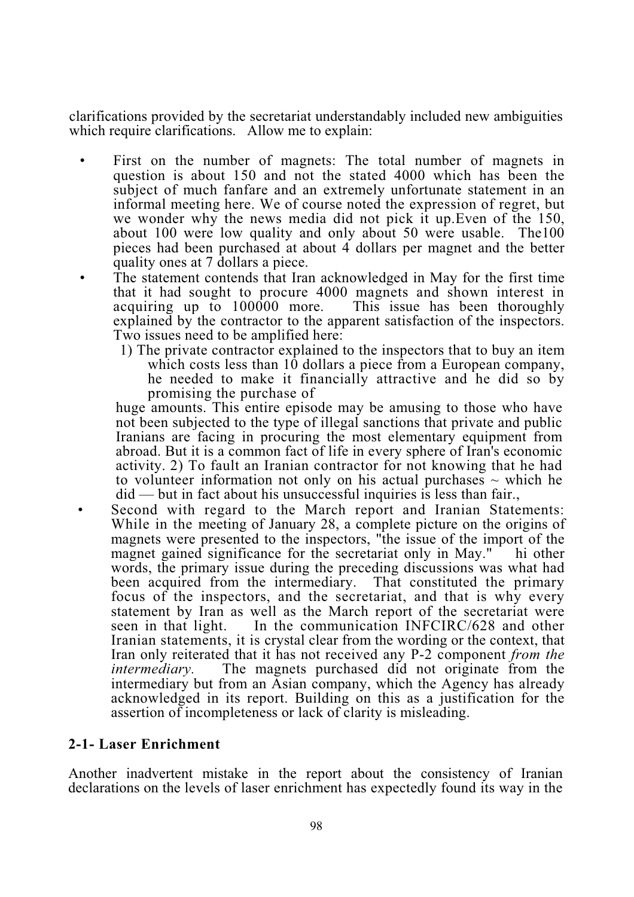clarifications provided by the secretariat understandably included new ambiguities which require clarifications. Allow me to explain:

- First on the number of magnets: The total number of magnets in question is about 150 and not the stated 4000 which has been the subject of much fanfare and an extremely unfortunate statement in an informal meeting here. We of course noted the expression of regret, but we wonder why the news media did not pick it up.Even of the 150, about 100 were low quality and only about 50 were usable. The100 pieces had been purchased at about 4 dollars per magnet and the better quality ones at 7 dollars a piece.
- The statement contends that Iran acknowledged in May for the first time that it had sought to procure 4000 magnets and shown interest in acquiring up to 100000 more. This issue has been thoroughly explained by the contractor to the apparent satisfaction of the inspectors. Two issues need to be amplified here:
  1) The private contractor explained to the inspectors that to buy an item which costs less than 10 dollars a piece from a European company, he needed to make it financially attractive and he did so by promising the purchase of
  huge amounts. This entire episode may be amusing to those who have not been subjected to the type of illegal sanctions that private and public Iranians are facing in procuring the most elementary equipment from abroad. But it is a common fact of life in every sphere of Iran's economic activity. 2) To fault an Iranian contractor for not knowing that he had to volunteer information not only on his actual purchases ~ which he did — but in fact about his unsuccessful inquiries is less than fair.,
- Second with regard to the March report and Iranian Statements: While in the meeting of January 28, a complete picture on the origins of magnets were presented to the inspectors, "the issue of the import of the magnet gained significance for the secretariat only in May." hi other words, the primary issue during the preceding discussions was what had been acquired from the intermediary. That constituted the primary focus of the inspectors, and the secretariat, and that is why every statement by Iran as well as the March report of the secretariat were seen in that light. In the communication INFCIRC/628 and other Iranian statements, it is crystal clear from the wording or the context, that Iran only reiterated that it has not received any P-2 component *from the intermediary.* The magnets purchased did not originate from the intermediary but from an Asian company, which the Agency has already acknowledged in its report. Building on this as a justification for the assertion of incompleteness or lack of clarity is misleading.

## 2-1- Laser Enrichment

Another inadvertent mistake in the report about the consistency of Iranian declarations on the levels of laser enrichment has expectedly found its way in the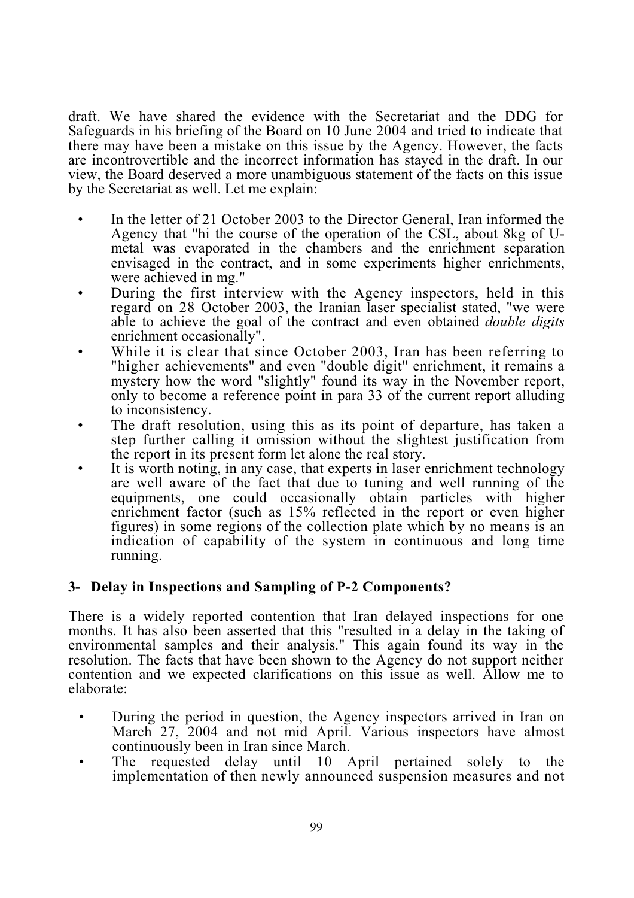draft. We have shared the evidence with the Secretariat and the DDG for Safeguards in his briefing of the Board on 10 June 2004 and tried to indicate that there may have been a mistake on this issue by the Agency. However, the facts are incontrovertible and the incorrect information has stayed in the draft. In our view, the Board deserved a more unambiguous statement of the facts on this issue by the Secretariat as well. Let me explain:

- In the letter of 21 October 2003 to the Director General, Iran informed the Agency that "hi the course of the operation of the CSL, about 8kg of U-metal was evaporated in the chambers and the enrichment separation envisaged in the contract, and in some experiments higher enrichments, were achieved in mg."
- During the first interview with the Agency inspectors, held in this regard on 28 October 2003, the Iranian laser specialist stated, "we were able to achieve the goal of the contract and even obtained *double digits* enrichment occasionally".
- While it is clear that since October 2003, Iran has been referring to "higher achievements" and even "double digit" enrichment, it remains a mystery how the word "slightly" found its way in the November report, only to become a reference point in para 33 of the current report alluding to inconsistency.
- The draft resolution, using this as its point of departure, has taken a step further calling it omission without the slightest justification from the report in its present form let alone the real story.
- It is worth noting, in any case, that experts in laser enrichment technology are well aware of the fact that due to tuning and well running of the equipments, one could occasionally obtain particles with higher enrichment factor (such as 15% reflected in the report or even higher figures) in some regions of the collection plate which by no means is an indication of capability of the system in continuous and long time running.

### 3- Delay in Inspections and Sampling of P-2 Components?

There is a widely reported contention that Iran delayed inspections for one months. It has also been asserted that this "resulted in a delay in the taking of environmental samples and their analysis." This again found its way in the resolution. The facts that have been shown to the Agency do not support neither contention and we expected clarifications on this issue as well. Allow me to elaborate:

- During the period in question, the Agency inspectors arrived in Iran on March 27, 2004 and not mid April. Various inspectors have almost continuously been in Iran since March.
- The requested delay until 10 April pertained solely to the implementation of then newly announced suspension measures and not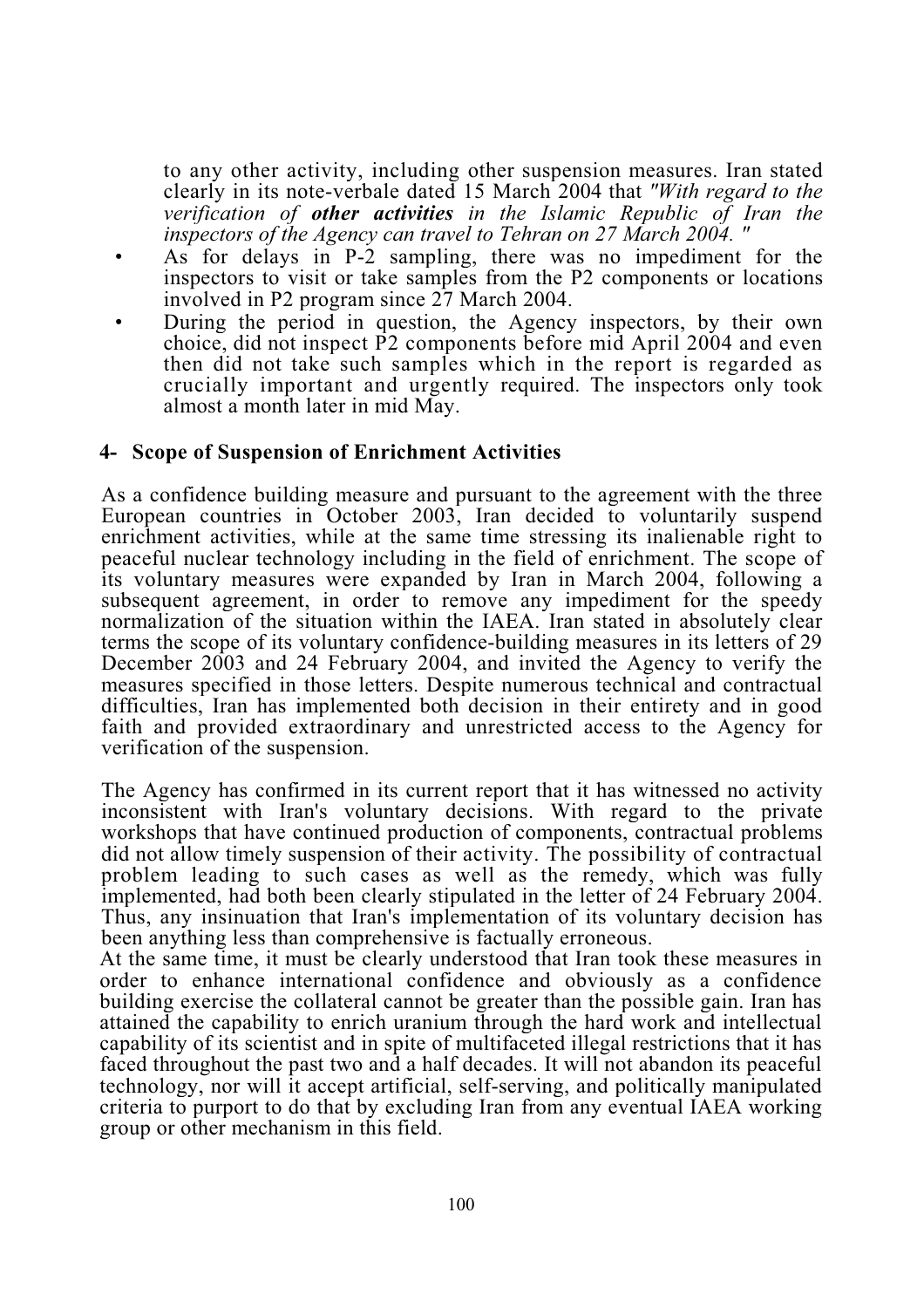to any other activity, including other suspension measures. Iran stated clearly in its note-verbale dated 15 March 2004 that *"With regard to the verification of **other activities** in the Islamic Republic of Iran the inspectors of the Agency can travel to Tehran on 27 March 2004. "*

- As for delays in P-2 sampling, there was no impediment for the inspectors to visit or take samples from the P2 components or locations involved in P2 program since 27 March 2004.
- During the period in question, the Agency inspectors, by their own choice, did not inspect P2 components before mid April 2004 and even then did not take such samples which in the report is regarded as crucially important and urgently required. The inspectors only took almost a month later in mid May.

## 4- Scope of Suspension of Enrichment Activities

As a confidence building measure and pursuant to the agreement with the three European countries in October 2003, Iran decided to voluntarily suspend enrichment activities, while at the same time stressing its inalienable right to peaceful nuclear technology including in the field of enrichment. The scope of its voluntary measures were expanded by Iran in March 2004, following a subsequent agreement, in order to remove any impediment for the speedy normalization of the situation within the IAEA. Iran stated in absolutely clear terms the scope of its voluntary confidence-building measures in its letters of 29 December 2003 and 24 February 2004, and invited the Agency to verify the measures specified in those letters. Despite numerous technical and contractual difficulties, Iran has implemented both decision in their entirety and in good faith and provided extraordinary and unrestricted access to the Agency for verification of the suspension.

The Agency has confirmed in its current report that it has witnessed no activity inconsistent with Iran's voluntary decisions. With regard to the private workshops that have continued production of components, contractual problems did not allow timely suspension of their activity. The possibility of contractual problem leading to such cases as well as the remedy, which was fully implemented, had both been clearly stipulated in the letter of 24 February 2004. Thus, any insinuation that Iran's implementation of its voluntary decision has been anything less than comprehensive is factually erroneous.

At the same time, it must be clearly understood that Iran took these measures in order to enhance international confidence and obviously as a confidence building exercise the collateral cannot be greater than the possible gain. Iran has attained the capability to enrich uranium through the hard work and intellectual capability of its scientist and in spite of multifaceted illegal restrictions that it has faced throughout the past two and a half decades. It will not abandon its peaceful technology, nor will it accept artificial, self-serving, and politically manipulated criteria to purport to do that by excluding Iran from any eventual IAEA working group or other mechanism in this field.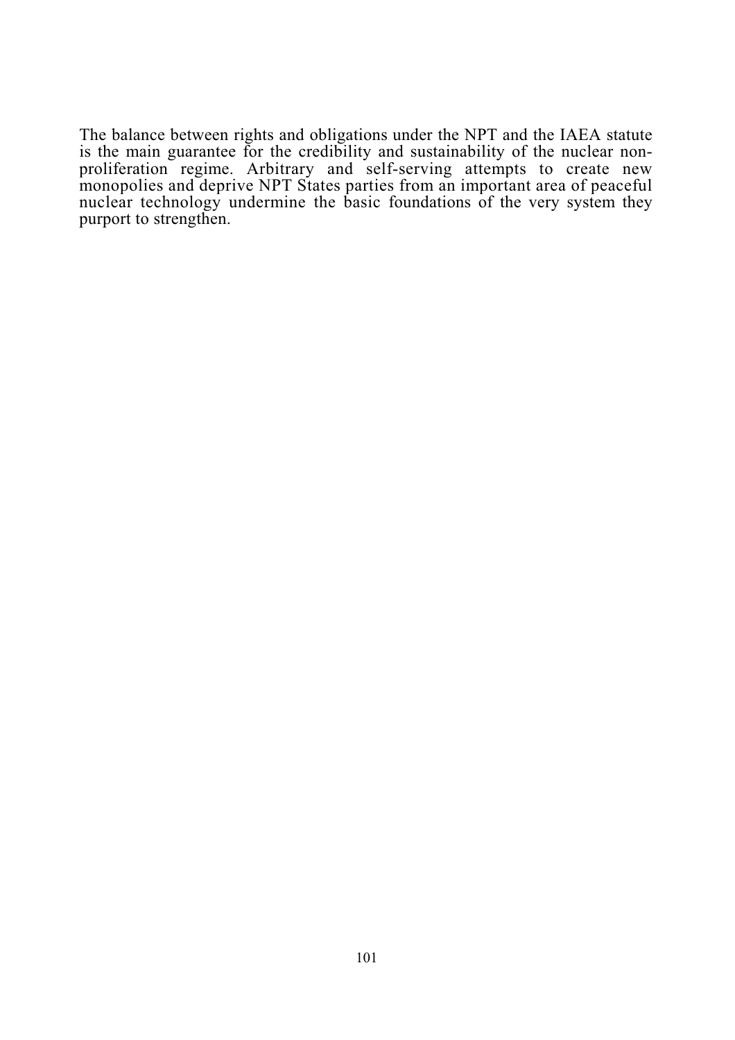The balance between rights and obligations under the NPT and the IAEA statute is the main guarantee for the credibility and sustainability of the nuclear non-proliferation regime. Arbitrary and self-serving attempts to create new monopolies and deprive NPT States parties from an important area of peaceful nuclear technology undermine the basic foundations of the very system they purport to strengthen.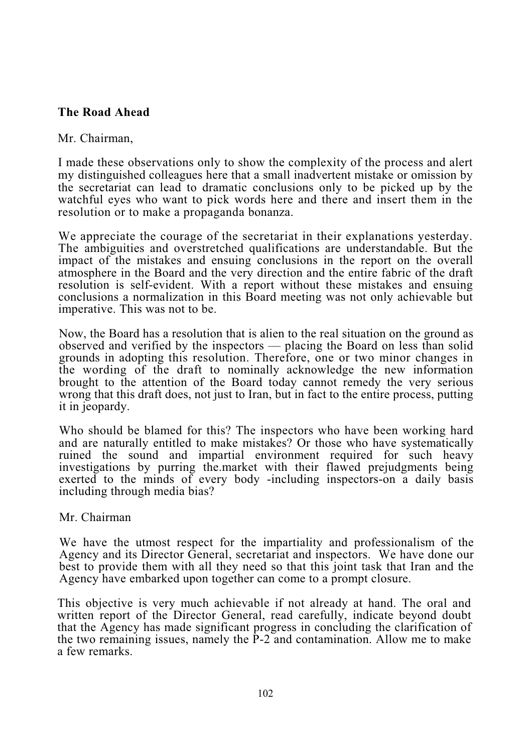**The Road Ahead**

Mr. Chairman,

I made these observations only to show the complexity of the process and alert my distinguished colleagues here that a small inadvertent mistake or omission by the secretariat can lead to dramatic conclusions only to be picked up by the watchful eyes who want to pick words here and there and insert them in the resolution or to make a propaganda bonanza.

We appreciate the courage of the secretariat in their explanations yesterday. The ambiguities and overstretched qualifications are understandable. But the impact of the mistakes and ensuing conclusions in the report on the overall atmosphere in the Board and the very direction and the entire fabric of the draft resolution is self-evident. With a report without these mistakes and ensuing conclusions a normalization in this Board meeting was not only achievable but imperative. This was not to be.

Now, the Board has a resolution that is alien to the real situation on the ground as observed and verified by the inspectors — placing the Board on less than solid grounds in adopting this resolution. Therefore, one or two minor changes in the wording of the draft to nominally acknowledge the new information brought to the attention of the Board today cannot remedy the very serious wrong that this draft does, not just to Iran, but in fact to the entire process, putting it in jeopardy.

Who should be blamed for this? The inspectors who have been working hard and are naturally entitled to make mistakes? Or those who have systematically ruined the sound and impartial environment required for such heavy investigations by purring the.market with their flawed prejudgments being exerted to the minds of every body -including inspectors-on a daily basis including through media bias?

Mr. Chairman

We have the utmost respect for the impartiality and professionalism of the Agency and its Director General, secretariat and inspectors. We have done our best to provide them with all they need so that this joint task that Iran and the Agency have embarked upon together can come to a prompt closure.

This objective is very much achievable if not already at hand. The oral and written report of the Director General, read carefully, indicate beyond doubt that the Agency has made significant progress in concluding the clarification of the two remaining issues, namely the P-2 and contamination. Allow me to make a few remarks.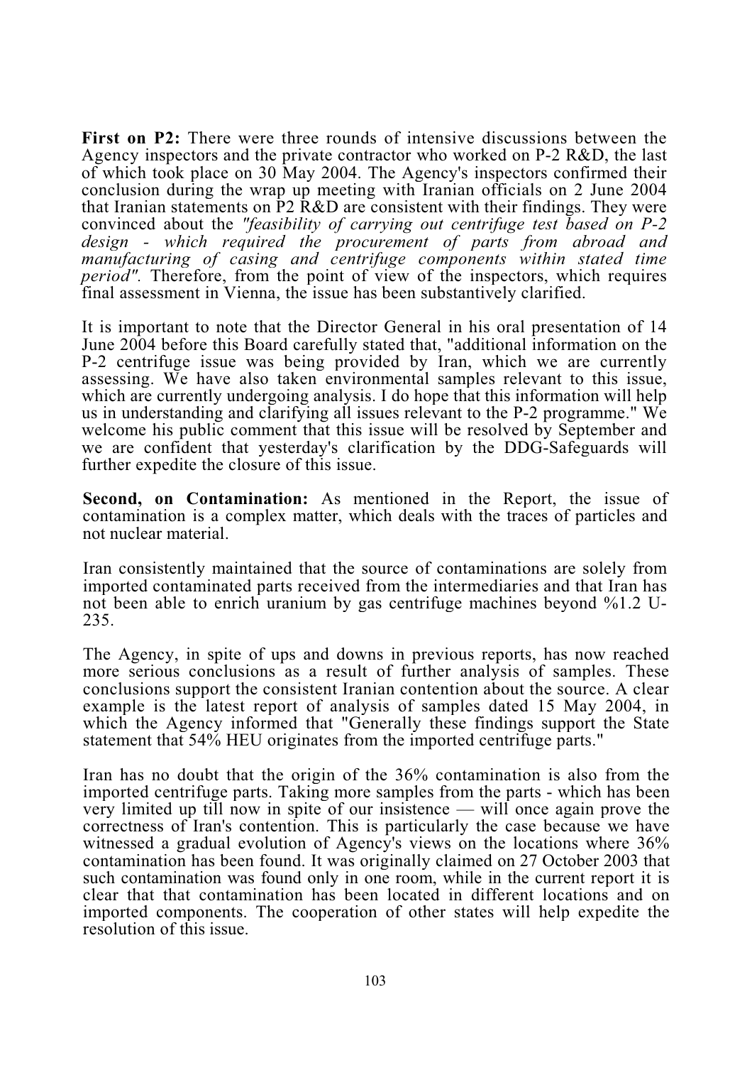**First on P2:** There were three rounds of intensive discussions between the Agency inspectors and the private contractor who worked on P-2 R&D, the last of which took place on 30 May 2004. The Agency's inspectors confirmed their conclusion during the wrap up meeting with Iranian officials on 2 June 2004 that Iranian statements on P2 R&D are consistent with their findings. They were convinced about the *"feasibility of carrying out centrifuge test based on P-2 design - which required the procurement of parts from abroad and manufacturing of casing and centrifuge components within stated time period".* Therefore, from the point of view of the inspectors, which requires final assessment in Vienna, the issue has been substantively clarified.

It is important to note that the Director General in his oral presentation of 14 June 2004 before this Board carefully stated that, "additional information on the P-2 centrifuge issue was being provided by Iran, which we are currently assessing. We have also taken environmental samples relevant to this issue, which are currently undergoing analysis. I do hope that this information will help us in understanding and clarifying all issues relevant to the P-2 programme." We welcome his public comment that this issue will be resolved by September and we are confident that yesterday's clarification by the DDG-Safeguards will further expedite the closure of this issue.

**Second, on Contamination:** As mentioned in the Report, the issue of contamination is a complex matter, which deals with the traces of particles and not nuclear material.

Iran consistently maintained that the source of contaminations are solely from imported contaminated parts received from the intermediaries and that Iran has not been able to enrich uranium by gas centrifuge machines beyond %1.2 U-235.

The Agency, in spite of ups and downs in previous reports, has now reached more serious conclusions as a result of further analysis of samples. These conclusions support the consistent Iranian contention about the source. A clear example is the latest report of analysis of samples dated 15 May 2004, in which the Agency informed that "Generally these findings support the State statement that 54% HEU originates from the imported centrifuge parts."

Iran has no doubt that the origin of the 36% contamination is also from the imported centrifuge parts. Taking more samples from the parts - which has been very limited up till now in spite of our insistence — will once again prove the correctness of Iran's contention. This is particularly the case because we have witnessed a gradual evolution of Agency's views on the locations where 36% contamination has been found. It was originally claimed on 27 October 2003 that such contamination was found only in one room, while in the current report it is clear that that contamination has been located in different locations and on imported components. The cooperation of other states will help expedite the resolution of this issue.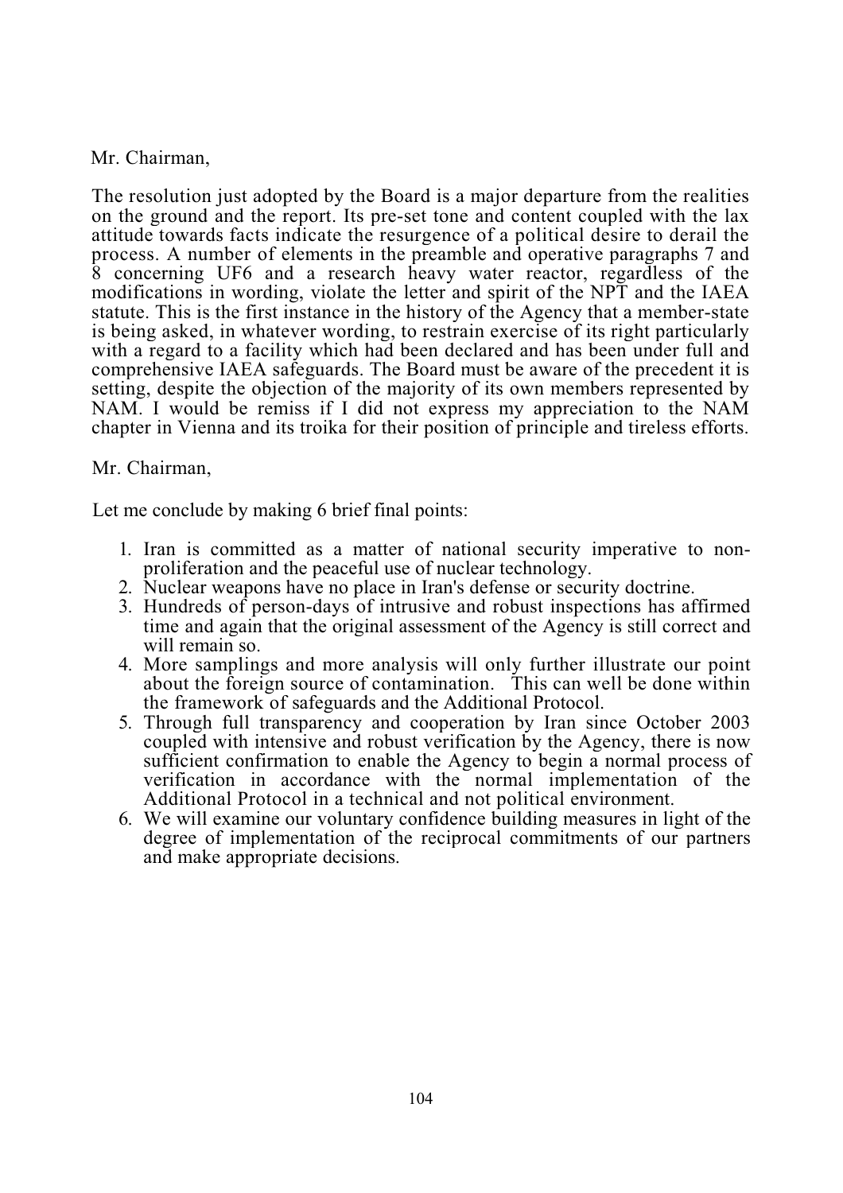Mr. Chairman,

The resolution just adopted by the Board is a major departure from the realities on the ground and the report. Its pre-set tone and content coupled with the lax attitude towards facts indicate the resurgence of a political desire to derail the process. A number of elements in the preamble and operative paragraphs 7 and 8 concerning $UF_6$ and a research heavy water reactor, regardless of the modifications in wording, violate the letter and spirit of the NPT and the IAEA statute. This is the first instance in the history of the Agency that a member-state is being asked, in whatever wording, to restrain exercise of its right particularly with a regard to a facility which had been declared and has been under full and comprehensive IAEA safeguards. The Board must be aware of the precedent it is setting, despite the objection of the majority of its own members represented by NAM. I would be remiss if I did not express my appreciation to the NAM chapter in Vienna and its troika for their position of principle and tireless efforts.

Mr. Chairman,

Let me conclude by making 6 brief final points:

1. Iran is committed as a matter of national security imperative to non-proliferation and the peaceful use of nuclear technology.
2. Nuclear weapons have no place in Iran's defense or security doctrine.
3. Hundreds of person-days of intrusive and robust inspections has affirmed time and again that the original assessment of the Agency is still correct and will remain so.
4. More samplings and more analysis will only further illustrate our point about the foreign source of contamination. This can well be done within the framework of safeguards and the Additional Protocol.
5. Through full transparency and cooperation by Iran since October 2003 coupled with intensive and robust verification by the Agency, there is now sufficient confirmation to enable the Agency to begin a normal process of verification in accordance with the normal implementation of the Additional Protocol in a technical and not political environment.
6. We will examine our voluntary confidence building measures in light of the degree of implementation of the reciprocal commitments of our partners and make appropriate decisions.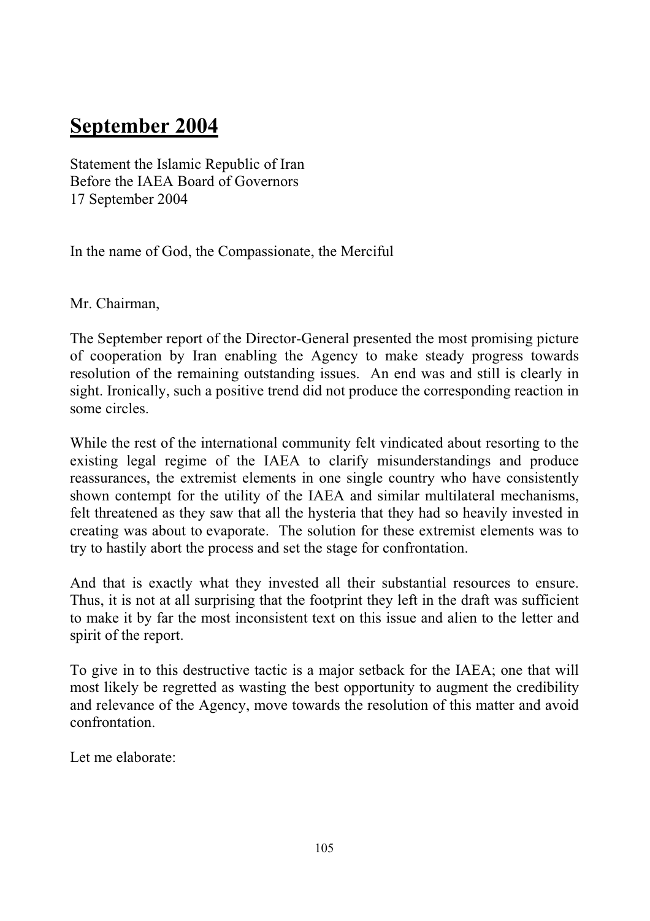# September 2004

Statement the Islamic Republic of Iran
Before the IAEA Board of Governors
17 September 2004

In the name of God, the Compassionate, the Merciful

Mr. Chairman,

The September report of the Director-General presented the most promising picture of cooperation by Iran enabling the Agency to make steady progress towards resolution of the remaining outstanding issues. An end was and still is clearly in sight. Ironically, such a positive trend did not produce the corresponding reaction in some circles.

While the rest of the international community felt vindicated about resorting to the existing legal regime of the IAEA to clarify misunderstandings and produce reassurances, the extremist elements in one single country who have consistently shown contempt for the utility of the IAEA and similar multilateral mechanisms, felt threatened as they saw that all the hysteria that they had so heavily invested in creating was about to evaporate. The solution for these extremist elements was to try to hastily abort the process and set the stage for confrontation.

And that is exactly what they invested all their substantial resources to ensure. Thus, it is not at all surprising that the footprint they left in the draft was sufficient to make it by far the most inconsistent text on this issue and alien to the letter and spirit of the report.

To give in to this destructive tactic is a major setback for the IAEA; one that will most likely be regretted as wasting the best opportunity to augment the credibility and relevance of the Agency, move towards the resolution of this matter and avoid confrontation.

Let me elaborate: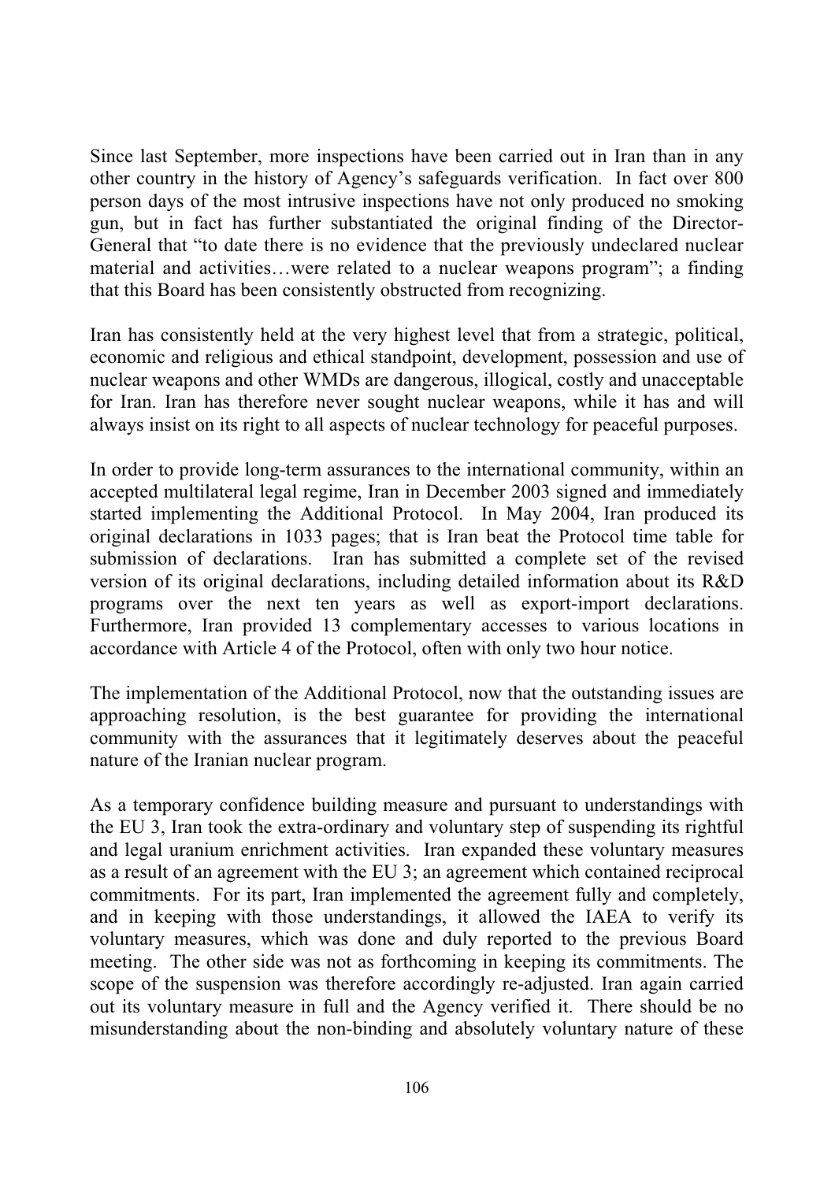Since last September, more inspections have been carried out in Iran than in any other country in the history of Agency's safeguards verification. In fact over 800 person days of the most intrusive inspections have not only produced no smoking gun, but in fact has further substantiated the original finding of the Director-General that "to date there is no evidence that the previously undeclared nuclear material and activities…were related to a nuclear weapons program"; a finding that this Board has been consistently obstructed from recognizing.

Iran has consistently held at the very highest level that from a strategic, political, economic and religious and ethical standpoint, development, possession and use of nuclear weapons and other WMDs are dangerous, illogical, costly and unacceptable for Iran. Iran has therefore never sought nuclear weapons, while it has and will always insist on its right to all aspects of nuclear technology for peaceful purposes.

In order to provide long-term assurances to the international community, within an accepted multilateral legal regime, Iran in December 2003 signed and immediately started implementing the Additional Protocol. In May 2004, Iran produced its original declarations in 1033 pages; that is Iran beat the Protocol time table for submission of declarations. Iran has submitted a complete set of the revised version of its original declarations, including detailed information about its R&D programs over the next ten years as well as export-import declarations. Furthermore, Iran provided 13 complementary accesses to various locations in accordance with Article 4 of the Protocol, often with only two hour notice.

The implementation of the Additional Protocol, now that the outstanding issues are approaching resolution, is the best guarantee for providing the international community with the assurances that it legitimately deserves about the peaceful nature of the Iranian nuclear program.

As a temporary confidence building measure and pursuant to understandings with the EU 3, Iran took the extra-ordinary and voluntary step of suspending its rightful and legal uranium enrichment activities. Iran expanded these voluntary measures as a result of an agreement with the EU 3; an agreement which contained reciprocal commitments. For its part, Iran implemented the agreement fully and completely, and in keeping with those understandings, it allowed the IAEA to verify its voluntary measures, which was done and duly reported to the previous Board meeting. The other side was not as forthcoming in keeping its commitments. The scope of the suspension was therefore accordingly re-adjusted. Iran again carried out its voluntary measure in full and the Agency verified it. There should be no misunderstanding about the non-binding and absolutely voluntary nature of these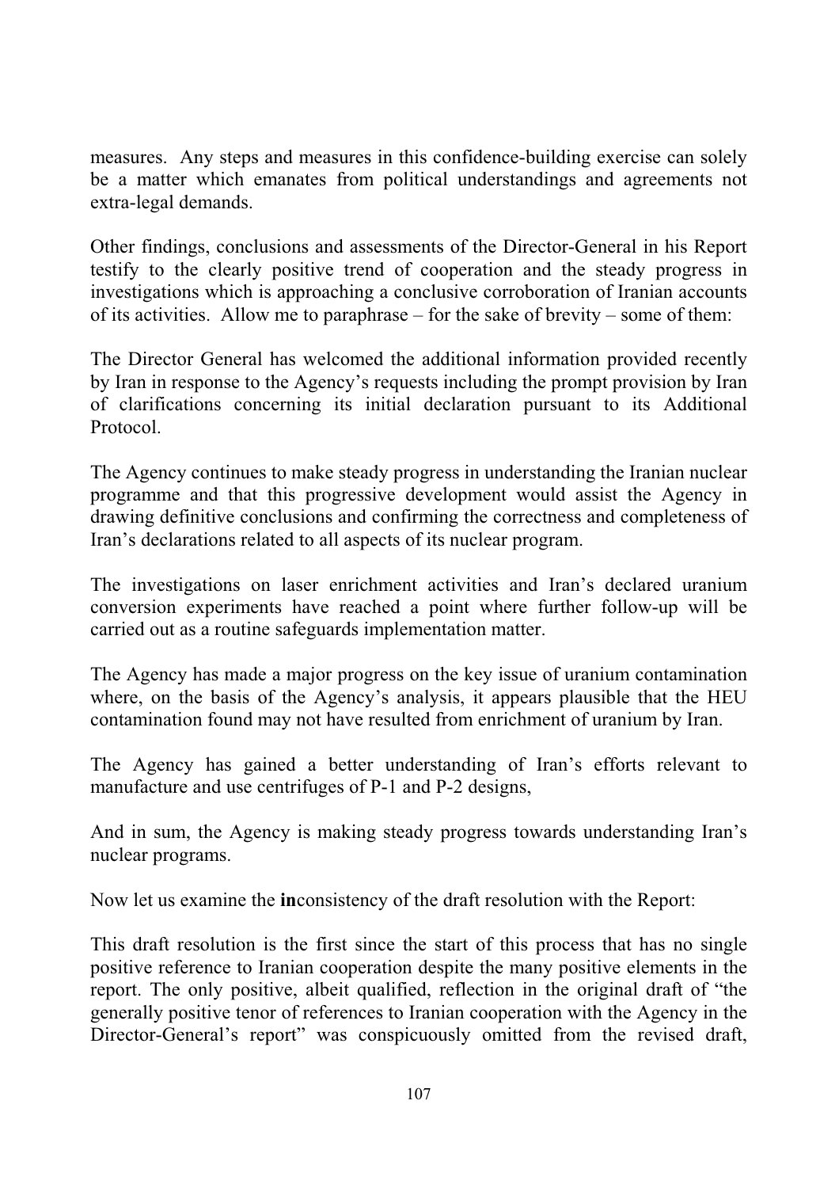measures. Any steps and measures in this confidence-building exercise can solely be a matter which emanates from political understandings and agreements not extra-legal demands.

Other findings, conclusions and assessments of the Director-General in his Report testify to the clearly positive trend of cooperation and the steady progress in investigations which is approaching a conclusive corroboration of Iranian accounts of its activities. Allow me to paraphrase – for the sake of brevity – some of them:

The Director General has welcomed the additional information provided recently by Iran in response to the Agency's requests including the prompt provision by Iran of clarifications concerning its initial declaration pursuant to its Additional Protocol.

The Agency continues to make steady progress in understanding the Iranian nuclear programme and that this progressive development would assist the Agency in drawing definitive conclusions and confirming the correctness and completeness of Iran's declarations related to all aspects of its nuclear program.

The investigations on laser enrichment activities and Iran's declared uranium conversion experiments have reached a point where further follow-up will be carried out as a routine safeguards implementation matter.

The Agency has made a major progress on the key issue of uranium contamination where, on the basis of the Agency's analysis, it appears plausible that the HEU contamination found may not have resulted from enrichment of uranium by Iran.

The Agency has gained a better understanding of Iran's efforts relevant to manufacture and use centrifuges of P-1 and P-2 designs,

And in sum, the Agency is making steady progress towards understanding Iran's nuclear programs.

Now let us examine the **in**consistency of the draft resolution with the Report:

This draft resolution is the first since the start of this process that has no single positive reference to Iranian cooperation despite the many positive elements in the report. The only positive, albeit qualified, reflection in the original draft of "the generally positive tenor of references to Iranian cooperation with the Agency in the Director-General's report" was conspicuously omitted from the revised draft,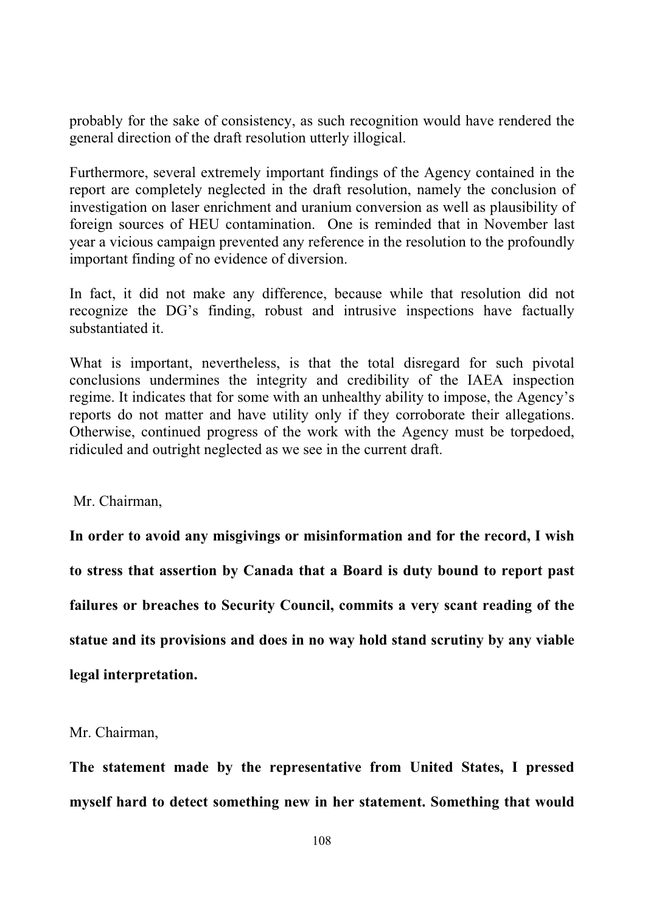probably for the sake of consistency, as such recognition would have rendered the general direction of the draft resolution utterly illogical.

Furthermore, several extremely important findings of the Agency contained in the report are completely neglected in the draft resolution, namely the conclusion of investigation on laser enrichment and uranium conversion as well as plausibility of foreign sources of HEU contamination. One is reminded that in November last year a vicious campaign prevented any reference in the resolution to the profoundly important finding of no evidence of diversion.

In fact, it did not make any difference, because while that resolution did not recognize the DG's finding, robust and intrusive inspections have factually substantiated it.

What is important, nevertheless, is that the total disregard for such pivotal conclusions undermines the integrity and credibility of the IAEA inspection regime. It indicates that for some with an unhealthy ability to impose, the Agency's reports do not matter and have utility only if they corroborate their allegations. Otherwise, continued progress of the work with the Agency must be torpedoed, ridiculed and outright neglected as we see in the current draft.

Mr. Chairman,

**In order to avoid any misgivings or misinformation and for the record, I wish to stress that assertion by Canada that a Board is duty bound to report past failures or breaches to Security Council, commits a very scant reading of the statue and its provisions and does in no way hold stand scrutiny by any viable legal interpretation.**

Mr. Chairman,

**The statement made by the representative from United States, I pressed myself hard to detect something new in her statement. Something that would**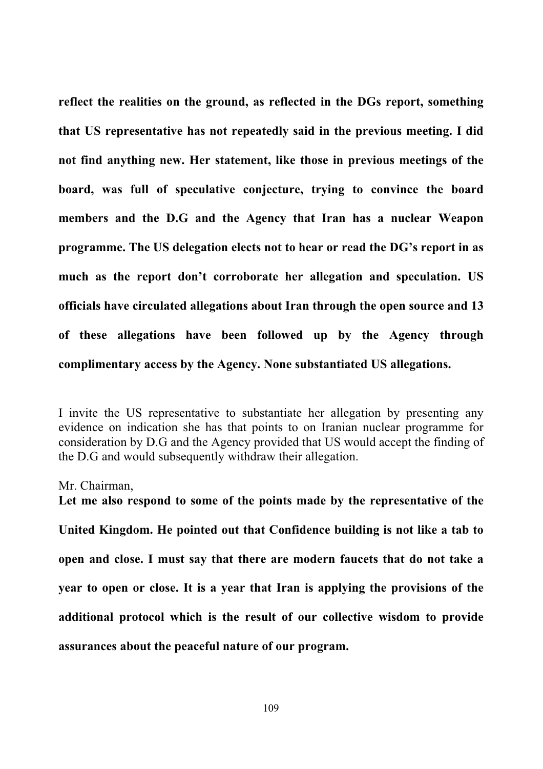**reflect the realities on the ground, as reflected in the DGs report, something that US representative has not repeatedly said in the previous meeting. I did not find anything new. Her statement, like those in previous meetings of the board, was full of speculative conjecture, trying to convince the board members and the D.G and the Agency that Iran has a nuclear Weapon programme. The US delegation elects not to hear or read the DG's report in as much as the report don't corroborate her allegation and speculation. US officials have circulated allegations about Iran through the open source and 13 of these allegations have been followed up by the Agency through complimentary access by the Agency. None substantiated US allegations.**

I invite the US representative to substantiate her allegation by presenting any evidence on indication she has that points to on Iranian nuclear programme for consideration by D.G and the Agency provided that US would accept the finding of the D.G and would subsequently withdraw their allegation.

Mr. Chairman,

**Let me also respond to some of the points made by the representative of the United Kingdom. He pointed out that Confidence building is not like a tab to open and close. I must say that there are modern faucets that do not take a year to open or close. It is a year that Iran is applying the provisions of the additional protocol which is the result of our collective wisdom to provide assurances about the peaceful nature of our program.**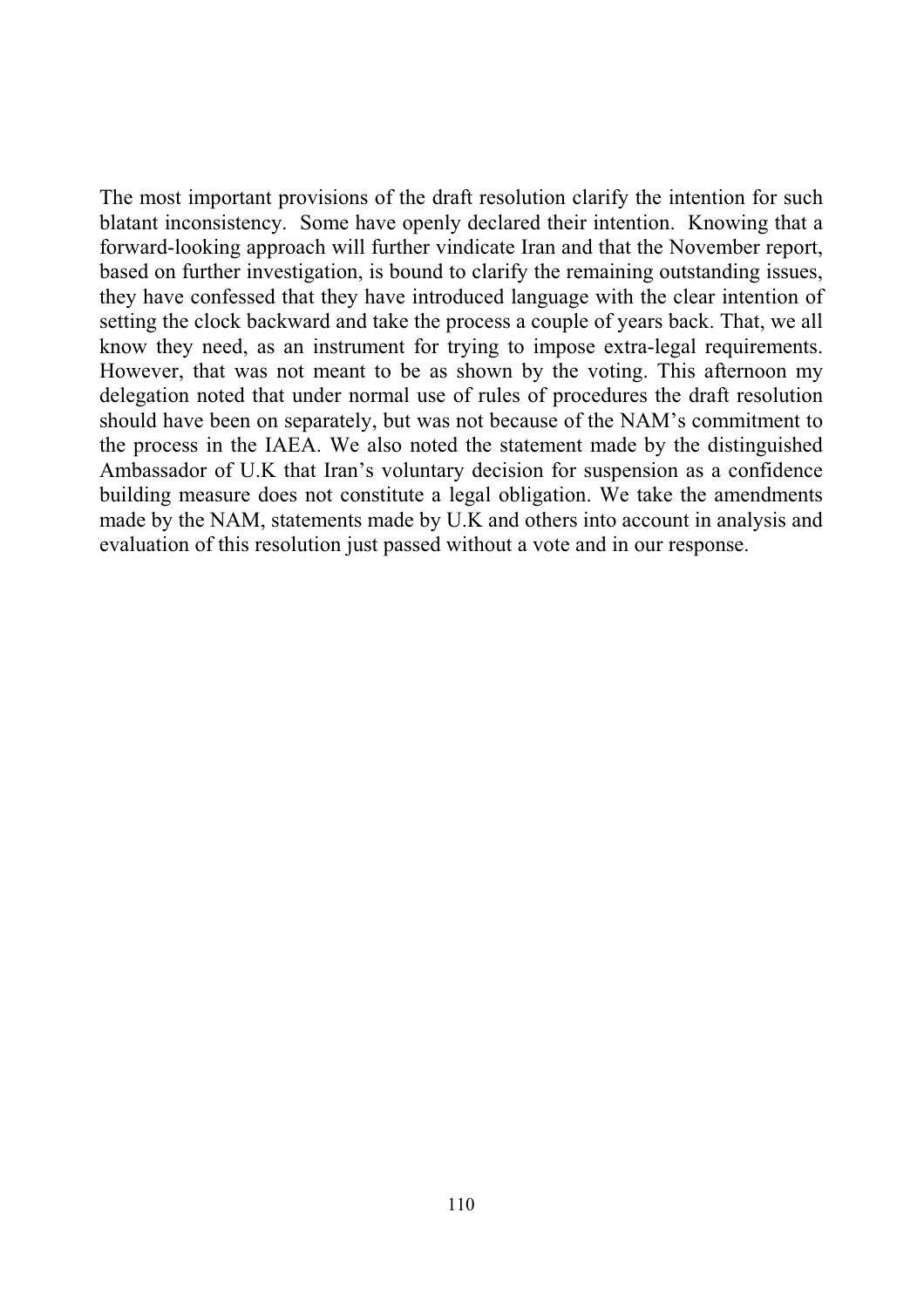The most important provisions of the draft resolution clarify the intention for such blatant inconsistency. Some have openly declared their intention. Knowing that a forward-looking approach will further vindicate Iran and that the November report, based on further investigation, is bound to clarify the remaining outstanding issues, they have confessed that they have introduced language with the clear intention of setting the clock backward and take the process a couple of years back. That, we all know they need, as an instrument for trying to impose extra-legal requirements. However, that was not meant to be as shown by the voting. This afternoon my delegation noted that under normal use of rules of procedures the draft resolution should have been on separately, but was not because of the NAM's commitment to the process in the IAEA. We also noted the statement made by the distinguished Ambassador of U.K that Iran's voluntary decision for suspension as a confidence building measure does not constitute a legal obligation. We take the amendments made by the NAM, statements made by U.K and others into account in analysis and evaluation of this resolution just passed without a vote and in our response.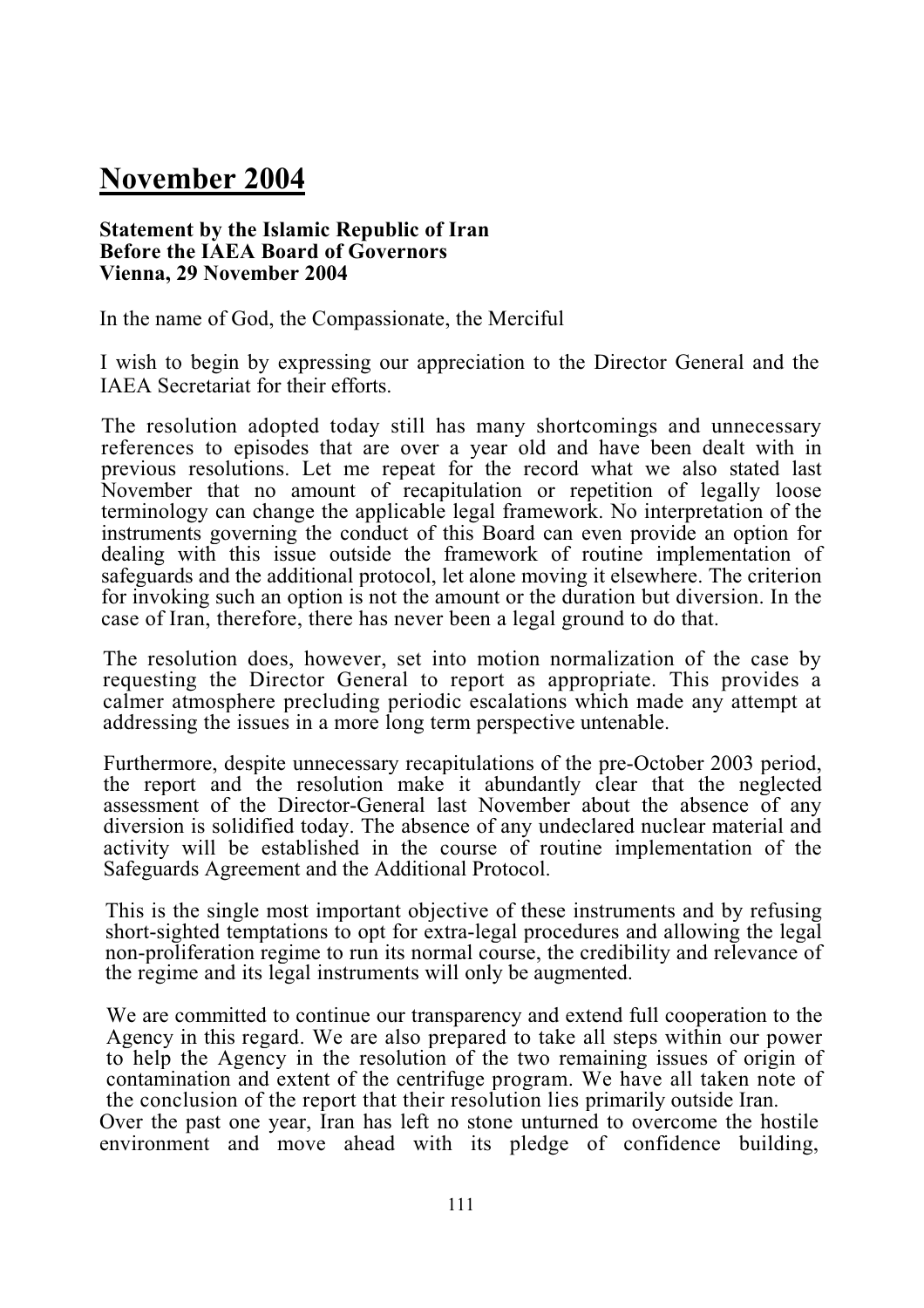# November 2004

**Statement by the Islamic Republic of Iran**
**Before the IAEA Board of Governors**
**Vienna, 29 November 2004**

In the name of God, the Compassionate, the Merciful

I wish to begin by expressing our appreciation to the Director General and the IAEA Secretariat for their efforts.

The resolution adopted today still has many shortcomings and unnecessary references to episodes that are over a year old and have been dealt with in previous resolutions. Let me repeat for the record what we also stated last November that no amount of recapitulation or repetition of legally loose terminology can change the applicable legal framework. No interpretation of the instruments governing the conduct of this Board can even provide an option for dealing with this issue outside the framework of routine implementation of safeguards and the additional protocol, let alone moving it elsewhere. The criterion for invoking such an option is not the amount or the duration but diversion. In the case of Iran, therefore, there has never been a legal ground to do that.

The resolution does, however, set into motion normalization of the case by requesting the Director General to report as appropriate. This provides a calmer atmosphere precluding periodic escalations which made any attempt at addressing the issues in a more long term perspective untenable.

Furthermore, despite unnecessary recapitulations of the pre-October 2003 period, the report and the resolution make it abundantly clear that the neglected assessment of the Director-General last November about the absence of any diversion is solidified today. The absence of any undeclared nuclear material and activity will be established in the course of routine implementation of the Safeguards Agreement and the Additional Protocol.

This is the single most important objective of these instruments and by refusing short-sighted temptations to opt for extra-legal procedures and allowing the legal non-proliferation regime to run its normal course, the credibility and relevance of the regime and its legal instruments will only be augmented.

We are committed to continue our transparency and extend full cooperation to the Agency in this regard. We are also prepared to take all steps within our power to help the Agency in the resolution of the two remaining issues of origin of contamination and extent of the centrifuge program. We have all taken note of the conclusion of the report that their resolution lies primarily outside Iran.

Over the past one year, Iran has left no stone unturned to overcome the hostile environment and move ahead with its pledge of confidence building,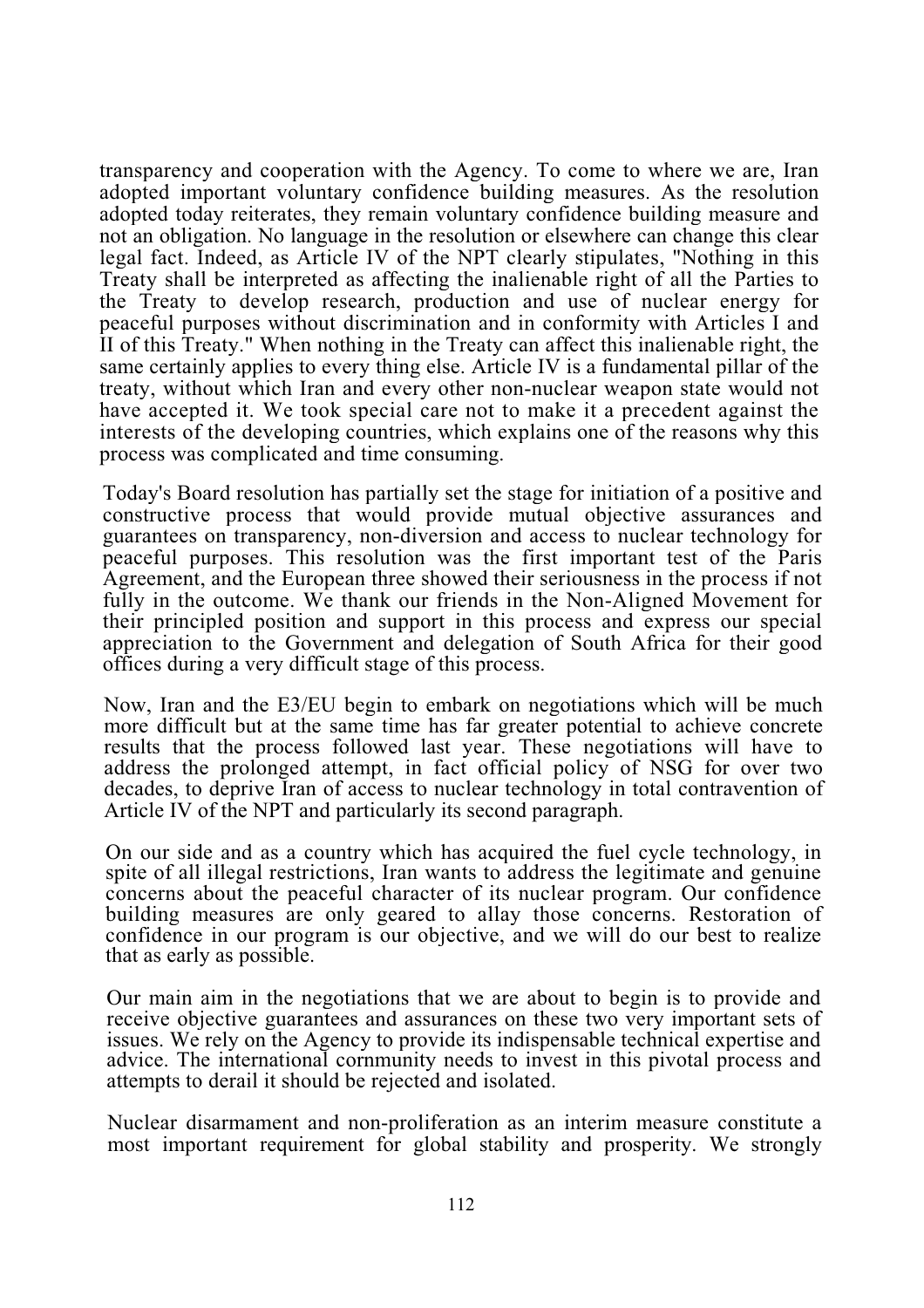transparency and cooperation with the Agency. To come to where we are, Iran adopted important voluntary confidence building measures. As the resolution adopted today reiterates, they remain voluntary confidence building measure and not an obligation. No language in the resolution or elsewhere can change this clear legal fact. Indeed, as Article IV of the NPT clearly stipulates, "Nothing in this Treaty shall be interpreted as affecting the inalienable right of all the Parties to the Treaty to develop research, production and use of nuclear energy for peaceful purposes without discrimination and in conformity with Articles I and II of this Treaty." When nothing in the Treaty can affect this inalienable right, the same certainly applies to every thing else. Article IV is a fundamental pillar of the treaty, without which Iran and every other non-nuclear weapon state would not have accepted it. We took special care not to make it a precedent against the interests of the developing countries, which explains one of the reasons why this process was complicated and time consuming.

Today's Board resolution has partially set the stage for initiation of a positive and constructive process that would provide mutual objective assurances and guarantees on transparency, non-diversion and access to nuclear technology for peaceful purposes. This resolution was the first important test of the Paris Agreement, and the European three showed their seriousness in the process if not fully in the outcome. We thank our friends in the Non-Aligned Movement for their principled position and support in this process and express our special appreciation to the Government and delegation of South Africa for their good offices during a very difficult stage of this process.

Now, Iran and the E3/EU begin to embark on negotiations which will be much more difficult but at the same time has far greater potential to achieve concrete results that the process followed last year. These negotiations will have to address the prolonged attempt, in fact official policy of NSG for over two decades, to deprive Iran of access to nuclear technology in total contravention of Article IV of the NPT and particularly its second paragraph.

On our side and as a country which has acquired the fuel cycle technology, in spite of all illegal restrictions, Iran wants to address the legitimate and genuine concerns about the peaceful character of its nuclear program. Our confidence building measures are only geared to allay those concerns. Restoration of confidence in our program is our objective, and we will do our best to realize that as early as possible.

Our main aim in the negotiations that we are about to begin is to provide and receive objective guarantees and assurances on these two very important sets of issues. We rely on the Agency to provide its indispensable technical expertise and advice. The international cornmunity needs to invest in this pivotal process and attempts to derail it should be rejected and isolated.

Nuclear disarmament and non-proliferation as an interim measure constitute a most important requirement for global stability and prosperity. We strongly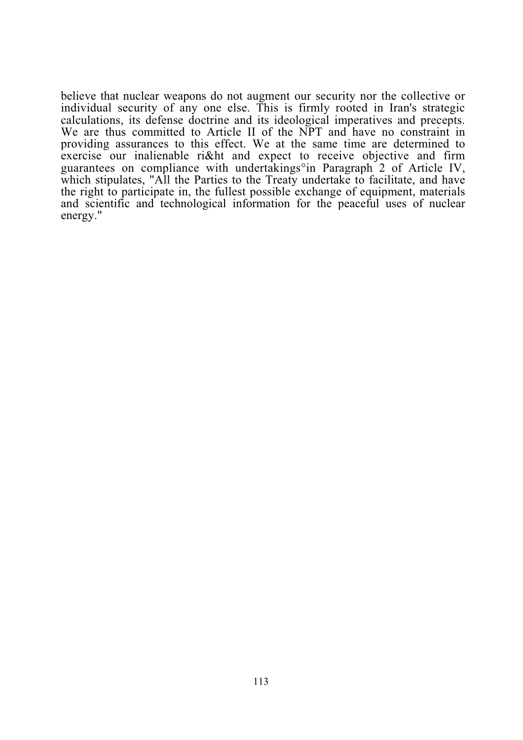believe that nuclear weapons do not augment our security nor the collective or individual security of any one else. This is firmly rooted in Iran's strategic calculations, its defense doctrine and its ideological imperatives and precepts. We are thus committed to Article II of the NPT and have no constraint in providing assurances to this effect. We at the same time are determined to exercise our inalienable ri&ht and expect to receive objective and firm guarantees on compliance with undertakings°in Paragraph 2 of Article IV, which stipulates, "All the Parties to the Treaty undertake to facilitate, and have the right to participate in, the fullest possible exchange of equipment, materials and scientific and technological information for the peaceful uses of nuclear energy."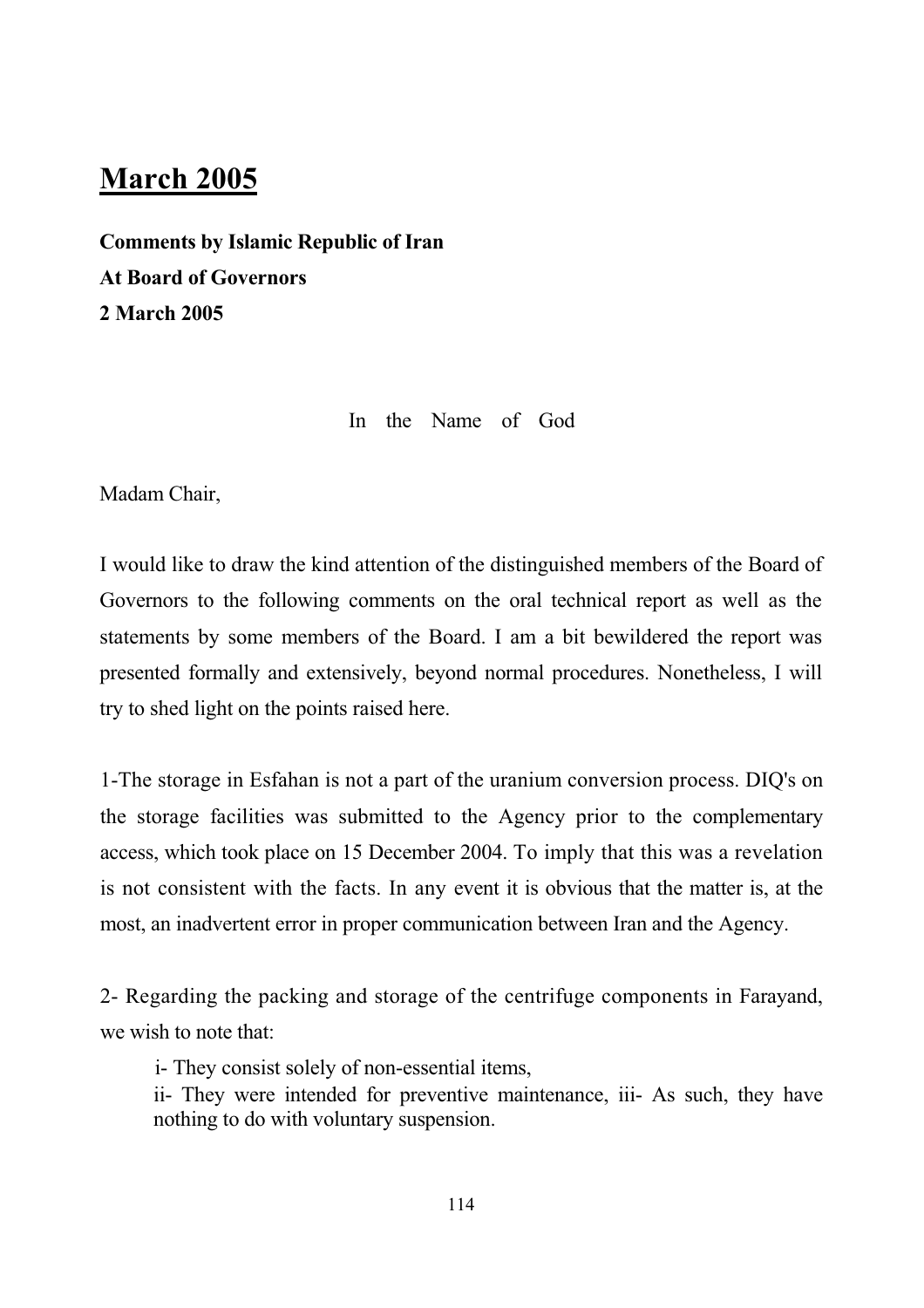# March 2005

**Comments by Islamic Republic of Iran**
**At Board of Governors**
**2 March 2005**

In the Name of God

Madam Chair,

I would like to draw the kind attention of the distinguished members of the Board of Governors to the following comments on the oral technical report as well as the statements by some members of the Board. I am a bit bewildered the report was presented formally and extensively, beyond normal procedures. Nonetheless, I will try to shed light on the points raised here.

1-The storage in Esfahan is not a part of the uranium conversion process. DIQ's on the storage facilities was submitted to the Agency prior to the complementary access, which took place on 15 December 2004. To imply that this was a revelation is not consistent with the facts. In any event it is obvious that the matter is, at the most, an inadvertent error in proper communication between Iran and the Agency.

2- Regarding the packing and storage of the centrifuge components in Farayand, we wish to note that:

i- They consist solely of non-essential items,
ii- They were intended for preventive maintenance, iii- As such, they have nothing to do with voluntary suspension.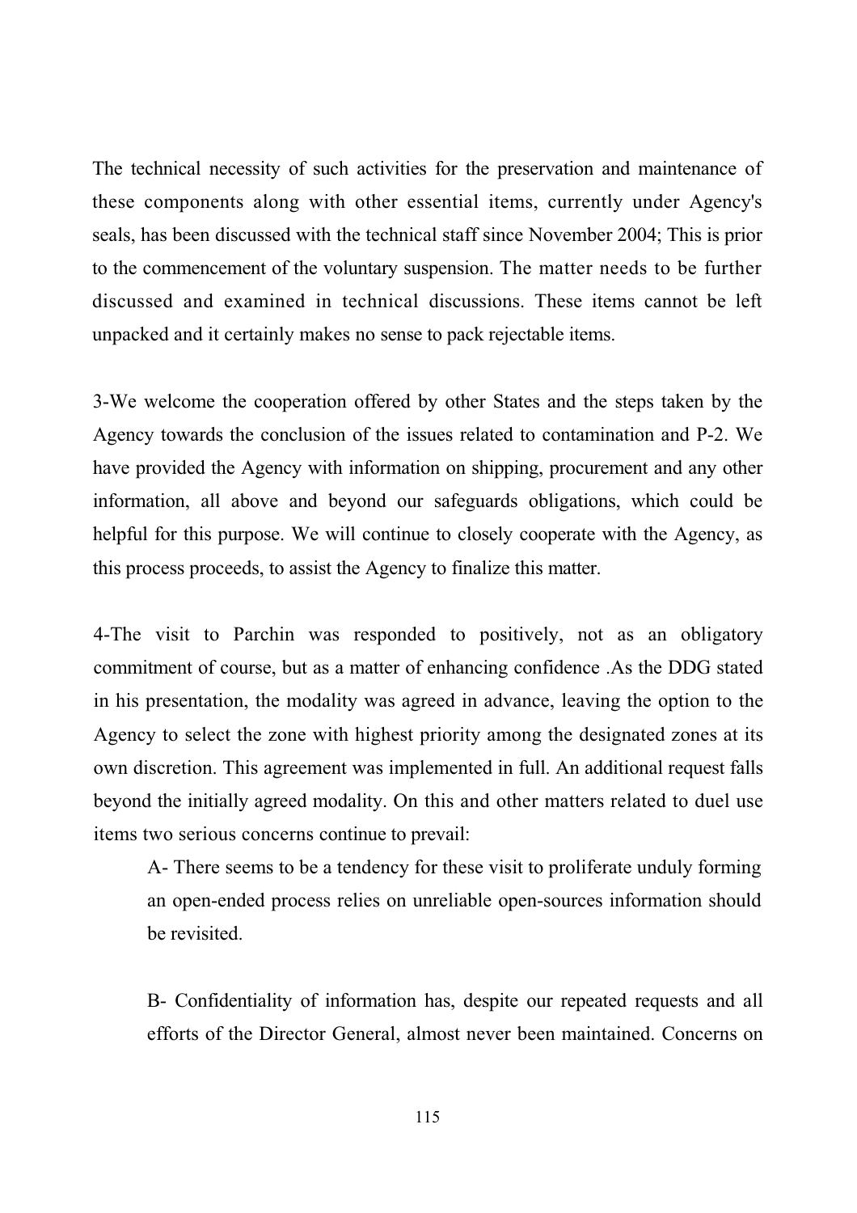The technical necessity of such activities for the preservation and maintenance of these components along with other essential items, currently under Agency's seals, has been discussed with the technical staff since November 2004; This is prior to the commencement of the voluntary suspension. The matter needs to be further discussed and examined in technical discussions. These items cannot be left unpacked and it certainly makes no sense to pack rejectable items.

3-We welcome the cooperation offered by other States and the steps taken by the Agency towards the conclusion of the issues related to contamination and P-2. We have provided the Agency with information on shipping, procurement and any other information, all above and beyond our safeguards obligations, which could be helpful for this purpose. We will continue to closely cooperate with the Agency, as this process proceeds, to assist the Agency to finalize this matter.

4-The visit to Parchin was responded to positively, not as an obligatory commitment of course, but as a matter of enhancing confidence .As the DDG stated in his presentation, the modality was agreed in advance, leaving the option to the Agency to select the zone with highest priority among the designated zones at its own discretion. This agreement was implemented in full. An additional request falls beyond the initially agreed modality. On this and other matters related to duel use items two serious concerns continue to prevail:

A- There seems to be a tendency for these visit to proliferate unduly forming an open-ended process relies on unreliable open-sources information should be revisited.

B- Confidentiality of information has, despite our repeated requests and all efforts of the Director General, almost never been maintained. Concerns on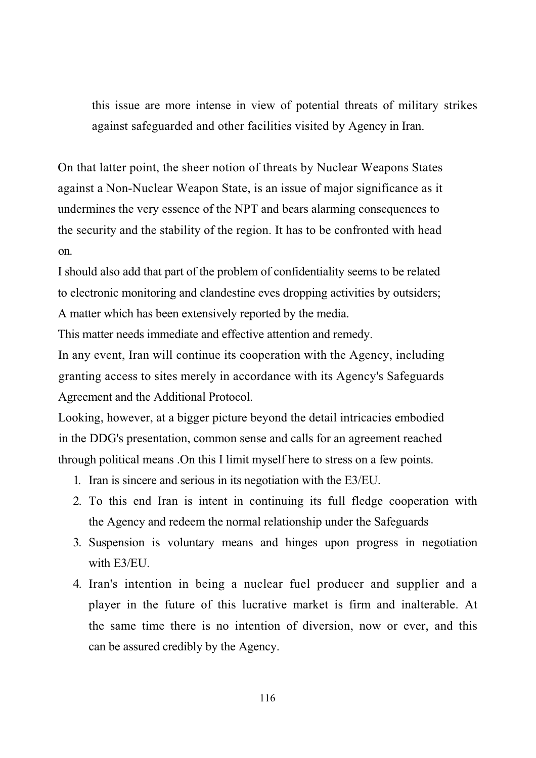this issue are more intense in view of potential threats of military strikes against safeguarded and other facilities visited by Agency in Iran.

On that latter point, the sheer notion of threats by Nuclear Weapons States against a Non-Nuclear Weapon State, is an issue of major significance as it undermines the very essence of the NPT and bears alarming consequences to the security and the stability of the region. It has to be confronted with head on.

I should also add that part of the problem of confidentiality seems to be related to electronic monitoring and clandestine eves dropping activities by outsiders; A matter which has been extensively reported by the media.

This matter needs immediate and effective attention and remedy.

In any event, Iran will continue its cooperation with the Agency, including granting access to sites merely in accordance with its Agency's Safeguards Agreement and the Additional Protocol.

Looking, however, at a bigger picture beyond the detail intricacies embodied in the DDG's presentation, common sense and calls for an agreement reached through political means .On this I limit myself here to stress on a few points.

1. Iran is sincere and serious in its negotiation with the E3/EU.
2. To this end Iran is intent in continuing its full fledge cooperation with the Agency and redeem the normal relationship under the Safeguards
3. Suspension is voluntary means and hinges upon progress in negotiation with E3/EU.
4. Iran's intention in being a nuclear fuel producer and supplier and a player in the future of this lucrative market is firm and inalterable. At the same time there is no intention of diversion, now or ever, and this can be assured credibly by the Agency.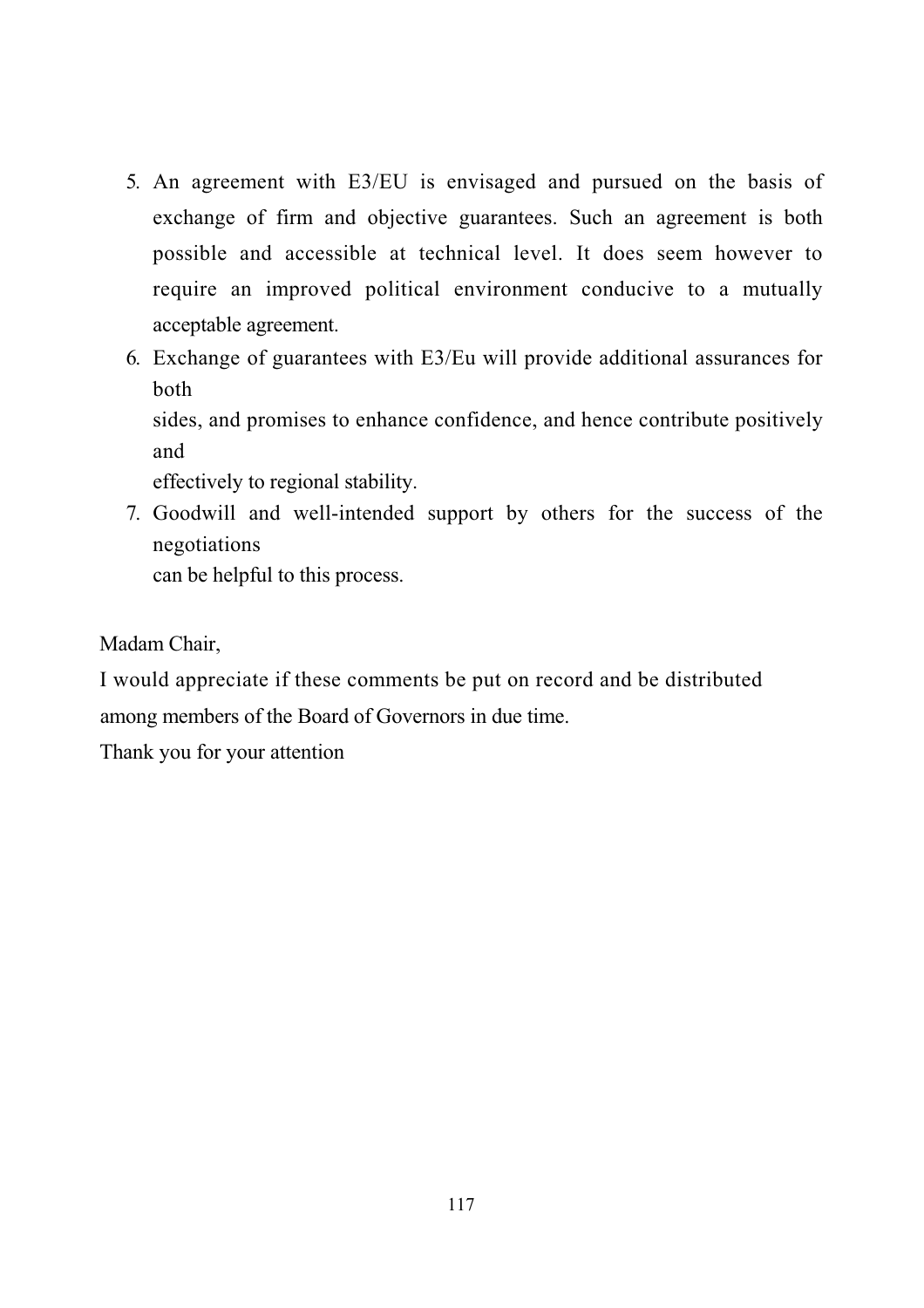5. An agreement with E3/EU is envisaged and pursued on the basis of exchange of firm and objective guarantees. Such an agreement is both possible and accessible at technical level. It does seem however to require an improved political environment conducive to a mutually acceptable agreement.
6. Exchange of guarantees with E3/Eu will provide additional assurances for both sides, and promises to enhance confidence, and hence contribute positively and effectively to regional stability.
7. Goodwill and well-intended support by others for the success of the negotiations can be helpful to this process.

Madam Chair,

I would appreciate if these comments be put on record and be distributed among members of the Board of Governors in due time.

Thank you for your attention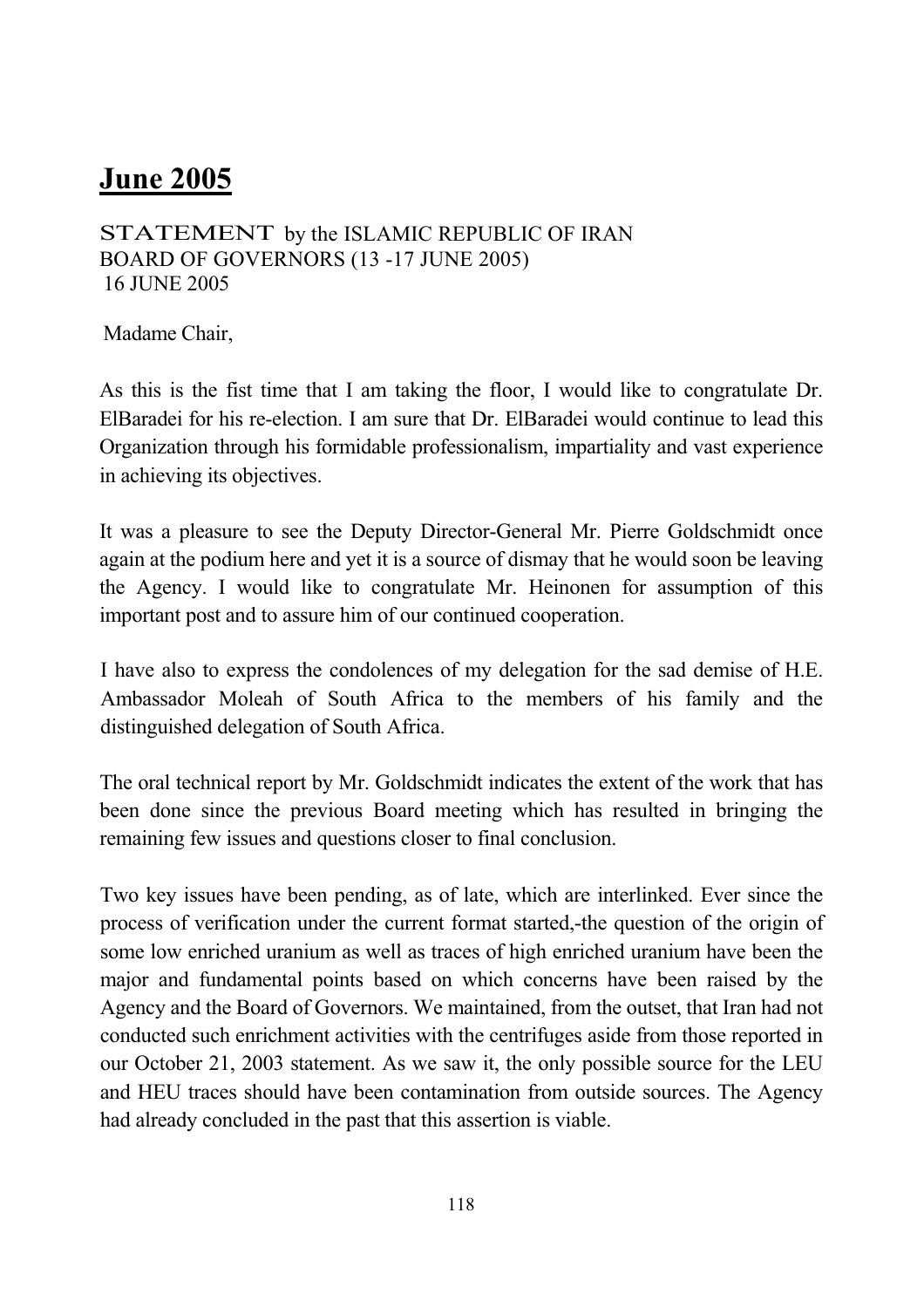# June 2005

STATEMENT by the ISLAMIC REPUBLIC OF IRAN
BOARD OF GOVERNORS (13 -17 JUNE 2005)
16 JUNE 2005

Madame Chair,

As this is the fist time that I am taking the floor, I would like to congratulate Dr. ElBaradei for his re-election. I am sure that Dr. ElBaradei would continue to lead this Organization through his formidable professionalism, impartiality and vast experience in achieving its objectives.

It was a pleasure to see the Deputy Director-General Mr. Pierre Goldschmidt once again at the podium here and yet it is a source of dismay that he would soon be leaving the Agency. I would like to congratulate Mr. Heinonen for assumption of this important post and to assure him of our continued cooperation.

I have also to express the condolences of my delegation for the sad demise of H.E. Ambassador Moleah of South Africa to the members of his family and the distinguished delegation of South Africa.

The oral technical report by Mr. Goldschmidt indicates the extent of the work that has been done since the previous Board meeting which has resulted in bringing the remaining few issues and questions closer to final conclusion.

Two key issues have been pending, as of late, which are interlinked. Ever since the process of verification under the current format started,-the question of the origin of some low enriched uranium as well as traces of high enriched uranium have been the major and fundamental points based on which concerns have been raised by the Agency and the Board of Governors. We maintained, from the outset, that Iran had not conducted such enrichment activities with the centrifuges aside from those reported in our October 21, 2003 statement. As we saw it, the only possible source for the LEU and HEU traces should have been contamination from outside sources. The Agency had already concluded in the past that this assertion is viable.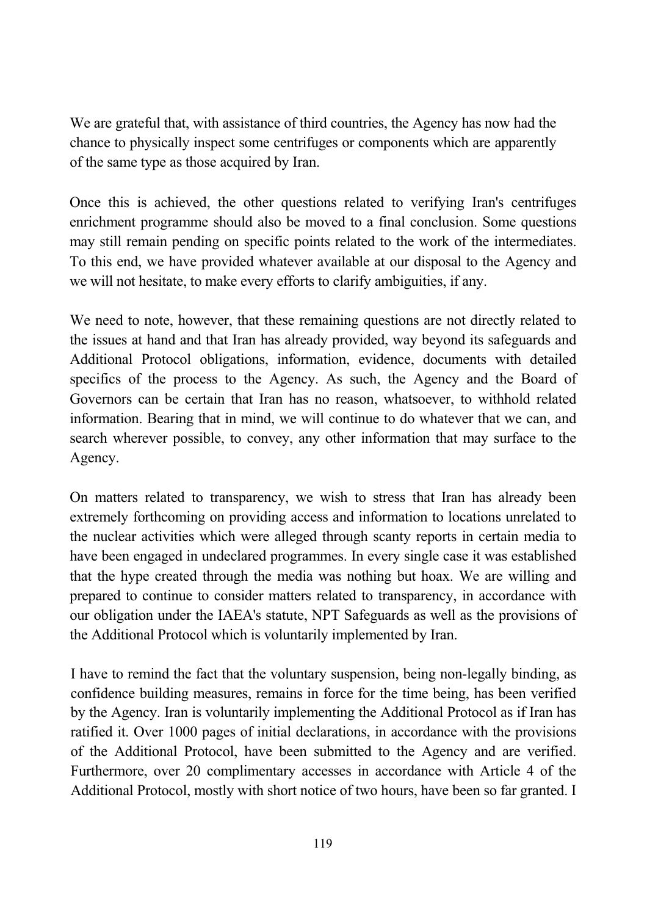We are grateful that, with assistance of third countries, the Agency has now had the chance to physically inspect some centrifuges or components which are apparently of the same type as those acquired by Iran.

Once this is achieved, the other questions related to verifying Iran's centrifuges enrichment programme should also be moved to a final conclusion. Some questions may still remain pending on specific points related to the work of the intermediates. To this end, we have provided whatever available at our disposal to the Agency and we will not hesitate, to make every efforts to clarify ambiguities, if any.

We need to note, however, that these remaining questions are not directly related to the issues at hand and that Iran has already provided, way beyond its safeguards and Additional Protocol obligations, information, evidence, documents with detailed specifics of the process to the Agency. As such, the Agency and the Board of Governors can be certain that Iran has no reason, whatsoever, to withhold related information. Bearing that in mind, we will continue to do whatever that we can, and search wherever possible, to convey, any other information that may surface to the Agency.

On matters related to transparency, we wish to stress that Iran has already been extremely forthcoming on providing access and information to locations unrelated to the nuclear activities which were alleged through scanty reports in certain media to have been engaged in undeclared programmes. In every single case it was established that the hype created through the media was nothing but hoax. We are willing and prepared to continue to consider matters related to transparency, in accordance with our obligation under the IAEA's statute, NPT Safeguards as well as the provisions of the Additional Protocol which is voluntarily implemented by Iran.

I have to remind the fact that the voluntary suspension, being non-legally binding, as confidence building measures, remains in force for the time being, has been verified by the Agency. Iran is voluntarily implementing the Additional Protocol as if Iran has ratified it. Over 1000 pages of initial declarations, in accordance with the provisions of the Additional Protocol, have been submitted to the Agency and are verified. Furthermore, over 20 complimentary accesses in accordance with Article 4 of the Additional Protocol, mostly with short notice of two hours, have been so far granted. I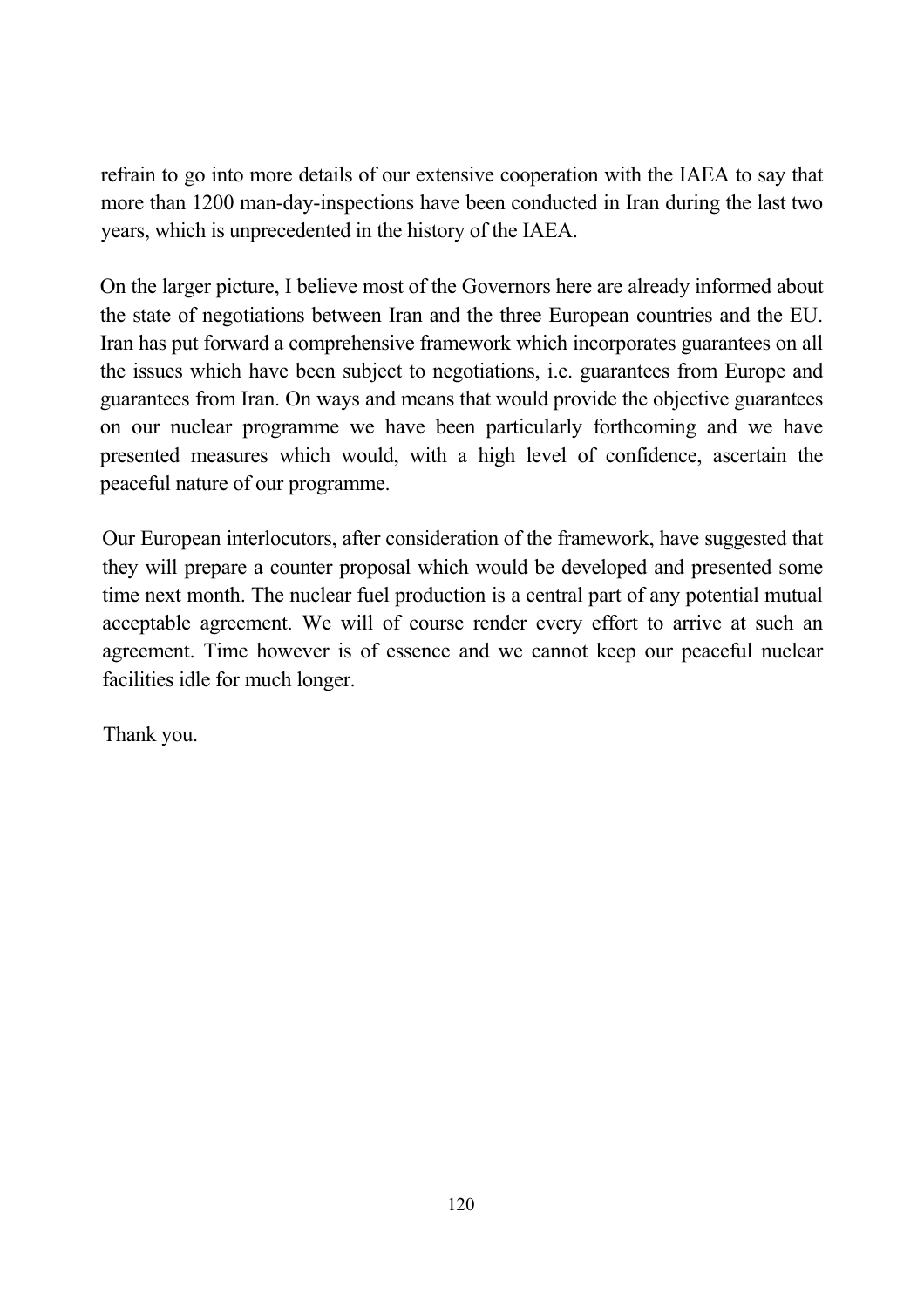refrain to go into more details of our extensive cooperation with the IAEA to say that more than 1200 man-day-inspections have been conducted in Iran during the last two years, which is unprecedented in the history of the IAEA.

On the larger picture, I believe most of the Governors here are already informed about the state of negotiations between Iran and the three European countries and the EU. Iran has put forward a comprehensive framework which incorporates guarantees on all the issues which have been subject to negotiations, i.e. guarantees from Europe and guarantees from Iran. On ways and means that would provide the objective guarantees on our nuclear programme we have been particularly forthcoming and we have presented measures which would, with a high level of confidence, ascertain the peaceful nature of our programme.

Our European interlocutors, after consideration of the framework, have suggested that they will prepare a counter proposal which would be developed and presented some time next month. The nuclear fuel production is a central part of any potential mutual acceptable agreement. We will of course render every effort to arrive at such an agreement. Time however is of essence and we cannot keep our peaceful nuclear facilities idle for much longer.

Thank you.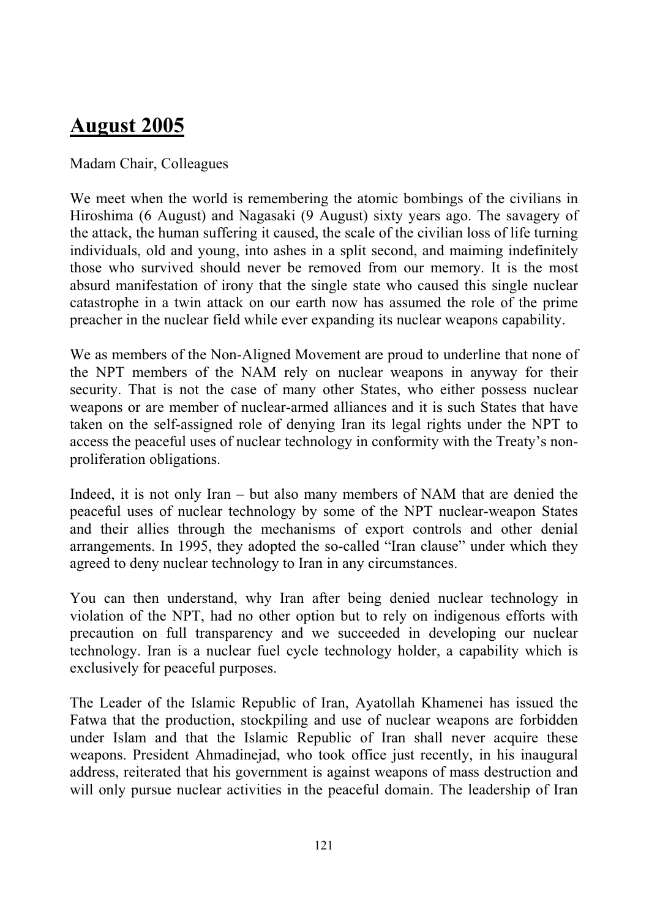# August 2005

Madam Chair, Colleagues

We meet when the world is remembering the atomic bombings of the civilians in Hiroshima (6 August) and Nagasaki (9 August) sixty years ago. The savagery of the attack, the human suffering it caused, the scale of the civilian loss of life turning individuals, old and young, into ashes in a split second, and maiming indefinitely those who survived should never be removed from our memory. It is the most absurd manifestation of irony that the single state who caused this single nuclear catastrophe in a twin attack on our earth now has assumed the role of the prime preacher in the nuclear field while ever expanding its nuclear weapons capability.

We as members of the Non-Aligned Movement are proud to underline that none of the NPT members of the NAM rely on nuclear weapons in anyway for their security. That is not the case of many other States, who either possess nuclear weapons or are member of nuclear-armed alliances and it is such States that have taken on the self-assigned role of denying Iran its legal rights under the NPT to access the peaceful uses of nuclear technology in conformity with the Treaty's non-proliferation obligations.

Indeed, it is not only Iran – but also many members of NAM that are denied the peaceful uses of nuclear technology by some of the NPT nuclear-weapon States and their allies through the mechanisms of export controls and other denial arrangements. In 1995, they adopted the so-called "Iran clause" under which they agreed to deny nuclear technology to Iran in any circumstances.

You can then understand, why Iran after being denied nuclear technology in violation of the NPT, had no other option but to rely on indigenous efforts with precaution on full transparency and we succeeded in developing our nuclear technology. Iran is a nuclear fuel cycle technology holder, a capability which is exclusively for peaceful purposes.

The Leader of the Islamic Republic of Iran, Ayatollah Khamenei has issued the Fatwa that the production, stockpiling and use of nuclear weapons are forbidden under Islam and that the Islamic Republic of Iran shall never acquire these weapons. President Ahmadinejad, who took office just recently, in his inaugural address, reiterated that his government is against weapons of mass destruction and will only pursue nuclear activities in the peaceful domain. The leadership of Iran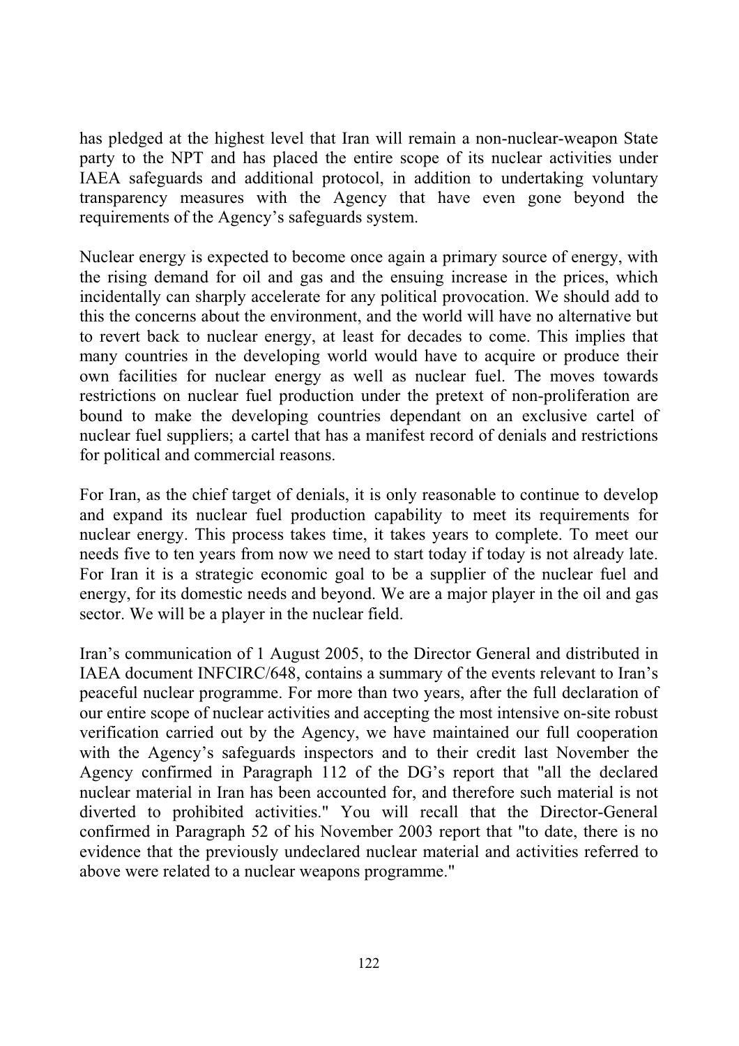has pledged at the highest level that Iran will remain a non-nuclear-weapon State party to the NPT and has placed the entire scope of its nuclear activities under IAEA safeguards and additional protocol, in addition to undertaking voluntary transparency measures with the Agency that have even gone beyond the requirements of the Agency's safeguards system.

Nuclear energy is expected to become once again a primary source of energy, with the rising demand for oil and gas and the ensuing increase in the prices, which incidentally can sharply accelerate for any political provocation. We should add to this the concerns about the environment, and the world will have no alternative but to revert back to nuclear energy, at least for decades to come. This implies that many countries in the developing world would have to acquire or produce their own facilities for nuclear energy as well as nuclear fuel. The moves towards restrictions on nuclear fuel production under the pretext of non-proliferation are bound to make the developing countries dependant on an exclusive cartel of nuclear fuel suppliers; a cartel that has a manifest record of denials and restrictions for political and commercial reasons.

For Iran, as the chief target of denials, it is only reasonable to continue to develop and expand its nuclear fuel production capability to meet its requirements for nuclear energy. This process takes time, it takes years to complete. To meet our needs five to ten years from now we need to start today if today is not already late. For Iran it is a strategic economic goal to be a supplier of the nuclear fuel and energy, for its domestic needs and beyond. We are a major player in the oil and gas sector. We will be a player in the nuclear field.

Iran's communication of 1 August 2005, to the Director General and distributed in IAEA document INFCIRC/648, contains a summary of the events relevant to Iran's peaceful nuclear programme. For more than two years, after the full declaration of our entire scope of nuclear activities and accepting the most intensive on-site robust verification carried out by the Agency, we have maintained our full cooperation with the Agency's safeguards inspectors and to their credit last November the Agency confirmed in Paragraph 112 of the DG's report that "all the declared nuclear material in Iran has been accounted for, and therefore such material is not diverted to prohibited activities." You will recall that the Director-General confirmed in Paragraph 52 of his November 2003 report that "to date, there is no evidence that the previously undeclared nuclear material and activities referred to above were related to a nuclear weapons programme."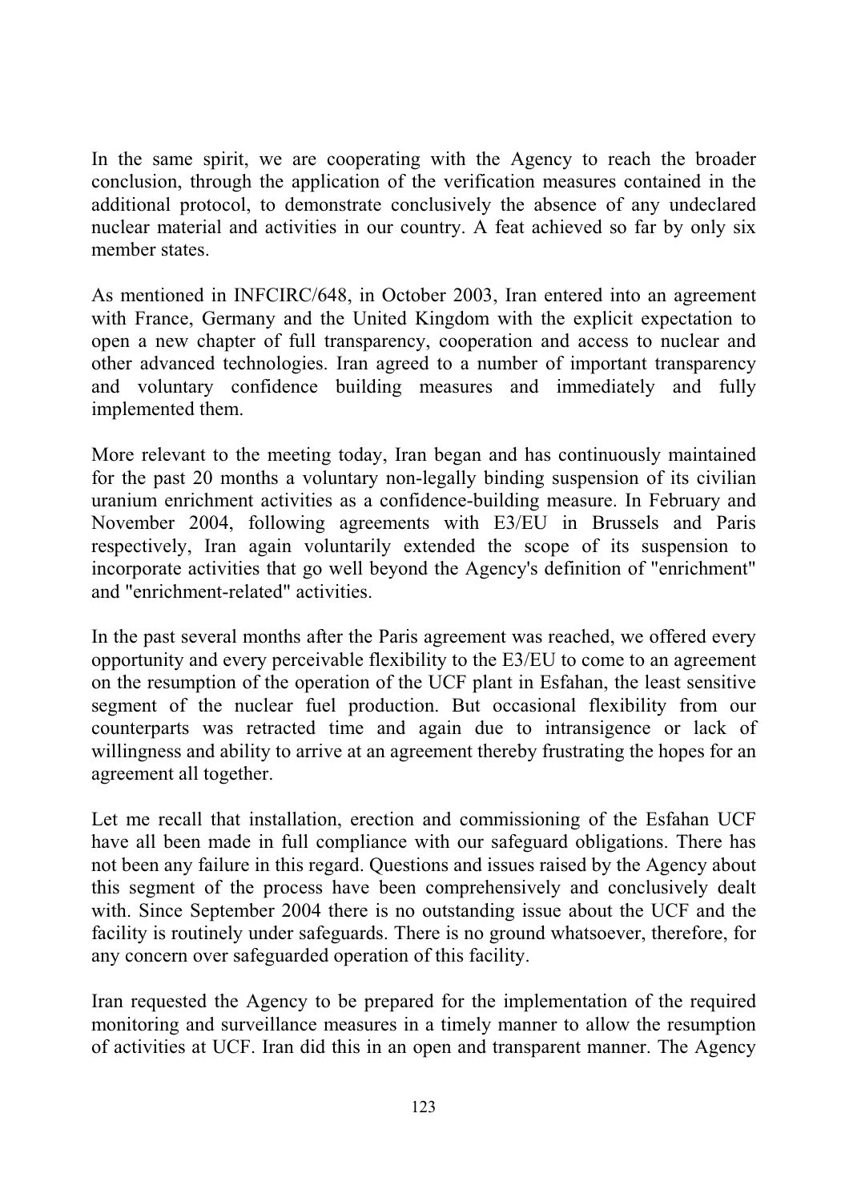In the same spirit, we are cooperating with the Agency to reach the broader conclusion, through the application of the verification measures contained in the additional protocol, to demonstrate conclusively the absence of any undeclared nuclear material and activities in our country. A feat achieved so far by only six member states.

As mentioned in INFCIRC/648, in October 2003, Iran entered into an agreement with France, Germany and the United Kingdom with the explicit expectation to open a new chapter of full transparency, cooperation and access to nuclear and other advanced technologies. Iran agreed to a number of important transparency and voluntary confidence building measures and immediately and fully implemented them.

More relevant to the meeting today, Iran began and has continuously maintained for the past 20 months a voluntary non-legally binding suspension of its civilian uranium enrichment activities as a confidence-building measure. In February and November 2004, following agreements with E3/EU in Brussels and Paris respectively, Iran again voluntarily extended the scope of its suspension to incorporate activities that go well beyond the Agency's definition of "enrichment" and "enrichment-related" activities.

In the past several months after the Paris agreement was reached, we offered every opportunity and every perceivable flexibility to the E3/EU to come to an agreement on the resumption of the operation of the UCF plant in Esfahan, the least sensitive segment of the nuclear fuel production. But occasional flexibility from our counterparts was retracted time and again due to intransigence or lack of willingness and ability to arrive at an agreement thereby frustrating the hopes for an agreement all together.

Let me recall that installation, erection and commissioning of the Esfahan UCF have all been made in full compliance with our safeguard obligations. There has not been any failure in this regard. Questions and issues raised by the Agency about this segment of the process have been comprehensively and conclusively dealt with. Since September 2004 there is no outstanding issue about the UCF and the facility is routinely under safeguards. There is no ground whatsoever, therefore, for any concern over safeguarded operation of this facility.

Iran requested the Agency to be prepared for the implementation of the required monitoring and surveillance measures in a timely manner to allow the resumption of activities at UCF. Iran did this in an open and transparent manner. The Agency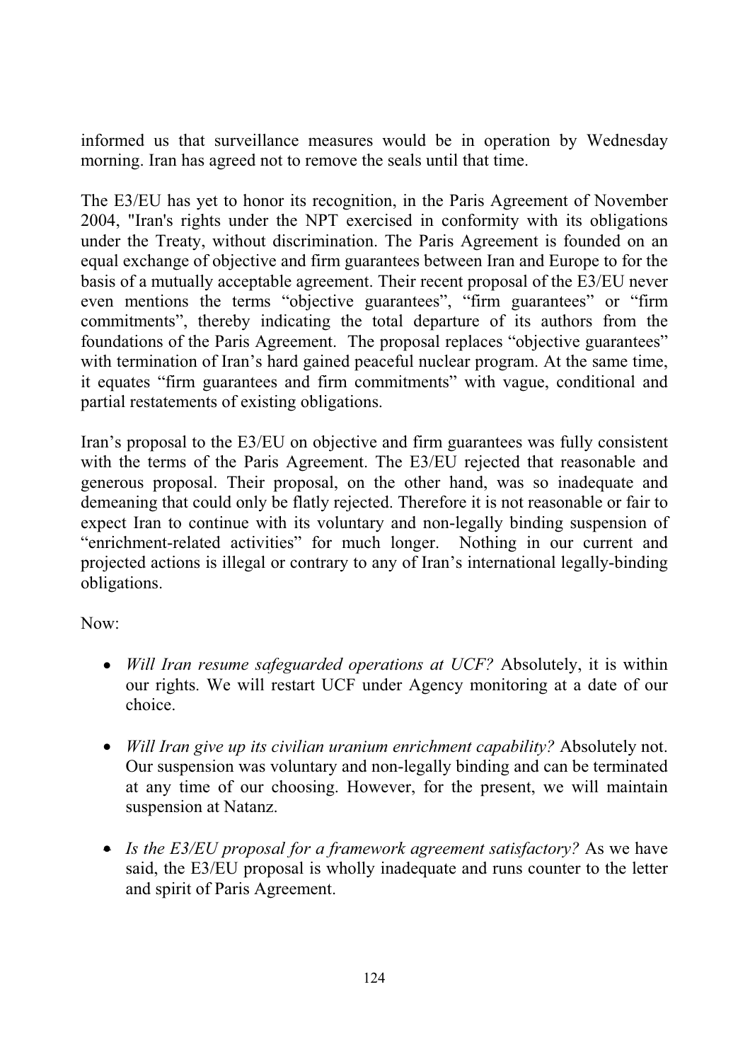informed us that surveillance measures would be in operation by Wednesday morning. Iran has agreed not to remove the seals until that time.

The E3/EU has yet to honor its recognition, in the Paris Agreement of November 2004, "Iran's rights under the NPT exercised in conformity with its obligations under the Treaty, without discrimination. The Paris Agreement is founded on an equal exchange of objective and firm guarantees between Iran and Europe to for the basis of a mutually acceptable agreement. Their recent proposal of the E3/EU never even mentions the terms "objective guarantees", "firm guarantees" or "firm commitments", thereby indicating the total departure of its authors from the foundations of the Paris Agreement. The proposal replaces "objective guarantees" with termination of Iran's hard gained peaceful nuclear program. At the same time, it equates "firm guarantees and firm commitments" with vague, conditional and partial restatements of existing obligations.

Iran's proposal to the E3/EU on objective and firm guarantees was fully consistent with the terms of the Paris Agreement. The E3/EU rejected that reasonable and generous proposal. Their proposal, on the other hand, was so inadequate and demeaning that could only be flatly rejected. Therefore it is not reasonable or fair to expect Iran to continue with its voluntary and non-legally binding suspension of "enrichment-related activities" for much longer. Nothing in our current and projected actions is illegal or contrary to any of Iran's international legally-binding obligations.

Now:

- *Will Iran resume safeguarded operations at UCF?* Absolutely, it is within our rights. We will restart UCF under Agency monitoring at a date of our choice.

- *Will Iran give up its civilian uranium enrichment capability?* Absolutely not. Our suspension was voluntary and non-legally binding and can be terminated at any time of our choosing. However, for the present, we will maintain suspension at Natanz.

- *Is the E3/EU proposal for a framework agreement satisfactory?* As we have said, the E3/EU proposal is wholly inadequate and runs counter to the letter and spirit of Paris Agreement.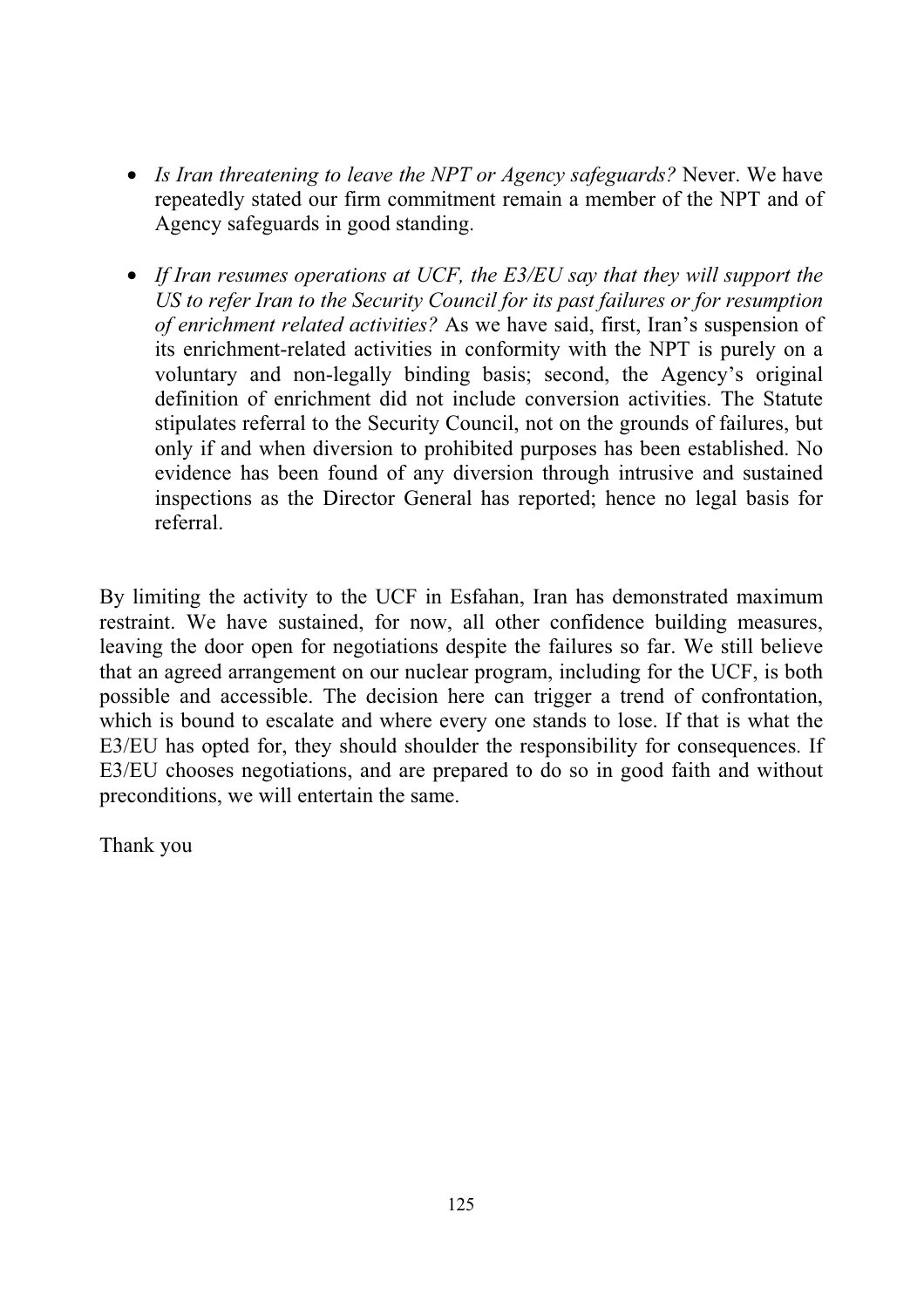- *Is Iran threatening to leave the NPT or Agency safeguards?* Never. We have repeatedly stated our firm commitment remain a member of the NPT and of Agency safeguards in good standing.

- *If Iran resumes operations at UCF, the E3/EU say that they will support the US to refer Iran to the Security Council for its past failures or for resumption of enrichment related activities?* As we have said, first, Iran's suspension of its enrichment-related activities in conformity with the NPT is purely on a voluntary and non-legally binding basis; second, the Agency's original definition of enrichment did not include conversion activities. The Statute stipulates referral to the Security Council, not on the grounds of failures, but only if and when diversion to prohibited purposes has been established. No evidence has been found of any diversion through intrusive and sustained inspections as the Director General has reported; hence no legal basis for referral.

By limiting the activity to the UCF in Esfahan, Iran has demonstrated maximum restraint. We have sustained, for now, all other confidence building measures, leaving the door open for negotiations despite the failures so far. We still believe that an agreed arrangement on our nuclear program, including for the UCF, is both possible and accessible. The decision here can trigger a trend of confrontation, which is bound to escalate and where every one stands to lose. If that is what the E3/EU has opted for, they should shoulder the responsibility for consequences. If E3/EU chooses negotiations, and are prepared to do so in good faith and without preconditions, we will entertain the same.

Thank you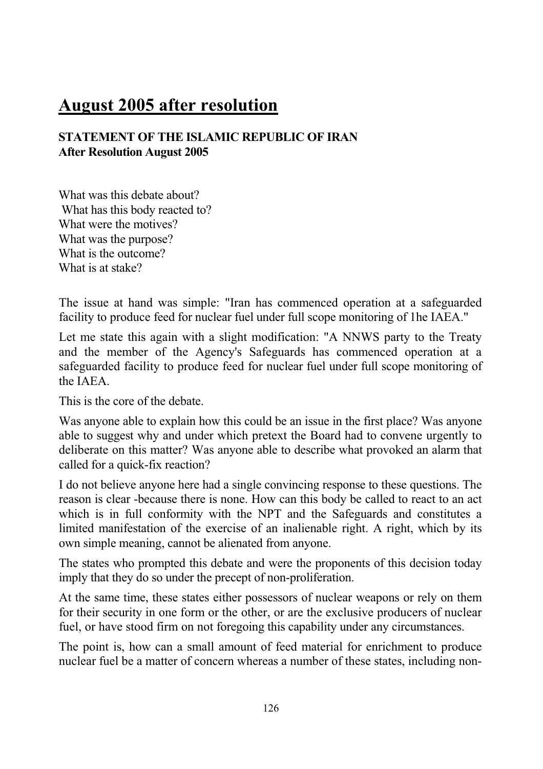# August 2005 after resolution

**STATEMENT OF THE ISLAMIC REPUBLIC OF IRAN**
**After Resolution August 2005**

What was this debate about?
What has this body reacted to?
What were the motives?
What was the purpose?
What is the outcome?
What is at stake?

The issue at hand was simple: "Iran has commenced operation at a safeguarded facility to produce feed for nuclear fuel under full scope monitoring of 1he IAEA."

Let me state this again with a slight modification: "A NNWS party to the Treaty and the member of the Agency's Safeguards has commenced operation at a safeguarded facility to produce feed for nuclear fuel under full scope monitoring of the IAEA.

This is the core of the debate.

Was anyone able to explain how this could be an issue in the first place? Was anyone able to suggest why and under which pretext the Board had to convene urgently to deliberate on this matter? Was anyone able to describe what provoked an alarm that called for a quick-fix reaction?

I do not believe anyone here had a single convincing response to these questions. The reason is clear -because there is none. How can this body be called to react to an act which is in full conformity with the NPT and the Safeguards and constitutes a limited manifestation of the exercise of an inalienable right. A right, which by its own simple meaning, cannot be alienated from anyone.

The states who prompted this debate and were the proponents of this decision today imply that they do so under the precept of non-proliferation.

At the same time, these states either possessors of nuclear weapons or rely on them for their security in one form or the other, or are the exclusive producers of nuclear fuel, or have stood firm on not foregoing this capability under any circumstances.

The point is, how can a small amount of feed material for enrichment to produce nuclear fuel be a matter of concern whereas a number of these states, including non-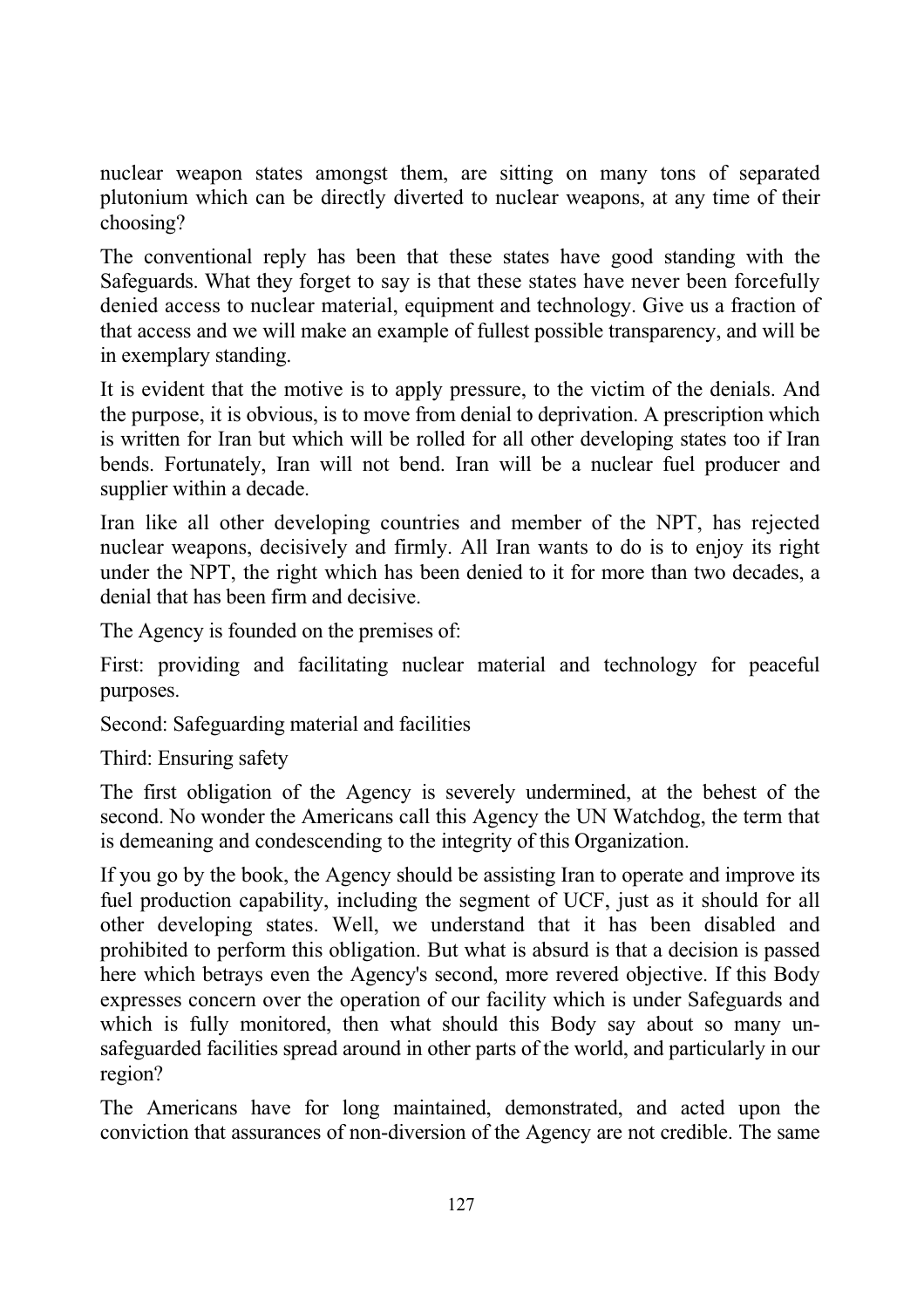nuclear weapon states amongst them, are sitting on many tons of separated plutonium which can be directly diverted to nuclear weapons, at any time of their choosing?

The conventional reply has been that these states have good standing with the Safeguards. What they forget to say is that these states have never been forcefully denied access to nuclear material, equipment and technology. Give us a fraction of that access and we will make an example of fullest possible transparency, and will be in exemplary standing.

It is evident that the motive is to apply pressure, to the victim of the denials. And the purpose, it is obvious, is to move from denial to deprivation. A prescription which is written for Iran but which will be rolled for all other developing states too if Iran bends. Fortunately, Iran will not bend. Iran will be a nuclear fuel producer and supplier within a decade.

Iran like all other developing countries and member of the NPT, has rejected nuclear weapons, decisively and firmly. All Iran wants to do is to enjoy its right under the NPT, the right which has been denied to it for more than two decades, a denial that has been firm and decisive.

The Agency is founded on the premises of:

First: providing and facilitating nuclear material and technology for peaceful purposes.

Second: Safeguarding material and facilities

Third: Ensuring safety

The first obligation of the Agency is severely undermined, at the behest of the second. No wonder the Americans call this Agency the UN Watchdog, the term that is demeaning and condescending to the integrity of this Organization.

If you go by the book, the Agency should be assisting Iran to operate and improve its fuel production capability, including the segment of UCF, just as it should for all other developing states. Well, we understand that it has been disabled and prohibited to perform this obligation. But what is absurd is that a decision is passed here which betrays even the Agency's second, more revered objective. If this Body expresses concern over the operation of our facility which is under Safeguards and which is fully monitored, then what should this Body say about so many un-safeguarded facilities spread around in other parts of the world, and particularly in our region?

The Americans have for long maintained, demonstrated, and acted upon the conviction that assurances of non-diversion of the Agency are not credible. The same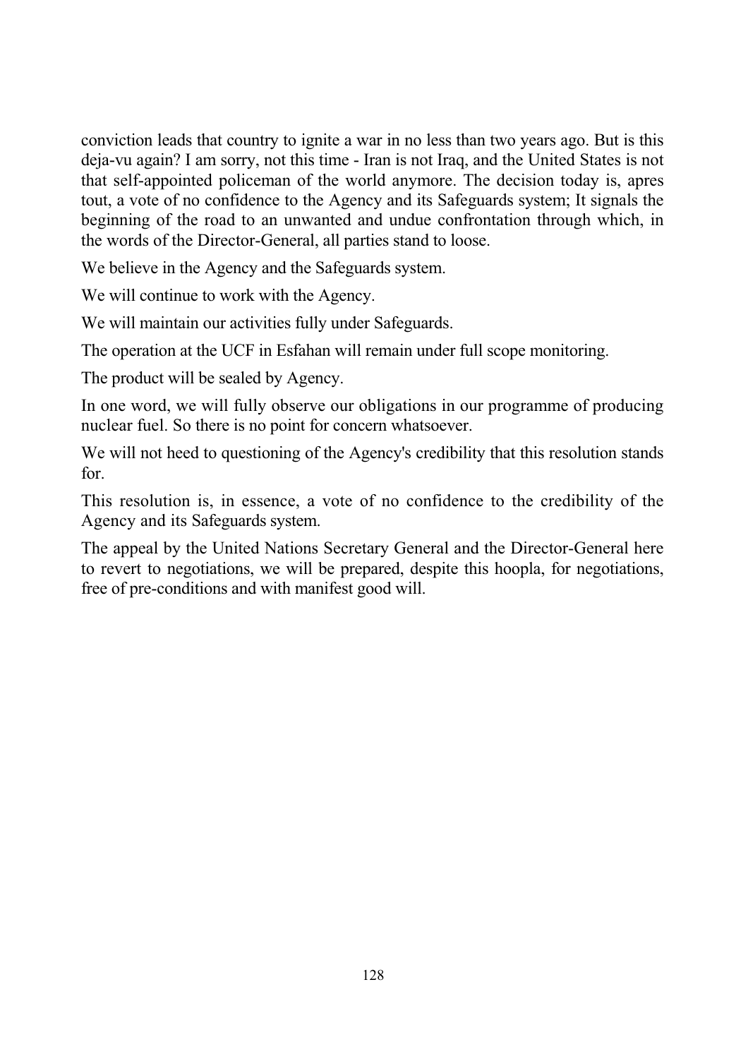conviction leads that country to ignite a war in no less than two years ago. But is this deja-vu again? I am sorry, not this time - Iran is not Iraq, and the United States is not that self-appointed policeman of the world anymore. The decision today is, apres tout, a vote of no confidence to the Agency and its Safeguards system; It signals the beginning of the road to an unwanted and undue confrontation through which, in the words of the Director-General, all parties stand to loose.

We believe in the Agency and the Safeguards system.

We will continue to work with the Agency.

We will maintain our activities fully under Safeguards.

The operation at the UCF in Esfahan will remain under full scope monitoring.

The product will be sealed by Agency.

In one word, we will fully observe our obligations in our programme of producing nuclear fuel. So there is no point for concern whatsoever.

We will not heed to questioning of the Agency's credibility that this resolution stands for.

This resolution is, in essence, a vote of no confidence to the credibility of the Agency and its Safeguards system.

The appeal by the United Nations Secretary General and the Director-General here to revert to negotiations, we will be prepared, despite this hoopla, for negotiations, free of pre-conditions and with manifest good will.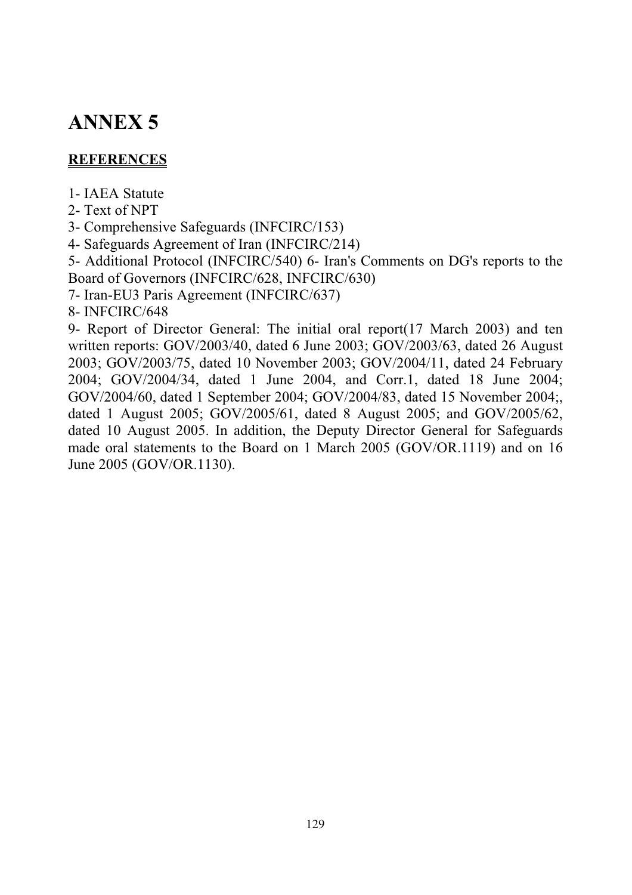# ANNEX 5

**REFERENCES**

1- IAEA Statute
2- Text of NPT
3- Comprehensive Safeguards (INFCIRC/153)
4- Safeguards Agreement of Iran (INFCIRC/214)
5- Additional Protocol (INFCIRC/540) 6- Iran's Comments on DG's reports to the Board of Governors (INFCIRC/628, INFCIRC/630)
7- Iran-EU3 Paris Agreement (INFCIRC/637)
8- INFCIRC/648
9- Report of Director General: The initial oral report(17 March 2003) and ten written reports: GOV/2003/40, dated 6 June 2003; GOV/2003/63, dated 26 August 2003; GOV/2003/75, dated 10 November 2003; GOV/2004/11, dated 24 February 2004; GOV/2004/34, dated 1 June 2004, and Corr.1, dated 18 June 2004; GOV/2004/60, dated 1 September 2004; GOV/2004/83, dated 15 November 2004;, dated 1 August 2005; GOV/2005/61, dated 8 August 2005; and GOV/2005/62, dated 10 August 2005. In addition, the Deputy Director General for Safeguards made oral statements to the Board on 1 March 2005 (GOV/OR.1119) and on 16 June 2005 (GOV/OR.1130).